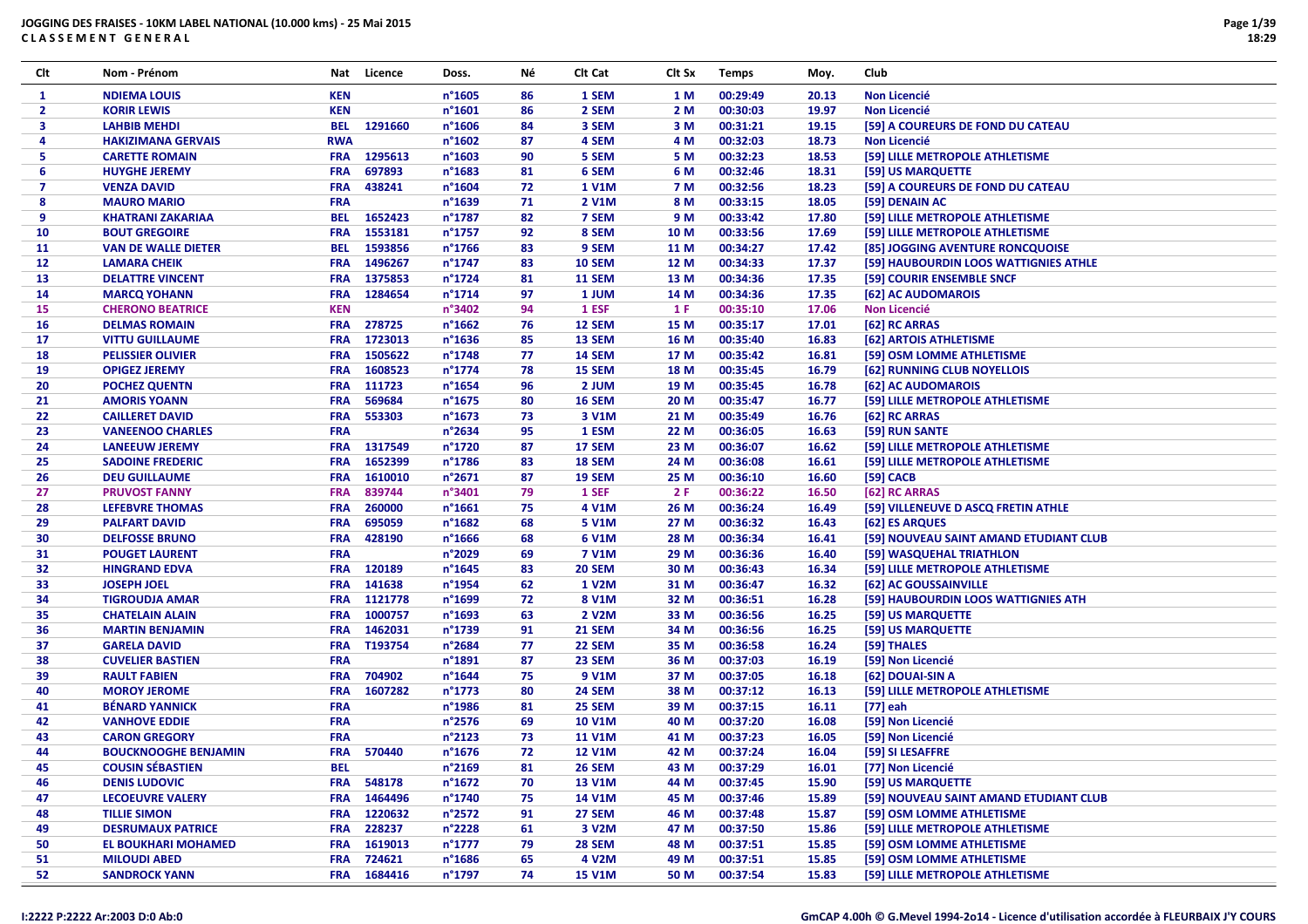**JOGGING DES FRAISES - 10KM LABEL NATIONAL (10.000 kms) - 25 Mai 2015**
**C L A S S E M E N T   G E N E R A L**

| Clt | Nom - Prénom | Nat | Licence | Doss. | Né | Clt Cat | Clt Sx | Temps | Moy. | Club |
|---|---|---|---|---|---|---|---|---|---|---|
| 1 | NDIEMA LOUIS | KEN | | n°1605 | 86 | 1 SEM | 1 M | 00:29:49 | 20.13 | Non Licencié |
| 2 | KORIR LEWIS | KEN | | n°1601 | 86 | 2 SEM | 2 M | 00:30:03 | 19.97 | Non Licencié |
| 3 | LAHBIB MEHDI | BEL | 1291660 | n°1606 | 84 | 3 SEM | 3 M | 00:31:21 | 19.15 | [59] A COUREURS DE FOND DU CATEAU |
| 4 | HAKIZIMANA GERVAIS | RWA | | n°1602 | 87 | 4 SEM | 4 M | 00:32:03 | 18.73 | Non Licencié |
| 5 | CARETTE ROMAIN | FRA | 1295613 | n°1603 | 90 | 5 SEM | 5 M | 00:32:23 | 18.53 | [59] LILLE METROPOLE ATHLETISME |
| 6 | HUYGHE JEREMY | FRA | 697893 | n°1683 | 81 | 6 SEM | 6 M | 00:32:46 | 18.31 | [59] US MARQUETTE |
| 7 | VENZA DAVID | FRA | 438241 | n°1604 | 72 | 1 V1M | 7 M | 00:32:56 | 18.23 | [59] A COUREURS DE FOND DU CATEAU |
| 8 | MAURO MARIO | FRA | | n°1639 | 71 | 2 V1M | 8 M | 00:33:15 | 18.05 | [59] DENAIN AC |
| 9 | KHATRANI ZAKARIAA | BEL | 1652423 | n°1787 | 82 | 7 SEM | 9 M | 00:33:42 | 17.80 | [59] LILLE METROPOLE ATHLETISME |
| 10 | BOUT GREGOIRE | FRA | 1553181 | n°1757 | 92 | 8 SEM | 10 M | 00:33:56 | 17.69 | [59] LILLE METROPOLE ATHLETISME |
| 11 | VAN DE WALLE DIETER | BEL | 1593856 | n°1766 | 83 | 9 SEM | 11 M | 00:34:27 | 17.42 | [85] JOGGING AVENTURE RONCQUOISE |
| 12 | LAMARA CHEIK | FRA | 1496267 | n°1747 | 83 | 10 SEM | 12 M | 00:34:33 | 17.37 | [59] HAUBOURDIN LOOS WATTIGNIES ATHLE |
| 13 | DELATTRE VINCENT | FRA | 1375853 | n°1724 | 81 | 11 SEM | 13 M | 00:34:36 | 17.35 | [59] COURIR ENSEMBLE SNCF |
| 14 | MARCQ YOHANN | FRA | 1284654 | n°1714 | 97 | 1 JUM | 14 M | 00:34:36 | 17.35 | [62] AC AUDOMAROIS |
| 15 | CHERONO BEATRICE | KEN | | n°3402 | 94 | 1 ESF | 1 F | 00:35:10 | 17.06 | Non Licencié |
| 16 | DELMAS ROMAIN | FRA | 278725 | n°1662 | 76 | 12 SEM | 15 M | 00:35:17 | 17.01 | [62] RC ARRAS |
| 17 | VITTU GUILLAUME | FRA | 1723013 | n°1636 | 85 | 13 SEM | 16 M | 00:35:40 | 16.83 | [62] ARTOIS ATHLETISME |
| 18 | PELISSIER OLIVIER | FRA | 1505622 | n°1748 | 77 | 14 SEM | 17 M | 00:35:42 | 16.81 | [59] OSM LOMME ATHLETISME |
| 19 | OPIGEZ JEREMY | FRA | 1608523 | n°1774 | 78 | 15 SEM | 18 M | 00:35:45 | 16.79 | [62] RUNNING CLUB NOYELLOIS |
| 20 | POCHEZ QUENTN | FRA | 111723 | n°1654 | 96 | 2 JUM | 19 M | 00:35:45 | 16.78 | [62] AC AUDOMAROIS |
| 21 | AMORIS YOANN | FRA | 569684 | n°1675 | 80 | 16 SEM | 20 M | 00:35:47 | 16.77 | [59] LILLE METROPOLE ATHLETISME |
| 22 | CAILLERET DAVID | FRA | 553303 | n°1673 | 73 | 3 V1M | 21 M | 00:35:49 | 16.76 | [62] RC ARRAS |
| 23 | VANEENOO CHARLES | FRA | | n°2634 | 95 | 1 ESM | 22 M | 00:36:05 | 16.63 | [59] RUN SANTE |
| 24 | LANEEUW JEREMY | FRA | 1317549 | n°1720 | 87 | 17 SEM | 23 M | 00:36:07 | 16.62 | [59] LILLE METROPOLE ATHLETISME |
| 25 | SADOINE FREDERIC | FRA | 1652399 | n°1786 | 83 | 18 SEM | 24 M | 00:36:08 | 16.61 | [59] LILLE METROPOLE ATHLETISME |
| 26 | DEU GUILLAUME | FRA | 1610010 | n°2671 | 87 | 19 SEM | 25 M | 00:36:10 | 16.60 | [59] CACB |
| 27 | PRUVOST FANNY | FRA | 839744 | n°3401 | 79 | 1 SEF | 2 F | 00:36:22 | 16.50 | [62] RC ARRAS |
| 28 | LEFEBVRE THOMAS | FRA | 260000 | n°1661 | 75 | 4 V1M | 26 M | 00:36:24 | 16.49 | [59] VILLENEUVE D ASCQ FRETIN ATHLE |
| 29 | PALFART DAVID | FRA | 695059 | n°1682 | 68 | 5 V1M | 27 M | 00:36:32 | 16.43 | [62] ES ARQUES |
| 30 | DELFOSSE BRUNO | FRA | 428190 | n°1666 | 68 | 6 V1M | 28 M | 00:36:34 | 16.41 | [59] NOUVEAU SAINT AMAND ETUDIANT CLUB |
| 31 | POUGET LAURENT | FRA | | n°2029 | 69 | 7 V1M | 29 M | 00:36:36 | 16.40 | [59] WASQUEHAL TRIATHLON |
| 32 | HINGRAND EDVA | FRA | 120189 | n°1645 | 83 | 20 SEM | 30 M | 00:36:43 | 16.34 | [59] LILLE METROPOLE ATHLETISME |
| 33 | JOSEPH JOEL | FRA | 141638 | n°1954 | 62 | 1 V2M | 31 M | 00:36:47 | 16.32 | [62] AC GOUSSAINVILLE |
| 34 | TIGROUDJA AMAR | FRA | 1121778 | n°1699 | 72 | 8 V1M | 32 M | 00:36:51 | 16.28 | [59] HAUBOURDIN LOOS WATTIGNIES ATH |
| 35 | CHATELAIN ALAIN | FRA | 1000757 | n°1693 | 63 | 2 V2M | 33 M | 00:36:56 | 16.25 | [59] US MARQUETTE |
| 36 | MARTIN BENJAMIN | FRA | 1462031 | n°1739 | 91 | 21 SEM | 34 M | 00:36:56 | 16.25 | [59] US MARQUETTE |
| 37 | GARELA DAVID | FRA | T193754 | n°2684 | 77 | 22 SEM | 35 M | 00:36:58 | 16.24 | [59] THALES |
| 38 | CUVELIER BASTIEN | FRA | | n°1891 | 87 | 23 SEM | 36 M | 00:37:03 | 16.19 | [59] Non Licencié |
| 39 | RAULT FABIEN | FRA | 704902 | n°1644 | 75 | 9 V1M | 37 M | 00:37:05 | 16.18 | [62] DOUAI-SIN A |
| 40 | MOROY JEROME | FRA | 1607282 | n°1773 | 80 | 24 SEM | 38 M | 00:37:12 | 16.13 | [59] LILLE METROPOLE ATHLETISME |
| 41 | BÉNARD YANNICK | FRA | | n°1986 | 81 | 25 SEM | 39 M | 00:37:15 | 16.11 | [77] eah |
| 42 | VANHOVE EDDIE | FRA | | n°2576 | 69 | 10 V1M | 40 M | 00:37:20 | 16.08 | [59] Non Licencié |
| 43 | CARON GREGORY | FRA | | n°2123 | 73 | 11 V1M | 41 M | 00:37:23 | 16.05 | [59] Non Licencié |
| 44 | BOUCKNOOGHE BENJAMIN | FRA | 570440 | n°1676 | 72 | 12 V1M | 42 M | 00:37:24 | 16.04 | [59] SI LESAFFRE |
| 45 | COUSIN SÉBASTIEN | BEL | | n°2169 | 81 | 26 SEM | 43 M | 00:37:29 | 16.01 | [77] Non Licencié |
| 46 | DENIS LUDOVIC | FRA | 548178 | n°1672 | 70 | 13 V1M | 44 M | 00:37:45 | 15.90 | [59] US MARQUETTE |
| 47 | LECOEUVRE VALERY | FRA | 1464496 | n°1740 | 75 | 14 V1M | 45 M | 00:37:46 | 15.89 | [59] NOUVEAU SAINT AMAND ETUDIANT CLUB |
| 48 | TILLIE SIMON | FRA | 1220632 | n°2572 | 91 | 27 SEM | 46 M | 00:37:48 | 15.87 | [59] OSM LOMME ATHLETISME |
| 49 | DESRUMAUX PATRICE | FRA | 228237 | n°2228 | 61 | 3 V2M | 47 M | 00:37:50 | 15.86 | [59] LILLE METROPOLE ATHLETISME |
| 50 | EL BOUKHARI MOHAMED | FRA | 1619013 | n°1777 | 79 | 28 SEM | 48 M | 00:37:51 | 15.85 | [59] OSM LOMME ATHLETISME |
| 51 | MILOUDI ABED | FRA | 724621 | n°1686 | 65 | 4 V2M | 49 M | 00:37:51 | 15.85 | [59] OSM LOMME ATHLETISME |
| 52 | SANDROCK YANN | FRA | 1684416 | n°1797 | 74 | 15 V1M | 50 M | 00:37:54 | 15.83 | [59] LILLE METROPOLE ATHLETISME |

I:2222 P:2222 Ar:2003 D:0 Ab:0

GmCAP 4.00h © G.Mevel 1994-2o14 - Licence d'utilisation accordée à FLEURBAIX J'Y COURS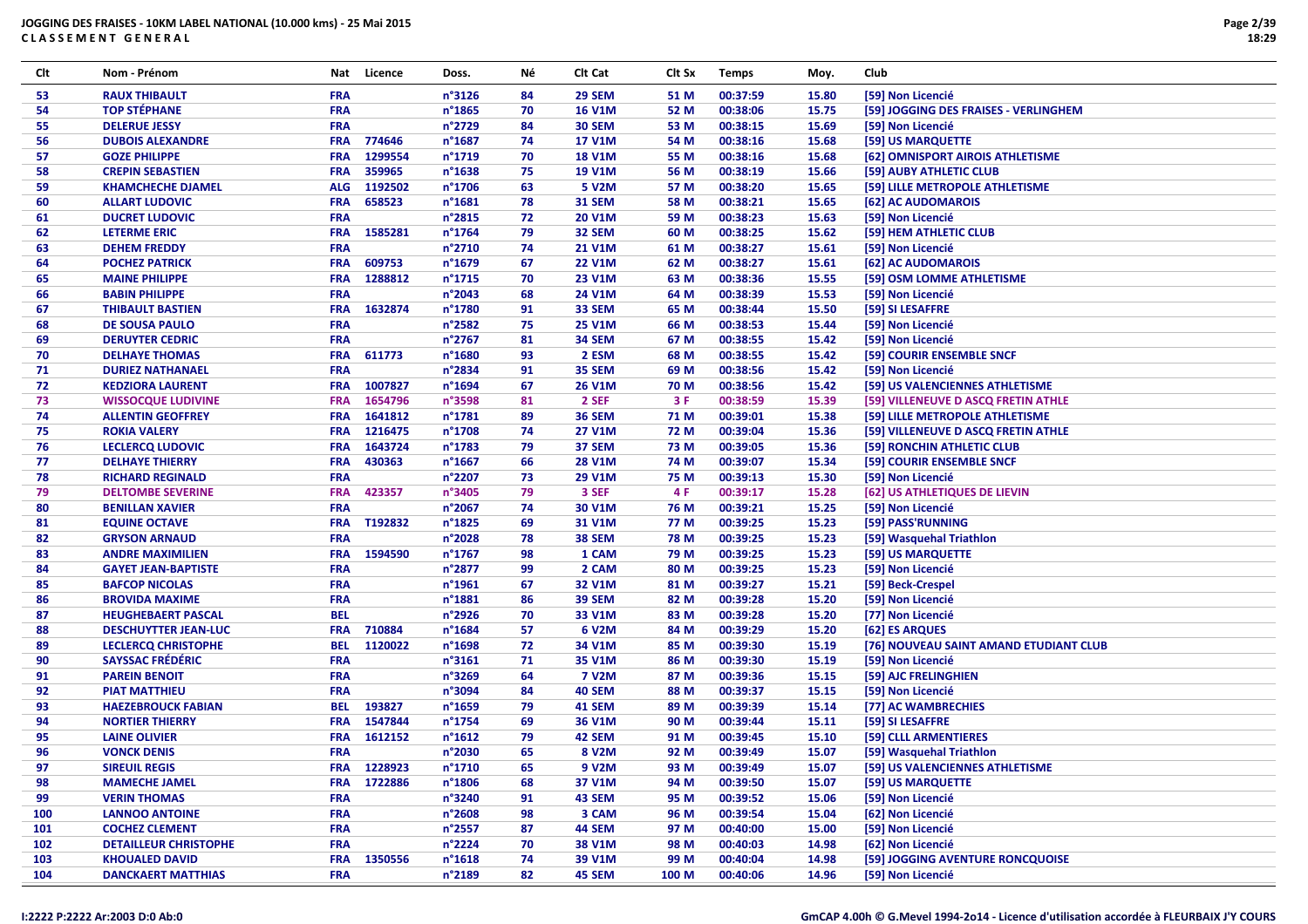# JOGGING DES FRAISES - 10KM LABEL NATIONAL (10.000 kms) - 25 Mai 2015

## CLASSEMENT GENERAL

| Clt | Nom - Prénom | Nat | Licence | Doss. | Né | Clt Cat | Clt Sx | Temps | Moy. | Club |
|---|---|---|---|---|---|---|---|---|---|---|
| 53 | RAUX THIBAULT | FRA | | n°3126 | 84 | 29 SEM | 51 M | 00:37:59 | 15.80 | [59] Non Licencié |
| 54 | TOP STÉPHANE | FRA | | n°1865 | 70 | 16 V1M | 52 M | 00:38:06 | 15.75 | [59] JOGGING DES FRAISES - VERLINGHEM |
| 55 | DELERUE JESSY | FRA | | n°2729 | 84 | 30 SEM | 53 M | 00:38:15 | 15.69 | [59] Non Licencié |
| 56 | DUBOIS ALEXANDRE | FRA | 774646 | n°1687 | 74 | 17 V1M | 54 M | 00:38:16 | 15.68 | [59] US MARQUETTE |
| 57 | GOZE PHILIPPE | FRA | 1299554 | n°1719 | 70 | 18 V1M | 55 M | 00:38:16 | 15.68 | [62] OMNISPORT AIROIS ATHLETISME |
| 58 | CREPIN SEBASTIEN | FRA | 359965 | n°1638 | 75 | 19 V1M | 56 M | 00:38:19 | 15.66 | [59] AUBY ATHLETIC CLUB |
| 59 | KHAMCHECHE DJAMEL | ALG | 1192502 | n°1706 | 63 | 5 V2M | 57 M | 00:38:20 | 15.65 | [59] LILLE METROPOLE ATHLETISME |
| 60 | ALLART LUDOVIC | FRA | 658523 | n°1681 | 78 | 31 SEM | 58 M | 00:38:21 | 15.65 | [62] AC AUDOMAROIS |
| 61 | DUCRET LUDOVIC | FRA | | n°2815 | 72 | 20 V1M | 59 M | 00:38:23 | 15.63 | [59] Non Licencié |
| 62 | LETERME ERIC | FRA | 1585281 | n°1764 | 79 | 32 SEM | 60 M | 00:38:25 | 15.62 | [59] HEM ATHLETIC CLUB |
| 63 | DEHEM FREDDY | FRA | | n°2710 | 74 | 21 V1M | 61 M | 00:38:27 | 15.61 | [59] Non Licencié |
| 64 | POCHEZ PATRICK | FRA | 609753 | n°1679 | 67 | 22 V1M | 62 M | 00:38:27 | 15.61 | [62] AC AUDOMAROIS |
| 65 | MAINE PHILIPPE | FRA | 1288812 | n°1715 | 70 | 23 V1M | 63 M | 00:38:36 | 15.55 | [59] OSM LOMME ATHLETISME |
| 66 | BABIN PHILIPPE | FRA | | n°2043 | 68 | 24 V1M | 64 M | 00:38:39 | 15.53 | [59] Non Licencié |
| 67 | THIBAULT BASTIEN | FRA | 1632874 | n°1780 | 91 | 33 SEM | 65 M | 00:38:44 | 15.50 | [59] SI LESAFFRE |
| 68 | DE SOUSA PAULO | FRA | | n°2582 | 75 | 25 V1M | 66 M | 00:38:53 | 15.44 | [59] Non Licencié |
| 69 | DERUYTER CEDRIC | FRA | | n°2767 | 81 | 34 SEM | 67 M | 00:38:55 | 15.42 | [59] Non Licencié |
| 70 | DELHAYE THOMAS | FRA | 611773 | n°1680 | 93 | 2 ESM | 68 M | 00:38:55 | 15.42 | [59] COURIR ENSEMBLE SNCF |
| 71 | DURIEZ NATHANAEL | FRA | | n°2834 | 91 | 35 SEM | 69 M | 00:38:56 | 15.42 | [59] Non Licencié |
| 72 | KEDZIORA LAURENT | FRA | 1007827 | n°1694 | 67 | 26 V1M | 70 M | 00:38:56 | 15.42 | [59] US VALENCIENNES ATHLETISME |
| 73 | WISSOCQUE LUDIVINE | FRA | 1654796 | n°3598 | 81 | 2 SEF | 3 F | 00:38:59 | 15.39 | [59] VILLENEUVE D ASCQ FRETIN ATHLE |
| 74 | ALLENTIN GEOFFREY | FRA | 1641812 | n°1781 | 89 | 36 SEM | 71 M | 00:39:01 | 15.38 | [59] LILLE METROPOLE ATHLETISME |
| 75 | ROKIA VALERY | FRA | 1216475 | n°1708 | 74 | 27 V1M | 72 M | 00:39:04 | 15.36 | [59] VILLENEUVE D ASCQ FRETIN ATHLE |
| 76 | LECLERCQ LUDOVIC | FRA | 1643724 | n°1783 | 79 | 37 SEM | 73 M | 00:39:05 | 15.36 | [59] RONCHIN ATHLETIC CLUB |
| 77 | DELHAYE THIERRY | FRA | 430363 | n°1667 | 66 | 28 V1M | 74 M | 00:39:07 | 15.34 | [59] COURIR ENSEMBLE SNCF |
| 78 | RICHARD REGINALD | FRA | | n°2207 | 73 | 29 V1M | 75 M | 00:39:13 | 15.30 | [59] Non Licencié |
| 79 | DELTOMBE SEVERINE | FRA | 423357 | n°3405 | 79 | 3 SEF | 4 F | 00:39:17 | 15.28 | [62] US ATHLETIQUES DE LIEVIN |
| 80 | BENILLAN XAVIER | FRA | | n°2067 | 74 | 30 V1M | 76 M | 00:39:21 | 15.25 | [59] Non Licencié |
| 81 | EQUINE OCTAVE | FRA | T192832 | n°1825 | 69 | 31 V1M | 77 M | 00:39:25 | 15.23 | [59] PASS'RUNNING |
| 82 | GRYSON ARNAUD | FRA | | n°2028 | 78 | 38 SEM | 78 M | 00:39:25 | 15.23 | [59] Wasquehal Triathlon |
| 83 | ANDRE MAXIMILIEN | FRA | 1594590 | n°1767 | 98 | 1 CAM | 79 M | 00:39:25 | 15.23 | [59] US MARQUETTE |
| 84 | GAYET JEAN-BAPTISTE | FRA | | n°2877 | 99 | 2 CAM | 80 M | 00:39:25 | 15.23 | [59] Non Licencié |
| 85 | BAFCOP NICOLAS | FRA | | n°1961 | 67 | 32 V1M | 81 M | 00:39:27 | 15.21 | [59] Beck-Crespel |
| 86 | BROVIDA MAXIME | FRA | | n°1881 | 86 | 39 SEM | 82 M | 00:39:28 | 15.20 | [59] Non Licencié |
| 87 | HEUGHEBAERT PASCAL | BEL | | n°2926 | 70 | 33 V1M | 83 M | 00:39:28 | 15.20 | [77] Non Licencié |
| 88 | DESCHUYTTER JEAN-LUC | FRA | 710884 | n°1684 | 57 | 6 V2M | 84 M | 00:39:29 | 15.20 | [62] ES ARQUES |
| 89 | LECLERCQ CHRISTOPHE | BEL | 1120022 | n°1698 | 72 | 34 V1M | 85 M | 00:39:30 | 15.19 | [76] NOUVEAU SAINT AMAND ETUDIANT CLUB |
| 90 | SAYSSAC FRÉDÉRIC | FRA | | n°3161 | 71 | 35 V1M | 86 M | 00:39:30 | 15.19 | [59] Non Licencié |
| 91 | PAREIN BENOIT | FRA | | n°3269 | 64 | 7 V2M | 87 M | 00:39:36 | 15.15 | [59] AJC FRELINGHIEN |
| 92 | PIAT MATTHIEU | FRA | | n°3094 | 84 | 40 SEM | 88 M | 00:39:37 | 15.15 | [59] Non Licencié |
| 93 | HAEZEBROUCK FABIAN | BEL | 193827 | n°1659 | 79 | 41 SEM | 89 M | 00:39:39 | 15.14 | [77] AC WAMBRECHIES |
| 94 | NORTIER THIERRY | FRA | 1547844 | n°1754 | 69 | 36 V1M | 90 M | 00:39:44 | 15.11 | [59] SI LESAFFRE |
| 95 | LAINE OLIVIER | FRA | 1612152 | n°1612 | 79 | 42 SEM | 91 M | 00:39:45 | 15.10 | [59] CLLL ARMENTIERES |
| 96 | VONCK DENIS | FRA | | n°2030 | 65 | 8 V2M | 92 M | 00:39:49 | 15.07 | [59] Wasquehal Triathlon |
| 97 | SIREUIL REGIS | FRA | 1228923 | n°1710 | 65 | 9 V2M | 93 M | 00:39:49 | 15.07 | [59] US VALENCIENNES ATHLETISME |
| 98 | MAMECHE JAMEL | FRA | 1722886 | n°1806 | 68 | 37 V1M | 94 M | 00:39:50 | 15.07 | [59] US MARQUETTE |
| 99 | VERIN THOMAS | FRA | | n°3240 | 91 | 43 SEM | 95 M | 00:39:52 | 15.06 | [59] Non Licencié |
| 100 | LANNOO ANTOINE | FRA | | n°2608 | 98 | 3 CAM | 96 M | 00:39:54 | 15.04 | [62] Non Licencié |
| 101 | COCHEZ CLEMENT | FRA | | n°2557 | 87 | 44 SEM | 97 M | 00:40:00 | 15.00 | [59] Non Licencié |
| 102 | DETAILLEUR CHRISTOPHE | FRA | | n°2224 | 70 | 38 V1M | 98 M | 00:40:03 | 14.98 | [62] Non Licencié |
| 103 | KHOUALED DAVID | FRA | 1350556 | n°1618 | 74 | 39 V1M | 99 M | 00:40:04 | 14.98 | [59] JOGGING AVENTURE RONCQUOISE |
| 104 | DANCKAERT MATTHIAS | FRA | | n°2189 | 82 | 45 SEM | 100 M | 00:40:06 | 14.96 | [59] Non Licencié |

I:2222 P:2222 Ar:2003 D:0 Ab:0

GmCAP 4.00h © G.Mevel 1994-2014 - Licence d'utilisation accordée à FLEURBAIX J'Y COURS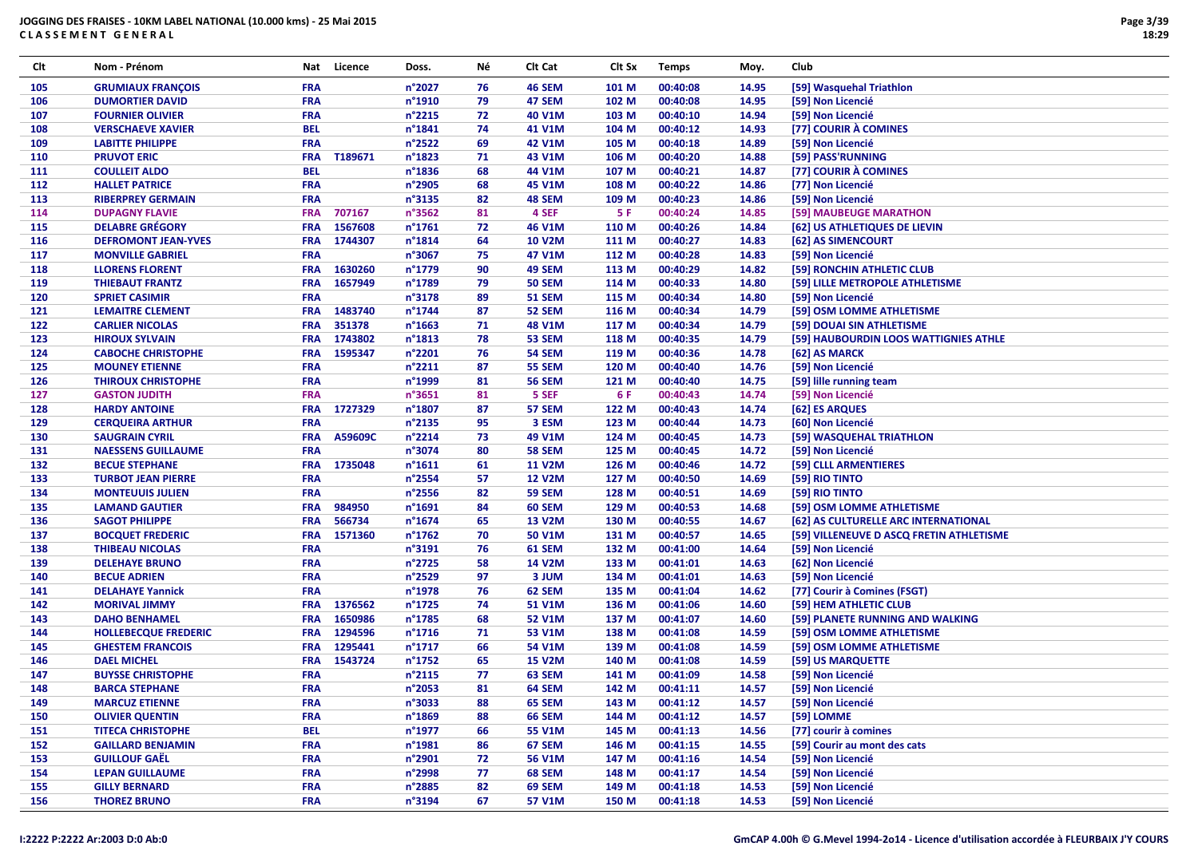# JOGGING DES FRAISES - 10KM LABEL NATIONAL (10.000 kms) - 25 Mai 2015

## CLASSEMENT GENERAL

| Clt | Nom - Prénom | Nat | Licence | Doss. | Né | Clt Cat | Clt Sx | Temps | Moy. | Club |
|---|---|---|---|---|---|---|---|---|---|---|
| 105 | GRUMIAUX FRANÇOIS | FRA | | n°2027 | 76 | 46 SEM | 101 M | 00:40:08 | 14.95 | [59] Wasquehal Triathlon |
| 106 | DUMORTIER DAVID | FRA | | n°1910 | 79 | 47 SEM | 102 M | 00:40:08 | 14.95 | [59] Non Licencié |
| 107 | FOURNIER OLIVIER | FRA | | n°2215 | 72 | 40 V1M | 103 M | 00:40:10 | 14.94 | [59] Non Licencié |
| 108 | VERSCHAEVE XAVIER | BEL | | n°1841 | 74 | 41 V1M | 104 M | 00:40:12 | 14.93 | [77] COURIR À COMINES |
| 109 | LABITTE PHILIPPE | FRA | | n°2522 | 69 | 42 V1M | 105 M | 00:40:18 | 14.89 | [59] Non Licencié |
| 110 | PRUVOT ERIC | FRA | T189671 | n°1823 | 71 | 43 V1M | 106 M | 00:40:20 | 14.88 | [59] PASS'RUNNING |
| 111 | COULLEIT ALDO | BEL | | n°1836 | 68 | 44 V1M | 107 M | 00:40:21 | 14.87 | [77] COURIR À COMINES |
| 112 | HALLET PATRICE | FRA | | n°2905 | 68 | 45 V1M | 108 M | 00:40:22 | 14.86 | [77] Non Licencié |
| 113 | RIBERPREY GERMAIN | FRA | | n°3135 | 82 | 48 SEM | 109 M | 00:40:23 | 14.86 | [59] Non Licencié |
| 114 | DUPAGNY FLAVIE | FRA | 707167 | n°3562 | 81 | 4 SEF | 5 F | 00:40:24 | 14.85 | [59] MAUBEUGE MARATHON |
| 115 | DELABRE GRÉGORY | FRA | 1567608 | n°1761 | 72 | 46 V1M | 110 M | 00:40:26 | 14.84 | [62] US ATHLETIQUES DE LIEVIN |
| 116 | DEFROMONT JEAN-YVES | FRA | 1744307 | n°1814 | 64 | 10 V2M | 111 M | 00:40:27 | 14.83 | [62] AS SIMENCOURT |
| 117 | MONVILLE GABRIEL | FRA | | n°3067 | 75 | 47 V1M | 112 M | 00:40:28 | 14.83 | [59] Non Licencié |
| 118 | LLORENS FLORENT | FRA | 1630260 | n°1779 | 90 | 49 SEM | 113 M | 00:40:29 | 14.82 | [59] RONCHIN ATHLETIC CLUB |
| 119 | THIEBAUT FRANTZ | FRA | 1657949 | n°1789 | 79 | 50 SEM | 114 M | 00:40:33 | 14.80 | [59] LILLE METROPOLE ATHLETISME |
| 120 | SPRIET CASIMIR | FRA | | n°3178 | 89 | 51 SEM | 115 M | 00:40:34 | 14.80 | [59] Non Licencié |
| 121 | LEMAITRE CLEMENT | FRA | 1483740 | n°1744 | 87 | 52 SEM | 116 M | 00:40:34 | 14.79 | [59] OSM LOMME ATHLETISME |
| 122 | CARLIER NICOLAS | FRA | 351378 | n°1663 | 71 | 48 V1M | 117 M | 00:40:34 | 14.79 | [59] DOUAI SIN ATHLETISME |
| 123 | HIROUX SYLVAIN | FRA | 1743802 | n°1813 | 78 | 53 SEM | 118 M | 00:40:35 | 14.79 | [59] HAUBOURDIN LOOS WATTIGNIES ATHLE |
| 124 | CABOCHE CHRISTOPHE | FRA | 1595347 | n°2201 | 76 | 54 SEM | 119 M | 00:40:36 | 14.78 | [62] AS MARCK |
| 125 | MOUNEY ETIENNE | FRA | | n°2211 | 87 | 55 SEM | 120 M | 00:40:40 | 14.76 | [59] Non Licencié |
| 126 | THIROUX CHRISTOPHE | FRA | | n°1999 | 81 | 56 SEM | 121 M | 00:40:40 | 14.75 | [59] lille running team |
| 127 | GASTON JUDITH | FRA | | n°3651 | 81 | 5 SEF | 6 F | 00:40:43 | 14.74 | [59] Non Licencié |
| 128 | HARDY ANTOINE | FRA | 1727329 | n°1807 | 87 | 57 SEM | 122 M | 00:40:43 | 14.74 | [62] ES ARQUES |
| 129 | CERQUEIRA ARTHUR | FRA | | n°2135 | 95 | 3 ESM | 123 M | 00:40:44 | 14.73 | [60] Non Licencié |
| 130 | SAUGRAIN CYRIL | FRA | A59609C | n°2214 | 73 | 49 V1M | 124 M | 00:40:45 | 14.73 | [59] WASQUEHAL TRIATHLON |
| 131 | NAESSENS GUILLAUME | FRA | | n°3074 | 80 | 58 SEM | 125 M | 00:40:45 | 14.72 | [59] Non Licencié |
| 132 | BECUE STEPHANE | FRA | 1735048 | n°1611 | 61 | 11 V2M | 126 M | 00:40:46 | 14.72 | [59] CLLL ARMENTIERES |
| 133 | TURBOT JEAN PIERRE | FRA | | n°2554 | 57 | 12 V2M | 127 M | 00:40:50 | 14.69 | [59] RIO TINTO |
| 134 | MONTEUUIS JULIEN | FRA | | n°2556 | 82 | 59 SEM | 128 M | 00:40:51 | 14.69 | [59] RIO TINTO |
| 135 | LAMAND GAUTIER | FRA | 984950 | n°1691 | 84 | 60 SEM | 129 M | 00:40:53 | 14.68 | [59] OSM LOMME ATHLETISME |
| 136 | SAGOT PHILIPPE | FRA | 566734 | n°1674 | 65 | 13 V2M | 130 M | 00:40:55 | 14.67 | [62] AS CULTURELLE ARC INTERNATIONAL |
| 137 | BOCQUET FREDERIC | FRA | 1571360 | n°1762 | 70 | 50 V1M | 131 M | 00:40:57 | 14.65 | [59] VILLENEUVE D ASCQ FRETIN ATHLETISME |
| 138 | THIBEAU NICOLAS | FRA | | n°3191 | 76 | 61 SEM | 132 M | 00:41:00 | 14.64 | [59] Non Licencié |
| 139 | DELEHAYE BRUNO | FRA | | n°2725 | 58 | 14 V2M | 133 M | 00:41:01 | 14.63 | [62] Non Licencié |
| 140 | BECUE ADRIEN | FRA | | n°2529 | 97 | 3 JUM | 134 M | 00:41:01 | 14.63 | [59] Non Licencié |
| 141 | DELAHAYE Yannick | FRA | | n°1978 | 76 | 62 SEM | 135 M | 00:41:04 | 14.62 | [77] Courir à Comines (FSGT) |
| 142 | MORIVAL JIMMY | FRA | 1376562 | n°1725 | 74 | 51 V1M | 136 M | 00:41:06 | 14.60 | [59] HEM ATHLETIC CLUB |
| 143 | DAHO BENHAMEL | FRA | 1650986 | n°1785 | 68 | 52 V1M | 137 M | 00:41:07 | 14.60 | [59] PLANETE RUNNING AND WALKING |
| 144 | HOLLEBECQUE FREDERIC | FRA | 1294596 | n°1716 | 71 | 53 V1M | 138 M | 00:41:08 | 14.59 | [59] OSM LOMME ATHLETISME |
| 145 | GHESTEM FRANCOIS | FRA | 1295441 | n°1717 | 66 | 54 V1M | 139 M | 00:41:08 | 14.59 | [59] OSM LOMME ATHLETISME |
| 146 | DAEL MICHEL | FRA | 1543724 | n°1752 | 65 | 15 V2M | 140 M | 00:41:08 | 14.59 | [59] US MARQUETTE |
| 147 | BUYSSE CHRISTOPHE | FRA | | n°2115 | 77 | 63 SEM | 141 M | 00:41:09 | 14.58 | [59] Non Licencié |
| 148 | BARCA STEPHANE | FRA | | n°2053 | 81 | 64 SEM | 142 M | 00:41:11 | 14.57 | [59] Non Licencié |
| 149 | MARCUZ ETIENNE | FRA | | n°3033 | 88 | 65 SEM | 143 M | 00:41:12 | 14.57 | [59] Non Licencié |
| 150 | OLIVIER QUENTIN | FRA | | n°1869 | 88 | 66 SEM | 144 M | 00:41:12 | 14.57 | [59] LOMME |
| 151 | TITECA CHRISTOPHE | BEL | | n°1977 | 66 | 55 V1M | 145 M | 00:41:13 | 14.56 | [77] courir à comines |
| 152 | GAILLARD BENJAMIN | FRA | | n°1981 | 86 | 67 SEM | 146 M | 00:41:15 | 14.55 | [59] Courir au mont des cats |
| 153 | GUILLOUF GAËL | FRA | | n°2901 | 72 | 56 V1M | 147 M | 00:41:16 | 14.54 | [59] Non Licencié |
| 154 | LEPAN GUILLAUME | FRA | | n°2998 | 77 | 68 SEM | 148 M | 00:41:17 | 14.54 | [59] Non Licencié |
| 155 | GILLY BERNARD | FRA | | n°2885 | 82 | 69 SEM | 149 M | 00:41:18 | 14.53 | [59] Non Licencié |
| 156 | THOREZ BRUNO | FRA | | n°3194 | 67 | 57 V1M | 150 M | 00:41:18 | 14.53 | [59] Non Licencié |

I:2222 P:2222 Ar:2003 D:0 Ab:0

GmCAP 4.00h © G.Mevel 1994-2o14 - Licence d'utilisation accordée à FLEURBAIX J'Y COURS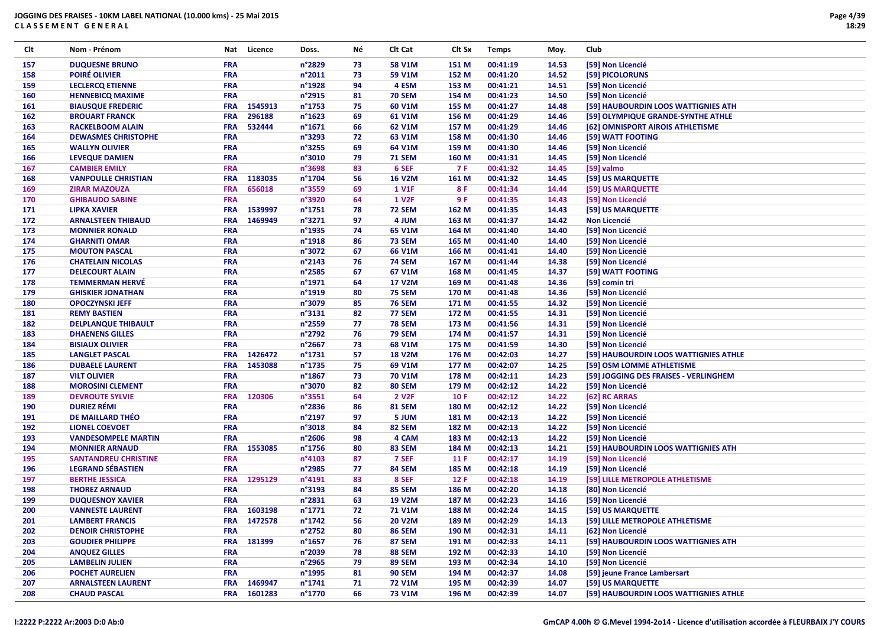**JOGGING DES FRAISES - 10KM LABEL NATIONAL (10.000 kms) - 25 Mai 2015**
**CLASSEMENT GENERAL**

| Clt | Nom - Prénom | Nat | Licence | Doss. | Né | Clt Cat | Clt Sx | Temps | Moy. | Club |
|---|---|---|---|---|---|---|---|---|---|---|
| 157 | DUQUESNE BRUNO | FRA | | n°2829 | 73 | 58 V1M | 151 M | 00:41:19 | 14.53 | [59] Non Licencié |
| 158 | POIRÉ OLIVIER | FRA | | n°2011 | 73 | 59 V1M | 152 M | 00:41:20 | 14.52 | [59] PICOLORUNS |
| 159 | LECLERCQ ETIENNE | FRA | | n°1928 | 94 | 4 ESM | 153 M | 00:41:21 | 14.51 | [59] Non Licencié |
| 160 | HENNEBICQ MAXIME | FRA | | n°2915 | 81 | 70 SEM | 154 M | 00:41:23 | 14.50 | [59] Non Licencié |
| 161 | BIAUSQUE FREDERIC | FRA | 1545913 | n°1753 | 75 | 60 V1M | 155 M | 00:41:27 | 14.48 | [59] HAUBOURDIN LOOS WATTIGNIES ATH |
| 162 | BROUART FRANCK | FRA | 296188 | n°1623 | 69 | 61 V1M | 156 M | 00:41:29 | 14.46 | [59] OLYMPIQUE GRANDE-SYNTHE ATHLE |
| 163 | RACKELBOOM ALAIN | FRA | 532444 | n°1671 | 66 | 62 V1M | 157 M | 00:41:29 | 14.46 | [62] OMNISPORT AIROIS ATHLETISME |
| 164 | DEWASMES CHRISTOPHE | FRA | | n°3293 | 72 | 63 V1M | 158 M | 00:41:30 | 14.46 | [59] WATT FOOTING |
| 165 | WALLYN OLIVIER | FRA | | n°3255 | 69 | 64 V1M | 159 M | 00:41:30 | 14.46 | [59] Non Licencié |
| 166 | LEVEQUE DAMIEN | FRA | | n°3010 | 79 | 71 SEM | 160 M | 00:41:31 | 14.45 | [59] Non Licencié |
| 167 | CAMBIER EMILY | FRA | | n°3698 | 83 | 6 SEF | 7 F | 00:41:32 | 14.45 | [59] valmo |
| 168 | VANPOULLE CHRISTIAN | FRA | 1183035 | n°1704 | 56 | 16 V2M | 161 M | 00:41:32 | 14.45 | [59] US MARQUETTE |
| 169 | ZIRAR MAZOUZA | FRA | 656018 | n°3559 | 69 | 1 V1F | 8 F | 00:41:34 | 14.44 | [59] US MARQUETTE |
| 170 | GHIBAUDO SABINE | FRA | | n°3920 | 64 | 1 V2F | 9 F | 00:41:35 | 14.43 | [59] Non Licencié |
| 171 | LIPKA XAVIER | FRA | 1539997 | n°1751 | 78 | 72 SEM | 162 M | 00:41:35 | 14.43 | [59] US MARQUETTE |
| 172 | ARNALSTEEN THIBAUD | FRA | 1469949 | n°3271 | 97 | 4 JUM | 163 M | 00:41:37 | 14.42 | Non Licencié |
| 173 | MONNIER RONALD | FRA | | n°1935 | 74 | 65 V1M | 164 M | 00:41:40 | 14.40 | [59] Non Licencié |
| 174 | GHARNITI OMAR | FRA | | n°1918 | 86 | 73 SEM | 165 M | 00:41:40 | 14.40 | [59] Non Licencié |
| 175 | MOUTON PASCAL | FRA | | n°3072 | 67 | 66 V1M | 166 M | 00:41:41 | 14.40 | [59] Non Licencié |
| 176 | CHATELAIN NICOLAS | FRA | | n°2143 | 76 | 74 SEM | 167 M | 00:41:44 | 14.38 | [59] Non Licencié |
| 177 | DELECOURT ALAIN | FRA | | n°2585 | 67 | 67 V1M | 168 M | 00:41:45 | 14.37 | [59] WATT FOOTING |
| 178 | TEMMERMAN HERVÉ | FRA | | n°1971 | 64 | 17 V2M | 169 M | 00:41:48 | 14.36 | [59] comin tri |
| 179 | GHISKIER JONATHAN | FRA | | n°1919 | 80 | 75 SEM | 170 M | 00:41:48 | 14.36 | [59] Non Licencié |
| 180 | OPOCZYNSKI JEFF | FRA | | n°3079 | 85 | 76 SEM | 171 M | 00:41:55 | 14.32 | [59] Non Licencié |
| 181 | REMY BASTIEN | FRA | | n°3131 | 82 | 77 SEM | 172 M | 00:41:55 | 14.31 | [59] Non Licencié |
| 182 | DELPLANQUE THIBAULT | FRA | | n°2559 | 77 | 78 SEM | 173 M | 00:41:56 | 14.31 | [59] Non Licencié |
| 183 | DHAENENS GILLES | FRA | | n°2792 | 76 | 79 SEM | 174 M | 00:41:57 | 14.31 | [59] Non Licencié |
| 184 | BISIAUX OLIVIER | FRA | | n°2667 | 73 | 68 V1M | 175 M | 00:41:59 | 14.30 | [59] Non Licencié |
| 185 | LANGLET PASCAL | FRA | 1426472 | n°1731 | 57 | 18 V2M | 176 M | 00:42:03 | 14.27 | [59] HAUBOURDIN LOOS WATTIGNIES ATHLE |
| 186 | DUBAELE LAURENT | FRA | 1453088 | n°1735 | 75 | 69 V1M | 177 M | 00:42:07 | 14.25 | [59] OSM LOMME ATHLETISME |
| 187 | VILT OLIVIER | FRA | | n°1867 | 73 | 70 V1M | 178 M | 00:42:11 | 14.23 | [59] JOGGING DES FRAISES - VERLINGHEM |
| 188 | MOROSINI CLEMENT | FRA | | n°3070 | 82 | 80 SEM | 179 M | 00:42:12 | 14.22 | [59] Non Licencié |
| 189 | DEVROUTE SYLVIE | FRA | 120306 | n°3551 | 64 | 2 V2F | 10 F | 00:42:12 | 14.22 | [62] RC ARRAS |
| 190 | DURIEZ RÉMI | FRA | | n°2836 | 86 | 81 SEM | 180 M | 00:42:12 | 14.22 | [59] Non Licencié |
| 191 | DE MAILLARD THÉO | FRA | | n°2197 | 97 | 5 JUM | 181 M | 00:42:13 | 14.22 | [59] Non Licencié |
| 192 | LIONEL COEVOET | FRA | | n°3018 | 84 | 82 SEM | 182 M | 00:42:13 | 14.22 | [59] Non Licencié |
| 193 | VANDESOMPELE MARTIN | FRA | | n°2606 | 98 | 4 CAM | 183 M | 00:42:13 | 14.22 | [59] Non Licencié |
| 194 | MONNIER ARNAUD | FRA | 1553085 | n°1756 | 80 | 83 SEM | 184 M | 00:42:13 | 14.21 | [59] HAUBOURDIN LOOS WATTIGNIES ATH |
| 195 | SANTANDREU CHRISTINE | FRA | | n°4103 | 87 | 7 SEF | 11 F | 00:42:17 | 14.19 | [59] Non Licencié |
| 196 | LEGRAND SÉBASTIEN | FRA | | n°2985 | 77 | 84 SEM | 185 M | 00:42:18 | 14.19 | [59] Non Licencié |
| 197 | BERTHE JESSICA | FRA | 1295129 | n°4191 | 83 | 8 SEF | 12 F | 00:42:18 | 14.19 | [59] LILLE METROPOLE ATHLETISME |
| 198 | THOREZ ARNAUD | FRA | | n°3193 | 84 | 85 SEM | 186 M | 00:42:20 | 14.18 | [80] Non Licencié |
| 199 | DUQUESNOY XAVIER | FRA | | n°2831 | 63 | 19 V2M | 187 M | 00:42:23 | 14.16 | [59] Non Licencié |
| 200 | VANNESTE LAURENT | FRA | 1603198 | n°1771 | 72 | 71 V1M | 188 M | 00:42:24 | 14.15 | [59] US MARQUETTE |
| 201 | LAMBERT FRANCIS | FRA | 1472578 | n°1742 | 56 | 20 V2M | 189 M | 00:42:29 | 14.13 | [59] LILLE METROPOLE ATHLETISME |
| 202 | DENOIR CHRISTOPHE | FRA | | n°2752 | 80 | 86 SEM | 190 M | 00:42:31 | 14.11 | [62] Non Licencié |
| 203 | GOUDIER PHILIPPE | FRA | 181399 | n°1657 | 76 | 87 SEM | 191 M | 00:42:33 | 14.11 | [59] HAUBOURDIN LOOS WATTIGNIES ATH |
| 204 | ANQUEZ GILLES | FRA | | n°2039 | 78 | 88 SEM | 192 M | 00:42:33 | 14.10 | [59] Non Licencié |
| 205 | LAMBELIN JULIEN | FRA | | n°2965 | 79 | 89 SEM | 193 M | 00:42:34 | 14.10 | [59] Non Licencié |
| 206 | POCHET AURELIEN | FRA | | n°1995 | 81 | 90 SEM | 194 M | 00:42:37 | 14.08 | [59] jeune France Lambersart |
| 207 | ARNALSTEEN LAURENT | FRA | 1469947 | n°1741 | 71 | 72 V1M | 195 M | 00:42:39 | 14.07 | [59] US MARQUETTE |
| 208 | CHAUD PASCAL | FRA | 1601283 | n°1770 | 66 | 73 V1M | 196 M | 00:42:39 | 14.07 | [59] HAUBOURDIN LOOS WATTIGNIES ATHLE |

I:2222 P:2222 Ar:2003 D:0 Ab:0

GmCAP 4.00h © G.Mevel 1994-2o14 - Licence d'utilisation accordée à FLEURBAIX J'Y COURS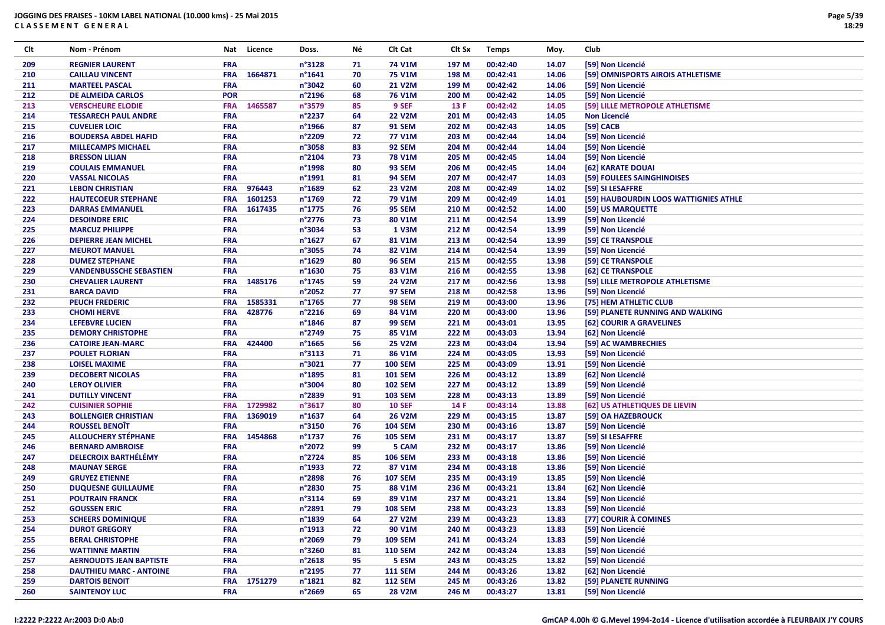**JOGGING DES FRAISES - 10KM LABEL NATIONAL (10.000 kms) - 25 Mai 2015**
**CLASSEMENT GENERAL**

| Clt | Nom - Prénom | Nat | Licence | Doss. | Né | Clt Cat | Clt Sx | Temps | Moy. | Club |
|---|---|---|---|---|---|---|---|---|---|---|
| 209 | REGNIER LAURENT | FRA | | n°3128 | 71 | 74 V1M | 197 M | 00:42:40 | 14.07 | [59] Non Licencié |
| 210 | CAILLAU VINCENT | FRA | 1664871 | n°1641 | 70 | 75 V1M | 198 M | 00:42:41 | 14.06 | [59] OMNISPORTS AIROIS ATHLETISME |
| 211 | MARTEEL PASCAL | FRA | | n°3042 | 60 | 21 V2M | 199 M | 00:42:42 | 14.06 | [59] Non Licencié |
| 212 | DE ALMEIDA CARLOS | POR | | n°2196 | 68 | 76 V1M | 200 M | 00:42:42 | 14.05 | [59] Non Licencié |
| 213 | VERSCHEURE ELODIE | FRA | 1465587 | n°3579 | 85 | 9 SEF | 13 F | 00:42:42 | 14.05 | [59] LILLE METROPOLE ATHLETISME |
| 214 | TESSARECH PAUL ANDRE | FRA | | n°2237 | 64 | 22 V2M | 201 M | 00:42:43 | 14.05 | Non Licencié |
| 215 | CUVELIER LOIC | FRA | | n°1966 | 87 | 91 SEM | 202 M | 00:42:43 | 14.05 | [59] CACB |
| 216 | BOUDERSA ABDEL HAFID | FRA | | n°2209 | 72 | 77 V1M | 203 M | 00:42:44 | 14.04 | [59] Non Licencié |
| 217 | MILLECAMPS MICHAEL | FRA | | n°3058 | 83 | 92 SEM | 204 M | 00:42:44 | 14.04 | [59] Non Licencié |
| 218 | BRESSON LILIAN | FRA | | n°2104 | 73 | 78 V1M | 205 M | 00:42:45 | 14.04 | [59] Non Licencié |
| 219 | COULAIS EMMANUEL | FRA | | n°1998 | 80 | 93 SEM | 206 M | 00:42:45 | 14.04 | [62] KARATE DOUAI |
| 220 | VASSAL NICOLAS | FRA | | n°1991 | 81 | 94 SEM | 207 M | 00:42:47 | 14.03 | [59] FOULEES SAINGHINOISES |
| 221 | LEBON CHRISTIAN | FRA | 976443 | n°1689 | 62 | 23 V2M | 208 M | 00:42:49 | 14.02 | [59] SI LESAFFRE |
| 222 | HAUTECOEUR STEPHANE | FRA | 1601253 | n°1769 | 72 | 79 V1M | 209 M | 00:42:49 | 14.01 | [59] HAUBOURDIN LOOS WATTIGNIES ATHLE |
| 223 | DARRAS EMMANUEL | FRA | 1617435 | n°1775 | 76 | 95 SEM | 210 M | 00:42:52 | 14.00 | [59] US MARQUETTE |
| 224 | DESOINDRE ERIC | FRA | | n°2776 | 73 | 80 V1M | 211 M | 00:42:54 | 13.99 | [59] Non Licencié |
| 225 | MARCUZ PHILIPPE | FRA | | n°3034 | 53 | 1 V3M | 212 M | 00:42:54 | 13.99 | [59] Non Licencié |
| 226 | DEPIERRE JEAN MICHEL | FRA | | n°1627 | 67 | 81 V1M | 213 M | 00:42:54 | 13.99 | [59] CE TRANSPOLE |
| 227 | MEUROT MANUEL | FRA | | n°3055 | 74 | 82 V1M | 214 M | 00:42:54 | 13.99 | [59] Non Licencié |
| 228 | DUMEZ STEPHANE | FRA | | n°1629 | 80 | 96 SEM | 215 M | 00:42:55 | 13.98 | [59] CE TRANSPOLE |
| 229 | VANDENBUSSCHE SEBASTIEN | FRA | | n°1630 | 75 | 83 V1M | 216 M | 00:42:55 | 13.98 | [62] CE TRANSPOLE |
| 230 | CHEVALIER LAURENT | FRA | 1485176 | n°1745 | 59 | 24 V2M | 217 M | 00:42:56 | 13.98 | [59] LILLE METROPOLE ATHLETISME |
| 231 | BARCA DAVID | FRA | | n°2052 | 77 | 97 SEM | 218 M | 00:42:58 | 13.96 | [59] Non Licencié |
| 232 | PEUCH FREDERIC | FRA | 1585331 | n°1765 | 77 | 98 SEM | 219 M | 00:43:00 | 13.96 | [75] HEM ATHLETIC CLUB |
| 233 | CHOMI HERVE | FRA | 428776 | n°2216 | 69 | 84 V1M | 220 M | 00:43:00 | 13.96 | [59] PLANETE RUNNING AND WALKING |
| 234 | LEFEBVRE LUCIEN | FRA | | n°1846 | 87 | 99 SEM | 221 M | 00:43:01 | 13.95 | [62] COURIR A GRAVELINES |
| 235 | DEMORY CHRISTOPHE | FRA | | n°2749 | 75 | 85 V1M | 222 M | 00:43:03 | 13.94 | [62] Non Licencié |
| 236 | CATOIRE JEAN-MARC | FRA | 424400 | n°1665 | 56 | 25 V2M | 223 M | 00:43:04 | 13.94 | [59] AC WAMBRECHIES |
| 237 | POULET FLORIAN | FRA | | n°3113 | 71 | 86 V1M | 224 M | 00:43:05 | 13.93 | [59] Non Licencié |
| 238 | LOISEL MAXIME | FRA | | n°3021 | 77 | 100 SEM | 225 M | 00:43:09 | 13.91 | [59] Non Licencié |
| 239 | DECOBERT NICOLAS | FRA | | n°1895 | 81 | 101 SEM | 226 M | 00:43:12 | 13.89 | [62] Non Licencié |
| 240 | LEROY OLIVIER | FRA | | n°3004 | 80 | 102 SEM | 227 M | 00:43:12 | 13.89 | [59] Non Licencié |
| 241 | DUTILLY VINCENT | FRA | | n°2839 | 91 | 103 SEM | 228 M | 00:43:13 | 13.89 | [59] Non Licencié |
| 242 | CUISINIER SOPHIE | FRA | 1729982 | n°3617 | 80 | 10 SEF | 14 F | 00:43:14 | 13.88 | [62] US ATHLETIQUES DE LIEVIN |
| 243 | BOLLENGIER CHRISTIAN | FRA | 1369019 | n°1637 | 64 | 26 V2M | 229 M | 00:43:15 | 13.87 | [59] OA HAZEBROUCK |
| 244 | ROUSSEL BENOÎT | FRA | | n°3150 | 76 | 104 SEM | 230 M | 00:43:16 | 13.87 | [59] Non Licencié |
| 245 | ALLOUCHERY STÉPHANE | FRA | 1454868 | n°1737 | 76 | 105 SEM | 231 M | 00:43:17 | 13.87 | [59] SI LESAFFRE |
| 246 | BERNARD AMBROISE | FRA | | n°2072 | 99 | 5 CAM | 232 M | 00:43:17 | 13.86 | [59] Non Licencié |
| 247 | DELECROIX BARTHÉLÉMY | FRA | | n°2724 | 85 | 106 SEM | 233 M | 00:43:18 | 13.86 | [59] Non Licencié |
| 248 | MAUNAY SERGE | FRA | | n°1933 | 72 | 87 V1M | 234 M | 00:43:18 | 13.86 | [59] Non Licencié |
| 249 | GRUYEZ ETIENNE | FRA | | n°2898 | 76 | 107 SEM | 235 M | 00:43:19 | 13.85 | [59] Non Licencié |
| 250 | DUQUESNE GUILLAUME | FRA | | n°2830 | 75 | 88 V1M | 236 M | 00:43:21 | 13.84 | [62] Non Licencié |
| 251 | POUTRAIN FRANCK | FRA | | n°3114 | 69 | 89 V1M | 237 M | 00:43:21 | 13.84 | [59] Non Licencié |
| 252 | GOUSSEN ERIC | FRA | | n°2891 | 79 | 108 SEM | 238 M | 00:43:23 | 13.83 | [59] Non Licencié |
| 253 | SCHEERS DOMINIQUE | FRA | | n°1839 | 64 | 27 V2M | 239 M | 00:43:23 | 13.83 | [77] COURIR À COMINES |
| 254 | DUROT GREGORY | FRA | | n°1913 | 72 | 90 V1M | 240 M | 00:43:23 | 13.83 | [59] Non Licencié |
| 255 | BERAL CHRISTOPHE | FRA | | n°2069 | 79 | 109 SEM | 241 M | 00:43:24 | 13.83 | [59] Non Licencié |
| 256 | WATTINNE MARTIN | FRA | | n°3260 | 81 | 110 SEM | 242 M | 00:43:24 | 13.83 | [59] Non Licencié |
| 257 | AERNOUDTS JEAN BAPTISTE | FRA | | n°2618 | 95 | 5 ESM | 243 M | 00:43:25 | 13.82 | [59] Non Licencié |
| 258 | DAUTHIEU MARC - ANTOINE | FRA | | n°2195 | 77 | 111 SEM | 244 M | 00:43:26 | 13.82 | [62] Non Licencié |
| 259 | DARTOIS BENOIT | FRA | 1751279 | n°1821 | 82 | 112 SEM | 245 M | 00:43:26 | 13.82 | [59] PLANETE RUNNING |
| 260 | SAINTENOY LUC | FRA | | n°2669 | 65 | 28 V2M | 246 M | 00:43:27 | 13.81 | [59] Non Licencié |

I:2222 P:2222 Ar:2003 D:0 Ab:0

GmCAP 4.00h © G.Mevel 1994-2o14 - Licence d'utilisation accordée à FLEURBAIX J'Y COURS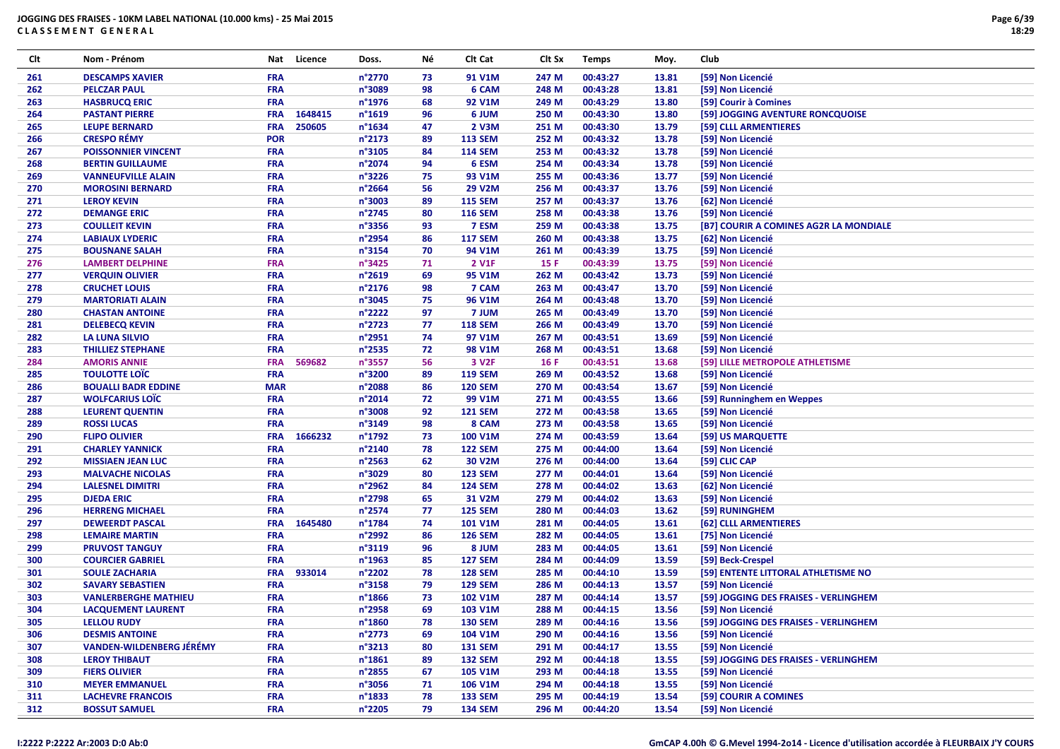# JOGGING DES FRAISES - 10KM LABEL NATIONAL (10.000 kms) - 25 Mai 2015

## CLASSEMENT GENERAL

| Clt | Nom - Prénom | Nat | Licence | Doss. | Né | Clt Cat | Clt Sx | Temps | Moy. | Club |
|---|---|---|---|---|---|---|---|---|---|---|
| 261 | DESCAMPS XAVIER | FRA | | n°2770 | 73 | 91 V1M | 247 M | 00:43:27 | 13.81 | [59] Non Licencié |
| 262 | PELCZAR PAUL | FRA | | n°3089 | 98 | 6 CAM | 248 M | 00:43:28 | 13.81 | [59] Non Licencié |
| 263 | HASBRUCQ ERIC | FRA | | n°1976 | 68 | 92 V1M | 249 M | 00:43:29 | 13.80 | [59] Courir à Comines |
| 264 | PASTANT PIERRE | FRA | 1648415 | n°1619 | 96 | 6 JUM | 250 M | 00:43:30 | 13.80 | [59] JOGGING AVENTURE RONCQUOISE |
| 265 | LEUPE BERNARD | FRA | 250605 | n°1634 | 47 | 2 V3M | 251 M | 00:43:30 | 13.79 | [59] CLLL ARMENTIERES |
| 266 | CRESPO RÉMY | POR | | n°2173 | 89 | 113 SEM | 252 M | 00:43:32 | 13.78 | [59] Non Licencié |
| 267 | POISSONNIER VINCENT | FRA | | n°3105 | 84 | 114 SEM | 253 M | 00:43:32 | 13.78 | [59] Non Licencié |
| 268 | BERTIN GUILLAUME | FRA | | n°2074 | 94 | 6 ESM | 254 M | 00:43:34 | 13.78 | [59] Non Licencié |
| 269 | VANNEUFVILLE ALAIN | FRA | | n°3226 | 75 | 93 V1M | 255 M | 00:43:36 | 13.77 | [59] Non Licencié |
| 270 | MOROSINI BERNARD | FRA | | n°2664 | 56 | 29 V2M | 256 M | 00:43:37 | 13.76 | [59] Non Licencié |
| 271 | LEROY KEVIN | FRA | | n°3003 | 89 | 115 SEM | 257 M | 00:43:37 | 13.76 | [62] Non Licencié |
| 272 | DEMANGE ERIC | FRA | | n°2745 | 80 | 116 SEM | 258 M | 00:43:38 | 13.76 | [59] Non Licencié |
| 273 | COULLEIT KEVIN | FRA | | n°3356 | 93 | 7 ESM | 259 M | 00:43:38 | 13.75 | [B7] COURIR A COMINES AG2R LA MONDIALE |
| 274 | LABIAUX LYDERIC | FRA | | n°2954 | 86 | 117 SEM | 260 M | 00:43:38 | 13.75 | [62] Non Licencié |
| 275 | BOUSNANE SALAH | FRA | | n°3154 | 70 | 94 V1M | 261 M | 00:43:39 | 13.75 | [59] Non Licencié |
| 276 | LAMBERT DELPHINE | FRA | | n°3425 | 71 | 2 V1F | 15 F | 00:43:39 | 13.75 | [59] Non Licencié |
| 277 | VERQUIN OLIVIER | FRA | | n°2619 | 69 | 95 V1M | 262 M | 00:43:42 | 13.73 | [59] Non Licencié |
| 278 | CRUCHET LOUIS | FRA | | n°2176 | 98 | 7 CAM | 263 M | 00:43:47 | 13.70 | [59] Non Licencié |
| 279 | MARTORIATI ALAIN | FRA | | n°3045 | 75 | 96 V1M | 264 M | 00:43:48 | 13.70 | [59] Non Licencié |
| 280 | CHASTAN ANTOINE | FRA | | n°2222 | 97 | 7 JUM | 265 M | 00:43:49 | 13.70 | [59] Non Licencié |
| 281 | DELEBECQ KEVIN | FRA | | n°2723 | 77 | 118 SEM | 266 M | 00:43:49 | 13.70 | [59] Non Licencié |
| 282 | LA LUNA SILVIO | FRA | | n°2951 | 74 | 97 V1M | 267 M | 00:43:51 | 13.69 | [59] Non Licencié |
| 283 | THILLIEZ STEPHANE | FRA | | n°2535 | 72 | 98 V1M | 268 M | 00:43:51 | 13.68 | [59] Non Licencié |
| 284 | AMORIS ANNIE | FRA | 569682 | n°3557 | 56 | 3 V2F | 16 F | 00:43:51 | 13.68 | [59] LILLE METROPOLE ATHLETISME |
| 285 | TOULOTTE LOÏC | FRA | | n°3200 | 89 | 119 SEM | 269 M | 00:43:52 | 13.68 | [59] Non Licencié |
| 286 | BOUALLI BADR EDDINE | MAR | | n°2088 | 86 | 120 SEM | 270 M | 00:43:54 | 13.67 | [59] Non Licencié |
| 287 | WOLFCARIUS LOÏC | FRA | | n°2014 | 72 | 99 V1M | 271 M | 00:43:55 | 13.66 | [59] Runninghem en Weppes |
| 288 | LEURENT QUENTIN | FRA | | n°3008 | 92 | 121 SEM | 272 M | 00:43:58 | 13.65 | [59] Non Licencié |
| 289 | ROSSI LUCAS | FRA | | n°3149 | 98 | 8 CAM | 273 M | 00:43:58 | 13.65 | [59] Non Licencié |
| 290 | FLIPO OLIVIER | FRA | 1666232 | n°1792 | 73 | 100 V1M | 274 M | 00:43:59 | 13.64 | [59] US MARQUETTE |
| 291 | CHARLEY YANNICK | FRA | | n°2140 | 78 | 122 SEM | 275 M | 00:44:00 | 13.64 | [59] Non Licencié |
| 292 | MISSIAEN JEAN LUC | FRA | | n°2563 | 62 | 30 V2M | 276 M | 00:44:00 | 13.64 | [59] CLIC CAP |
| 293 | MALVACHE NICOLAS | FRA | | n°3029 | 80 | 123 SEM | 277 M | 00:44:01 | 13.64 | [59] Non Licencié |
| 294 | LALESNEL DIMITRI | FRA | | n°2962 | 84 | 124 SEM | 278 M | 00:44:02 | 13.63 | [62] Non Licencié |
| 295 | DJEDA ERIC | FRA | | n°2798 | 65 | 31 V2M | 279 M | 00:44:02 | 13.63 | [59] Non Licencié |
| 296 | HERRENG MICHAEL | FRA | | n°2574 | 77 | 125 SEM | 280 M | 00:44:03 | 13.62 | [59] RUNINGHEM |
| 297 | DEWEERDT PASCAL | FRA | 1645480 | n°1784 | 74 | 101 V1M | 281 M | 00:44:05 | 13.61 | [62] CLLL ARMENTIERES |
| 298 | LEMAIRE MARTIN | FRA | | n°2992 | 86 | 126 SEM | 282 M | 00:44:05 | 13.61 | [75] Non Licencié |
| 299 | PRUVOST TANGUY | FRA | | n°3119 | 96 | 8 JUM | 283 M | 00:44:05 | 13.61 | [59] Non Licencié |
| 300 | COURCIER GABRIEL | FRA | | n°1963 | 85 | 127 SEM | 284 M | 00:44:09 | 13.59 | [59] Beck-Crespel |
| 301 | SOULE ZACHARIA | FRA | 933014 | n°2202 | 78 | 128 SEM | 285 M | 00:44:10 | 13.59 | [59] ENTENTE LITTORAL ATHLETISME NO |
| 302 | SAVARY SEBASTIEN | FRA | | n°3158 | 79 | 129 SEM | 286 M | 00:44:13 | 13.57 | [59] Non Licencié |
| 303 | VANLERBERGHE MATHIEU | FRA | | n°1866 | 73 | 102 V1M | 287 M | 00:44:14 | 13.57 | [59] JOGGING DES FRAISES - VERLINGHEM |
| 304 | LACQUEMENT LAURENT | FRA | | n°2958 | 69 | 103 V1M | 288 M | 00:44:15 | 13.56 | [59] Non Licencié |
| 305 | LELLOU RUDY | FRA | | n°1860 | 78 | 130 SEM | 289 M | 00:44:16 | 13.56 | [59] JOGGING DES FRAISES - VERLINGHEM |
| 306 | DESMIS ANTOINE | FRA | | n°2773 | 69 | 104 V1M | 290 M | 00:44:16 | 13.56 | [59] Non Licencié |
| 307 | VANDEN-WILDENBERG JÉRÉMY | FRA | | n°3213 | 80 | 131 SEM | 291 M | 00:44:17 | 13.55 | [59] Non Licencié |
| 308 | LEROY THIBAUT | FRA | | n°1861 | 89 | 132 SEM | 292 M | 00:44:18 | 13.55 | [59] JOGGING DES FRAISES - VERLINGHEM |
| 309 | FIERS OLIVIER | FRA | | n°2855 | 67 | 105 V1M | 293 M | 00:44:18 | 13.55 | [59] Non Licencié |
| 310 | MEYER EMMANUEL | FRA | | n°3056 | 71 | 106 V1M | 294 M | 00:44:18 | 13.55 | [59] Non Licencié |
| 311 | LACHEVRE FRANCOIS | FRA | | n°1833 | 78 | 133 SEM | 295 M | 00:44:19 | 13.54 | [59] COURIR A COMINES |
| 312 | BOSSUT SAMUEL | FRA | | n°2205 | 79 | 134 SEM | 296 M | 00:44:20 | 13.54 | [59] Non Licencié |

I:2222 P:2222 Ar:2003 D:0 Ab:0

GmCAP 4.00h © G.Mevel 1994-2o14 - Licence d'utilisation accordée à FLEURBAIX J'Y COURS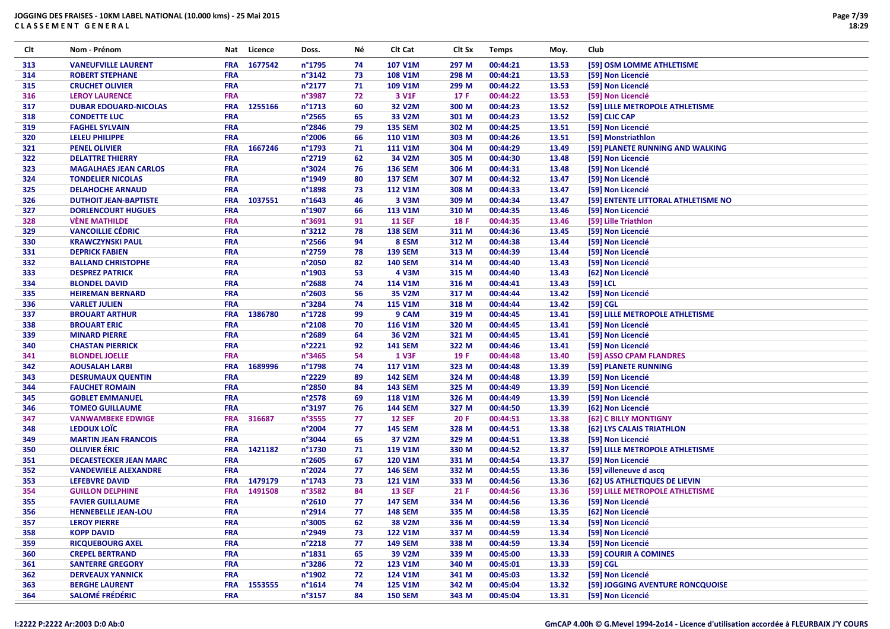**JOGGING DES FRAISES - 10KM LABEL NATIONAL (10.000 kms) - 25 Mai 2015**
**C L A S S E M E N T   G E N E R A L**

| Clt | Nom - Prénom | Nat | Licence | Doss. | Né | Clt Cat | Clt Sx | Temps | Moy. | Club |
|---|---|---|---|---|---|---|---|---|---|---|
| 313 | VANEUFVILLE LAURENT | FRA | 1677542 | n°1795 | 74 | 107 V1M | 297 M | 00:44:21 | 13.53 | [59] OSM LOMME ATHLETISME |
| 314 | ROBERT STEPHANE | FRA | | n°3142 | 73 | 108 V1M | 298 M | 00:44:21 | 13.53 | [59] Non Licencié |
| 315 | CRUCHET OLIVIER | FRA | | n°2177 | 71 | 109 V1M | 299 M | 00:44:22 | 13.53 | [59] Non Licencié |
| 316 | LEROY LAURENCE | FRA | | n°3987 | 72 | 3 V1F | 17 F | 00:44:22 | 13.53 | [59] Non Licencié |
| 317 | DUBAR EDOUARD-NICOLAS | FRA | 1255166 | n°1713 | 60 | 32 V2M | 300 M | 00:44:23 | 13.52 | [59] LILLE METROPOLE ATHLETISME |
| 318 | CONDETTE LUC | FRA | | n°2565 | 65 | 33 V2M | 301 M | 00:44:23 | 13.52 | [59] CLIC CAP |
| 319 | FAGHEL SYLVAIN | FRA | | n°2846 | 79 | 135 SEM | 302 M | 00:44:25 | 13.51 | [59] Non Licencié |
| 320 | LELEU PHILIPPE | FRA | | n°2006 | 66 | 110 V1M | 303 M | 00:44:26 | 13.51 | [59] Monstriathlon |
| 321 | PENEL OLIVIER | FRA | 1667246 | n°1793 | 71 | 111 V1M | 304 M | 00:44:29 | 13.49 | [59] PLANETE RUNNING AND WALKING |
| 322 | DELATTRE THIERRY | FRA | | n°2719 | 62 | 34 V2M | 305 M | 00:44:30 | 13.48 | [59] Non Licencié |
| 323 | MAGALHAES JEAN CARLOS | FRA | | n°3024 | 76 | 136 SEM | 306 M | 00:44:31 | 13.48 | [59] Non Licencié |
| 324 | TONDELIER NICOLAS | FRA | | n°1949 | 80 | 137 SEM | 307 M | 00:44:32 | 13.47 | [59] Non Licencié |
| 325 | DELAHOCHE ARNAUD | FRA | | n°1898 | 73 | 112 V1M | 308 M | 00:44:33 | 13.47 | [59] Non Licencié |
| 326 | DUTHOIT JEAN-BAPTISTE | FRA | 1037551 | n°1643 | 46 | 3 V3M | 309 M | 00:44:34 | 13.47 | [59] ENTENTE LITTORAL ATHLETISME NO |
| 327 | DORLENCOURT HUGUES | FRA | | n°1907 | 66 | 113 V1M | 310 M | 00:44:35 | 13.46 | [59] Non Licencié |
| 328 | VÈNE MATHILDE | FRA | | n°3691 | 91 | 11 SEF | 18 F | 00:44:35 | 13.46 | [59] Lille Triathlon |
| 329 | VANCOILLIE CÉDRIC | FRA | | n°3212 | 78 | 138 SEM | 311 M | 00:44:36 | 13.45 | [59] Non Licencié |
| 330 | KRAWCZYNSKI PAUL | FRA | | n°2566 | 94 | 8 ESM | 312 M | 00:44:38 | 13.44 | [59] Non Licencié |
| 331 | DEPRICK FABIEN | FRA | | n°2759 | 78 | 139 SEM | 313 M | 00:44:39 | 13.44 | [59] Non Licencié |
| 332 | BALLAND CHRISTOPHE | FRA | | n°2050 | 82 | 140 SEM | 314 M | 00:44:40 | 13.43 | [59] Non Licencié |
| 333 | DESPREZ PATRICK | FRA | | n°1903 | 53 | 4 V3M | 315 M | 00:44:40 | 13.43 | [62] Non Licencié |
| 334 | BLONDEL DAVID | FRA | | n°2688 | 74 | 114 V1M | 316 M | 00:44:41 | 13.43 | [59] LCL |
| 335 | HEIREMAN BERNARD | FRA | | n°2603 | 56 | 35 V2M | 317 M | 00:44:44 | 13.42 | [59] Non Licencié |
| 336 | VARLET JULIEN | FRA | | n°3284 | 74 | 115 V1M | 318 M | 00:44:44 | 13.42 | [59] CGL |
| 337 | BROUART ARTHUR | FRA | 1386780 | n°1728 | 99 | 9 CAM | 319 M | 00:44:45 | 13.41 | [59] LILLE METROPOLE ATHLETISME |
| 338 | BROUART ERIC | FRA | | n°2108 | 70 | 116 V1M | 320 M | 00:44:45 | 13.41 | [59] Non Licencié |
| 339 | MINARD PIERRE | FRA | | n°2689 | 64 | 36 V2M | 321 M | 00:44:45 | 13.41 | [59] Non Licencié |
| 340 | CHASTAN PIERRICK | FRA | | n°2221 | 92 | 141 SEM | 322 M | 00:44:46 | 13.41 | [59] Non Licencié |
| 341 | BLONDEL JOELLE | FRA | | n°3465 | 54 | 1 V3F | 19 F | 00:44:48 | 13.40 | [59] ASSO CPAM FLANDRES |
| 342 | AOUSALAH LARBI | FRA | 1689996 | n°1798 | 74 | 117 V1M | 323 M | 00:44:48 | 13.39 | [59] PLANETE RUNNING |
| 343 | DESRUMAUX QUENTIN | FRA | | n°2229 | 89 | 142 SEM | 324 M | 00:44:48 | 13.39 | [59] Non Licencié |
| 344 | FAUCHET ROMAIN | FRA | | n°2850 | 84 | 143 SEM | 325 M | 00:44:49 | 13.39 | [59] Non Licencié |
| 345 | GOBLET EMMANUEL | FRA | | n°2578 | 69 | 118 V1M | 326 M | 00:44:49 | 13.39 | [59] Non Licencié |
| 346 | TOMEO GUILLAUME | FRA | | n°3197 | 76 | 144 SEM | 327 M | 00:44:50 | 13.39 | [62] Non Licencié |
| 347 | VANWAMBEKE EDWIGE | FRA | 316687 | n°3555 | 77 | 12 SEF | 20 F | 00:44:51 | 13.38 | [62] C BILLY MONTIGNY |
| 348 | LEDOUX LOÏC | FRA | | n°2004 | 77 | 145 SEM | 328 M | 00:44:51 | 13.38 | [62] LYS CALAIS TRIATHLON |
| 349 | MARTIN JEAN FRANCOIS | FRA | | n°3044 | 65 | 37 V2M | 329 M | 00:44:51 | 13.38 | [59] Non Licencié |
| 350 | OLLIVIER ÉRIC | FRA | 1421182 | n°1730 | 71 | 119 V1M | 330 M | 00:44:52 | 13.37 | [59] LILLE METROPOLE ATHLETISME |
| 351 | DECAESTECKER JEAN MARC | FRA | | n°2605 | 67 | 120 V1M | 331 M | 00:44:54 | 13.37 | [59] Non Licencié |
| 352 | VANDEWIELE ALEXANDRE | FRA | | n°2024 | 77 | 146 SEM | 332 M | 00:44:55 | 13.36 | [59] villeneuve d ascq |
| 353 | LEFEBVRE DAVID | FRA | 1479179 | n°1743 | 73 | 121 V1M | 333 M | 00:44:56 | 13.36 | [62] US ATHLETIQUES DE LIEVIN |
| 354 | GUILLON DELPHINE | FRA | 1491508 | n°3582 | 84 | 13 SEF | 21 F | 00:44:56 | 13.36 | [59] LILLE METROPOLE ATHLETISME |
| 355 | FAVIER GUILLAUME | FRA | | n°2610 | 77 | 147 SEM | 334 M | 00:44:56 | 13.36 | [59] Non Licencié |
| 356 | HENNEBELLE JEAN-LOU | FRA | | n°2914 | 77 | 148 SEM | 335 M | 00:44:58 | 13.35 | [62] Non Licencié |
| 357 | LEROY PIERRE | FRA | | n°3005 | 62 | 38 V2M | 336 M | 00:44:59 | 13.34 | [59] Non Licencié |
| 358 | KOPP DAVID | FRA | | n°2949 | 73 | 122 V1M | 337 M | 00:44:59 | 13.34 | [59] Non Licencié |
| 359 | RICQUEBOURG AXEL | FRA | | n°2218 | 77 | 149 SEM | 338 M | 00:44:59 | 13.34 | [59] Non Licencié |
| 360 | CREPEL BERTRAND | FRA | | n°1831 | 65 | 39 V2M | 339 M | 00:45:00 | 13.33 | [59] COURIR A COMINES |
| 361 | SANTERRE GREGORY | FRA | | n°3286 | 72 | 123 V1M | 340 M | 00:45:01 | 13.33 | [59] CGL |
| 362 | DERVEAUX YANNICK | FRA | | n°1902 | 72 | 124 V1M | 341 M | 00:45:03 | 13.32 | [59] Non Licencié |
| 363 | BERGHE LAURENT | FRA | 1553555 | n°1614 | 74 | 125 V1M | 342 M | 00:45:04 | 13.32 | [59] JOGGING AVENTURE RONCQUOISE |
| 364 | SALOMÉ FRÉDÉRIC | FRA | | n°3157 | 84 | 150 SEM | 343 M | 00:45:04 | 13.31 | [59] Non Licencié |

I:2222 P:2222 Ar:2003 D:0 Ab:0

GmCAP 4.00h © G.Mevel 1994-2o14 - Licence d'utilisation accordée à FLEURBAIX J'Y COURS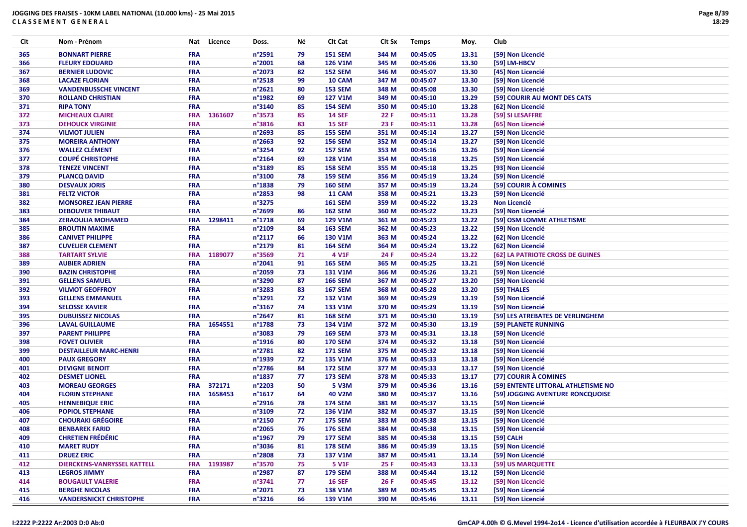**JOGGING DES FRAISES - 10KM LABEL NATIONAL (10.000 kms) - 25 Mai 2015**
**CLASSEMENT GENERAL**

| Clt | Nom - Prénom | Nat | Licence | Doss. | Né | Clt Cat | Clt Sx | Temps | Moy. | Club |
|---|---|---|---|---|---|---|---|---|---|---|
| 365 | BONNART PIERRE | FRA | | n°2591 | 79 | 151 SEM | 344 M | 00:45:05 | 13.31 | [59] Non Licencié |
| 366 | FLEURY EDOUARD | FRA | | n°2001 | 68 | 126 V1M | 345 M | 00:45:06 | 13.30 | [59] LM-HBCV |
| 367 | BERNIER LUDOVIC | FRA | | n°2073 | 82 | 152 SEM | 346 M | 00:45:07 | 13.30 | [45] Non Licencié |
| 368 | LACAZE FLORIAN | FRA | | n°2518 | 99 | 10 CAM | 347 M | 00:45:07 | 13.30 | [59] Non Licencié |
| 369 | VANDENBUSSCHE VINCENT | FRA | | n°2621 | 80 | 153 SEM | 348 M | 00:45:08 | 13.30 | [59] Non Licencié |
| 370 | ROLLAND CHRISTIAN | FRA | | n°1982 | 69 | 127 V1M | 349 M | 00:45:10 | 13.29 | [59] COURIR AU MONT DES CATS |
| 371 | RIPA TONY | FRA | | n°3140 | 85 | 154 SEM | 350 M | 00:45:10 | 13.28 | [62] Non Licencié |
| 372 | MICHEAUX CLAIRE | FRA | 1361607 | n°3573 | 85 | 14 SEF | 22 F | 00:45:11 | 13.28 | [59] SI LESAFFRE |
| 373 | DEHOUCK VIRGINIE | FRA | | n°3816 | 83 | 15 SEF | 23 F | 00:45:11 | 13.28 | [65] Non Licencié |
| 374 | VILMOT JULIEN | FRA | | n°2693 | 85 | 155 SEM | 351 M | 00:45:14 | 13.27 | [59] Non Licencié |
| 375 | MOREIRA ANTHONY | FRA | | n°2663 | 92 | 156 SEM | 352 M | 00:45:14 | 13.27 | [59] Non Licencié |
| 376 | WALLEZ CLÉMENT | FRA | | n°3254 | 92 | 157 SEM | 353 M | 00:45:16 | 13.26 | [59] Non Licencié |
| 377 | COUPÉ CHRISTOPHE | FRA | | n°2164 | 69 | 128 V1M | 354 M | 00:45:18 | 13.25 | [59] Non Licencié |
| 378 | TENEZE VINCENT | FRA | | n°3189 | 85 | 158 SEM | 355 M | 00:45:18 | 13.25 | [93] Non Licencié |
| 379 | PLANCQ DAVID | FRA | | n°3100 | 78 | 159 SEM | 356 M | 00:45:19 | 13.24 | [59] Non Licencié |
| 380 | DESVAUX JORIS | FRA | | n°1838 | 79 | 160 SEM | 357 M | 00:45:19 | 13.24 | [59] COURIR À COMINES |
| 381 | FELTZ VICTOR | FRA | | n°2853 | 98 | 11 CAM | 358 M | 00:45:21 | 13.23 | [59] Non Licencié |
| 382 | MONSOREZ JEAN PIERRE | FRA | | n°3275 | | 161 SEM | 359 M | 00:45:22 | 13.23 | Non Licencié |
| 383 | DEBOUVER THIBAUT | FRA | | n°2699 | 86 | 162 SEM | 360 M | 00:45:22 | 13.23 | [59] Non Licencié |
| 384 | ZERAOULIA MOHAMED | FRA | 1298411 | n°1718 | 69 | 129 V1M | 361 M | 00:45:23 | 13.22 | [59] OSM LOMME ATHLETISME |
| 385 | BROUTIN MAXIME | FRA | | n°2109 | 84 | 163 SEM | 362 M | 00:45:23 | 13.22 | [59] Non Licencié |
| 386 | CANIVET PHILIPPE | FRA | | n°2117 | 66 | 130 V1M | 363 M | 00:45:24 | 13.22 | [62] Non Licencié |
| 387 | CUVELIER CLEMENT | FRA | | n°2179 | 81 | 164 SEM | 364 M | 00:45:24 | 13.22 | [62] Non Licencié |
| 388 | TARTART SYLVIE | FRA | 1189077 | n°3569 | 71 | 4 V1F | 24 F | 00:45:24 | 13.22 | [62] LA PATRIOTE CROSS DE GUINES |
| 389 | AUBIER ADRIEN | FRA | | n°2041 | 91 | 165 SEM | 365 M | 00:45:25 | 13.21 | [59] Non Licencié |
| 390 | BAZIN CHRISTOPHE | FRA | | n°2059 | 73 | 131 V1M | 366 M | 00:45:26 | 13.21 | [59] Non Licencié |
| 391 | GELLENS SAMUEL | FRA | | n°3290 | 87 | 166 SEM | 367 M | 00:45:27 | 13.20 | [59] Non Licencié |
| 392 | VILMOT GEOFFROY | FRA | | n°3283 | 83 | 167 SEM | 368 M | 00:45:28 | 13.20 | [59] THALES |
| 393 | GELLENS EMMANUEL | FRA | | n°3291 | 72 | 132 V1M | 369 M | 00:45:29 | 13.19 | [59] Non Licencié |
| 394 | SELOSSE XAVIER | FRA | | n°3167 | 74 | 133 V1M | 370 M | 00:45:29 | 13.19 | [59] Non Licencié |
| 395 | DUBUISSEZ NICOLAS | FRA | | n°2647 | 81 | 168 SEM | 371 M | 00:45:30 | 13.19 | [59] LES ATREBATES DE VERLINGHEM |
| 396 | LAVAL GUILLAUME | FRA | 1654551 | n°1788 | 73 | 134 V1M | 372 M | 00:45:30 | 13.19 | [59] PLANETE RUNNING |
| 397 | PARENT PHILIPPE | FRA | | n°3083 | 79 | 169 SEM | 373 M | 00:45:31 | 13.18 | [59] Non Licencié |
| 398 | FOVET OLIVIER | FRA | | n°1916 | 80 | 170 SEM | 374 M | 00:45:32 | 13.18 | [59] Non Licencié |
| 399 | DESTAILLEUR MARC-HENRI | FRA | | n°2781 | 82 | 171 SEM | 375 M | 00:45:32 | 13.18 | [59] Non Licencié |
| 400 | PAUX GREGORY | FRA | | n°1939 | 72 | 135 V1M | 376 M | 00:45:33 | 13.18 | [59] Non Licencié |
| 401 | DEVIGNE BENOIT | FRA | | n°2786 | 84 | 172 SEM | 377 M | 00:45:33 | 13.17 | [59] Non Licencié |
| 402 | DESMET LIONEL | FRA | | n°1837 | 77 | 173 SEM | 378 M | 00:45:33 | 13.17 | [77] COURIR À COMINES |
| 403 | MOREAU GEORGES | FRA | 372171 | n°2203 | 50 | 5 V3M | 379 M | 00:45:36 | 13.16 | [59] ENTENTE LITTORAL ATHLETISME NO |
| 404 | FLORIN STEPHANE | FRA | 1658453 | n°1617 | 64 | 40 V2M | 380 M | 00:45:37 | 13.16 | [59] JOGGING AVENTURE RONCQUOISE |
| 405 | HENNEBIQUE ERIC | FRA | | n°2916 | 78 | 174 SEM | 381 M | 00:45:37 | 13.15 | [59] Non Licencié |
| 406 | POPIOL STEPHANE | FRA | | n°3109 | 72 | 136 V1M | 382 M | 00:45:37 | 13.15 | [59] Non Licencié |
| 407 | CHOURAKI GRÉGOIRE | FRA | | n°2150 | 77 | 175 SEM | 383 M | 00:45:38 | 13.15 | [59] Non Licencié |
| 408 | BENBAREK FARID | FRA | | n°2065 | 76 | 176 SEM | 384 M | 00:45:38 | 13.15 | [59] Non Licencié |
| 409 | CHRETIEN FRÉDÉRIC | FRA | | n°1967 | 79 | 177 SEM | 385 M | 00:45:38 | 13.15 | [59] CALH |
| 410 | MARET RUDY | FRA | | n°3036 | 81 | 178 SEM | 386 M | 00:45:39 | 13.15 | [59] Non Licencié |
| 411 | DRUEZ ERIC | FRA | | n°2808 | 73 | 137 V1M | 387 M | 00:45:41 | 13.14 | [59] Non Licencié |
| 412 | DIERCKENS-VANRYSSEL KATTELL | FRA | 1193987 | n°3570 | 75 | 5 V1F | 25 F | 00:45:43 | 13.13 | [59] US MARQUETTE |
| 413 | LEGROS JIMMY | FRA | | n°2987 | 87 | 179 SEM | 388 M | 00:45:44 | 13.12 | [59] Non Licencié |
| 414 | BOUGAULT VALERIE | FRA | | n°3741 | 77 | 16 SEF | 26 F | 00:45:45 | 13.12 | [59] Non Licencié |
| 415 | BERGHE NICOLAS | FRA | | n°2071 | 73 | 138 V1M | 389 M | 00:45:45 | 13.12 | [59] Non Licencié |
| 416 | VANDERSNICKT CHRISTOPHE | FRA | | n°3216 | 66 | 139 V1M | 390 M | 00:45:46 | 13.11 | [59] Non Licencié |

I:2222 P:2222 Ar:2003 D:0 Ab:0

GmCAP 4.00h © G.Mevel 1994-2o14 - Licence d'utilisation accordée à FLEURBAIX J'Y COURS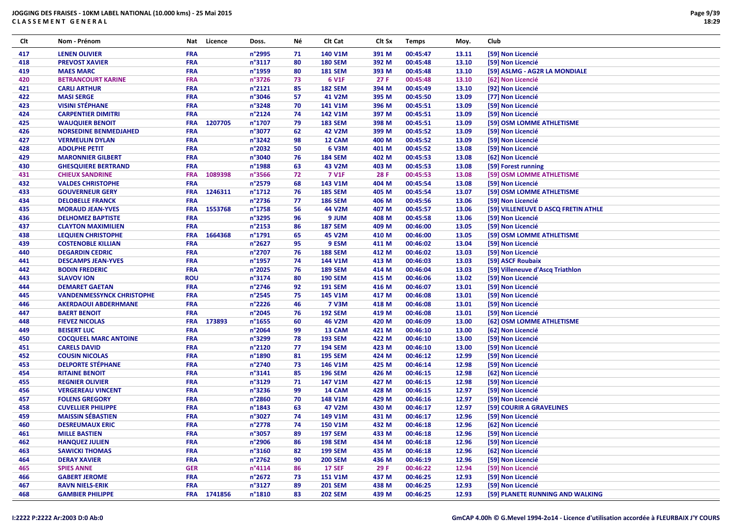**JOGGING DES FRAISES - 10KM LABEL NATIONAL (10.000 kms) - 25 Mai 2015**
**CLASSEMENT GENERAL**

| Clt | Nom - Prénom | Nat | Licence | Doss. | Né | Clt Cat | Clt Sx | Temps | Moy. | Club |
|---|---|---|---|---|---|---|---|---|---|---|
| 417 | LENEN OLIVIER | FRA | | n°2995 | 71 | 140 V1M | 391 M | 00:45:47 | 13.11 | [59] Non Licencié |
| 418 | PREVOST XAVIER | FRA | | n°3117 | 80 | 180 SEM | 392 M | 00:45:48 | 13.10 | [59] Non Licencié |
| 419 | MAES MARC | FRA | | n°1959 | 80 | 181 SEM | 393 M | 00:45:48 | 13.10 | [59] ASLMG - AG2R LA MONDIALE |
| 420 | BETRANCOURT KARINE | FRA | | n°3726 | 73 | 6 V1F | 27 F | 00:45:48 | 13.10 | [62] Non Licencié |
| 421 | CARLI ARTHUR | FRA | | n°2121 | 85 | 182 SEM | 394 M | 00:45:49 | 13.10 | [92] Non Licencié |
| 422 | MASI SERGE | FRA | | n°3046 | 57 | 41 V2M | 395 M | 00:45:50 | 13.09 | [77] Non Licencié |
| 423 | VISINI STÉPHANE | FRA | | n°3248 | 70 | 141 V1M | 396 M | 00:45:51 | 13.09 | [59] Non Licencié |
| 424 | CARPENTIER DIMITRI | FRA | | n°2124 | 74 | 142 V1M | 397 M | 00:45:51 | 13.09 | [59] Non Licencié |
| 425 | WAUQUIER BENOIT | FRA | 1207705 | n°1707 | 79 | 183 SEM | 398 M | 00:45:51 | 13.09 | [59] OSM LOMME ATHLETISME |
| 426 | NORSEDINE BENMEDJAHED | FRA | | n°3077 | 62 | 42 V2M | 399 M | 00:45:52 | 13.09 | [59] Non Licencié |
| 427 | VERMEULIN DYLAN | FRA | | n°3242 | 98 | 12 CAM | 400 M | 00:45:52 | 13.09 | [59] Non Licencié |
| 428 | ADOLPHE PETIT | FRA | | n°2032 | 50 | 6 V3M | 401 M | 00:45:52 | 13.08 | [59] Non Licencié |
| 429 | MARONNIER GILBERT | FRA | | n°3040 | 76 | 184 SEM | 402 M | 00:45:53 | 13.08 | [62] Non Licencié |
| 430 | GHESQUIERE BERTRAND | FRA | | n°1988 | 63 | 43 V2M | 403 M | 00:45:53 | 13.08 | [59] Forest running |
| 431 | CHIEUX SANDRINE | FRA | 1089398 | n°3566 | 72 | 7 V1F | 28 F | 00:45:53 | 13.08 | [59] OSM LOMME ATHLETISME |
| 432 | VALDES CHRISTOPHE | FRA | | n°2579 | 68 | 143 V1M | 404 M | 00:45:54 | 13.08 | [59] Non Licencié |
| 433 | GOUVERNEUR GERY | FRA | 1246311 | n°1712 | 76 | 185 SEM | 405 M | 00:45:54 | 13.07 | [59] OSM LOMME ATHLETISME |
| 434 | DELOBELLE FRANCK | FRA | | n°2736 | 77 | 186 SEM | 406 M | 00:45:56 | 13.06 | [59] Non Licencié |
| 435 | MORAUD JEAN-YVES | FRA | 1553768 | n°1758 | 56 | 44 V2M | 407 M | 00:45:57 | 13.06 | [59] VILLENEUVE D ASCQ FRETIN ATHLE |
| 436 | DELHOMEZ BAPTISTE | FRA | | n°3295 | 96 | 9 JUM | 408 M | 00:45:58 | 13.06 | [59] Non Licencié |
| 437 | CLAYTON MAXIMILIEN | FRA | | n°2153 | 86 | 187 SEM | 409 M | 00:46:00 | 13.05 | [59] Non Licencié |
| 438 | LEQUIEN CHRISTOPHE | FRA | 1664368 | n°1791 | 65 | 45 V2M | 410 M | 00:46:00 | 13.05 | [59] OSM LOMME ATHLETISME |
| 439 | COSTENOBLE KILLIAN | FRA | | n°2627 | 95 | 9 ESM | 411 M | 00:46:02 | 13.04 | [59] Non Licencié |
| 440 | DEGARDIN CEDRIC | FRA | | n°2707 | 76 | 188 SEM | 412 M | 00:46:02 | 13.03 | [59] Non Licencié |
| 441 | DESCAMPS JEAN-YVES | FRA | | n°1957 | 74 | 144 V1M | 413 M | 00:46:03 | 13.03 | [59] ASCF Roubaix |
| 442 | BODIN FREDERIC | FRA | | n°2025 | 76 | 189 SEM | 414 M | 00:46:04 | 13.03 | [59] Villeneuve d'Ascq Triathlon |
| 443 | SLAVOV ION | ROU | | n°3174 | 80 | 190 SEM | 415 M | 00:46:06 | 13.02 | [59] Non Licencié |
| 444 | DEMARET GAETAN | FRA | | n°2746 | 92 | 191 SEM | 416 M | 00:46:07 | 13.01 | [59] Non Licencié |
| 445 | VANDENMESSYNCK CHRISTOPHE | FRA | | n°2545 | 75 | 145 V1M | 417 M | 00:46:08 | 13.01 | [59] Non Licencié |
| 446 | AKERDAOUI ABDERHMANE | FRA | | n°2226 | 46 | 7 V3M | 418 M | 00:46:08 | 13.01 | [59] Non Licencié |
| 447 | BAERT BENOIT | FRA | | n°2045 | 76 | 192 SEM | 419 M | 00:46:08 | 13.01 | [59] Non Licencié |
| 448 | FIEVEZ NICOLAS | FRA | 173893 | n°1655 | 60 | 46 V2M | 420 M | 00:46:09 | 13.00 | [62] OSM LOMME ATHLETISME |
| 449 | BEISERT LUC | FRA | | n°2064 | 99 | 13 CAM | 421 M | 00:46:10 | 13.00 | [62] Non Licencié |
| 450 | COCQUEEL MARC ANTOINE | FRA | | n°3299 | 78 | 193 SEM | 422 M | 00:46:10 | 13.00 | [59] Non Licencié |
| 451 | CARELS DAVID | FRA | | n°2120 | 77 | 194 SEM | 423 M | 00:46:10 | 13.00 | [59] Non Licencié |
| 452 | COUSIN NICOLAS | FRA | | n°1890 | 81 | 195 SEM | 424 M | 00:46:12 | 12.99 | [59] Non Licencié |
| 453 | DELPORTE STÉPHANE | FRA | | n°2740 | 73 | 146 V1M | 425 M | 00:46:14 | 12.98 | [59] Non Licencié |
| 454 | RITAINE BENOIT | FRA | | n°3141 | 85 | 196 SEM | 426 M | 00:46:15 | 12.98 | [62] Non Licencié |
| 455 | REGNIER OLIVIER | FRA | | n°3129 | 71 | 147 V1M | 427 M | 00:46:15 | 12.98 | [59] Non Licencié |
| 456 | VERGEREAU VINCENT | FRA | | n°3236 | 99 | 14 CAM | 428 M | 00:46:15 | 12.97 | [59] Non Licencié |
| 457 | FOLENS GREGORY | FRA | | n°2860 | 70 | 148 V1M | 429 M | 00:46:16 | 12.97 | [59] Non Licencié |
| 458 | CUVELLIER PHILIPPE | FRA | | n°1843 | 63 | 47 V2M | 430 M | 00:46:17 | 12.97 | [59] COURIR A GRAVELINES |
| 459 | MAISSIN SÉBASTIEN | FRA | | n°3027 | 74 | 149 V1M | 431 M | 00:46:17 | 12.96 | [59] Non Licencié |
| 460 | DESREUMAUX ERIC | FRA | | n°2778 | 74 | 150 V1M | 432 M | 00:46:18 | 12.96 | [62] Non Licencié |
| 461 | MILLE BASTIEN | FRA | | n°3057 | 89 | 197 SEM | 433 M | 00:46:18 | 12.96 | [59] Non Licencié |
| 462 | HANQUEZ JULIEN | FRA | | n°2906 | 86 | 198 SEM | 434 M | 00:46:18 | 12.96 | [59] Non Licencié |
| 463 | SAWICKI THOMAS | FRA | | n°3160 | 82 | 199 SEM | 435 M | 00:46:18 | 12.96 | [62] Non Licencié |
| 464 | DERAY XAVIER | FRA | | n°2762 | 90 | 200 SEM | 436 M | 00:46:19 | 12.96 | [59] Non Licencié |
| 465 | SPIES ANNE | GER | | n°4114 | 86 | 17 SEF | 29 F | 00:46:22 | 12.94 | [59] Non Licencié |
| 466 | GABERT JEROME | FRA | | n°2672 | 73 | 151 V1M | 437 M | 00:46:25 | 12.93 | [59] Non Licencié |
| 467 | RAVN NIELS-ERIK | FRA | | n°3127 | 89 | 201 SEM | 438 M | 00:46:25 | 12.93 | [59] Non Licencié |
| 468 | GAMBIER PHILIPPE | FRA | 1741856 | n°1810 | 83 | 202 SEM | 439 M | 00:46:25 | 12.93 | [59] PLANETE RUNNING AND WALKING |

I:2222 P:2222 Ar:2003 D:0 Ab:0

GmCAP 4.00h © G.Mevel 1994-2o14 - Licence d'utilisation accordée à FLEURBAIX J'Y COURS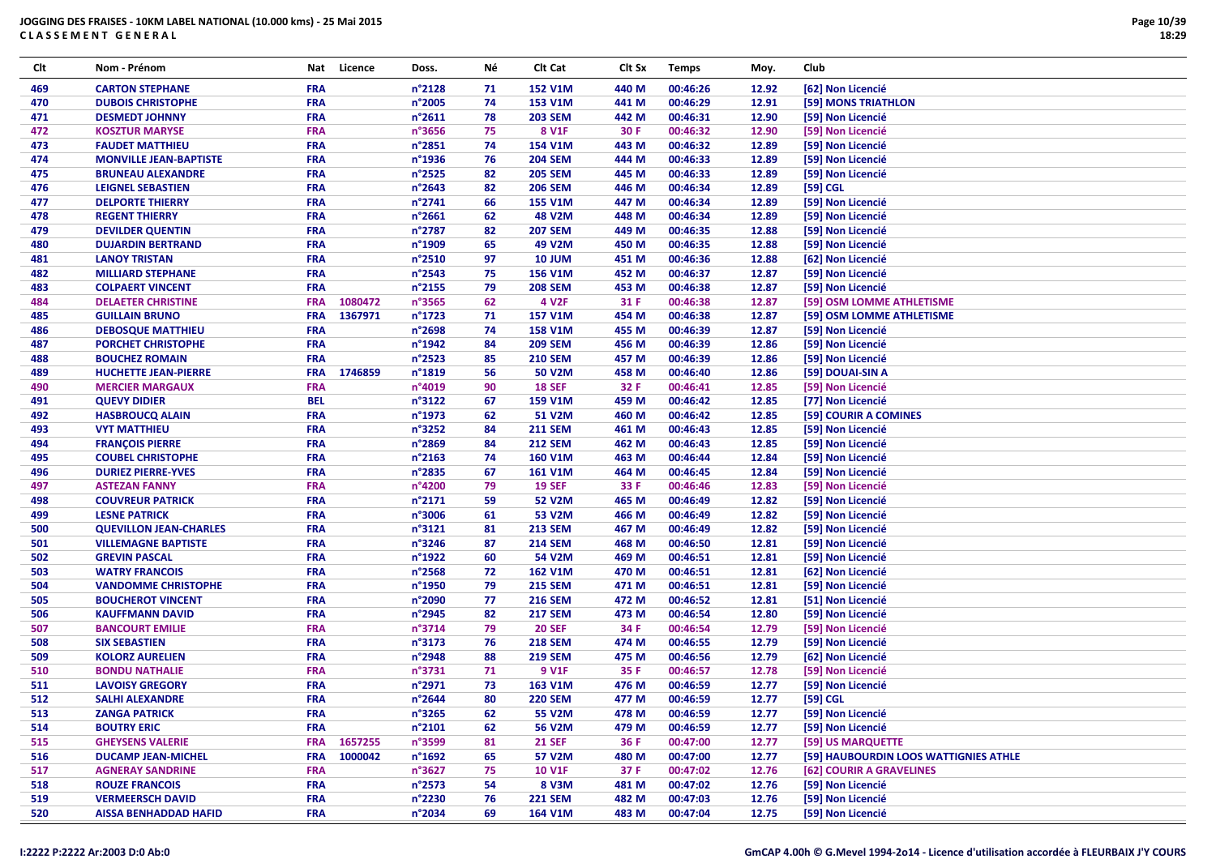**JOGGING DES FRAISES - 10KM LABEL NATIONAL (10.000 kms) - 25 Mai 2015**
**CLASSEMENT GENERAL**

| Clt | Nom - Prénom | Nat | Licence | Doss. | Né | Clt Cat | Clt Sx | Temps | Moy. | Club |
|---|---|---|---|---|---|---|---|---|---|---|
| 469 | CARTON STEPHANE | FRA | | n°2128 | 71 | 152 V1M | 440 M | 00:46:26 | 12.92 | [62] Non Licencié |
| 470 | DUBOIS CHRISTOPHE | FRA | | n°2005 | 74 | 153 V1M | 441 M | 00:46:29 | 12.91 | [59] MONS TRIATHLON |
| 471 | DESMEDT JOHNNY | FRA | | n°2611 | 78 | 203 SEM | 442 M | 00:46:31 | 12.90 | [59] Non Licencié |
| 472 | KOSZTUR MARYSE | FRA | | n°3656 | 75 | 8 V1F | 30 F | 00:46:32 | 12.90 | [59] Non Licencié |
| 473 | FAUDET MATTHIEU | FRA | | n°2851 | 74 | 154 V1M | 443 M | 00:46:32 | 12.89 | [59] Non Licencié |
| 474 | MONVILLE JEAN-BAPTISTE | FRA | | n°1936 | 76 | 204 SEM | 444 M | 00:46:33 | 12.89 | [59] Non Licencié |
| 475 | BRUNEAU ALEXANDRE | FRA | | n°2525 | 82 | 205 SEM | 445 M | 00:46:33 | 12.89 | [59] Non Licencié |
| 476 | LEIGNEL SEBASTIEN | FRA | | n°2643 | 82 | 206 SEM | 446 M | 00:46:34 | 12.89 | [59] CGL |
| 477 | DELPORTE THIERRY | FRA | | n°2741 | 66 | 155 V1M | 447 M | 00:46:34 | 12.89 | [59] Non Licencié |
| 478 | REGENT THIERRY | FRA | | n°2661 | 62 | 48 V2M | 448 M | 00:46:34 | 12.89 | [59] Non Licencié |
| 479 | DEVILDER QUENTIN | FRA | | n°2787 | 82 | 207 SEM | 449 M | 00:46:35 | 12.88 | [59] Non Licencié |
| 480 | DUJARDIN BERTRAND | FRA | | n°1909 | 65 | 49 V2M | 450 M | 00:46:35 | 12.88 | [59] Non Licencié |
| 481 | LANOY TRISTAN | FRA | | n°2510 | 97 | 10 JUM | 451 M | 00:46:36 | 12.88 | [62] Non Licencié |
| 482 | MILLIARD STEPHANE | FRA | | n°2543 | 75 | 156 V1M | 452 M | 00:46:37 | 12.87 | [59] Non Licencié |
| 483 | COLPAERT VINCENT | FRA | | n°2155 | 79 | 208 SEM | 453 M | 00:46:38 | 12.87 | [59] Non Licencié |
| 484 | DELAETER CHRISTINE | FRA | 1080472 | n°3565 | 62 | 4 V2F | 31 F | 00:46:38 | 12.87 | [59] OSM LOMME ATHLETISME |
| 485 | GUILLAIN BRUNO | FRA | 1367971 | n°1723 | 71 | 157 V1M | 454 M | 00:46:38 | 12.87 | [59] OSM LOMME ATHLETISME |
| 486 | DEBOSQUE MATTHIEU | FRA | | n°2698 | 74 | 158 V1M | 455 M | 00:46:39 | 12.87 | [59] Non Licencié |
| 487 | PORCHET CHRISTOPHE | FRA | | n°1942 | 84 | 209 SEM | 456 M | 00:46:39 | 12.86 | [59] Non Licencié |
| 488 | BOUCHEZ ROMAIN | FRA | | n°2523 | 85 | 210 SEM | 457 M | 00:46:39 | 12.86 | [59] Non Licencié |
| 489 | HUCHETTE JEAN-PIERRE | FRA | 1746859 | n°1819 | 56 | 50 V2M | 458 M | 00:46:40 | 12.86 | [59] DOUAI-SIN A |
| 490 | MERCIER MARGAUX | FRA | | n°4019 | 90 | 18 SEF | 32 F | 00:46:41 | 12.85 | [59] Non Licencié |
| 491 | QUEVY DIDIER | BEL | | n°3122 | 67 | 159 V1M | 459 M | 00:46:42 | 12.85 | [77] Non Licencié |
| 492 | HASBROUCQ ALAIN | FRA | | n°1973 | 62 | 51 V2M | 460 M | 00:46:42 | 12.85 | [59] COURIR A COMINES |
| 493 | VYT MATTHIEU | FRA | | n°3252 | 84 | 211 SEM | 461 M | 00:46:43 | 12.85 | [59] Non Licencié |
| 494 | FRANÇOIS PIERRE | FRA | | n°2869 | 84 | 212 SEM | 462 M | 00:46:43 | 12.85 | [59] Non Licencié |
| 495 | COUBEL CHRISTOPHE | FRA | | n°2163 | 74 | 160 V1M | 463 M | 00:46:44 | 12.84 | [59] Non Licencié |
| 496 | DURIEZ PIERRE-YVES | FRA | | n°2835 | 67 | 161 V1M | 464 M | 00:46:45 | 12.84 | [59] Non Licencié |
| 497 | ASTEZAN FANNY | FRA | | n°4200 | 79 | 19 SEF | 33 F | 00:46:46 | 12.83 | [59] Non Licencié |
| 498 | COUVREUR PATRICK | FRA | | n°2171 | 59 | 52 V2M | 465 M | 00:46:49 | 12.82 | [59] Non Licencié |
| 499 | LESNE PATRICK | FRA | | n°3006 | 61 | 53 V2M | 466 M | 00:46:49 | 12.82 | [59] Non Licencié |
| 500 | QUEVILLON JEAN-CHARLES | FRA | | n°3121 | 81 | 213 SEM | 467 M | 00:46:49 | 12.82 | [59] Non Licencié |
| 501 | VILLEMAGNE BAPTISTE | FRA | | n°3246 | 87 | 214 SEM | 468 M | 00:46:50 | 12.81 | [59] Non Licencié |
| 502 | GREVIN PASCAL | FRA | | n°1922 | 60 | 54 V2M | 469 M | 00:46:51 | 12.81 | [59] Non Licencié |
| 503 | WATRY FRANCOIS | FRA | | n°2568 | 72 | 162 V1M | 470 M | 00:46:51 | 12.81 | [62] Non Licencié |
| 504 | VANDOMME CHRISTOPHE | FRA | | n°1950 | 79 | 215 SEM | 471 M | 00:46:51 | 12.81 | [59] Non Licencié |
| 505 | BOUCHEROT VINCENT | FRA | | n°2090 | 77 | 216 SEM | 472 M | 00:46:52 | 12.81 | [51] Non Licencié |
| 506 | KAUFFMANN DAVID | FRA | | n°2945 | 82 | 217 SEM | 473 M | 00:46:54 | 12.80 | [59] Non Licencié |
| 507 | BANCOURT EMILIE | FRA | | n°3714 | 79 | 20 SEF | 34 F | 00:46:54 | 12.79 | [59] Non Licencié |
| 508 | SIX SEBASTIEN | FRA | | n°3173 | 76 | 218 SEM | 474 M | 00:46:55 | 12.79 | [59] Non Licencié |
| 509 | KOLORZ AURELIEN | FRA | | n°2948 | 88 | 219 SEM | 475 M | 00:46:56 | 12.79 | [62] Non Licencié |
| 510 | BONDU NATHALIE | FRA | | n°3731 | 71 | 9 V1F | 35 F | 00:46:57 | 12.78 | [59] Non Licencié |
| 511 | LAVOISY GREGORY | FRA | | n°2971 | 73 | 163 V1M | 476 M | 00:46:59 | 12.77 | [59] Non Licencié |
| 512 | SALHI ALEXANDRE | FRA | | n°2644 | 80 | 220 SEM | 477 M | 00:46:59 | 12.77 | [59] CGL |
| 513 | ZANGA PATRICK | FRA | | n°3265 | 62 | 55 V2M | 478 M | 00:46:59 | 12.77 | [59] Non Licencié |
| 514 | BOUTRY ERIC | FRA | | n°2101 | 62 | 56 V2M | 479 M | 00:46:59 | 12.77 | [59] Non Licencié |
| 515 | GHEYSENS VALERIE | FRA | 1657255 | n°3599 | 81 | 21 SEF | 36 F | 00:47:00 | 12.77 | [59] US MARQUETTE |
| 516 | DUCAMP JEAN-MICHEL | FRA | 1000042 | n°1692 | 65 | 57 V2M | 480 M | 00:47:00 | 12.77 | [59] HAUBOURDIN LOOS WATTIGNIES ATHLE |
| 517 | AGNERAY SANDRINE | FRA | | n°3627 | 75 | 10 V1F | 37 F | 00:47:02 | 12.76 | [62] COURIR A GRAVELINES |
| 518 | ROUZE FRANCOIS | FRA | | n°2573 | 54 | 8 V3M | 481 M | 00:47:02 | 12.76 | [59] Non Licencié |
| 519 | VERMEERSCH DAVID | FRA | | n°2230 | 76 | 221 SEM | 482 M | 00:47:03 | 12.76 | [59] Non Licencié |
| 520 | AISSA BENHADDAD HAFID | FRA | | n°2034 | 69 | 164 V1M | 483 M | 00:47:04 | 12.75 | [59] Non Licencié |

I:2222 P:2222 Ar:2003 D:0 Ab:0

GmCAP 4.00h © G.Mevel 1994-2o14 - Licence d'utilisation accordée à FLEURBAIX J'Y COURS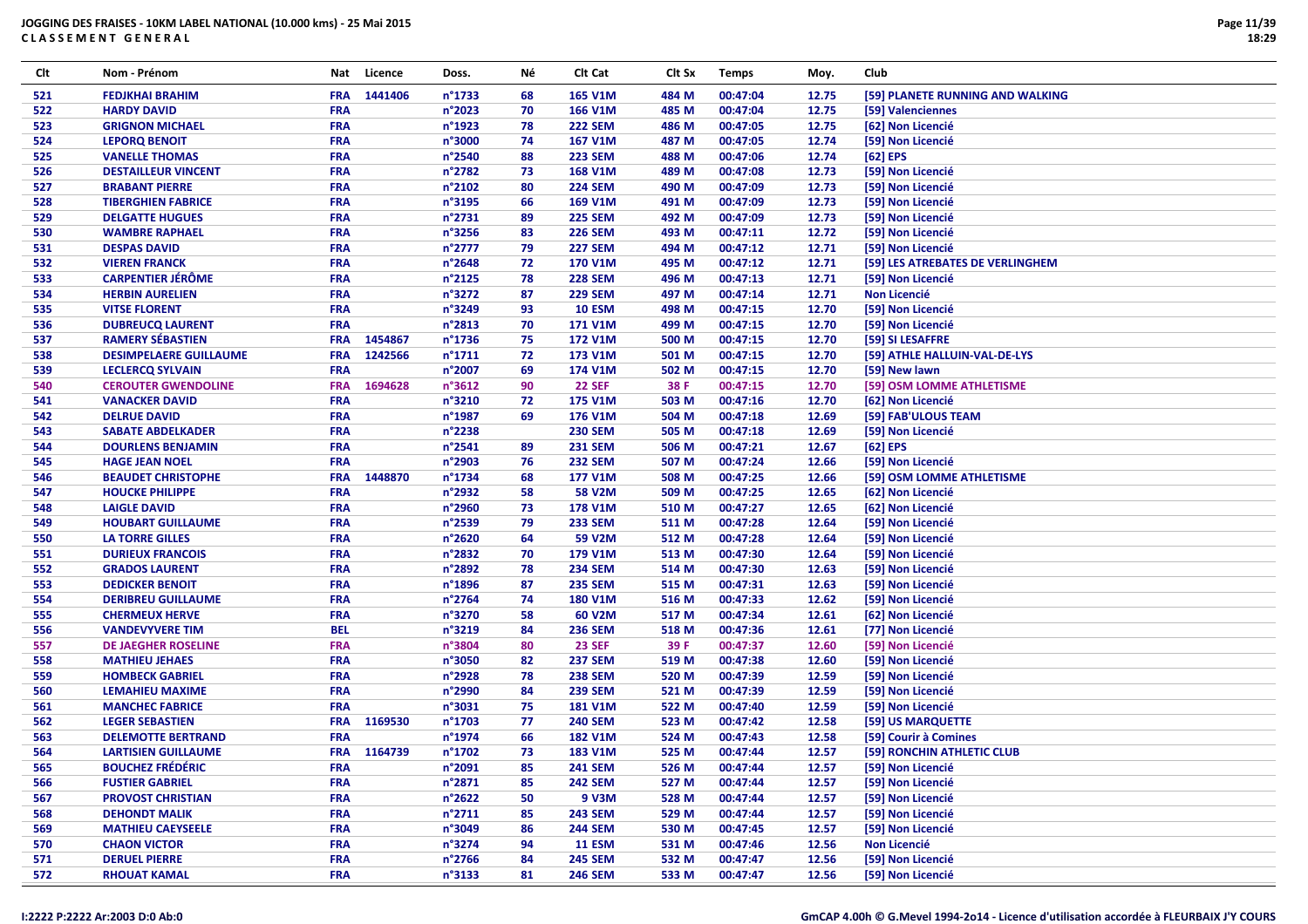**JOGGING DES FRAISES - 10KM LABEL NATIONAL (10.000 kms) - 25 Mai 2015**
**CLASSEMENT GENERAL**

| Clt | Nom - Prénom | Nat | Licence | Doss. | Né | Clt Cat | Clt Sx | Temps | Moy. | Club |
|---|---|---|---|---|---|---|---|---|---|---|
| 521 | FEDJKHAI BRAHIM | FRA | 1441406 | n°1733 | 68 | 165 V1M | 484 M | 00:47:04 | 12.75 | [59] PLANETE RUNNING AND WALKING |
| 522 | HARDY DAVID | FRA | | n°2023 | 70 | 166 V1M | 485 M | 00:47:04 | 12.75 | [59] Valenciennes |
| 523 | GRIGNON MICHAEL | FRA | | n°1923 | 78 | 222 SEM | 486 M | 00:47:05 | 12.75 | [62] Non Licencié |
| 524 | LEPORQ BENOIT | FRA | | n°3000 | 74 | 167 V1M | 487 M | 00:47:05 | 12.74 | [59] Non Licencié |
| 525 | VANELLE THOMAS | FRA | | n°2540 | 88 | 223 SEM | 488 M | 00:47:06 | 12.74 | [62] EPS |
| 526 | DESTAILLEUR VINCENT | FRA | | n°2782 | 73 | 168 V1M | 489 M | 00:47:08 | 12.73 | [59] Non Licencié |
| 527 | BRABANT PIERRE | FRA | | n°2102 | 80 | 224 SEM | 490 M | 00:47:09 | 12.73 | [59] Non Licencié |
| 528 | TIBERGHIEN FABRICE | FRA | | n°3195 | 66 | 169 V1M | 491 M | 00:47:09 | 12.73 | [59] Non Licencié |
| 529 | DELGATTE HUGUES | FRA | | n°2731 | 89 | 225 SEM | 492 M | 00:47:09 | 12.73 | [59] Non Licencié |
| 530 | WAMBRE RAPHAEL | FRA | | n°3256 | 83 | 226 SEM | 493 M | 00:47:11 | 12.72 | [59] Non Licencié |
| 531 | DESPAS DAVID | FRA | | n°2777 | 79 | 227 SEM | 494 M | 00:47:12 | 12.71 | [59] Non Licencié |
| 532 | VIEREN FRANCK | FRA | | n°2648 | 72 | 170 V1M | 495 M | 00:47:12 | 12.71 | [59] LES ATREBATES DE VERLINGHEM |
| 533 | CARPENTIER JÉRÔME | FRA | | n°2125 | 78 | 228 SEM | 496 M | 00:47:13 | 12.71 | [59] Non Licencié |
| 534 | HERBIN AURELIEN | FRA | | n°3272 | 87 | 229 SEM | 497 M | 00:47:14 | 12.71 | Non Licencié |
| 535 | VITSE FLORENT | FRA | | n°3249 | 93 | 10 ESM | 498 M | 00:47:15 | 12.70 | [59] Non Licencié |
| 536 | DUBREUCQ LAURENT | FRA | | n°2813 | 70 | 171 V1M | 499 M | 00:47:15 | 12.70 | [59] Non Licencié |
| 537 | RAMERY SÉBASTIEN | FRA | 1454867 | n°1736 | 75 | 172 V1M | 500 M | 00:47:15 | 12.70 | [59] SI LESAFFRE |
| 538 | DESIMPELAERE GUILLAUME | FRA | 1242566 | n°1711 | 72 | 173 V1M | 501 M | 00:47:15 | 12.70 | [59] ATHLE HALLUIN-VAL-DE-LYS |
| 539 | LECLERCQ SYLVAIN | FRA | | n°2007 | 69 | 174 V1M | 502 M | 00:47:15 | 12.70 | [59] New lawn |
| 540 | CEROUTER GWENDOLINE | FRA | 1694628 | n°3612 | 90 | 22 SEF | 38 F | 00:47:15 | 12.70 | [59] OSM LOMME ATHLETISME |
| 541 | VANACKER DAVID | FRA | | n°3210 | 72 | 175 V1M | 503 M | 00:47:16 | 12.70 | [62] Non Licencié |
| 542 | DELRUE DAVID | FRA | | n°1987 | 69 | 176 V1M | 504 M | 00:47:18 | 12.69 | [59] FAB'ULOUS TEAM |
| 543 | SABATE ABDELKADER | FRA | | n°2238 | | 230 SEM | 505 M | 00:47:18 | 12.69 | [59] Non Licencié |
| 544 | DOURLENS BENJAMIN | FRA | | n°2541 | 89 | 231 SEM | 506 M | 00:47:21 | 12.67 | [62] EPS |
| 545 | HAGE JEAN NOEL | FRA | | n°2903 | 76 | 232 SEM | 507 M | 00:47:24 | 12.66 | [59] Non Licencié |
| 546 | BEAUDET CHRISTOPHE | FRA | 1448870 | n°1734 | 68 | 177 V1M | 508 M | 00:47:25 | 12.66 | [59] OSM LOMME ATHLETISME |
| 547 | HOUCKE PHILIPPE | FRA | | n°2932 | 58 | 58 V2M | 509 M | 00:47:25 | 12.65 | [62] Non Licencié |
| 548 | LAIGLE DAVID | FRA | | n°2960 | 73 | 178 V1M | 510 M | 00:47:27 | 12.65 | [62] Non Licencié |
| 549 | HOUBART GUILLAUME | FRA | | n°2539 | 79 | 233 SEM | 511 M | 00:47:28 | 12.64 | [59] Non Licencié |
| 550 | LA TORRE GILLES | FRA | | n°2620 | 64 | 59 V2M | 512 M | 00:47:28 | 12.64 | [59] Non Licencié |
| 551 | DURIEUX FRANCOIS | FRA | | n°2832 | 70 | 179 V1M | 513 M | 00:47:30 | 12.64 | [59] Non Licencié |
| 552 | GRADOS LAURENT | FRA | | n°2892 | 78 | 234 SEM | 514 M | 00:47:30 | 12.63 | [59] Non Licencié |
| 553 | DEDICKER BENOIT | FRA | | n°1896 | 87 | 235 SEM | 515 M | 00:47:31 | 12.63 | [59] Non Licencié |
| 554 | DERIBREU GUILLAUME | FRA | | n°2764 | 74 | 180 V1M | 516 M | 00:47:33 | 12.62 | [59] Non Licencié |
| 555 | CHERMEUX HERVE | FRA | | n°3270 | 58 | 60 V2M | 517 M | 00:47:34 | 12.61 | [62] Non Licencié |
| 556 | VANDEVYVERE TIM | BEL | | n°3219 | 84 | 236 SEM | 518 M | 00:47:36 | 12.61 | [77] Non Licencié |
| 557 | DE JAEGHER ROSELINE | FRA | | n°3804 | 80 | 23 SEF | 39 F | 00:47:37 | 12.60 | [59] Non Licencié |
| 558 | MATHIEU JEHAES | FRA | | n°3050 | 82 | 237 SEM | 519 M | 00:47:38 | 12.60 | [59] Non Licencié |
| 559 | HOMBECK GABRIEL | FRA | | n°2928 | 78 | 238 SEM | 520 M | 00:47:39 | 12.59 | [59] Non Licencié |
| 560 | LEMAHIEU MAXIME | FRA | | n°2990 | 84 | 239 SEM | 521 M | 00:47:39 | 12.59 | [59] Non Licencié |
| 561 | MANCHEC FABRICE | FRA | | n°3031 | 75 | 181 V1M | 522 M | 00:47:40 | 12.59 | [59] Non Licencié |
| 562 | LEGER SEBASTIEN | FRA | 1169530 | n°1703 | 77 | 240 SEM | 523 M | 00:47:42 | 12.58 | [59] US MARQUETTE |
| 563 | DELEMOTTE BERTRAND | FRA | | n°1974 | 66 | 182 V1M | 524 M | 00:47:43 | 12.58 | [59] Courir à Comines |
| 564 | LARTISIEN GUILLAUME | FRA | 1164739 | n°1702 | 73 | 183 V1M | 525 M | 00:47:44 | 12.57 | [59] RONCHIN ATHLETIC CLUB |
| 565 | BOUCHEZ FRÉDÉRIC | FRA | | n°2091 | 85 | 241 SEM | 526 M | 00:47:44 | 12.57 | [59] Non Licencié |
| 566 | FUSTIER GABRIEL | FRA | | n°2871 | 85 | 242 SEM | 527 M | 00:47:44 | 12.57 | [59] Non Licencié |
| 567 | PROVOST CHRISTIAN | FRA | | n°2622 | 50 | 9 V3M | 528 M | 00:47:44 | 12.57 | [59] Non Licencié |
| 568 | DEHONDT MALIK | FRA | | n°2711 | 85 | 243 SEM | 529 M | 00:47:44 | 12.57 | [59] Non Licencié |
| 569 | MATHIEU CAEYSEELE | FRA | | n°3049 | 86 | 244 SEM | 530 M | 00:47:45 | 12.57 | [59] Non Licencié |
| 570 | CHAON VICTOR | FRA | | n°3274 | 94 | 11 ESM | 531 M | 00:47:46 | 12.56 | Non Licencié |
| 571 | DERUEL PIERRE | FRA | | n°2766 | 84 | 245 SEM | 532 M | 00:47:47 | 12.56 | [59] Non Licencié |
| 572 | RHOUAT KAMAL | FRA | | n°3133 | 81 | 246 SEM | 533 M | 00:47:47 | 12.56 | [59] Non Licencié |

I:2222 P:2222 Ar:2003 D:0 Ab:0

GmCAP 4.00h © G.Mevel 1994-2o14 - Licence d'utilisation accordée à FLEURBAIX J'Y COURS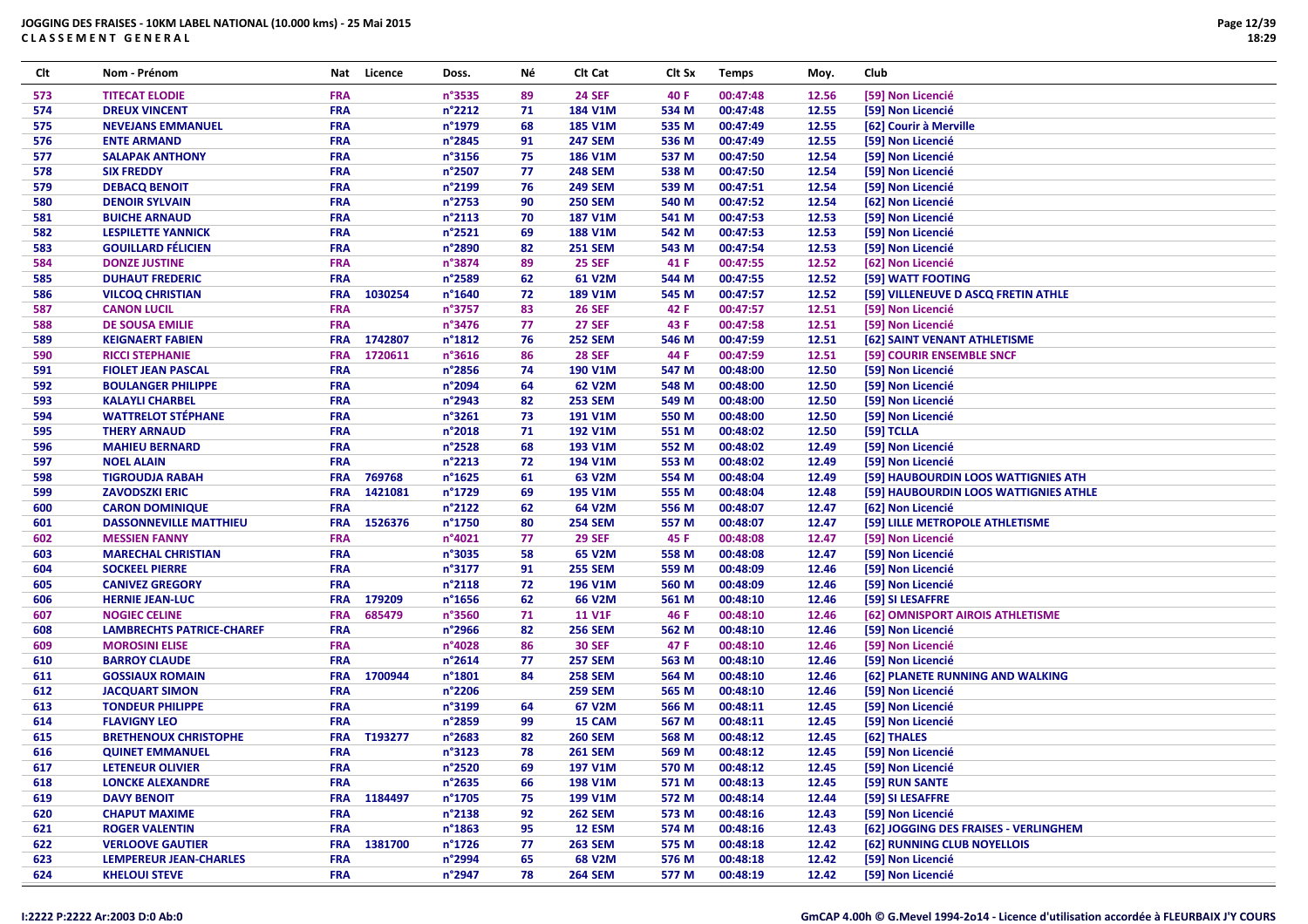**JOGGING DES FRAISES - 10KM LABEL NATIONAL (10.000 kms) - 25 Mai 2015**
**CLASSEMENT GENERAL**

| Clt | Nom - Prénom | Nat | Licence | Doss. | Né | Clt Cat | Clt Sx | Temps | Moy. | Club |
|---|---|---|---|---|---|---|---|---|---|---|
| 573 | TITECAT ELODIE | FRA | | n°3535 | 89 | 24 SEF | 40 F | 00:47:48 | 12.56 | [59] Non Licencié |
| 574 | DREUX VINCENT | FRA | | n°2212 | 71 | 184 V1M | 534 M | 00:47:48 | 12.55 | [59] Non Licencié |
| 575 | NEVEJANS EMMANUEL | FRA | | n°1979 | 68 | 185 V1M | 535 M | 00:47:49 | 12.55 | [62] Courir à Merville |
| 576 | ENTE ARMAND | FRA | | n°2845 | 91 | 247 SEM | 536 M | 00:47:49 | 12.55 | [59] Non Licencié |
| 577 | SALAPAK ANTHONY | FRA | | n°3156 | 75 | 186 V1M | 537 M | 00:47:50 | 12.54 | [59] Non Licencié |
| 578 | SIX FREDDY | FRA | | n°2507 | 77 | 248 SEM | 538 M | 00:47:50 | 12.54 | [59] Non Licencié |
| 579 | DEBACQ BENOIT | FRA | | n°2199 | 76 | 249 SEM | 539 M | 00:47:51 | 12.54 | [59] Non Licencié |
| 580 | DENOIR SYLVAIN | FRA | | n°2753 | 90 | 250 SEM | 540 M | 00:47:52 | 12.54 | [62] Non Licencié |
| 581 | BUICHE ARNAUD | FRA | | n°2113 | 70 | 187 V1M | 541 M | 00:47:53 | 12.53 | [59] Non Licencié |
| 582 | LESPILETTE YANNICK | FRA | | n°2521 | 69 | 188 V1M | 542 M | 00:47:53 | 12.53 | [59] Non Licencié |
| 583 | GOUILLARD FÉLICIEN | FRA | | n°2890 | 82 | 251 SEM | 543 M | 00:47:54 | 12.53 | [59] Non Licencié |
| 584 | DONZE JUSTINE | FRA | | n°3874 | 89 | 25 SEF | 41 F | 00:47:55 | 12.52 | [62] Non Licencié |
| 585 | DUHAUT FREDERIC | FRA | | n°2589 | 62 | 61 V2M | 544 M | 00:47:55 | 12.52 | [59] WATT FOOTING |
| 586 | VILCOQ CHRISTIAN | FRA | 1030254 | n°1640 | 72 | 189 V1M | 545 M | 00:47:57 | 12.52 | [59] VILLENEUVE D ASCQ FRETIN ATHLE |
| 587 | CANON LUCIL | FRA | | n°3757 | 83 | 26 SEF | 42 F | 00:47:57 | 12.51 | [59] Non Licencié |
| 588 | DE SOUSA EMILIE | FRA | | n°3476 | 77 | 27 SEF | 43 F | 00:47:58 | 12.51 | [59] Non Licencié |
| 589 | KEIGNAERT FABIEN | FRA | 1742807 | n°1812 | 76 | 252 SEM | 546 M | 00:47:59 | 12.51 | [62] SAINT VENANT ATHLETISME |
| 590 | RICCI STEPHANIE | FRA | 1720611 | n°3616 | 86 | 28 SEF | 44 F | 00:47:59 | 12.51 | [59] COURIR ENSEMBLE SNCF |
| 591 | FIOLET JEAN PASCAL | FRA | | n°2856 | 74 | 190 V1M | 547 M | 00:48:00 | 12.50 | [59] Non Licencié |
| 592 | BOULANGER PHILIPPE | FRA | | n°2094 | 64 | 62 V2M | 548 M | 00:48:00 | 12.50 | [59] Non Licencié |
| 593 | KALAYLI CHARBEL | FRA | | n°2943 | 82 | 253 SEM | 549 M | 00:48:00 | 12.50 | [59] Non Licencié |
| 594 | WATTRELOT STÉPHANE | FRA | | n°3261 | 73 | 191 V1M | 550 M | 00:48:00 | 12.50 | [59] Non Licencié |
| 595 | THERY ARNAUD | FRA | | n°2018 | 71 | 192 V1M | 551 M | 00:48:02 | 12.50 | [59] TCLLA |
| 596 | MAHIEU BERNARD | FRA | | n°2528 | 68 | 193 V1M | 552 M | 00:48:02 | 12.49 | [59] Non Licencié |
| 597 | NOEL ALAIN | FRA | | n°2213 | 72 | 194 V1M | 553 M | 00:48:02 | 12.49 | [59] Non Licencié |
| 598 | TIGROUDJA RABAH | FRA | 769768 | n°1625 | 61 | 63 V2M | 554 M | 00:48:04 | 12.49 | [59] HAUBOURDIN LOOS WATTIGNIES ATH |
| 599 | ZAVODSZKI ERIC | FRA | 1421081 | n°1729 | 69 | 195 V1M | 555 M | 00:48:04 | 12.48 | [59] HAUBOURDIN LOOS WATTIGNIES ATHLE |
| 600 | CARON DOMINIQUE | FRA | | n°2122 | 62 | 64 V2M | 556 M | 00:48:07 | 12.47 | [62] Non Licencié |
| 601 | DASSONNEVILLE MATTHIEU | FRA | 1526376 | n°1750 | 80 | 254 SEM | 557 M | 00:48:07 | 12.47 | [59] LILLE METROPOLE ATHLETISME |
| 602 | MESSIEN FANNY | FRA | | n°4021 | 77 | 29 SEF | 45 F | 00:48:08 | 12.47 | [59] Non Licencié |
| 603 | MARECHAL CHRISTIAN | FRA | | n°3035 | 58 | 65 V2M | 558 M | 00:48:08 | 12.47 | [59] Non Licencié |
| 604 | SOCKEEL PIERRE | FRA | | n°3177 | 91 | 255 SEM | 559 M | 00:48:09 | 12.46 | [59] Non Licencié |
| 605 | CANIVEZ GREGORY | FRA | | n°2118 | 72 | 196 V1M | 560 M | 00:48:09 | 12.46 | [59] Non Licencié |
| 606 | HERNIE JEAN-LUC | FRA | 179209 | n°1656 | 62 | 66 V2M | 561 M | 00:48:10 | 12.46 | [59] SI LESAFFRE |
| 607 | NOGIEC CELINE | FRA | 685479 | n°3560 | 71 | 11 V1F | 46 F | 00:48:10 | 12.46 | [62] OMNISPORT AIROIS ATHLETISME |
| 608 | LAMBRECHTS PATRICE-CHAREF | FRA | | n°2966 | 82 | 256 SEM | 562 M | 00:48:10 | 12.46 | [59] Non Licencié |
| 609 | MOROSINI ELISE | FRA | | n°4028 | 86 | 30 SEF | 47 F | 00:48:10 | 12.46 | [59] Non Licencié |
| 610 | BARROY CLAUDE | FRA | | n°2614 | 77 | 257 SEM | 563 M | 00:48:10 | 12.46 | [59] Non Licencié |
| 611 | GOSSIAUX ROMAIN | FRA | 1700944 | n°1801 | 84 | 258 SEM | 564 M | 00:48:10 | 12.46 | [62] PLANETE RUNNING AND WALKING |
| 612 | JACQUART SIMON | FRA | | n°2206 | | 259 SEM | 565 M | 00:48:10 | 12.46 | [59] Non Licencié |
| 613 | TONDEUR PHILIPPE | FRA | | n°3199 | 64 | 67 V2M | 566 M | 00:48:11 | 12.45 | [59] Non Licencié |
| 614 | FLAVIGNY LEO | FRA | | n°2859 | 99 | 15 CAM | 567 M | 00:48:11 | 12.45 | [59] Non Licencié |
| 615 | BRETHENOUX CHRISTOPHE | FRA | T193277 | n°2683 | 82 | 260 SEM | 568 M | 00:48:12 | 12.45 | [62] THALES |
| 616 | QUINET EMMANUEL | FRA | | n°3123 | 78 | 261 SEM | 569 M | 00:48:12 | 12.45 | [59] Non Licencié |
| 617 | LETENEUR OLIVIER | FRA | | n°2520 | 69 | 197 V1M | 570 M | 00:48:12 | 12.45 | [59] Non Licencié |
| 618 | LONCKE ALEXANDRE | FRA | | n°2635 | 66 | 198 V1M | 571 M | 00:48:13 | 12.45 | [59] RUN SANTE |
| 619 | DAVY BENOIT | FRA | 1184497 | n°1705 | 75 | 199 V1M | 572 M | 00:48:14 | 12.44 | [59] SI LESAFFRE |
| 620 | CHAPUT MAXIME | FRA | | n°2138 | 92 | 262 SEM | 573 M | 00:48:16 | 12.43 | [59] Non Licencié |
| 621 | ROGER VALENTIN | FRA | | n°1863 | 95 | 12 ESM | 574 M | 00:48:16 | 12.43 | [62] JOGGING DES FRAISES - VERLINGHEM |
| 622 | VERLOOVE GAUTIER | FRA | 1381700 | n°1726 | 77 | 263 SEM | 575 M | 00:48:18 | 12.42 | [62] RUNNING CLUB NOYELLOIS |
| 623 | LEMPEREUR JEAN-CHARLES | FRA | | n°2994 | 65 | 68 V2M | 576 M | 00:48:18 | 12.42 | [59] Non Licencié |
| 624 | KHELOUI STEVE | FRA | | n°2947 | 78 | 264 SEM | 577 M | 00:48:19 | 12.42 | [59] Non Licencié |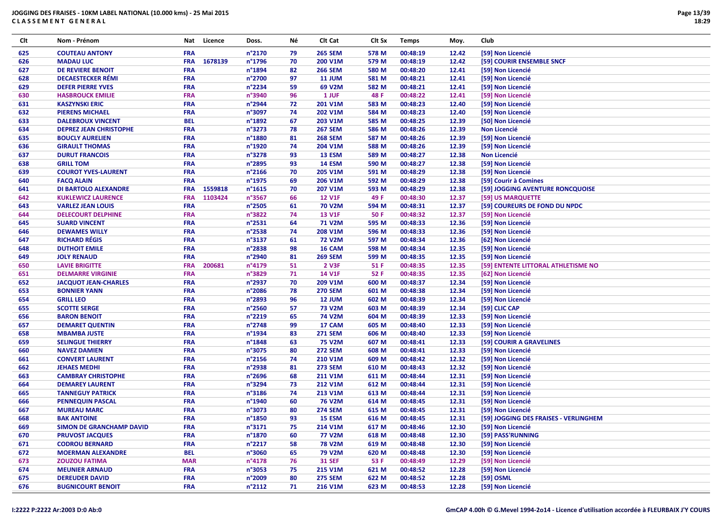**JOGGING DES FRAISES - 10KM LABEL NATIONAL (10.000 kms) - 25 Mai 2015**
**CLASSEMENT GENERAL**

| Clt | Nom - Prénom | Nat | Licence | Doss. | Né | Clt Cat | Clt Sx | Temps | Moy. | Club |
|---|---|---|---|---|---|---|---|---|---|---|
| 625 | COUTEAU ANTONY | FRA | | n°2170 | 79 | 265 SEM | 578 M | 00:48:19 | 12.42 | [59] Non Licencié |
| 626 | MADAU LUC | FRA | 1678139 | n°1796 | 70 | 200 V1M | 579 M | 00:48:19 | 12.42 | [59] COURIR ENSEMBLE SNCF |
| 627 | DE REVIERE BENOIT | FRA | | n°1894 | 82 | 266 SEM | 580 M | 00:48:20 | 12.41 | [59] Non Licencié |
| 628 | DECAESTECKER RÉMI | FRA | | n°2700 | 97 | 11 JUM | 581 M | 00:48:21 | 12.41 | [59] Non Licencié |
| 629 | DEFER PIERRE YVES | FRA | | n°2234 | 59 | 69 V2M | 582 M | 00:48:21 | 12.41 | [59] Non Licencié |
| 630 | HASBROUCK EMILIE | FRA | | n°3940 | 96 | 1 JUF | 48 F | 00:48:22 | 12.41 | [59] Non Licencié |
| 631 | KASZYNSKI ERIC | FRA | | n°2944 | 72 | 201 V1M | 583 M | 00:48:23 | 12.40 | [59] Non Licencié |
| 632 | PIERENS MICHAEL | FRA | | n°3097 | 74 | 202 V1M | 584 M | 00:48:23 | 12.40 | [59] Non Licencié |
| 633 | DALEBROUX VINCENT | BEL | | n°1892 | 67 | 203 V1M | 585 M | 00:48:25 | 12.39 | [50] Non Licencié |
| 634 | DEPREZ JEAN CHRISTOPHE | FRA | | n°3273 | 78 | 267 SEM | 586 M | 00:48:26 | 12.39 | Non Licencié |
| 635 | BOUCLY AURELIEN | FRA | | n°1880 | 81 | 268 SEM | 587 M | 00:48:26 | 12.39 | [59] Non Licencié |
| 636 | GIRAULT THOMAS | FRA | | n°1920 | 74 | 204 V1M | 588 M | 00:48:26 | 12.39 | [59] Non Licencié |
| 637 | DURUT FRANCOIS | FRA | | n°3278 | 93 | 13 ESM | 589 M | 00:48:27 | 12.38 | Non Licencié |
| 638 | GRILL TOM | FRA | | n°2895 | 93 | 14 ESM | 590 M | 00:48:27 | 12.38 | [59] Non Licencié |
| 639 | COUROT YVES-LAURENT | FRA | | n°2166 | 70 | 205 V1M | 591 M | 00:48:29 | 12.38 | [59] Non Licencié |
| 640 | FACQ ALAIN | FRA | | n°1975 | 69 | 206 V1M | 592 M | 00:48:29 | 12.38 | [59] Courir à Comines |
| 641 | DI BARTOLO ALEXANDRE | FRA | 1559818 | n°1615 | 70 | 207 V1M | 593 M | 00:48:29 | 12.38 | [59] JOGGING AVENTURE RONCQUOISE |
| 642 | KUKLEWICZ LAURENCE | FRA | 1103424 | n°3567 | 66 | 12 V1F | 49 F | 00:48:30 | 12.37 | [59] US MARQUETTE |
| 643 | VARLEZ JEAN LOUIS | FRA | | n°2505 | 61 | 70 V2M | 594 M | 00:48:31 | 12.37 | [59] COUREURS DE FOND DU NPDC |
| 644 | DELECOURT DELPHINE | FRA | | n°3822 | 74 | 13 V1F | 50 F | 00:48:32 | 12.37 | [59] Non Licencié |
| 645 | SUARD VINCENT | FRA | | n°2531 | 64 | 71 V2M | 595 M | 00:48:33 | 12.36 | [59] Non Licencié |
| 646 | DEWAMES WILLY | FRA | | n°2538 | 74 | 208 V1M | 596 M | 00:48:33 | 12.36 | [59] Non Licencié |
| 647 | RICHARD RÉGIS | FRA | | n°3137 | 61 | 72 V2M | 597 M | 00:48:34 | 12.36 | [62] Non Licencié |
| 648 | DUTHOIT EMILE | FRA | | n°2838 | 98 | 16 CAM | 598 M | 00:48:34 | 12.35 | [59] Non Licencié |
| 649 | JOLY RENAUD | FRA | | n°2940 | 81 | 269 SEM | 599 M | 00:48:35 | 12.35 | [59] Non Licencié |
| 650 | LAVIE BRIGITTE | FRA | 200681 | n°4179 | 51 | 2 V3F | 51 F | 00:48:35 | 12.35 | [59] ENTENTE LITTORAL ATHLETISME NO |
| 651 | DELMARRE VIRGINIE | FRA | | n°3829 | 71 | 14 V1F | 52 F | 00:48:35 | 12.35 | [62] Non Licencié |
| 652 | JACQUOT JEAN-CHARLES | FRA | | n°2937 | 70 | 209 V1M | 600 M | 00:48:37 | 12.34 | [59] Non Licencié |
| 653 | BONNIER YANN | FRA | | n°2086 | 78 | 270 SEM | 601 M | 00:48:38 | 12.34 | [59] Non Licencié |
| 654 | GRILL LEO | FRA | | n°2893 | 96 | 12 JUM | 602 M | 00:48:39 | 12.34 | [59] Non Licencié |
| 655 | SCOTTE SERGE | FRA | | n°2560 | 57 | 73 V2M | 603 M | 00:48:39 | 12.34 | [59] CLIC CAP |
| 656 | BARON BENOIT | FRA | | n°2219 | 65 | 74 V2M | 604 M | 00:48:39 | 12.33 | [59] Non Licencié |
| 657 | DEMARET QUENTIN | FRA | | n°2748 | 99 | 17 CAM | 605 M | 00:48:40 | 12.33 | [59] Non Licencié |
| 658 | MBAMBA JUSTE | FRA | | n°1934 | 83 | 271 SEM | 606 M | 00:48:40 | 12.33 | [59] Non Licencié |
| 659 | SELINGUE THIERRY | FRA | | n°1848 | 63 | 75 V2M | 607 M | 00:48:41 | 12.33 | [59] COURIR A GRAVELINES |
| 660 | NAVEZ DAMIEN | FRA | | n°3075 | 80 | 272 SEM | 608 M | 00:48:41 | 12.33 | [59] Non Licencié |
| 661 | CONVERT LAURENT | FRA | | n°2156 | 74 | 210 V1M | 609 M | 00:48:42 | 12.32 | [59] Non Licencié |
| 662 | JEHAES MEDHI | FRA | | n°2938 | 81 | 273 SEM | 610 M | 00:48:43 | 12.32 | [59] Non Licencié |
| 663 | CAMBRAY CHRISTOPHE | FRA | | n°2696 | 68 | 211 V1M | 611 M | 00:48:44 | 12.31 | [59] Non Licencié |
| 664 | DEMAREY LAURENT | FRA | | n°3294 | 73 | 212 V1M | 612 M | 00:48:44 | 12.31 | [59] Non Licencié |
| 665 | TANNEGUY PATRICK | FRA | | n°3186 | 74 | 213 V1M | 613 M | 00:48:44 | 12.31 | [59] Non Licencié |
| 666 | PENNEQUIN PASCAL | FRA | | n°1940 | 60 | 76 V2M | 614 M | 00:48:45 | 12.31 | [59] Non Licencié |
| 667 | MUREAU MARC | FRA | | n°3073 | 80 | 274 SEM | 615 M | 00:48:45 | 12.31 | [59] Non Licencié |
| 668 | BAK ANTOINE | FRA | | n°1850 | 93 | 15 ESM | 616 M | 00:48:45 | 12.31 | [59] JOGGING DES FRAISES - VERLINGHEM |
| 669 | SIMON DE GRANCHAMP DAVID | FRA | | n°3171 | 75 | 214 V1M | 617 M | 00:48:46 | 12.30 | [59] Non Licencié |
| 670 | PRUVOST JACQUES | FRA | | n°1870 | 60 | 77 V2M | 618 M | 00:48:48 | 12.30 | [59] PASS'RUNNING |
| 671 | CODROU BERNARD | FRA | | n°2217 | 58 | 78 V2M | 619 M | 00:48:48 | 12.30 | [59] Non Licencié |
| 672 | MOERMAN ALEXANDRE | BEL | | n°3060 | 65 | 79 V2M | 620 M | 00:48:48 | 12.30 | [59] Non Licencié |
| 673 | ZOUZOU FATIMA | MAR | | n°4178 | 76 | 31 SEF | 53 F | 00:48:49 | 12.29 | [59] Non Licencié |
| 674 | MEUNIER ARNAUD | FRA | | n°3053 | 75 | 215 V1M | 621 M | 00:48:52 | 12.28 | [59] Non Licencié |
| 675 | DEREUDER DAVID | FRA | | n°2009 | 80 | 275 SEM | 622 M | 00:48:52 | 12.28 | [59] OSML |
| 676 | BUGNICOURT BENOIT | FRA | | n°2112 | 71 | 216 V1M | 623 M | 00:48:53 | 12.28 | [59] Non Licencié |

I:2222 P:2222 Ar:2003 D:0 Ab:0

GmCAP 4.00h © G.Mevel 1994-2o14 - Licence d'utilisation accordée à FLEURBAIX J'Y COURS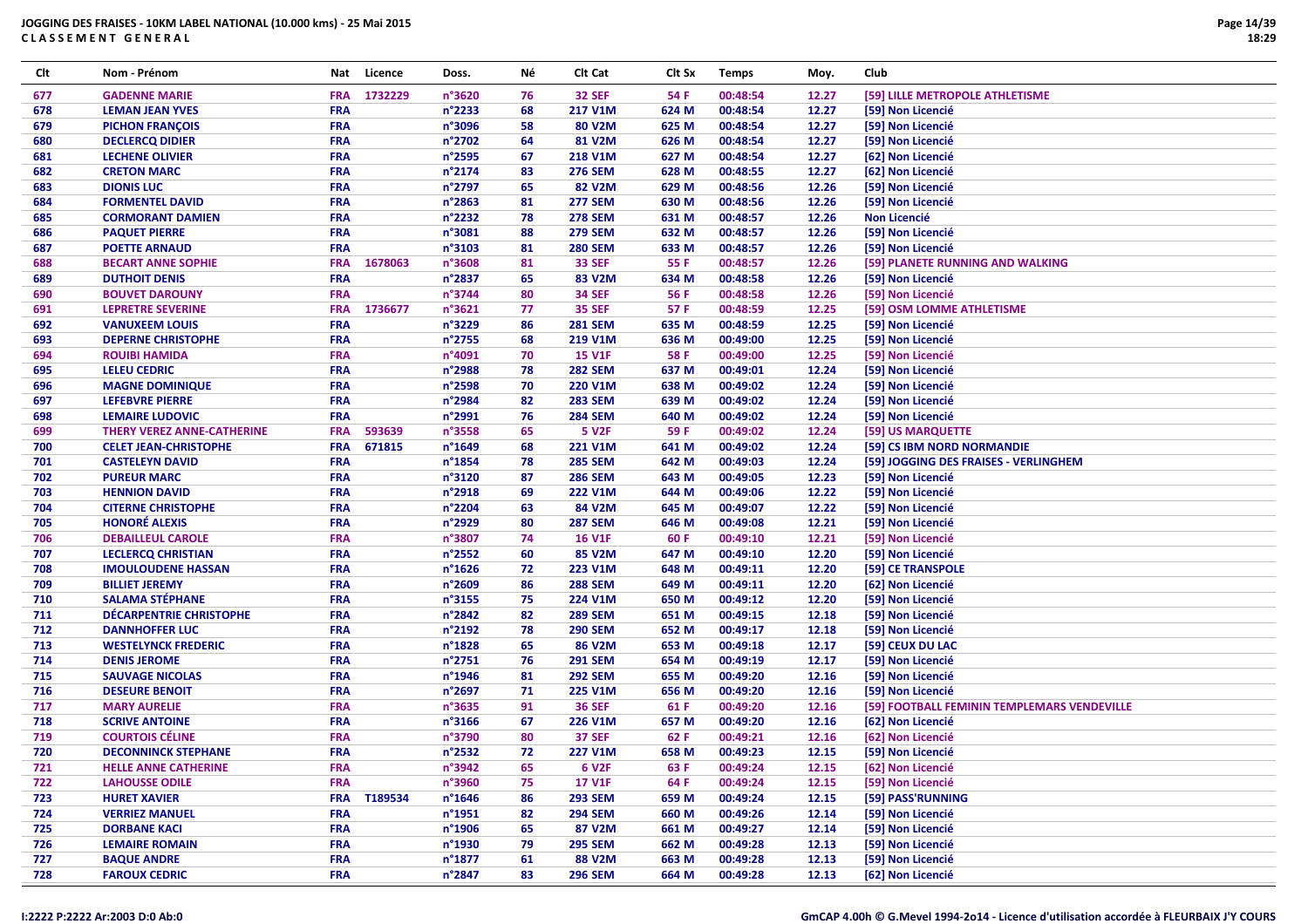**JOGGING DES FRAISES - 10KM LABEL NATIONAL (10.000 kms) - 25 Mai 2015**
**CLASSEMENT GENERAL**

| Clt | Nom - Prénom | Nat | Licence | Doss. | Né | Clt Cat | Clt Sx | Temps | Moy. | Club |
|---|---|---|---|---|---|---|---|---|---|---|
| 677 | GADENNE MARIE | FRA | 1732229 | n°3620 | 76 | 32 SEF | 54 F | 00:48:54 | 12.27 | [59] LILLE METROPOLE ATHLETISME |
| 678 | LEMAN JEAN YVES | FRA | | n°2233 | 68 | 217 V1M | 624 M | 00:48:54 | 12.27 | [59] Non Licencié |
| 679 | PICHON FRANÇOIS | FRA | | n°3096 | 58 | 80 V2M | 625 M | 00:48:54 | 12.27 | [59] Non Licencié |
| 680 | DECLERCQ DIDIER | FRA | | n°2702 | 64 | 81 V2M | 626 M | 00:48:54 | 12.27 | [59] Non Licencié |
| 681 | LECHENE OLIVIER | FRA | | n°2595 | 67 | 218 V1M | 627 M | 00:48:54 | 12.27 | [62] Non Licencié |
| 682 | CRETON MARC | FRA | | n°2174 | 83 | 276 SEM | 628 M | 00:48:55 | 12.27 | [59] Non Licencié |
| 683 | DIONIS LUC | FRA | | n°2797 | 65 | 82 V2M | 629 M | 00:48:56 | 12.26 | [59] Non Licencié |
| 684 | FORMENTEL DAVID | FRA | | n°2863 | 81 | 277 SEM | 630 M | 00:48:56 | 12.26 | [59] Non Licencié |
| 685 | CORMORANT DAMIEN | FRA | | n°2232 | 78 | 278 SEM | 631 M | 00:48:57 | 12.26 | Non Licencié |
| 686 | PAQUET PIERRE | FRA | | n°3081 | 88 | 279 SEM | 632 M | 00:48:57 | 12.26 | [59] Non Licencié |
| 687 | POETTE ARNAUD | FRA | | n°3103 | 81 | 280 SEM | 633 M | 00:48:57 | 12.26 | [59] Non Licencié |
| 688 | BECART ANNE SOPHIE | FRA | 1678063 | n°3608 | 81 | 33 SEF | 55 F | 00:48:57 | 12.26 | [59] PLANETE RUNNING AND WALKING |
| 689 | DUTHOIT DENIS | FRA | | n°2837 | 65 | 83 V2M | 634 M | 00:48:58 | 12.26 | [59] Non Licencié |
| 690 | BOUVET DAROUNY | FRA | | n°3744 | 80 | 34 SEF | 56 F | 00:48:58 | 12.26 | [59] Non Licencié |
| 691 | LEPRETRE SEVERINE | FRA | 1736677 | n°3621 | 77 | 35 SEF | 57 F | 00:48:59 | 12.25 | [59] OSM LOMME ATHLETISME |
| 692 | VANUXEEM LOUIS | FRA | | n°3229 | 86 | 281 SEM | 635 M | 00:48:59 | 12.25 | [59] Non Licencié |
| 693 | DEPERNE CHRISTOPHE | FRA | | n°2755 | 68 | 219 V1M | 636 M | 00:49:00 | 12.25 | [59] Non Licencié |
| 694 | ROUIBI HAMIDA | FRA | | n°4091 | 70 | 15 V1F | 58 F | 00:49:00 | 12.25 | [59] Non Licencié |
| 695 | LELEU CEDRIC | FRA | | n°2988 | 78 | 282 SEM | 637 M | 00:49:01 | 12.24 | [59] Non Licencié |
| 696 | MAGNE DOMINIQUE | FRA | | n°2598 | 70 | 220 V1M | 638 M | 00:49:02 | 12.24 | [59] Non Licencié |
| 697 | LEFEBVRE PIERRE | FRA | | n°2984 | 82 | 283 SEM | 639 M | 00:49:02 | 12.24 | [59] Non Licencié |
| 698 | LEMAIRE LUDOVIC | FRA | | n°2991 | 76 | 284 SEM | 640 M | 00:49:02 | 12.24 | [59] Non Licencié |
| 699 | THERY VEREZ ANNE-CATHERINE | FRA | 593639 | n°3558 | 65 | 5 V2F | 59 F | 00:49:02 | 12.24 | [59] US MARQUETTE |
| 700 | CELET JEAN-CHRISTOPHE | FRA | 671815 | n°1649 | 68 | 221 V1M | 641 M | 00:49:02 | 12.24 | [59] CS IBM NORD NORMANDIE |
| 701 | CASTELEYN DAVID | FRA | | n°1854 | 78 | 285 SEM | 642 M | 00:49:03 | 12.24 | [59] JOGGING DES FRAISES - VERLINGHEM |
| 702 | PUREUR MARC | FRA | | n°3120 | 87 | 286 SEM | 643 M | 00:49:05 | 12.23 | [59] Non Licencié |
| 703 | HENNION DAVID | FRA | | n°2918 | 69 | 222 V1M | 644 M | 00:49:06 | 12.22 | [59] Non Licencié |
| 704 | CITERNE CHRISTOPHE | FRA | | n°2204 | 63 | 84 V2M | 645 M | 00:49:07 | 12.22 | [59] Non Licencié |
| 705 | HONORÉ ALEXIS | FRA | | n°2929 | 80 | 287 SEM | 646 M | 00:49:08 | 12.21 | [59] Non Licencié |
| 706 | DEBAILLEUL CAROLE | FRA | | n°3807 | 74 | 16 V1F | 60 F | 00:49:10 | 12.21 | [59] Non Licencié |
| 707 | LECLERCQ CHRISTIAN | FRA | | n°2552 | 60 | 85 V2M | 647 M | 00:49:10 | 12.20 | [59] Non Licencié |
| 708 | IMOULOUDENE HASSAN | FRA | | n°1626 | 72 | 223 V1M | 648 M | 00:49:11 | 12.20 | [59] CE TRANSPOLE |
| 709 | BILLIET JEREMY | FRA | | n°2609 | 86 | 288 SEM | 649 M | 00:49:11 | 12.20 | [62] Non Licencié |
| 710 | SALAMA STÉPHANE | FRA | | n°3155 | 75 | 224 V1M | 650 M | 00:49:12 | 12.20 | [59] Non Licencié |
| 711 | DÉCARPENTRIE CHRISTOPHE | FRA | | n°2842 | 82 | 289 SEM | 651 M | 00:49:15 | 12.18 | [59] Non Licencié |
| 712 | DANNHOFFER LUC | FRA | | n°2192 | 78 | 290 SEM | 652 M | 00:49:17 | 12.18 | [59] Non Licencié |
| 713 | WESTELYNCK FREDERIC | FRA | | n°1828 | 65 | 86 V2M | 653 M | 00:49:18 | 12.17 | [59] CEUX DU LAC |
| 714 | DENIS JEROME | FRA | | n°2751 | 76 | 291 SEM | 654 M | 00:49:19 | 12.17 | [59] Non Licencié |
| 715 | SAUVAGE NICOLAS | FRA | | n°1946 | 81 | 292 SEM | 655 M | 00:49:20 | 12.16 | [59] Non Licencié |
| 716 | DESEURE BENOIT | FRA | | n°2697 | 71 | 225 V1M | 656 M | 00:49:20 | 12.16 | [59] Non Licencié |
| 717 | MARY AURELIE | FRA | | n°3635 | 91 | 36 SEF | 61 F | 00:49:20 | 12.16 | [59] FOOTBALL FEMININ TEMPLEMARS VENDEVILLE |
| 718 | SCRIVE ANTOINE | FRA | | n°3166 | 67 | 226 V1M | 657 M | 00:49:20 | 12.16 | [62] Non Licencié |
| 719 | COURTOIS CÉLINE | FRA | | n°3790 | 80 | 37 SEF | 62 F | 00:49:21 | 12.16 | [62] Non Licencié |
| 720 | DECONNINCK STEPHANE | FRA | | n°2532 | 72 | 227 V1M | 658 M | 00:49:23 | 12.15 | [59] Non Licencié |
| 721 | HELLE ANNE CATHERINE | FRA | | n°3942 | 65 | 6 V2F | 63 F | 00:49:24 | 12.15 | [62] Non Licencié |
| 722 | LAHOUSSE ODILE | FRA | | n°3960 | 75 | 17 V1F | 64 F | 00:49:24 | 12.15 | [59] Non Licencié |
| 723 | HURET XAVIER | FRA | T189534 | n°1646 | 86 | 293 SEM | 659 M | 00:49:24 | 12.15 | [59] PASS'RUNNING |
| 724 | VERRIEZ MANUEL | FRA | | n°1951 | 82 | 294 SEM | 660 M | 00:49:26 | 12.14 | [59] Non Licencié |
| 725 | DORBANE KACI | FRA | | n°1906 | 65 | 87 V2M | 661 M | 00:49:27 | 12.14 | [59] Non Licencié |
| 726 | LEMAIRE ROMAIN | FRA | | n°1930 | 79 | 295 SEM | 662 M | 00:49:28 | 12.13 | [59] Non Licencié |
| 727 | BAQUE ANDRE | FRA | | n°1877 | 61 | 88 V2M | 663 M | 00:49:28 | 12.13 | [59] Non Licencié |
| 728 | FAROUX CEDRIC | FRA | | n°2847 | 83 | 296 SEM | 664 M | 00:49:28 | 12.13 | [62] Non Licencié |

I:2222 P:2222 Ar:2003 D:0 Ab:0

GmCAP 4.00h © G.Mevel 1994-2o14 - Licence d'utilisation accordée à FLEURBAIX J'Y COURS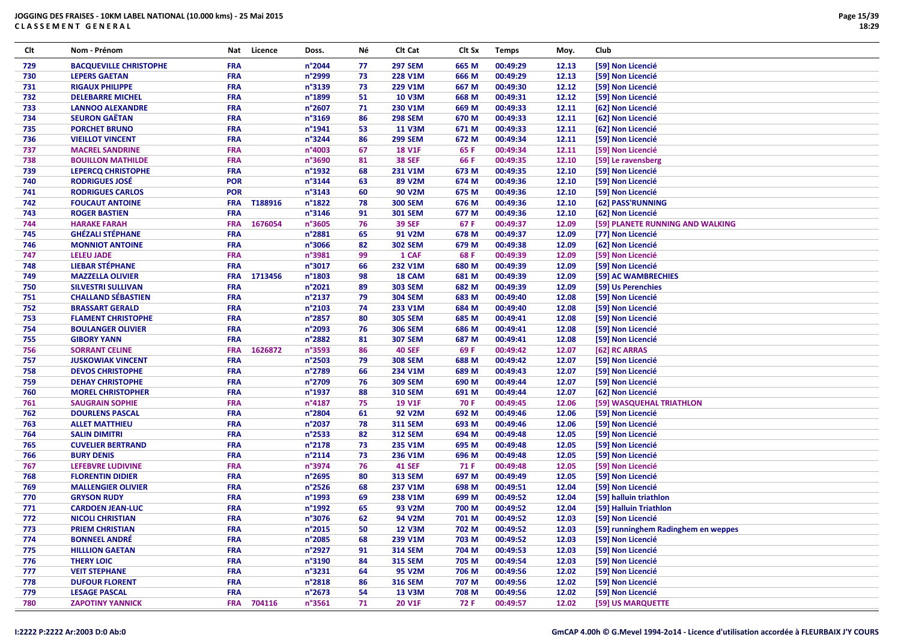**JOGGING DES FRAISES - 10KM LABEL NATIONAL (10.000 kms) - 25 Mai 2015**
**CLASSEMENT GENERAL**

| Clt | Nom - Prénom | Nat | Licence | Doss. | Né | Clt Cat | Clt Sx | Temps | Moy. | Club |
|---|---|---|---|---|---|---|---|---|---|---|
| 729 | BACQUEVILLE CHRISTOPHE | FRA | | n°2044 | 77 | 297 SEM | 665 M | 00:49:29 | 12.13 | [59] Non Licencié |
| 730 | LEPERS GAETAN | FRA | | n°2999 | 73 | 228 V1M | 666 M | 00:49:29 | 12.13 | [59] Non Licencié |
| 731 | RIGAUX PHILIPPE | FRA | | n°3139 | 73 | 229 V1M | 667 M | 00:49:30 | 12.12 | [59] Non Licencié |
| 732 | DELEBARRE MICHEL | FRA | | n°1899 | 51 | 10 V3M | 668 M | 00:49:31 | 12.12 | [59] Non Licencié |
| 733 | LANNOO ALEXANDRE | FRA | | n°2607 | 71 | 230 V1M | 669 M | 00:49:33 | 12.11 | [62] Non Licencié |
| 734 | SEURON GAËTAN | FRA | | n°3169 | 86 | 298 SEM | 670 M | 00:49:33 | 12.11 | [62] Non Licencié |
| 735 | PORCHET BRUNO | FRA | | n°1941 | 53 | 11 V3M | 671 M | 00:49:33 | 12.11 | [62] Non Licencié |
| 736 | VIEILLOT VINCENT | FRA | | n°3244 | 86 | 299 SEM | 672 M | 00:49:34 | 12.11 | [59] Non Licencié |
| 737 | MACREL SANDRINE | FRA | | n°4003 | 67 | 18 V1F | 65 F | 00:49:34 | 12.11 | [59] Non Licencié |
| 738 | BOUILLON MATHILDE | FRA | | n°3690 | 81 | 38 SEF | 66 F | 00:49:35 | 12.10 | [59] Le ravensberg |
| 739 | LEPERCQ CHRISTOPHE | FRA | | n°1932 | 68 | 231 V1M | 673 M | 00:49:35 | 12.10 | [59] Non Licencié |
| 740 | RODRIGUES JOSÉ | POR | | n°3144 | 63 | 89 V2M | 674 M | 00:49:36 | 12.10 | [59] Non Licencié |
| 741 | RODRIGUES CARLOS | POR | | n°3143 | 60 | 90 V2M | 675 M | 00:49:36 | 12.10 | [59] Non Licencié |
| 742 | FOUCAUT ANTOINE | FRA | T188916 | n°1822 | 78 | 300 SEM | 676 M | 00:49:36 | 12.10 | [62] PASS'RUNNING |
| 743 | ROGER BASTIEN | FRA | | n°3146 | 91 | 301 SEM | 677 M | 00:49:36 | 12.10 | [62] Non Licencié |
| 744 | HARAKE FARAH | FRA | 1676054 | n°3605 | 76 | 39 SEF | 67 F | 00:49:37 | 12.09 | [59] PLANETE RUNNING AND WALKING |
| 745 | GHÉZALI STÉPHANE | FRA | | n°2881 | 65 | 91 V2M | 678 M | 00:49:37 | 12.09 | [77] Non Licencié |
| 746 | MONNIOT ANTOINE | FRA | | n°3066 | 82 | 302 SEM | 679 M | 00:49:38 | 12.09 | [62] Non Licencié |
| 747 | LELEU JADE | FRA | | n°3981 | 99 | 1 CAF | 68 F | 00:49:39 | 12.09 | [59] Non Licencié |
| 748 | LIEBAR STÉPHANE | FRA | | n°3017 | 66 | 232 V1M | 680 M | 00:49:39 | 12.09 | [59] Non Licencié |
| 749 | MAZZELLA OLIVIER | FRA | 1713456 | n°1803 | 98 | 18 CAM | 681 M | 00:49:39 | 12.09 | [59] AC WAMBRECHIES |
| 750 | SILVESTRI SULLIVAN | FRA | | n°2021 | 89 | 303 SEM | 682 M | 00:49:39 | 12.09 | [59] Us Perenchies |
| 751 | CHALLAND SÉBASTIEN | FRA | | n°2137 | 79 | 304 SEM | 683 M | 00:49:40 | 12.08 | [59] Non Licencié |
| 752 | BRASSART GERALD | FRA | | n°2103 | 74 | 233 V1M | 684 M | 00:49:40 | 12.08 | [59] Non Licencié |
| 753 | FLAMENT CHRISTOPHE | FRA | | n°2857 | 80 | 305 SEM | 685 M | 00:49:41 | 12.08 | [59] Non Licencié |
| 754 | BOULANGER OLIVIER | FRA | | n°2093 | 76 | 306 SEM | 686 M | 00:49:41 | 12.08 | [59] Non Licencié |
| 755 | GIBORY YANN | FRA | | n°2882 | 81 | 307 SEM | 687 M | 00:49:41 | 12.08 | [59] Non Licencié |
| 756 | SORRANT CELINE | FRA | 1626872 | n°3593 | 86 | 40 SEF | 69 F | 00:49:42 | 12.07 | [62] RC ARRAS |
| 757 | JUSKOWIAK VINCENT | FRA | | n°2503 | 79 | 308 SEM | 688 M | 00:49:42 | 12.07 | [59] Non Licencié |
| 758 | DEVOS CHRISTOPHE | FRA | | n°2789 | 66 | 234 V1M | 689 M | 00:49:43 | 12.07 | [59] Non Licencié |
| 759 | DEHAY CHRISTOPHE | FRA | | n°2709 | 76 | 309 SEM | 690 M | 00:49:44 | 12.07 | [59] Non Licencié |
| 760 | MOREL CHRISTOPHER | FRA | | n°1937 | 88 | 310 SEM | 691 M | 00:49:44 | 12.07 | [62] Non Licencié |
| 761 | SAUGRAIN SOPHIE | FRA | | n°4187 | 75 | 19 V1F | 70 F | 00:49:45 | 12.06 | [59] WASQUEHAL TRIATHLON |
| 762 | DOURLENS PASCAL | FRA | | n°2804 | 61 | 92 V2M | 692 M | 00:49:46 | 12.06 | [59] Non Licencié |
| 763 | ALLET MATTHIEU | FRA | | n°2037 | 78 | 311 SEM | 693 M | 00:49:46 | 12.06 | [59] Non Licencié |
| 764 | SALIN DIMITRI | FRA | | n°2533 | 82 | 312 SEM | 694 M | 00:49:48 | 12.05 | [59] Non Licencié |
| 765 | CUVELIER BERTRAND | FRA | | n°2178 | 73 | 235 V1M | 695 M | 00:49:48 | 12.05 | [59] Non Licencié |
| 766 | BURY DENIS | FRA | | n°2114 | 73 | 236 V1M | 696 M | 00:49:48 | 12.05 | [59] Non Licencié |
| 767 | LEFEBVRE LUDIVINE | FRA | | n°3974 | 76 | 41 SEF | 71 F | 00:49:48 | 12.05 | [59] Non Licencié |
| 768 | FLORENTIN DIDIER | FRA | | n°2695 | 80 | 313 SEM | 697 M | 00:49:49 | 12.05 | [59] Non Licencié |
| 769 | MALLENGIER OLIVIER | FRA | | n°2526 | 68 | 237 V1M | 698 M | 00:49:51 | 12.04 | [59] Non Licencié |
| 770 | GRYSON RUDY | FRA | | n°1993 | 69 | 238 V1M | 699 M | 00:49:52 | 12.04 | [59] halluin triathlon |
| 771 | CARDOEN JEAN-LUC | FRA | | n°1992 | 65 | 93 V2M | 700 M | 00:49:52 | 12.04 | [59] Halluin Triathlon |
| 772 | NICOLI CHRISTIAN | FRA | | n°3076 | 62 | 94 V2M | 701 M | 00:49:52 | 12.03 | [59] Non Licencié |
| 773 | PRIEM CHRISTIAN | FRA | | n°2015 | 50 | 12 V3M | 702 M | 00:49:52 | 12.03 | [59] runninghem Radinghem en weppes |
| 774 | BONNEEL ANDRÉ | FRA | | n°2085 | 68 | 239 V1M | 703 M | 00:49:52 | 12.03 | [59] Non Licencié |
| 775 | HILLION GAETAN | FRA | | n°2927 | 91 | 314 SEM | 704 M | 00:49:53 | 12.03 | [59] Non Licencié |
| 776 | THERY LOIC | FRA | | n°3190 | 84 | 315 SEM | 705 M | 00:49:54 | 12.03 | [59] Non Licencié |
| 777 | VEIT STEPHANE | FRA | | n°3231 | 64 | 95 V2M | 706 M | 00:49:56 | 12.02 | [59] Non Licencié |
| 778 | DUFOUR FLORENT | FRA | | n°2818 | 86 | 316 SEM | 707 M | 00:49:56 | 12.02 | [59] Non Licencié |
| 779 | LESAGE PASCAL | FRA | | n°2673 | 54 | 13 V3M | 708 M | 00:49:56 | 12.02 | [59] Non Licencié |
| 780 | ZAPOTINY YANNICK | FRA | 704116 | n°3561 | 71 | 20 V1F | 72 F | 00:49:57 | 12.02 | [59] US MARQUETTE |

I:2222 P:2222 Ar:2003 D:0 Ab:0

GmCAP 4.00h © G.Mevel 1994-2o14 - Licence d'utilisation accordée à FLEURBAIX J'Y COURS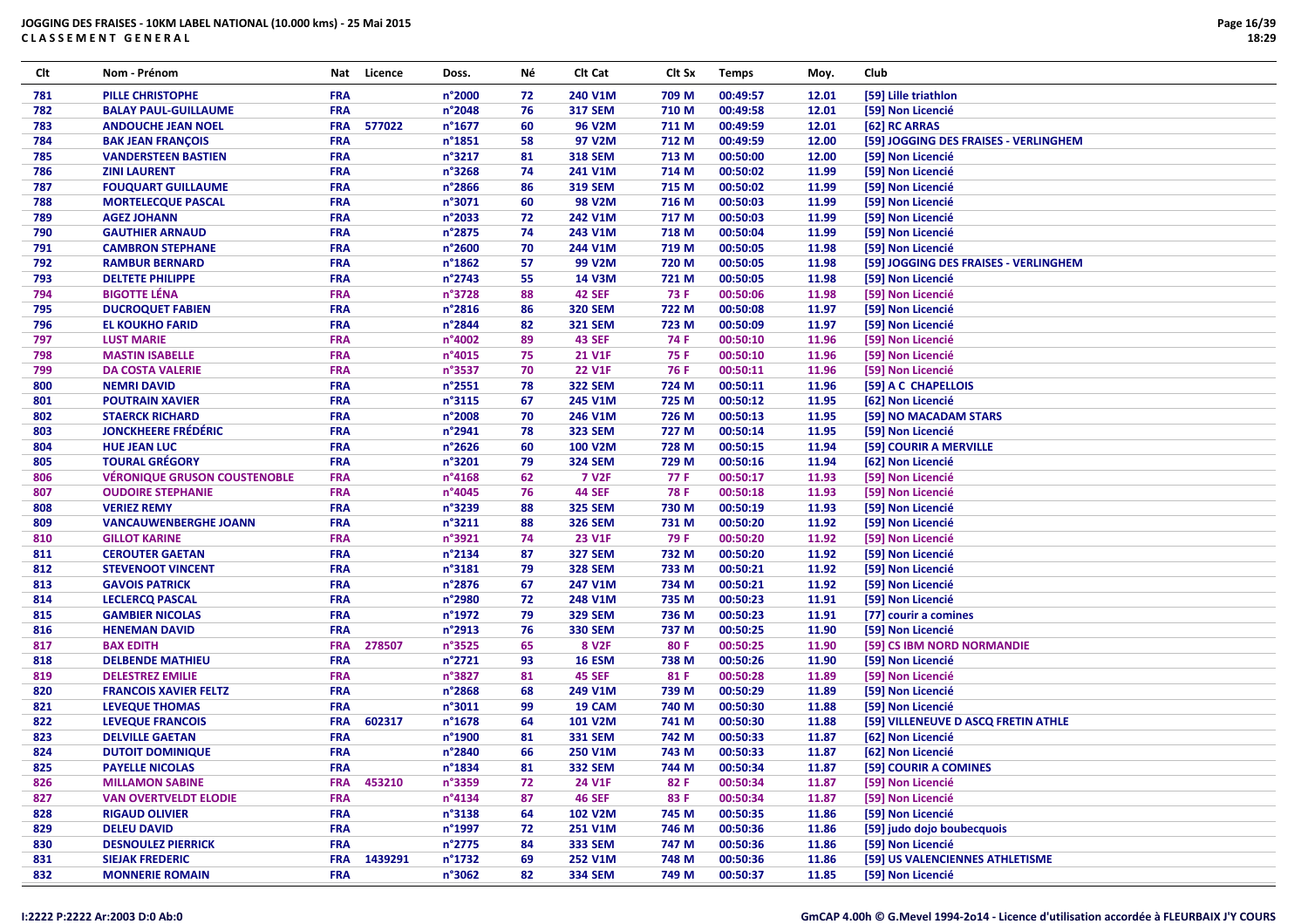**JOGGING DES FRAISES - 10KM LABEL NATIONAL (10.000 kms) - 25 Mai 2015**
**CLASSEMENT GENERAL**

| Clt | Nom - Prénom | Nat | Licence | Doss. | Né | Clt Cat | Clt Sx | Temps | Moy. | Club |
|---|---|---|---|---|---|---|---|---|---|---|
| 781 | PILLE CHRISTOPHE | FRA | | n°2000 | 72 | 240 V1M | 709 M | 00:49:57 | 12.01 | [59] Lille triathlon |
| 782 | BALAY PAUL-GUILLAUME | FRA | | n°2048 | 76 | 317 SEM | 710 M | 00:49:58 | 12.01 | [59] Non Licencié |
| 783 | ANDOUCHE JEAN NOEL | FRA | 577022 | n°1677 | 60 | 96 V2M | 711 M | 00:49:59 | 12.01 | [62] RC ARRAS |
| 784 | BAK JEAN FRANÇOIS | FRA | | n°1851 | 58 | 97 V2M | 712 M | 00:49:59 | 12.00 | [59] JOGGING DES FRAISES - VERLINGHEM |
| 785 | VANDERSTEEN BASTIEN | FRA | | n°3217 | 81 | 318 SEM | 713 M | 00:50:00 | 12.00 | [59] Non Licencié |
| 786 | ZINI LAURENT | FRA | | n°3268 | 74 | 241 V1M | 714 M | 00:50:02 | 11.99 | [59] Non Licencié |
| 787 | FOUQUART GUILLAUME | FRA | | n°2866 | 86 | 319 SEM | 715 M | 00:50:02 | 11.99 | [59] Non Licencié |
| 788 | MORTELECQUE PASCAL | FRA | | n°3071 | 60 | 98 V2M | 716 M | 00:50:03 | 11.99 | [59] Non Licencié |
| 789 | AGEZ JOHANN | FRA | | n°2033 | 72 | 242 V1M | 717 M | 00:50:03 | 11.99 | [59] Non Licencié |
| 790 | GAUTHIER ARNAUD | FRA | | n°2875 | 74 | 243 V1M | 718 M | 00:50:04 | 11.99 | [59] Non Licencié |
| 791 | CAMBRON STEPHANE | FRA | | n°2600 | 70 | 244 V1M | 719 M | 00:50:05 | 11.98 | [59] Non Licencié |
| 792 | RAMBUR BERNARD | FRA | | n°1862 | 57 | 99 V2M | 720 M | 00:50:05 | 11.98 | [59] JOGGING DES FRAISES - VERLINGHEM |
| 793 | DELTETE PHILIPPE | FRA | | n°2743 | 55 | 14 V3M | 721 M | 00:50:05 | 11.98 | [59] Non Licencié |
| 794 | BIGOTTE LÉNA | FRA | | n°3728 | 88 | 42 SEF | 73 F | 00:50:06 | 11.98 | [59] Non Licencié |
| 795 | DUCROQUET FABIEN | FRA | | n°2816 | 86 | 320 SEM | 722 M | 00:50:08 | 11.97 | [59] Non Licencié |
| 796 | EL KOUKHO FARID | FRA | | n°2844 | 82 | 321 SEM | 723 M | 00:50:09 | 11.97 | [59] Non Licencié |
| 797 | LUST MARIE | FRA | | n°4002 | 89 | 43 SEF | 74 F | 00:50:10 | 11.96 | [59] Non Licencié |
| 798 | MASTIN ISABELLE | FRA | | n°4015 | 75 | 21 V1F | 75 F | 00:50:10 | 11.96 | [59] Non Licencié |
| 799 | DA COSTA VALERIE | FRA | | n°3537 | 70 | 22 V1F | 76 F | 00:50:11 | 11.96 | [59] Non Licencié |
| 800 | NEMRI DAVID | FRA | | n°2551 | 78 | 322 SEM | 724 M | 00:50:11 | 11.96 | [59] A C CHAPELLOIS |
| 801 | POUTRAIN XAVIER | FRA | | n°3115 | 67 | 245 V1M | 725 M | 00:50:12 | 11.95 | [62] Non Licencié |
| 802 | STAERCK RICHARD | FRA | | n°2008 | 70 | 246 V1M | 726 M | 00:50:13 | 11.95 | [59] NO MACADAM STARS |
| 803 | JONCKHEERE FRÉDÉRIC | FRA | | n°2941 | 78 | 323 SEM | 727 M | 00:50:14 | 11.95 | [59] Non Licencié |
| 804 | HUE JEAN LUC | FRA | | n°2626 | 60 | 100 V2M | 728 M | 00:50:15 | 11.94 | [59] COURIR A MERVILLE |
| 805 | TOURAL GRÉGORY | FRA | | n°3201 | 79 | 324 SEM | 729 M | 00:50:16 | 11.94 | [62] Non Licencié |
| 806 | VÉRONIQUE GRUSON COUSTENOBLE | FRA | | n°4168 | 62 | 7 V2F | 77 F | 00:50:17 | 11.93 | [59] Non Licencié |
| 807 | OUDOIRE STEPHANIE | FRA | | n°4045 | 76 | 44 SEF | 78 F | 00:50:18 | 11.93 | [59] Non Licencié |
| 808 | VERIEZ REMY | FRA | | n°3239 | 88 | 325 SEM | 730 M | 00:50:19 | 11.93 | [59] Non Licencié |
| 809 | VANCAUWENBERGHE JOANN | FRA | | n°3211 | 88 | 326 SEM | 731 M | 00:50:20 | 11.92 | [59] Non Licencié |
| 810 | GILLOT KARINE | FRA | | n°3921 | 74 | 23 V1F | 79 F | 00:50:20 | 11.92 | [59] Non Licencié |
| 811 | CEROUTER GAETAN | FRA | | n°2134 | 87 | 327 SEM | 732 M | 00:50:20 | 11.92 | [59] Non Licencié |
| 812 | STEVENOOT VINCENT | FRA | | n°3181 | 79 | 328 SEM | 733 M | 00:50:21 | 11.92 | [59] Non Licencié |
| 813 | GAVOIS PATRICK | FRA | | n°2876 | 67 | 247 V1M | 734 M | 00:50:21 | 11.92 | [59] Non Licencié |
| 814 | LECLERCQ PASCAL | FRA | | n°2980 | 72 | 248 V1M | 735 M | 00:50:23 | 11.91 | [59] Non Licencié |
| 815 | GAMBIER NICOLAS | FRA | | n°1972 | 79 | 329 SEM | 736 M | 00:50:23 | 11.91 | [77] courir a comines |
| 816 | HENEMAN DAVID | FRA | | n°2913 | 76 | 330 SEM | 737 M | 00:50:25 | 11.90 | [59] Non Licencié |
| 817 | BAX EDITH | FRA | 278507 | n°3525 | 65 | 8 V2F | 80 F | 00:50:25 | 11.90 | [59] CS IBM NORD NORMANDIE |
| 818 | DELBENDE MATHIEU | FRA | | n°2721 | 93 | 16 ESM | 738 M | 00:50:26 | 11.90 | [59] Non Licencié |
| 819 | DELESTREZ EMILIE | FRA | | n°3827 | 81 | 45 SEF | 81 F | 00:50:28 | 11.89 | [59] Non Licencié |
| 820 | FRANCOIS XAVIER FELTZ | FRA | | n°2868 | 68 | 249 V1M | 739 M | 00:50:29 | 11.89 | [59] Non Licencié |
| 821 | LEVEQUE THOMAS | FRA | | n°3011 | 99 | 19 CAM | 740 M | 00:50:30 | 11.88 | [59] Non Licencié |
| 822 | LEVEQUE FRANCOIS | FRA | 602317 | n°1678 | 64 | 101 V2M | 741 M | 00:50:30 | 11.88 | [59] VILLENEUVE D ASCQ FRETIN ATHLE |
| 823 | DELVILLE GAETAN | FRA | | n°1900 | 81 | 331 SEM | 742 M | 00:50:33 | 11.87 | [62] Non Licencié |
| 824 | DUTOIT DOMINIQUE | FRA | | n°2840 | 66 | 250 V1M | 743 M | 00:50:33 | 11.87 | [62] Non Licencié |
| 825 | PAYELLE NICOLAS | FRA | | n°1834 | 81 | 332 SEM | 744 M | 00:50:34 | 11.87 | [59] COURIR A COMINES |
| 826 | MILLAMON SABINE | FRA | 453210 | n°3359 | 72 | 24 V1F | 82 F | 00:50:34 | 11.87 | [59] Non Licencié |
| 827 | VAN OVERTVELDT ELODIE | FRA | | n°4134 | 87 | 46 SEF | 83 F | 00:50:34 | 11.87 | [59] Non Licencié |
| 828 | RIGAUD OLIVIER | FRA | | n°3138 | 64 | 102 V2M | 745 M | 00:50:35 | 11.86 | [59] Non Licencié |
| 829 | DELEU DAVID | FRA | | n°1997 | 72 | 251 V1M | 746 M | 00:50:36 | 11.86 | [59] judo dojo boubecquois |
| 830 | DESNOULEZ PIERRICK | FRA | | n°2775 | 84 | 333 SEM | 747 M | 00:50:36 | 11.86 | [59] Non Licencié |
| 831 | SIEJAK FREDERIC | FRA | 1439291 | n°1732 | 69 | 252 V1M | 748 M | 00:50:36 | 11.86 | [59] US VALENCIENNES ATHLETISME |
| 832 | MONNERIE ROMAIN | FRA | | n°3062 | 82 | 334 SEM | 749 M | 00:50:37 | 11.85 | [59] Non Licencié |

I:2222 P:2222 Ar:2003 D:0 Ab:0

GmCAP 4.00h © G.Mevel 1994-2o14 - Licence d'utilisation accordée à FLEURBAIX J'Y COURS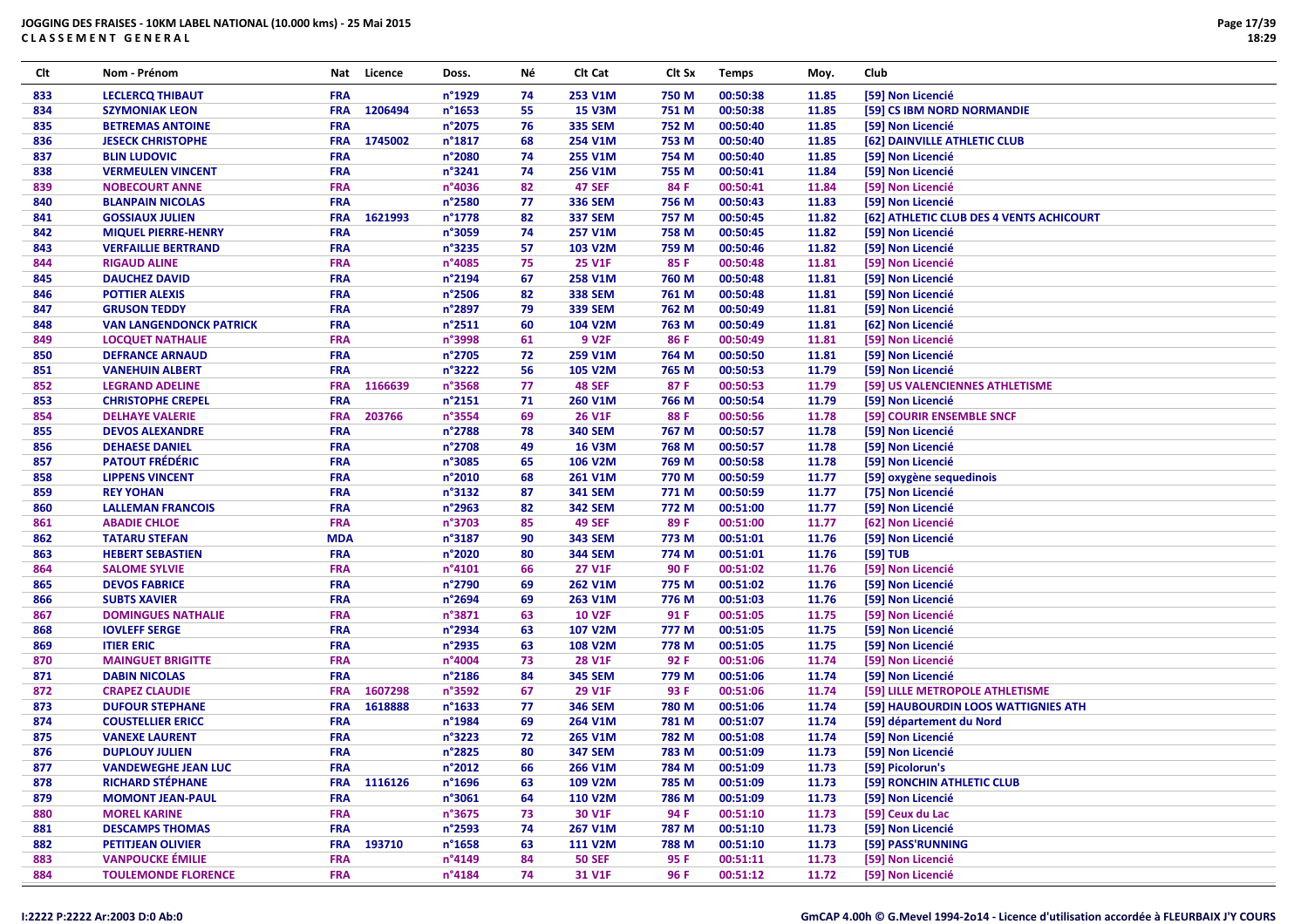**JOGGING DES FRAISES - 10KM LABEL NATIONAL (10.000 kms) - 25 Mai 2015**
**CLASSEMENT GENERAL**

| Clt | Nom - Prénom | Nat | Licence | Doss. | Né | Clt Cat | Clt Sx | Temps | Moy. | Club |
|---|---|---|---|---|---|---|---|---|---|---|
| 833 | LECLERCQ THIBAUT | FRA | | n°1929 | 74 | 253 V1M | 750 M | 00:50:38 | 11.85 | [59] Non Licencié |
| 834 | SZYMONIAK LEON | FRA | 1206494 | n°1653 | 55 | 15 V3M | 751 M | 00:50:38 | 11.85 | [59] CS IBM NORD NORMANDIE |
| 835 | BETREMAS ANTOINE | FRA | | n°2075 | 76 | 335 SEM | 752 M | 00:50:40 | 11.85 | [59] Non Licencié |
| 836 | JESECK CHRISTOPHE | FRA | 1745002 | n°1817 | 68 | 254 V1M | 753 M | 00:50:40 | 11.85 | [62] DAINVILLE ATHLETIC CLUB |
| 837 | BLIN LUDOVIC | FRA | | n°2080 | 74 | 255 V1M | 754 M | 00:50:40 | 11.85 | [59] Non Licencié |
| 838 | VERMEULEN VINCENT | FRA | | n°3241 | 74 | 256 V1M | 755 M | 00:50:41 | 11.84 | [59] Non Licencié |
| 839 | NOBECOURT ANNE | FRA | | n°4036 | 82 | 47 SEF | 84 F | 00:50:41 | 11.84 | [59] Non Licencié |
| 840 | BLANPAIN NICOLAS | FRA | | n°2580 | 77 | 336 SEM | 756 M | 00:50:43 | 11.83 | [59] Non Licencié |
| 841 | GOSSIAUX JULIEN | FRA | 1621993 | n°1778 | 82 | 337 SEM | 757 M | 00:50:45 | 11.82 | [62] ATHLETIC CLUB DES 4 VENTS ACHICOURT |
| 842 | MIQUEL PIERRE-HENRY | FRA | | n°3059 | 74 | 257 V1M | 758 M | 00:50:45 | 11.82 | [59] Non Licencié |
| 843 | VERFAILLIE BERTRAND | FRA | | n°3235 | 57 | 103 V2M | 759 M | 00:50:46 | 11.82 | [59] Non Licencié |
| 844 | RIGAUD ALINE | FRA | | n°4085 | 75 | 25 V1F | 85 F | 00:50:48 | 11.81 | [59] Non Licencié |
| 845 | DAUCHEZ DAVID | FRA | | n°2194 | 67 | 258 V1M | 760 M | 00:50:48 | 11.81 | [59] Non Licencié |
| 846 | POTTIER ALEXIS | FRA | | n°2506 | 82 | 338 SEM | 761 M | 00:50:48 | 11.81 | [59] Non Licencié |
| 847 | GRUSON TEDDY | FRA | | n°2897 | 79 | 339 SEM | 762 M | 00:50:49 | 11.81 | [59] Non Licencié |
| 848 | VAN LANGENDONCK PATRICK | FRA | | n°2511 | 60 | 104 V2M | 763 M | 00:50:49 | 11.81 | [62] Non Licencié |
| 849 | LOCQUET NATHALIE | FRA | | n°3998 | 61 | 9 V2F | 86 F | 00:50:49 | 11.81 | [59] Non Licencié |
| 850 | DEFRANCE ARNAUD | FRA | | n°2705 | 72 | 259 V1M | 764 M | 00:50:50 | 11.81 | [59] Non Licencié |
| 851 | VANEHUIN ALBERT | FRA | | n°3222 | 56 | 105 V2M | 765 M | 00:50:53 | 11.79 | [59] Non Licencié |
| 852 | LEGRAND ADELINE | FRA | 1166639 | n°3568 | 77 | 48 SEF | 87 F | 00:50:53 | 11.79 | [59] US VALENCIENNES ATHLETISME |
| 853 | CHRISTOPHE CREPEL | FRA | | n°2151 | 71 | 260 V1M | 766 M | 00:50:54 | 11.79 | [59] Non Licencié |
| 854 | DELHAYE VALERIE | FRA | 203766 | n°3554 | 69 | 26 V1F | 88 F | 00:50:56 | 11.78 | [59] COURIR ENSEMBLE SNCF |
| 855 | DEVOS ALEXANDRE | FRA | | n°2788 | 78 | 340 SEM | 767 M | 00:50:57 | 11.78 | [59] Non Licencié |
| 856 | DEHAESE DANIEL | FRA | | n°2708 | 49 | 16 V3M | 768 M | 00:50:57 | 11.78 | [59] Non Licencié |
| 857 | PATOUT FRÉDÉRIC | FRA | | n°3085 | 65 | 106 V2M | 769 M | 00:50:58 | 11.78 | [59] Non Licencié |
| 858 | LIPPENS VINCENT | FRA | | n°2010 | 68 | 261 V1M | 770 M | 00:50:59 | 11.77 | [59] oxygène sequedinois |
| 859 | REY YOHAN | FRA | | n°3132 | 87 | 341 SEM | 771 M | 00:50:59 | 11.77 | [75] Non Licencié |
| 860 | LALLEMAN FRANCOIS | FRA | | n°2963 | 82 | 342 SEM | 772 M | 00:51:00 | 11.77 | [59] Non Licencié |
| 861 | ABADIE CHLOE | FRA | | n°3703 | 85 | 49 SEF | 89 F | 00:51:00 | 11.77 | [62] Non Licencié |
| 862 | TATARU STEFAN | MDA | | n°3187 | 90 | 343 SEM | 773 M | 00:51:01 | 11.76 | [59] Non Licencié |
| 863 | HEBERT SEBASTIEN | FRA | | n°2020 | 80 | 344 SEM | 774 M | 00:51:01 | 11.76 | [59] TUB |
| 864 | SALOME SYLVIE | FRA | | n°4101 | 66 | 27 V1F | 90 F | 00:51:02 | 11.76 | [59] Non Licencié |
| 865 | DEVOS FABRICE | FRA | | n°2790 | 69 | 262 V1M | 775 M | 00:51:02 | 11.76 | [59] Non Licencié |
| 866 | SUBTS XAVIER | FRA | | n°2694 | 69 | 263 V1M | 776 M | 00:51:03 | 11.76 | [59] Non Licencié |
| 867 | DOMINGUES NATHALIE | FRA | | n°3871 | 63 | 10 V2F | 91 F | 00:51:05 | 11.75 | [59] Non Licencié |
| 868 | IOVLEFF SERGE | FRA | | n°2934 | 63 | 107 V2M | 777 M | 00:51:05 | 11.75 | [59] Non Licencié |
| 869 | ITIER ERIC | FRA | | n°2935 | 63 | 108 V2M | 778 M | 00:51:05 | 11.75 | [59] Non Licencié |
| 870 | MAINGUET BRIGITTE | FRA | | n°4004 | 73 | 28 V1F | 92 F | 00:51:06 | 11.74 | [59] Non Licencié |
| 871 | DABIN NICOLAS | FRA | | n°2186 | 84 | 345 SEM | 779 M | 00:51:06 | 11.74 | [59] Non Licencié |
| 872 | CRAPEZ CLAUDIE | FRA | 1607298 | n°3592 | 67 | 29 V1F | 93 F | 00:51:06 | 11.74 | [59] LILLE METROPOLE ATHLETISME |
| 873 | DUFOUR STEPHANE | FRA | 1618888 | n°1633 | 77 | 346 SEM | 780 M | 00:51:06 | 11.74 | [59] HAUBOURDIN LOOS WATTIGNIES ATH |
| 874 | COUSTELLIER ERICC | FRA | | n°1984 | 69 | 264 V1M | 781 M | 00:51:07 | 11.74 | [59] département du Nord |
| 875 | VANEXE LAURENT | FRA | | n°3223 | 72 | 265 V1M | 782 M | 00:51:08 | 11.74 | [59] Non Licencié |
| 876 | DUPLOUY JULIEN | FRA | | n°2825 | 80 | 347 SEM | 783 M | 00:51:09 | 11.73 | [59] Non Licencié |
| 877 | VANDEWEGHE JEAN LUC | FRA | | n°2012 | 66 | 266 V1M | 784 M | 00:51:09 | 11.73 | [59] Picolorun's |
| 878 | RICHARD STÉPHANE | FRA | 1116126 | n°1696 | 63 | 109 V2M | 785 M | 00:51:09 | 11.73 | [59] RONCHIN ATHLETIC CLUB |
| 879 | MOMONT JEAN-PAUL | FRA | | n°3061 | 64 | 110 V2M | 786 M | 00:51:09 | 11.73 | [59] Non Licencié |
| 880 | MOREL KARINE | FRA | | n°3675 | 73 | 30 V1F | 94 F | 00:51:10 | 11.73 | [59] Ceux du Lac |
| 881 | DESCAMPS THOMAS | FRA | | n°2593 | 74 | 267 V1M | 787 M | 00:51:10 | 11.73 | [59] Non Licencié |
| 882 | PETITJEAN OLIVIER | FRA | 193710 | n°1658 | 63 | 111 V2M | 788 M | 00:51:10 | 11.73 | [59] PASS'RUNNING |
| 883 | VANPOUCKE ÉMILIE | FRA | | n°4149 | 84 | 50 SEF | 95 F | 00:51:11 | 11.73 | [59] Non Licencié |
| 884 | TOULEMONDE FLORENCE | FRA | | n°4184 | 74 | 31 V1F | 96 F | 00:51:12 | 11.72 | [59] Non Licencié |

I:2222 P:2222 Ar:2003 D:0 Ab:0

GmCAP 4.00h © G.Mevel 1994-2o14 - Licence d'utilisation accordée à FLEURBAIX J'Y COURS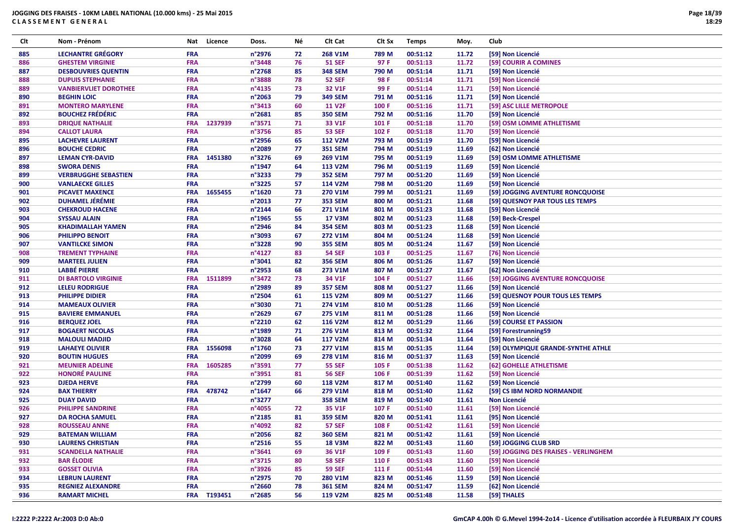# JOGGING DES FRAISES - 10KM LABEL NATIONAL (10.000 kms) - 25 Mai 2015

## CLASSEMENT GENERAL

| Clt | Nom - Prénom | Nat | Licence | Doss. | Né | Clt Cat | Clt Sx | Temps | Moy. | Club |
|---|---|---|---|---|---|---|---|---|---|---|
| 885 | LECHANTRE GRÉGORY | FRA | | n°2976 | 72 | 268 V1M | 789 M | 00:51:12 | 11.72 | [59] Non Licencié |
| 886 | GHESTEM VIRGINIE | FRA | | n°3448 | 76 | 51 SEF | 97 F | 00:51:13 | 11.72 | [59] COURIR A COMINES |
| 887 | DESBOUVRIES QUENTIN | FRA | | n°2768 | 85 | 348 SEM | 790 M | 00:51:14 | 11.71 | [59] Non Licencié |
| 888 | DUPUIS STEPHANIE | FRA | | n°3888 | 78 | 52 SEF | 98 F | 00:51:14 | 11.71 | [59] Non Licencié |
| 889 | VANBIERVLIET DOROTHEE | FRA | | n°4135 | 73 | 32 V1F | 99 F | 00:51:14 | 11.71 | [59] Non Licencié |
| 890 | BEGHIN LOIC | FRA | | n°2063 | 79 | 349 SEM | 791 M | 00:51:16 | 11.71 | [59] Non Licencié |
| 891 | MONTERO MARYLENE | FRA | | n°3413 | 60 | 11 V2F | 100 F | 00:51:16 | 11.71 | [59] ASC LILLE METROPOLE |
| 892 | BOUCHEZ FRÉDÉRIC | FRA | | n°2681 | 85 | 350 SEM | 792 M | 00:51:16 | 11.70 | [59] Non Licencié |
| 893 | DRIQUE NATHALIE | FRA | 1237939 | n°3571 | 71 | 33 V1F | 101 F | 00:51:18 | 11.70 | [59] OSM LOMME ATHLETISME |
| 894 | CALLOT LAURA | FRA | | n°3756 | 85 | 53 SEF | 102 F | 00:51:18 | 11.70 | [59] Non Licencié |
| 895 | LACHEVRE LAURENT | FRA | | n°2956 | 65 | 112 V2M | 793 M | 00:51:19 | 11.70 | [59] Non Licencié |
| 896 | BOUCHE CEDRIC | FRA | | n°2089 | 77 | 351 SEM | 794 M | 00:51:19 | 11.69 | [62] Non Licencié |
| 897 | LEMAN CYR-DAVID | FRA | 1451380 | n°3276 | 69 | 269 V1M | 795 M | 00:51:19 | 11.69 | [59] OSM LOMME ATHLETISME |
| 898 | SWORA DENIS | FRA | | n°1947 | 64 | 113 V2M | 796 M | 00:51:19 | 11.69 | [59] Non Licencié |
| 899 | VERBRUGGHE SEBASTIEN | FRA | | n°3233 | 79 | 352 SEM | 797 M | 00:51:20 | 11.69 | [59] Non Licencié |
| 900 | VANLAECKE GILLES | FRA | | n°3225 | 57 | 114 V2M | 798 M | 00:51:20 | 11.69 | [59] Non Licencié |
| 901 | PICAVET MAXENCE | FRA | 1655455 | n°1620 | 73 | 270 V1M | 799 M | 00:51:21 | 11.69 | [59] JOGGING AVENTURE RONCQUOISE |
| 902 | DUHAMEL JÉRÉMIE | FRA | | n°2013 | 77 | 353 SEM | 800 M | 00:51:21 | 11.68 | [59] QUESNOY PAR TOUS LES TEMPS |
| 903 | CHEKROUD HACENE | FRA | | n°2144 | 66 | 271 V1M | 801 M | 00:51:23 | 11.68 | [59] Non Licencié |
| 904 | SYSSAU ALAIN | FRA | | n°1965 | 55 | 17 V3M | 802 M | 00:51:23 | 11.68 | [59] Beck-Crespel |
| 905 | KHADIMALLAH YAMEN | FRA | | n°2946 | 84 | 354 SEM | 803 M | 00:51:23 | 11.68 | [59] Non Licencié |
| 906 | PHILIPPO BENOIT | FRA | | n°3093 | 67 | 272 V1M | 804 M | 00:51:24 | 11.68 | [59] Non Licencié |
| 907 | VANTILCKE SIMON | FRA | | n°3228 | 90 | 355 SEM | 805 M | 00:51:24 | 11.67 | [59] Non Licencié |
| 908 | TREMENT TYPHAINE | FRA | | n°4127 | 83 | 54 SEF | 103 F | 00:51:25 | 11.67 | [76] Non Licencié |
| 909 | MARTEEL JULIEN | FRA | | n°3041 | 82 | 356 SEM | 806 M | 00:51:26 | 11.67 | [59] Non Licencié |
| 910 | LABBÉ PIERRE | FRA | | n°2953 | 68 | 273 V1M | 807 M | 00:51:27 | 11.67 | [62] Non Licencié |
| 911 | DI BARTOLO VIRGINIE | FRA | 1511899 | n°3472 | 73 | 34 V1F | 104 F | 00:51:27 | 11.66 | [59] JOGGING AVENTURE RONCQUOISE |
| 912 | LELEU RODRIGUE | FRA | | n°2989 | 89 | 357 SEM | 808 M | 00:51:27 | 11.66 | [59] Non Licencié |
| 913 | PHILIPPE DIDIER | FRA | | n°2504 | 61 | 115 V2M | 809 M | 00:51:27 | 11.66 | [59] QUESNOY POUR TOUS LES TEMPS |
| 914 | MAMEAUX OLIVIER | FRA | | n°3030 | 71 | 274 V1M | 810 M | 00:51:28 | 11.66 | [59] Non Licencié |
| 915 | BAVIERE EMMANUEL | FRA | | n°2629 | 67 | 275 V1M | 811 M | 00:51:28 | 11.66 | [59] Non Licencié |
| 916 | BERQUEZ JOEL | FRA | | n°2210 | 62 | 116 V2M | 812 M | 00:51:29 | 11.66 | [59] COURSE ET PASSION |
| 917 | BOGAERT NICOLAS | FRA | | n°1989 | 71 | 276 V1M | 813 M | 00:51:32 | 11.64 | [59] Forestrunning59 |
| 918 | MALOULI MADJID | FRA | | n°3028 | 64 | 117 V2M | 814 M | 00:51:34 | 11.64 | [59] Non Licencié |
| 919 | LAHAEYE OLIVIER | FRA | 1556098 | n°1760 | 73 | 277 V1M | 815 M | 00:51:35 | 11.64 | [59] OLYMPIQUE GRANDE-SYNTHE ATHLE |
| 920 | BOUTIN HUGUES | FRA | | n°2099 | 69 | 278 V1M | 816 M | 00:51:37 | 11.63 | [59] Non Licencié |
| 921 | MEUNIER ADELINE | FRA | 1605285 | n°3591 | 77 | 55 SEF | 105 F | 00:51:38 | 11.62 | [62] GOHELLE ATHLETISME |
| 922 | HONORÉ PAULINE | FRA | | n°3951 | 81 | 56 SEF | 106 F | 00:51:39 | 11.62 | [59] Non Licencié |
| 923 | DJEDA HERVE | FRA | | n°2799 | 60 | 118 V2M | 817 M | 00:51:40 | 11.62 | [59] Non Licencié |
| 924 | BAX THIERRY | FRA | 478742 | n°1647 | 66 | 279 V1M | 818 M | 00:51:40 | 11.62 | [59] CS IBM NORD NORMANDIE |
| 925 | DUAY DAVID | FRA | | n°3277 | | 358 SEM | 819 M | 00:51:40 | 11.61 | Non Licencié |
| 926 | PHILIPPE SANDRINE | FRA | | n°4055 | 72 | 35 V1F | 107 F | 00:51:40 | 11.61 | [59] Non Licencié |
| 927 | DA ROCHA SAMUEL | FRA | | n°2185 | 81 | 359 SEM | 820 M | 00:51:41 | 11.61 | [95] Non Licencié |
| 928 | ROUSSEAU ANNE | FRA | | n°4092 | 82 | 57 SEF | 108 F | 00:51:42 | 11.61 | [59] Non Licencié |
| 929 | BATEMAN WILLIAM | FRA | | n°2056 | 82 | 360 SEM | 821 M | 00:51:42 | 11.61 | [59] Non Licencié |
| 930 | LAURENS CHRISTIAN | FRA | | n°2516 | 55 | 18 V3M | 822 M | 00:51:43 | 11.60 | [59] JOGGING CLUB SRD |
| 931 | SCANDELLA NATHALIE | FRA | | n°3641 | 69 | 36 V1F | 109 F | 00:51:43 | 11.60 | [59] JOGGING DES FRAISES - VERLINGHEM |
| 932 | BAR ÉLODIE | FRA | | n°3715 | 80 | 58 SEF | 110 F | 00:51:43 | 11.60 | [59] Non Licencié |
| 933 | GOSSET OLIVIA | FRA | | n°3926 | 85 | 59 SEF | 111 F | 00:51:44 | 11.60 | [59] Non Licencié |
| 934 | LEBRUN LAURENT | FRA | | n°2975 | 70 | 280 V1M | 823 M | 00:51:46 | 11.59 | [59] Non Licencié |
| 935 | REGNIEZ ALEXANDRE | FRA | | n°2660 | 78 | 361 SEM | 824 M | 00:51:47 | 11.59 | [62] Non Licencié |
| 936 | RAMART MICHEL | FRA | T193451 | n°2685 | 56 | 119 V2M | 825 M | 00:51:48 | 11.58 | [59] THALES |

I:2222 P:2222 Ar:2003 D:0 Ab:0

GmCAP 4.00h © G.Mevel 1994-2o14 - Licence d'utilisation accordée à FLEURBAIX J'Y COURS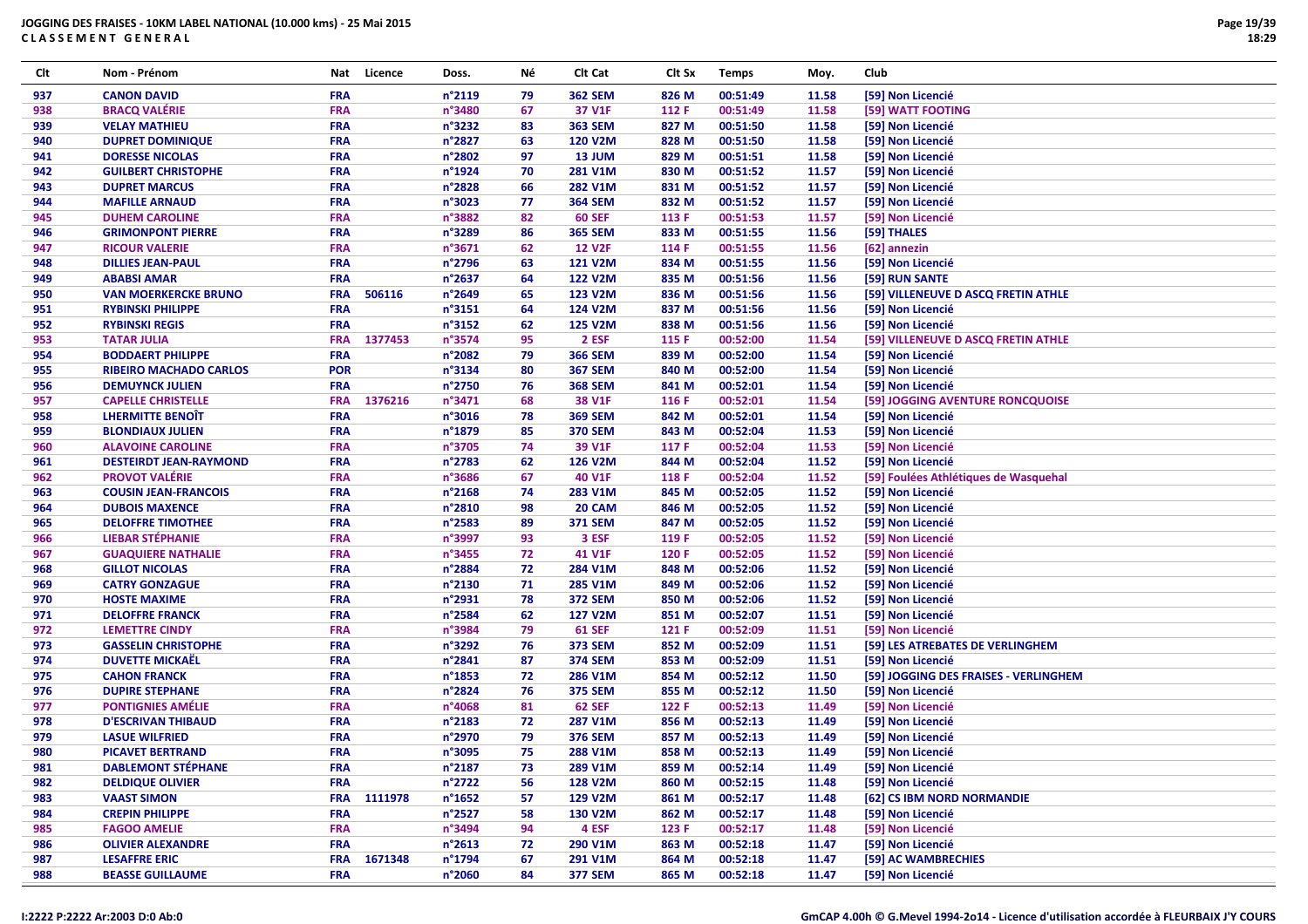# JOGGING DES FRAISES - 10KM LABEL NATIONAL (10.000 kms) - 25 Mai 2015

**C L A S S E M E N T   G E N E R A L**

| Clt | Nom - Prénom | Nat | Licence | Doss. | Né | Clt Cat | Clt Sx | Temps | Moy. | Club |
|---|---|---|---|---|---|---|---|---|---|---|
| 937 | CANON DAVID | FRA | | n°2119 | 79 | 362 SEM | 826 M | 00:51:49 | 11.58 | [59] Non Licencié |
| 938 | BRACQ VALÉRIE | FRA | | n°3480 | 67 | 37 V1F | 112 F | 00:51:49 | 11.58 | [59] WATT FOOTING |
| 939 | VELAY MATHIEU | FRA | | n°3232 | 83 | 363 SEM | 827 M | 00:51:50 | 11.58 | [59] Non Licencié |
| 940 | DUPRET DOMINIQUE | FRA | | n°2827 | 63 | 120 V2M | 828 M | 00:51:50 | 11.58 | [59] Non Licencié |
| 941 | DORESSE NICOLAS | FRA | | n°2802 | 97 | 13 JUM | 829 M | 00:51:51 | 11.58 | [59] Non Licencié |
| 942 | GUILBERT CHRISTOPHE | FRA | | n°1924 | 70 | 281 V1M | 830 M | 00:51:52 | 11.57 | [59] Non Licencié |
| 943 | DUPRET MARCUS | FRA | | n°2828 | 66 | 282 V1M | 831 M | 00:51:52 | 11.57 | [59] Non Licencié |
| 944 | MAFILLE ARNAUD | FRA | | n°3023 | 77 | 364 SEM | 832 M | 00:51:52 | 11.57 | [59] Non Licencié |
| 945 | DUHEM CAROLINE | FRA | | n°3882 | 82 | 60 SEF | 113 F | 00:51:53 | 11.57 | [59] Non Licencié |
| 946 | GRIMONPONT PIERRE | FRA | | n°3289 | 86 | 365 SEM | 833 M | 00:51:55 | 11.56 | [59] THALES |
| 947 | RICOUR VALERIE | FRA | | n°3671 | 62 | 12 V2F | 114 F | 00:51:55 | 11.56 | [62] annezin |
| 948 | DILLIES JEAN-PAUL | FRA | | n°2796 | 63 | 121 V2M | 834 M | 00:51:55 | 11.56 | [59] Non Licencié |
| 949 | ABABSI AMAR | FRA | | n°2637 | 64 | 122 V2M | 835 M | 00:51:56 | 11.56 | [59] RUN SANTE |
| 950 | VAN MOERKERCKE BRUNO | FRA | 506116 | n°2649 | 65 | 123 V2M | 836 M | 00:51:56 | 11.56 | [59] VILLENEUVE D ASCQ FRETIN ATHLE |
| 951 | RYBINSKI PHILIPPE | FRA | | n°3151 | 64 | 124 V2M | 837 M | 00:51:56 | 11.56 | [59] Non Licencié |
| 952 | RYBINSKI REGIS | FRA | | n°3152 | 62 | 125 V2M | 838 M | 00:51:56 | 11.56 | [59] Non Licencié |
| 953 | TATAR JULIA | FRA | 1377453 | n°3574 | 95 | 2 ESF | 115 F | 00:52:00 | 11.54 | [59] VILLENEUVE D ASCQ FRETIN ATHLE |
| 954 | BODDAERT PHILIPPE | FRA | | n°2082 | 79 | 366 SEM | 839 M | 00:52:00 | 11.54 | [59] Non Licencié |
| 955 | RIBEIRO MACHADO CARLOS | POR | | n°3134 | 80 | 367 SEM | 840 M | 00:52:00 | 11.54 | [59] Non Licencié |
| 956 | DEMUYNCK JULIEN | FRA | | n°2750 | 76 | 368 SEM | 841 M | 00:52:01 | 11.54 | [59] Non Licencié |
| 957 | CAPELLE CHRISTELLE | FRA | 1376216 | n°3471 | 68 | 38 V1F | 116 F | 00:52:01 | 11.54 | [59] JOGGING AVENTURE RONCQUOISE |
| 958 | LHERMITTE BENOÎT | FRA | | n°3016 | 78 | 369 SEM | 842 M | 00:52:01 | 11.54 | [59] Non Licencié |
| 959 | BLONDIAUX JULIEN | FRA | | n°1879 | 85 | 370 SEM | 843 M | 00:52:04 | 11.53 | [59] Non Licencié |
| 960 | ALAVOINE CAROLINE | FRA | | n°3705 | 74 | 39 V1F | 117 F | 00:52:04 | 11.53 | [59] Non Licencié |
| 961 | DESTEIRDT JEAN-RAYMOND | FRA | | n°2783 | 62 | 126 V2M | 844 M | 00:52:04 | 11.52 | [59] Non Licencié |
| 962 | PROVOT VALÉRIE | FRA | | n°3686 | 67 | 40 V1F | 118 F | 00:52:04 | 11.52 | [59] Foulées Athlétiques de Wasquehal |
| 963 | COUSIN JEAN-FRANCOIS | FRA | | n°2168 | 74 | 283 V1M | 845 M | 00:52:05 | 11.52 | [59] Non Licencié |
| 964 | DUBOIS MAXENCE | FRA | | n°2810 | 98 | 20 CAM | 846 M | 00:52:05 | 11.52 | [59] Non Licencié |
| 965 | DELOFFRE TIMOTHEE | FRA | | n°2583 | 89 | 371 SEM | 847 M | 00:52:05 | 11.52 | [59] Non Licencié |
| 966 | LIEBAR STÉPHANIE | FRA | | n°3997 | 93 | 3 ESF | 119 F | 00:52:05 | 11.52 | [59] Non Licencié |
| 967 | GUAQUIERE NATHALIE | FRA | | n°3455 | 72 | 41 V1F | 120 F | 00:52:05 | 11.52 | [59] Non Licencié |
| 968 | GILLOT NICOLAS | FRA | | n°2884 | 72 | 284 V1M | 848 M | 00:52:06 | 11.52 | [59] Non Licencié |
| 969 | CATRY GONZAGUE | FRA | | n°2130 | 71 | 285 V1M | 849 M | 00:52:06 | 11.52 | [59] Non Licencié |
| 970 | HOSTE MAXIME | FRA | | n°2931 | 78 | 372 SEM | 850 M | 00:52:06 | 11.52 | [59] Non Licencié |
| 971 | DELOFFRE FRANCK | FRA | | n°2584 | 62 | 127 V2M | 851 M | 00:52:07 | 11.51 | [59] Non Licencié |
| 972 | LEMETTRE CINDY | FRA | | n°3984 | 79 | 61 SEF | 121 F | 00:52:09 | 11.51 | [59] Non Licencié |
| 973 | GASSELIN CHRISTOPHE | FRA | | n°3292 | 76 | 373 SEM | 852 M | 00:52:09 | 11.51 | [59] LES ATREBATES DE VERLINGHEM |
| 974 | DUVETTE MICKAËL | FRA | | n°2841 | 87 | 374 SEM | 853 M | 00:52:09 | 11.51 | [59] Non Licencié |
| 975 | CAHON FRANCK | FRA | | n°1853 | 72 | 286 V1M | 854 M | 00:52:12 | 11.50 | [59] JOGGING DES FRAISES - VERLINGHEM |
| 976 | DUPIRE STEPHANE | FRA | | n°2824 | 76 | 375 SEM | 855 M | 00:52:12 | 11.50 | [59] Non Licencié |
| 977 | PONTIGNIES AMÉLIE | FRA | | n°4068 | 81 | 62 SEF | 122 F | 00:52:13 | 11.49 | [59] Non Licencié |
| 978 | D'ESCRIVAN THIBAUD | FRA | | n°2183 | 72 | 287 V1M | 856 M | 00:52:13 | 11.49 | [59] Non Licencié |
| 979 | LASUE WILFRIED | FRA | | n°2970 | 79 | 376 SEM | 857 M | 00:52:13 | 11.49 | [59] Non Licencié |
| 980 | PICAVET BERTRAND | FRA | | n°3095 | 75 | 288 V1M | 858 M | 00:52:13 | 11.49 | [59] Non Licencié |
| 981 | DABLEMONT STÉPHANE | FRA | | n°2187 | 73 | 289 V1M | 859 M | 00:52:14 | 11.49 | [59] Non Licencié |
| 982 | DELDIQUE OLIVIER | FRA | | n°2722 | 56 | 128 V2M | 860 M | 00:52:15 | 11.48 | [59] Non Licencié |
| 983 | VAAST SIMON | FRA | 1111978 | n°1652 | 57 | 129 V2M | 861 M | 00:52:17 | 11.48 | [62] CS IBM NORD NORMANDIE |
| 984 | CREPIN PHILIPPE | FRA | | n°2527 | 58 | 130 V2M | 862 M | 00:52:17 | 11.48 | [59] Non Licencié |
| 985 | FAGOO AMELIE | FRA | | n°3494 | 94 | 4 ESF | 123 F | 00:52:17 | 11.48 | [59] Non Licencié |
| 986 | OLIVIER ALEXANDRE | FRA | | n°2613 | 72 | 290 V1M | 863 M | 00:52:18 | 11.47 | [59] Non Licencié |
| 987 | LESAFFRE ERIC | FRA | 1671348 | n°1794 | 67 | 291 V1M | 864 M | 00:52:18 | 11.47 | [59] AC WAMBRECHIES |
| 988 | BEASSE GUILLAUME | FRA | | n°2060 | 84 | 377 SEM | 865 M | 00:52:18 | 11.47 | [59] Non Licencié |

I:2222 P:2222 Ar:2003 D:0 Ab:0

GmCAP 4.00h © G.Mevel 1994-2o14 - Licence d'utilisation accordée à FLEURBAIX J'Y COURS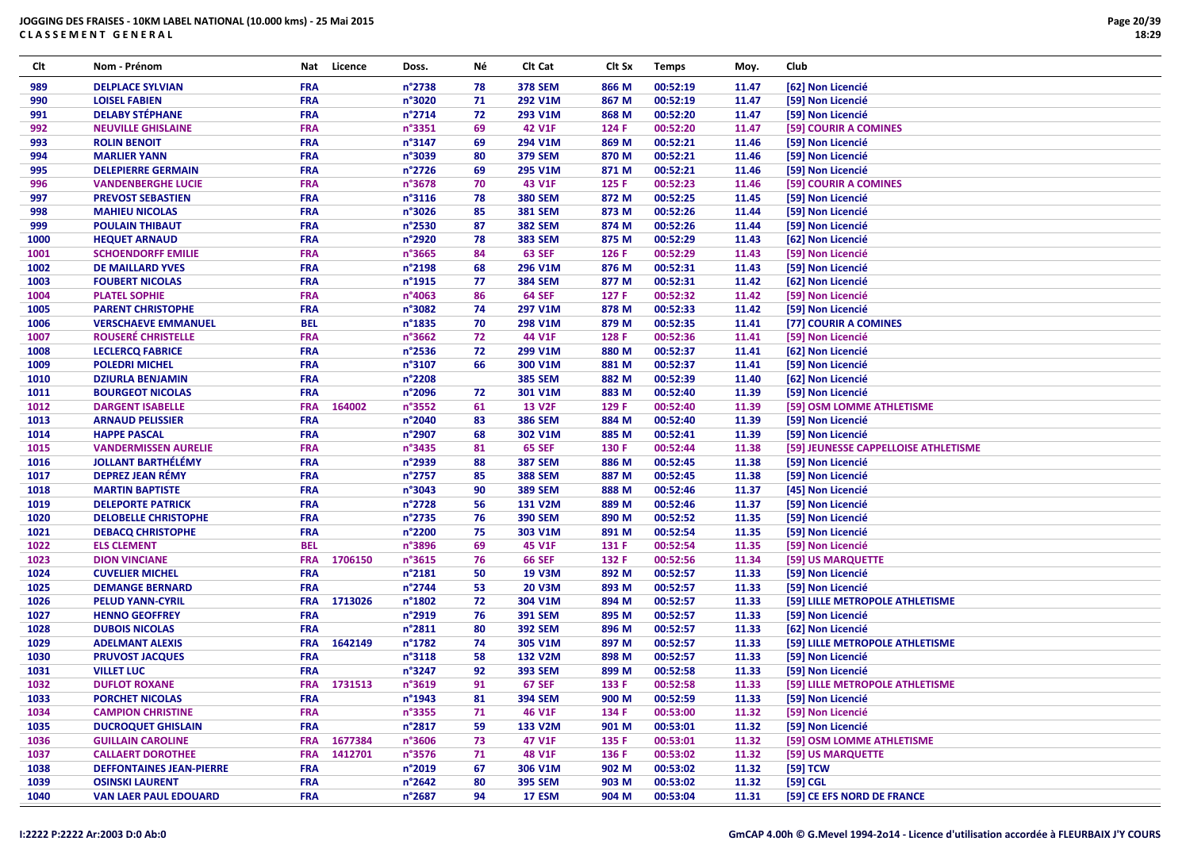**JOGGING DES FRAISES - 10KM LABEL NATIONAL (10.000 kms) - 25 Mai 2015**
**C L A S S E M E N T G E N E R A L**

| Clt | Nom - Prénom | Nat | Licence | Doss. | Né | Clt Cat | Clt Sx | Temps | Moy. | Club |
|---|---|---|---|---|---|---|---|---|---|---|
| 989 | DELPLACE SYLVIAN | FRA | | n°2738 | 78 | 378 SEM | 866 M | 00:52:19 | 11.47 | [62] Non Licencié |
| 990 | LOISEL FABIEN | FRA | | n°3020 | 71 | 292 V1M | 867 M | 00:52:19 | 11.47 | [59] Non Licencié |
| 991 | DELABY STÉPHANE | FRA | | n°2714 | 72 | 293 V1M | 868 M | 00:52:20 | 11.47 | [59] Non Licencié |
| 992 | NEUVILLE GHISLAINE | FRA | | n°3351 | 69 | 42 V1F | 124 F | 00:52:20 | 11.47 | [59] COURIR A COMINES |
| 993 | ROLIN BENOIT | FRA | | n°3147 | 69 | 294 V1M | 869 M | 00:52:21 | 11.46 | [59] Non Licencié |
| 994 | MARLIER YANN | FRA | | n°3039 | 80 | 379 SEM | 870 M | 00:52:21 | 11.46 | [59] Non Licencié |
| 995 | DELEPIERRE GERMAIN | FRA | | n°2726 | 69 | 295 V1M | 871 M | 00:52:21 | 11.46 | [59] Non Licencié |
| 996 | VANDENBERGHE LUCIE | FRA | | n°3678 | 70 | 43 V1F | 125 F | 00:52:23 | 11.46 | [59] COURIR A COMINES |
| 997 | PREVOST SEBASTIEN | FRA | | n°3116 | 78 | 380 SEM | 872 M | 00:52:25 | 11.45 | [59] Non Licencié |
| 998 | MAHIEU NICOLAS | FRA | | n°3026 | 85 | 381 SEM | 873 M | 00:52:26 | 11.44 | [59] Non Licencié |
| 999 | POULAIN THIBAUT | FRA | | n°2530 | 87 | 382 SEM | 874 M | 00:52:26 | 11.44 | [59] Non Licencié |
| 1000 | HEQUET ARNAUD | FRA | | n°2920 | 78 | 383 SEM | 875 M | 00:52:29 | 11.43 | [62] Non Licencié |
| 1001 | SCHOENDORFF EMILIE | FRA | | n°3665 | 84 | 63 SEF | 126 F | 00:52:29 | 11.43 | [59] Non Licencié |
| 1002 | DE MAILLARD YVES | FRA | | n°2198 | 68 | 296 V1M | 876 M | 00:52:31 | 11.43 | [59] Non Licencié |
| 1003 | FOUBERT NICOLAS | FRA | | n°1915 | 77 | 384 SEM | 877 M | 00:52:31 | 11.42 | [62] Non Licencié |
| 1004 | PLATEL SOPHIE | FRA | | n°4063 | 86 | 64 SEF | 127 F | 00:52:32 | 11.42 | [59] Non Licencié |
| 1005 | PARENT CHRISTOPHE | FRA | | n°3082 | 74 | 297 V1M | 878 M | 00:52:33 | 11.42 | [59] Non Licencié |
| 1006 | VERSCHAEVE EMMANUEL | BEL | | n°1835 | 70 | 298 V1M | 879 M | 00:52:35 | 11.41 | [77] COURIR A COMINES |
| 1007 | ROUSERÉ CHRISTELLE | FRA | | n°3662 | 72 | 44 V1F | 128 F | 00:52:36 | 11.41 | [59] Non Licencié |
| 1008 | LECLERCQ FABRICE | FRA | | n°2536 | 72 | 299 V1M | 880 M | 00:52:37 | 11.41 | [62] Non Licencié |
| 1009 | POLEDRI MICHEL | FRA | | n°3107 | 66 | 300 V1M | 881 M | 00:52:37 | 11.41 | [59] Non Licencié |
| 1010 | DZIURLA BENJAMIN | FRA | | n°2208 | | 385 SEM | 882 M | 00:52:39 | 11.40 | [62] Non Licencié |
| 1011 | BOURGEOT NICOLAS | FRA | | n°2096 | 72 | 301 V1M | 883 M | 00:52:40 | 11.39 | [59] Non Licencié |
| 1012 | DARGENT ISABELLE | FRA | 164002 | n°3552 | 61 | 13 V2F | 129 F | 00:52:40 | 11.39 | [59] OSM LOMME ATHLETISME |
| 1013 | ARNAUD PELISSIER | FRA | | n°2040 | 83 | 386 SEM | 884 M | 00:52:40 | 11.39 | [59] Non Licencié |
| 1014 | HAPPE PASCAL | FRA | | n°2907 | 68 | 302 V1M | 885 M | 00:52:41 | 11.39 | [59] Non Licencié |
| 1015 | VANDERMISSEN AURELIE | FRA | | n°3435 | 81 | 65 SEF | 130 F | 00:52:44 | 11.38 | [59] JEUNESSE CAPPELLOISE ATHLETISME |
| 1016 | JOLLANT BARTHÉLÉMY | FRA | | n°2939 | 88 | 387 SEM | 886 M | 00:52:45 | 11.38 | [59] Non Licencié |
| 1017 | DEPREZ JEAN RÉMY | FRA | | n°2757 | 85 | 388 SEM | 887 M | 00:52:45 | 11.38 | [59] Non Licencié |
| 1018 | MARTIN BAPTISTE | FRA | | n°3043 | 90 | 389 SEM | 888 M | 00:52:46 | 11.37 | [45] Non Licencié |
| 1019 | DELEPORTE PATRICK | FRA | | n°2728 | 56 | 131 V2M | 889 M | 00:52:46 | 11.37 | [59] Non Licencié |
| 1020 | DELOBELLE CHRISTOPHE | FRA | | n°2735 | 76 | 390 SEM | 890 M | 00:52:52 | 11.35 | [59] Non Licencié |
| 1021 | DEBACQ CHRISTOPHE | FRA | | n°2200 | 75 | 303 V1M | 891 M | 00:52:54 | 11.35 | [59] Non Licencié |
| 1022 | ELS CLEMENT | BEL | | n°3896 | 69 | 45 V1F | 131 F | 00:52:54 | 11.35 | [59] Non Licencié |
| 1023 | DION VINCIANE | FRA | 1706150 | n°3615 | 76 | 66 SEF | 132 F | 00:52:56 | 11.34 | [59] US MARQUETTE |
| 1024 | CUVELIER MICHEL | FRA | | n°2181 | 50 | 19 V3M | 892 M | 00:52:57 | 11.33 | [59] Non Licencié |
| 1025 | DEMANGE BERNARD | FRA | | n°2744 | 53 | 20 V3M | 893 M | 00:52:57 | 11.33 | [59] Non Licencié |
| 1026 | PELUD YANN-CYRIL | FRA | 1713026 | n°1802 | 72 | 304 V1M | 894 M | 00:52:57 | 11.33 | [59] LILLE METROPOLE ATHLETISME |
| 1027 | HENNO GEOFFREY | FRA | | n°2919 | 76 | 391 SEM | 895 M | 00:52:57 | 11.33 | [59] Non Licencié |
| 1028 | DUBOIS NICOLAS | FRA | | n°2811 | 80 | 392 SEM | 896 M | 00:52:57 | 11.33 | [62] Non Licencié |
| 1029 | ADELMANT ALEXIS | FRA | 1642149 | n°1782 | 74 | 305 V1M | 897 M | 00:52:57 | 11.33 | [59] LILLE METROPOLE ATHLETISME |
| 1030 | PRUVOST JACQUES | FRA | | n°3118 | 58 | 132 V2M | 898 M | 00:52:57 | 11.33 | [59] Non Licencié |
| 1031 | VILLET LUC | FRA | | n°3247 | 92 | 393 SEM | 899 M | 00:52:58 | 11.33 | [59] Non Licencié |
| 1032 | DUFLOT ROXANE | FRA | 1731513 | n°3619 | 91 | 67 SEF | 133 F | 00:52:58 | 11.33 | [59] LILLE METROPOLE ATHLETISME |
| 1033 | PORCHET NICOLAS | FRA | | n°1943 | 81 | 394 SEM | 900 M | 00:52:59 | 11.33 | [59] Non Licencié |
| 1034 | CAMPION CHRISTINE | FRA | | n°3355 | 71 | 46 V1F | 134 F | 00:53:00 | 11.32 | [59] Non Licencié |
| 1035 | DUCROQUET GHISLAIN | FRA | | n°2817 | 59 | 133 V2M | 901 M | 00:53:01 | 11.32 | [59] Non Licencié |
| 1036 | GUILLAIN CAROLINE | FRA | 1677384 | n°3606 | 73 | 47 V1F | 135 F | 00:53:01 | 11.32 | [59] OSM LOMME ATHLETISME |
| 1037 | CALLAERT DOROTHEE | FRA | 1412701 | n°3576 | 71 | 48 V1F | 136 F | 00:53:02 | 11.32 | [59] US MARQUETTE |
| 1038 | DEFFONTAINES JEAN-PIERRE | FRA | | n°2019 | 67 | 306 V1M | 902 M | 00:53:02 | 11.32 | [59] TCW |
| 1039 | OSINSKI LAURENT | FRA | | n°2642 | 80 | 395 SEM | 903 M | 00:53:02 | 11.32 | [59] CGL |
| 1040 | VAN LAER PAUL EDOUARD | FRA | | n°2687 | 94 | 17 ESM | 904 M | 00:53:04 | 11.31 | [59] CE EFS NORD DE FRANCE |

I:2222 P:2222 Ar:2003 D:0 Ab:0

GmCAP 4.00h © G.Mevel 1994-2o14 - Licence d'utilisation accordée à FLEURBAIX J'Y COURS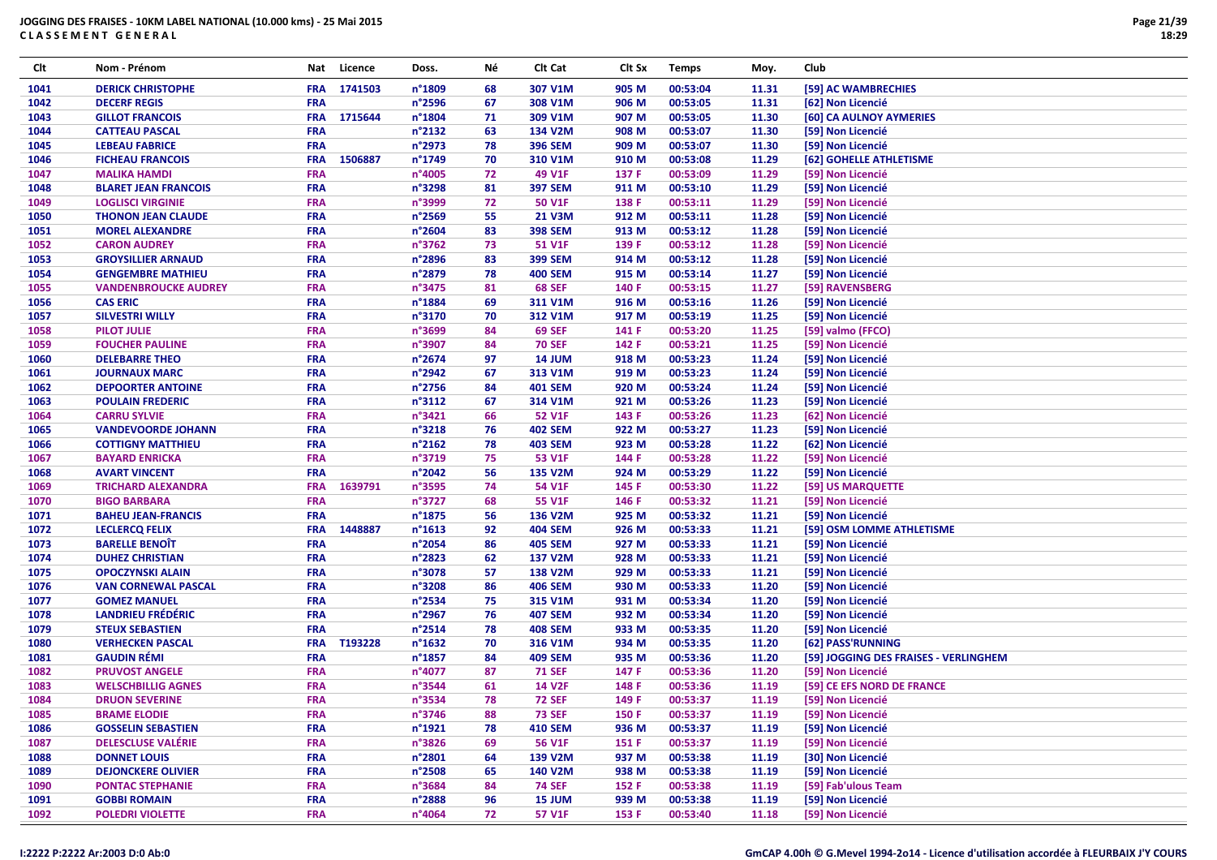**JOGGING DES FRAISES - 10KM LABEL NATIONAL (10.000 kms) - 25 Mai 2015**
**CLASSEMENT GENERAL**

| Clt | Nom - Prénom | Nat | Licence | Doss. | Né | Clt Cat | Clt Sx | Temps | Moy. | Club |
|---|---|---|---|---|---|---|---|---|---|---|
| 1041 | DERICK CHRISTOPHE | FRA | 1741503 | n°1809 | 68 | 307 V1M | 905 M | 00:53:04 | 11.31 | [59] AC WAMBRECHIES |
| 1042 | DECERF REGIS | FRA | | n°2596 | 67 | 308 V1M | 906 M | 00:53:05 | 11.31 | [62] Non Licencié |
| 1043 | GILLOT FRANCOIS | FRA | 1715644 | n°1804 | 71 | 309 V1M | 907 M | 00:53:05 | 11.30 | [60] CA AULNOY AYMERIES |
| 1044 | CATTEAU PASCAL | FRA | | n°2132 | 63 | 134 V2M | 908 M | 00:53:07 | 11.30 | [59] Non Licencié |
| 1045 | LEBEAU FABRICE | FRA | | n°2973 | 78 | 396 SEM | 909 M | 00:53:07 | 11.30 | [59] Non Licencié |
| 1046 | FICHEAU FRANCOIS | FRA | 1506887 | n°1749 | 70 | 310 V1M | 910 M | 00:53:08 | 11.29 | [62] GOHELLE ATHLETISME |
| 1047 | MALIKA HAMDI | FRA | | n°4005 | 72 | 49 V1F | 137 F | 00:53:09 | 11.29 | [59] Non Licencié |
| 1048 | BLARET JEAN FRANCOIS | FRA | | n°3298 | 81 | 397 SEM | 911 M | 00:53:10 | 11.29 | [59] Non Licencié |
| 1049 | LOGLISCI VIRGINIE | FRA | | n°3999 | 72 | 50 V1F | 138 F | 00:53:11 | 11.29 | [59] Non Licencié |
| 1050 | THONON JEAN CLAUDE | FRA | | n°2569 | 55 | 21 V3M | 912 M | 00:53:11 | 11.28 | [59] Non Licencié |
| 1051 | MOREL ALEXANDRE | FRA | | n°2604 | 83 | 398 SEM | 913 M | 00:53:12 | 11.28 | [59] Non Licencié |
| 1052 | CARON AUDREY | FRA | | n°3762 | 73 | 51 V1F | 139 F | 00:53:12 | 11.28 | [59] Non Licencié |
| 1053 | GROYSILLIER ARNAUD | FRA | | n°2896 | 83 | 399 SEM | 914 M | 00:53:12 | 11.28 | [59] Non Licencié |
| 1054 | GENGEMBRE MATHIEU | FRA | | n°2879 | 78 | 400 SEM | 915 M | 00:53:14 | 11.27 | [59] Non Licencié |
| 1055 | VANDENBROUCKE AUDREY | FRA | | n°3475 | 81 | 68 SEF | 140 F | 00:53:15 | 11.27 | [59] RAVENSBERG |
| 1056 | CAS ERIC | FRA | | n°1884 | 69 | 311 V1M | 916 M | 00:53:16 | 11.26 | [59] Non Licencié |
| 1057 | SILVESTRI WILLY | FRA | | n°3170 | 70 | 312 V1M | 917 M | 00:53:19 | 11.25 | [59] Non Licencié |
| 1058 | PILOT JULIE | FRA | | n°3699 | 84 | 69 SEF | 141 F | 00:53:20 | 11.25 | [59] valmo (FFCO) |
| 1059 | FOUCHER PAULINE | FRA | | n°3907 | 84 | 70 SEF | 142 F | 00:53:21 | 11.25 | [59] Non Licencié |
| 1060 | DELEBARRE THEO | FRA | | n°2674 | 97 | 14 JUM | 918 M | 00:53:23 | 11.24 | [59] Non Licencié |
| 1061 | JOURNAUX MARC | FRA | | n°2942 | 67 | 313 V1M | 919 M | 00:53:23 | 11.24 | [59] Non Licencié |
| 1062 | DEPOORTER ANTOINE | FRA | | n°2756 | 84 | 401 SEM | 920 M | 00:53:24 | 11.24 | [59] Non Licencié |
| 1063 | POULAIN FREDERIC | FRA | | n°3112 | 67 | 314 V1M | 921 M | 00:53:26 | 11.23 | [59] Non Licencié |
| 1064 | CARRU SYLVIE | FRA | | n°3421 | 66 | 52 V1F | 143 F | 00:53:26 | 11.23 | [62] Non Licencié |
| 1065 | VANDEVOORDE JOHANN | FRA | | n°3218 | 76 | 402 SEM | 922 M | 00:53:27 | 11.23 | [59] Non Licencié |
| 1066 | COTTIGNY MATTHIEU | FRA | | n°2162 | 78 | 403 SEM | 923 M | 00:53:28 | 11.22 | [62] Non Licencié |
| 1067 | BAYARD ENRICKA | FRA | | n°3719 | 75 | 53 V1F | 144 F | 00:53:28 | 11.22 | [59] Non Licencié |
| 1068 | AVART VINCENT | FRA | | n°2042 | 56 | 135 V2M | 924 M | 00:53:29 | 11.22 | [59] Non Licencié |
| 1069 | TRICHARD ALEXANDRA | FRA | 1639791 | n°3595 | 74 | 54 V1F | 145 F | 00:53:30 | 11.22 | [59] US MARQUETTE |
| 1070 | BIGO BARBARA | FRA | | n°3727 | 68 | 55 V1F | 146 F | 00:53:32 | 11.21 | [59] Non Licencié |
| 1071 | BAHEU JEAN-FRANCIS | FRA | | n°1875 | 56 | 136 V2M | 925 M | 00:53:32 | 11.21 | [59] Non Licencié |
| 1072 | LECLERCQ FELIX | FRA | 1448887 | n°1613 | 92 | 404 SEM | 926 M | 00:53:33 | 11.21 | [59] OSM LOMME ATHLETISME |
| 1073 | BARELLE BENOÎT | FRA | | n°2054 | 86 | 405 SEM | 927 M | 00:53:33 | 11.21 | [59] Non Licencié |
| 1074 | DUHEZ CHRISTIAN | FRA | | n°2823 | 62 | 137 V2M | 928 M | 00:53:33 | 11.21 | [59] Non Licencié |
| 1075 | OPOCZYNSKI ALAIN | FRA | | n°3078 | 57 | 138 V2M | 929 M | 00:53:33 | 11.21 | [59] Non Licencié |
| 1076 | VAN CORNEWAL PASCAL | FRA | | n°3208 | 86 | 406 SEM | 930 M | 00:53:33 | 11.20 | [59] Non Licencié |
| 1077 | GOMEZ MANUEL | FRA | | n°2534 | 75 | 315 V1M | 931 M | 00:53:34 | 11.20 | [59] Non Licencié |
| 1078 | LANDRIEU FRÉDÉRIC | FRA | | n°2967 | 76 | 407 SEM | 932 M | 00:53:34 | 11.20 | [59] Non Licencié |
| 1079 | STEUX SEBASTIEN | FRA | | n°2514 | 78 | 408 SEM | 933 M | 00:53:35 | 11.20 | [59] Non Licencié |
| 1080 | VERHECKEN PASCAL | FRA | T193228 | n°1632 | 70 | 316 V1M | 934 M | 00:53:35 | 11.20 | [62] PASS'RUNNING |
| 1081 | GAUDIN RÉMI | FRA | | n°1857 | 84 | 409 SEM | 935 M | 00:53:36 | 11.20 | [59] JOGGING DES FRAISES - VERLINGHEM |
| 1082 | PRUVOST ANGELE | FRA | | n°4077 | 87 | 71 SEF | 147 F | 00:53:36 | 11.20 | [59] Non Licencié |
| 1083 | WELSCHBILLIG AGNES | FRA | | n°3544 | 61 | 14 V2F | 148 F | 00:53:36 | 11.19 | [59] CE EFS NORD DE FRANCE |
| 1084 | DRUON SEVERINE | FRA | | n°3534 | 78 | 72 SEF | 149 F | 00:53:37 | 11.19 | [59] Non Licencié |
| 1085 | BRAME ELODIE | FRA | | n°3746 | 88 | 73 SEF | 150 F | 00:53:37 | 11.19 | [59] Non Licencié |
| 1086 | GOSSELIN SEBASTIEN | FRA | | n°1921 | 78 | 410 SEM | 936 M | 00:53:37 | 11.19 | [59] Non Licencié |
| 1087 | DELESCLUSE VALÉRIE | FRA | | n°3826 | 69 | 56 V1F | 151 F | 00:53:37 | 11.19 | [59] Non Licencié |
| 1088 | DONNET LOUIS | FRA | | n°2801 | 64 | 139 V2M | 937 M | 00:53:38 | 11.19 | [30] Non Licencié |
| 1089 | DEJONCKERE OLIVIER | FRA | | n°2508 | 65 | 140 V2M | 938 M | 00:53:38 | 11.19 | [59] Non Licencié |
| 1090 | PONTAC STEPHANIE | FRA | | n°3684 | 84 | 74 SEF | 152 F | 00:53:38 | 11.19 | [59] Fab'ulous Team |
| 1091 | GOBBI ROMAIN | FRA | | n°2888 | 96 | 15 JUM | 939 M | 00:53:38 | 11.19 | [59] Non Licencié |
| 1092 | POLEDRI VIOLETTE | FRA | | n°4064 | 72 | 57 V1F | 153 F | 00:53:40 | 11.18 | [59] Non Licencié |

I:2222 P:2222 Ar:2003 D:0 Ab:0

GmCAP 4.00h © G.Mevel 1994-2014 - Licence d'utilisation accordée à FLEURBAIX J'Y COURS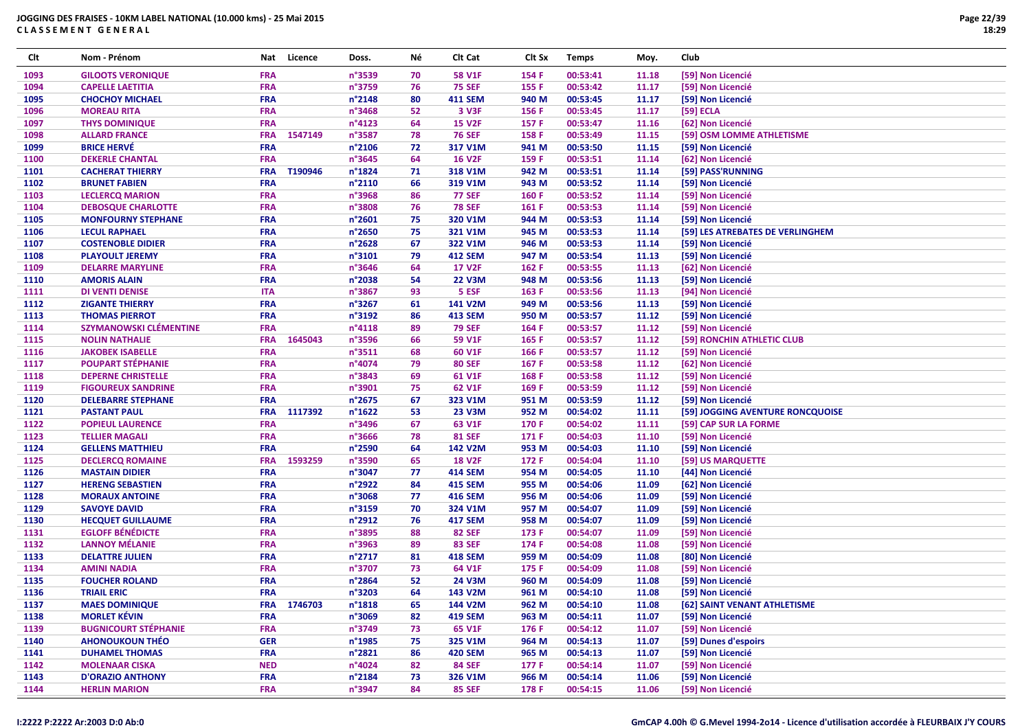**JOGGING DES FRAISES - 10KM LABEL NATIONAL (10.000 kms) - 25 Mai 2015**
**C L A S S E M E N T   G E N E R A L**

| Clt | Nom - Prénom | Nat | Licence | Doss. | Né | Clt Cat | Clt Sx | Temps | Moy. | Club |
|---|---|---|---|---|---|---|---|---|---|---|
| 1093 | GILOOTS VERONIQUE | FRA | | n°3539 | 70 | 58 V1F | 154 F | 00:53:41 | 11.18 | [59] Non Licencié |
| 1094 | CAPELLE LAETITIA | FRA | | n°3759 | 76 | 75 SEF | 155 F | 00:53:42 | 11.17 | [59] Non Licencié |
| 1095 | CHOCHOY MICHAEL | FRA | | n°2148 | 80 | 411 SEM | 940 M | 00:53:45 | 11.17 | [59] Non Licencié |
| 1096 | MOREAU RITA | FRA | | n°3468 | 52 | 3 V3F | 156 F | 00:53:45 | 11.17 | [59] ECLA |
| 1097 | THYS DOMINIQUE | FRA | | n°4123 | 64 | 15 V2F | 157 F | 00:53:47 | 11.16 | [62] Non Licencié |
| 1098 | ALLARD FRANCE | FRA | 1547149 | n°3587 | 78 | 76 SEF | 158 F | 00:53:49 | 11.15 | [59] OSM LOMME ATHLETISME |
| 1099 | BRICE HERVÉ | FRA | | n°2106 | 72 | 317 V1M | 941 M | 00:53:50 | 11.15 | [59] Non Licencié |
| 1100 | DEKERLE CHANTAL | FRA | | n°3645 | 64 | 16 V2F | 159 F | 00:53:51 | 11.14 | [62] Non Licencié |
| 1101 | CACHERAT THIERRY | FRA | T190946 | n°1824 | 71 | 318 V1M | 942 M | 00:53:51 | 11.14 | [59] PASS'RUNNING |
| 1102 | BRUNET FABIEN | FRA | | n°2110 | 66 | 319 V1M | 943 M | 00:53:52 | 11.14 | [59] Non Licencié |
| 1103 | LECLERCQ MARION | FRA | | n°3968 | 86 | 77 SEF | 160 F | 00:53:52 | 11.14 | [59] Non Licencié |
| 1104 | DEBOSQUE CHARLOTTE | FRA | | n°3808 | 76 | 78 SEF | 161 F | 00:53:53 | 11.14 | [59] Non Licencié |
| 1105 | MONFOURNY STEPHANE | FRA | | n°2601 | 75 | 320 V1M | 944 M | 00:53:53 | 11.14 | [59] Non Licencié |
| 1106 | LECUL RAPHAEL | FRA | | n°2650 | 75 | 321 V1M | 945 M | 00:53:53 | 11.14 | [59] LES ATREBATES DE VERLINGHEM |
| 1107 | COSTENOBLE DIDIER | FRA | | n°2628 | 67 | 322 V1M | 946 M | 00:53:53 | 11.14 | [59] Non Licencié |
| 1108 | PLAYOULT JEREMY | FRA | | n°3101 | 79 | 412 SEM | 947 M | 00:53:54 | 11.13 | [59] Non Licencié |
| 1109 | DELARRE MARYLINE | FRA | | n°3646 | 64 | 17 V2F | 162 F | 00:53:55 | 11.13 | [62] Non Licencié |
| 1110 | AMORIS ALAIN | FRA | | n°2038 | 54 | 22 V3M | 948 M | 00:53:56 | 11.13 | [59] Non Licencié |
| 1111 | DI VENTI DENISE | ITA | | n°3867 | 93 | 5 ESF | 163 F | 00:53:56 | 11.13 | [94] Non Licencié |
| 1112 | ZIGANTE THIERRY | FRA | | n°3267 | 61 | 141 V2M | 949 M | 00:53:56 | 11.13 | [59] Non Licencié |
| 1113 | THOMAS PIERROT | FRA | | n°3192 | 86 | 413 SEM | 950 M | 00:53:57 | 11.12 | [59] Non Licencié |
| 1114 | SZYMANOWSKI CLÉMENTINE | FRA | | n°4118 | 89 | 79 SEF | 164 F | 00:53:57 | 11.12 | [59] Non Licencié |
| 1115 | NOLIN NATHALIE | FRA | 1645043 | n°3596 | 66 | 59 V1F | 165 F | 00:53:57 | 11.12 | [59] RONCHIN ATHLETIC CLUB |
| 1116 | JAKOBEK ISABELLE | FRA | | n°3511 | 68 | 60 V1F | 166 F | 00:53:57 | 11.12 | [59] Non Licencié |
| 1117 | POUPART STÉPHANIE | FRA | | n°4074 | 79 | 80 SEF | 167 F | 00:53:58 | 11.12 | [62] Non Licencié |
| 1118 | DEPERNE CHRISTELLE | FRA | | n°3843 | 69 | 61 V1F | 168 F | 00:53:58 | 11.12 | [59] Non Licencié |
| 1119 | FIGOUREUX SANDRINE | FRA | | n°3901 | 75 | 62 V1F | 169 F | 00:53:59 | 11.12 | [59] Non Licencié |
| 1120 | DELEBARRE STEPHANE | FRA | | n°2675 | 67 | 323 V1M | 951 M | 00:53:59 | 11.12 | [59] Non Licencié |
| 1121 | PASTANT PAUL | FRA | 1117392 | n°1622 | 53 | 23 V3M | 952 M | 00:54:02 | 11.11 | [59] JOGGING AVENTURE RONCQUOISE |
| 1122 | POPIEUL LAURENCE | FRA | | n°3496 | 67 | 63 V1F | 170 F | 00:54:02 | 11.11 | [59] CAP SUR LA FORME |
| 1123 | TELLIER MAGALI | FRA | | n°3666 | 78 | 81 SEF | 171 F | 00:54:03 | 11.10 | [59] Non Licencié |
| 1124 | GELLENS MATTHIEU | FRA | | n°2590 | 64 | 142 V2M | 953 M | 00:54:03 | 11.10 | [59] Non Licencié |
| 1125 | DECLERCQ ROMAINE | FRA | 1593259 | n°3590 | 65 | 18 V2F | 172 F | 00:54:04 | 11.10 | [59] US MARQUETTE |
| 1126 | MASTAIN DIDIER | FRA | | n°3047 | 77 | 414 SEM | 954 M | 00:54:05 | 11.10 | [44] Non Licencié |
| 1127 | HERENG SEBASTIEN | FRA | | n°2922 | 84 | 415 SEM | 955 M | 00:54:06 | 11.09 | [62] Non Licencié |
| 1128 | MORAUX ANTOINE | FRA | | n°3068 | 77 | 416 SEM | 956 M | 00:54:06 | 11.09 | [59] Non Licencié |
| 1129 | SAVOYE DAVID | FRA | | n°3159 | 70 | 324 V1M | 957 M | 00:54:07 | 11.09 | [59] Non Licencié |
| 1130 | HECQUET GUILLAUME | FRA | | n°2912 | 76 | 417 SEM | 958 M | 00:54:07 | 11.09 | [59] Non Licencié |
| 1131 | EGLOFF BÉNÉDICTE | FRA | | n°3895 | 88 | 82 SEF | 173 F | 00:54:07 | 11.09 | [59] Non Licencié |
| 1132 | LANNOY MÉLANIE | FRA | | n°3963 | 89 | 83 SEF | 174 F | 00:54:08 | 11.08 | [59] Non Licencié |
| 1133 | DELATTRE JULIEN | FRA | | n°2717 | 81 | 418 SEM | 959 M | 00:54:09 | 11.08 | [80] Non Licencié |
| 1134 | AMINI NADIA | FRA | | n°3707 | 73 | 64 V1F | 175 F | 00:54:09 | 11.08 | [59] Non Licencié |
| 1135 | FOUCHER ROLAND | FRA | | n°2864 | 52 | 24 V3M | 960 M | 00:54:09 | 11.08 | [59] Non Licencié |
| 1136 | TRIAIL ERIC | FRA | | n°3203 | 64 | 143 V2M | 961 M | 00:54:10 | 11.08 | [59] Non Licencié |
| 1137 | MAES DOMINIQUE | FRA | 1746703 | n°1818 | 65 | 144 V2M | 962 M | 00:54:10 | 11.08 | [62] SAINT VENANT ATHLETISME |
| 1138 | MORLET KÉVIN | FRA | | n°3069 | 82 | 419 SEM | 963 M | 00:54:11 | 11.07 | [59] Non Licencié |
| 1139 | BUGNICOURT STÉPHANIE | FRA | | n°3749 | 73 | 65 V1F | 176 F | 00:54:12 | 11.07 | [59] Non Licencié |
| 1140 | AHONOUKOUN THÉO | GER | | n°1985 | 75 | 325 V1M | 964 M | 00:54:13 | 11.07 | [59] Dunes d'espoirs |
| 1141 | DUHAMEL THOMAS | FRA | | n°2821 | 86 | 420 SEM | 965 M | 00:54:13 | 11.07 | [59] Non Licencié |
| 1142 | MOLENAAR CISKA | NED | | n°4024 | 82 | 84 SEF | 177 F | 00:54:14 | 11.07 | [59] Non Licencié |
| 1143 | D'ORAZIO ANTHONY | FRA | | n°2184 | 73 | 326 V1M | 966 M | 00:54:14 | 11.06 | [59] Non Licencié |
| 1144 | HERLIN MARION | FRA | | n°3947 | 84 | 85 SEF | 178 F | 00:54:15 | 11.06 | [59] Non Licencié |

I:2222 P:2222 Ar:2003 D:0 Ab:0

GmCAP 4.00h © G.Mevel 1994-2o14 - Licence d'utilisation accordée à FLEURBAIX J'Y COURS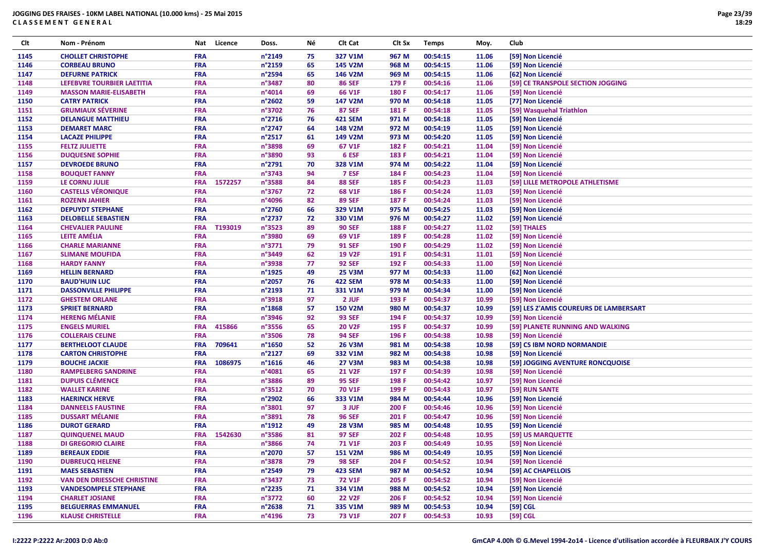**JOGGING DES FRAISES - 10KM LABEL NATIONAL (10.000 kms) - 25 Mai 2015**
**C L A S S E M E N T   G E N E R A L**

| Clt | Nom - Prénom | Nat | Licence | Doss. | Né | Clt Cat | Clt Sx | Temps | Moy. | Club |
|---|---|---|---|---|---|---|---|---|---|---|
| 1145 | CHOLLET CHRISTOPHE | FRA | | n°2149 | 75 | 327 V1M | 967 M | 00:54:15 | 11.06 | [59] Non Licencié |
| 1146 | CORBEAU BRUNO | FRA | | n°2159 | 65 | 145 V2M | 968 M | 00:54:15 | 11.06 | [59] Non Licencié |
| 1147 | DEFURNE PATRICK | FRA | | n°2594 | 65 | 146 V2M | 969 M | 00:54:15 | 11.06 | [62] Non Licencié |
| 1148 | LEFEBVRE TOURBIER LAETITIA | FRA | | n°3487 | 80 | 86 SEF | 179 F | 00:54:16 | 11.06 | [59] CE TRANSPOLE SECTION JOGGING |
| 1149 | MASSON MARIE-ELISABETH | FRA | | n°4014 | 69 | 66 V1F | 180 F | 00:54:17 | 11.06 | [59] Non Licencié |
| 1150 | CATRY PATRICK | FRA | | n°2602 | 59 | 147 V2M | 970 M | 00:54:18 | 11.05 | [77] Non Licencié |
| 1151 | GRUMIAUX SÉVERINE | FRA | | n°3702 | 76 | 87 SEF | 181 F | 00:54:18 | 11.05 | [59] Wasquehal Triathlon |
| 1152 | DELANGUE MATTHIEU | FRA | | n°2716 | 76 | 421 SEM | 971 M | 00:54:18 | 11.05 | [59] Non Licencié |
| 1153 | DEMARET MARC | FRA | | n°2747 | 64 | 148 V2M | 972 M | 00:54:19 | 11.05 | [59] Non Licencié |
| 1154 | LACAZE PHILIPPE | FRA | | n°2517 | 61 | 149 V2M | 973 M | 00:54:20 | 11.05 | [59] Non Licencié |
| 1155 | FELTZ JULIETTE | FRA | | n°3898 | 69 | 67 V1F | 182 F | 00:54:21 | 11.04 | [59] Non Licencié |
| 1156 | DUQUESNE SOPHIE | FRA | | n°3890 | 93 | 6 ESF | 183 F | 00:54:21 | 11.04 | [59] Non Licencié |
| 1157 | DEVROEDE BRUNO | FRA | | n°2791 | 70 | 328 V1M | 974 M | 00:54:22 | 11.04 | [59] Non Licencié |
| 1158 | BOUQUET FANNY | FRA | | n°3743 | 94 | 7 ESF | 184 F | 00:54:23 | 11.04 | [59] Non Licencié |
| 1159 | LE CORNU JULIE | FRA | 1572257 | n°3588 | 84 | 88 SEF | 185 F | 00:54:23 | 11.03 | [59] LILLE METROPOLE ATHLETISME |
| 1160 | CASTELLS VÉRONIQUE | FRA | | n°3767 | 72 | 68 V1F | 186 F | 00:54:24 | 11.03 | [59] Non Licencié |
| 1161 | ROZENN JAHIER | FRA | | n°4096 | 82 | 89 SEF | 187 F | 00:54:24 | 11.03 | [59] Non Licencié |
| 1162 | DEPUYDT STEPHANE | FRA | | n°2760 | 66 | 329 V1M | 975 M | 00:54:25 | 11.03 | [59] Non Licencié |
| 1163 | DELOBELLE SEBASTIEN | FRA | | n°2737 | 72 | 330 V1M | 976 M | 00:54:27 | 11.02 | [59] Non Licencié |
| 1164 | CHEVALIER PAULINE | FRA | T193019 | n°3523 | 89 | 90 SEF | 188 F | 00:54:27 | 11.02 | [59] THALES |
| 1165 | LEITE AMÉLIA | FRA | | n°3980 | 69 | 69 V1F | 189 F | 00:54:28 | 11.02 | [59] Non Licencié |
| 1166 | CHARLE MARIANNE | FRA | | n°3771 | 79 | 91 SEF | 190 F | 00:54:29 | 11.02 | [59] Non Licencié |
| 1167 | SLIMANE MOUFIDA | FRA | | n°3449 | 62 | 19 V2F | 191 F | 00:54:31 | 11.01 | [59] Non Licencié |
| 1168 | HARDY FANNY | FRA | | n°3938 | 77 | 92 SEF | 192 F | 00:54:33 | 11.00 | [59] Non Licencié |
| 1169 | HELLIN BERNARD | FRA | | n°1925 | 49 | 25 V3M | 977 M | 00:54:33 | 11.00 | [62] Non Licencié |
| 1170 | BAUD'HUIN LUC | FRA | | n°2057 | 76 | 422 SEM | 978 M | 00:54:33 | 11.00 | [59] Non Licencié |
| 1171 | DASSONVILLE PHILIPPE | FRA | | n°2193 | 71 | 331 V1M | 979 M | 00:54:34 | 11.00 | [59] Non Licencié |
| 1172 | GHESTEM ORLANE | FRA | | n°3918 | 97 | 2 JUF | 193 F | 00:54:37 | 10.99 | [59] Non Licencié |
| 1173 | SPRIET BERNARD | FRA | | n°1868 | 57 | 150 V2M | 980 M | 00:54:37 | 10.99 | [59] LES Z'AMIS COUREURS DE LAMBERSART |
| 1174 | HERENG MÉLANIE | FRA | | n°3946 | 92 | 93 SEF | 194 F | 00:54:37 | 10.99 | [59] Non Licencié |
| 1175 | ENGELS MURIEL | FRA | 415866 | n°3556 | 65 | 20 V2F | 195 F | 00:54:37 | 10.99 | [59] PLANETE RUNNING AND WALKING |
| 1176 | COLLERAIS CELINE | FRA | | n°3506 | 78 | 94 SEF | 196 F | 00:54:38 | 10.98 | [59] Non Licencié |
| 1177 | BERTHELOOT CLAUDE | FRA | 709641 | n°1650 | 52 | 26 V3M | 981 M | 00:54:38 | 10.98 | [59] CS IBM NORD NORMANDIE |
| 1178 | CARTON CHRISTOPHE | FRA | | n°2127 | 69 | 332 V1M | 982 M | 00:54:38 | 10.98 | [59] Non Licencié |
| 1179 | BOUCHE JACKIE | FRA | 1086975 | n°1616 | 46 | 27 V3M | 983 M | 00:54:38 | 10.98 | [59] JOGGING AVENTURE RONCQUOISE |
| 1180 | RAMPELBERG SANDRINE | FRA | | n°4081 | 65 | 21 V2F | 197 F | 00:54:39 | 10.98 | [59] Non Licencié |
| 1181 | DUPUIS CLÉMENCE | FRA | | n°3886 | 89 | 95 SEF | 198 F | 00:54:42 | 10.97 | [59] Non Licencié |
| 1182 | WALLET KARINE | FRA | | n°3512 | 70 | 70 V1F | 199 F | 00:54:43 | 10.97 | [59] RUN SANTE |
| 1183 | HAERINCK HERVE | FRA | | n°2902 | 66 | 333 V1M | 984 M | 00:54:44 | 10.96 | [59] Non Licencié |
| 1184 | DANNEELS FAUSTINE | FRA | | n°3801 | 97 | 3 JUF | 200 F | 00:54:46 | 10.96 | [59] Non Licencié |
| 1185 | DUSSART MÉLANIE | FRA | | n°3891 | 78 | 96 SEF | 201 F | 00:54:47 | 10.96 | [59] Non Licencié |
| 1186 | DUROT GERARD | FRA | | n°1912 | 49 | 28 V3M | 985 M | 00:54:48 | 10.95 | [59] Non Licencié |
| 1187 | QUINQUENEL MAUD | FRA | 1542630 | n°3586 | 81 | 97 SEF | 202 F | 00:54:48 | 10.95 | [59] US MARQUETTE |
| 1188 | DI GREGORIO CLAIRE | FRA | | n°3866 | 74 | 71 V1F | 203 F | 00:54:49 | 10.95 | [59] Non Licencié |
| 1189 | BEREAUX EDDIE | FRA | | n°2070 | 57 | 151 V2M | 986 M | 00:54:49 | 10.95 | [59] Non Licencié |
| 1190 | DUBREUCQ HELENE | FRA | | n°3878 | 79 | 98 SEF | 204 F | 00:54:52 | 10.94 | [59] Non Licencié |
| 1191 | MAES SEBASTIEN | FRA | | n°2549 | 79 | 423 SEM | 987 M | 00:54:52 | 10.94 | [59] AC CHAPELLOIS |
| 1192 | VAN DEN DRIESSCHE CHRISTINE | FRA | | n°3437 | 73 | 72 V1F | 205 F | 00:54:52 | 10.94 | [59] Non Licencié |
| 1193 | VANDESOMPELE STEPHANE | FRA | | n°2235 | 71 | 334 V1M | 988 M | 00:54:52 | 10.94 | [59] Non Licencié |
| 1194 | CHARLET JOSIANE | FRA | | n°3772 | 60 | 22 V2F | 206 F | 00:54:52 | 10.94 | [59] Non Licencié |
| 1195 | BELGUERRAS EMMANUEL | FRA | | n°2638 | 71 | 335 V1M | 989 M | 00:54:53 | 10.94 | [59] CGL |
| 1196 | KLAUSE CHRISTELLE | FRA | | n°4196 | 73 | 73 V1F | 207 F | 00:54:53 | 10.93 | [59] CGL |

I:2222 P:2222 Ar:2003 D:0 Ab:0

GmCAP 4.00h © G.Mevel 1994-2o14 - Licence d'utilisation accordée à FLEURBAIX J'Y COURS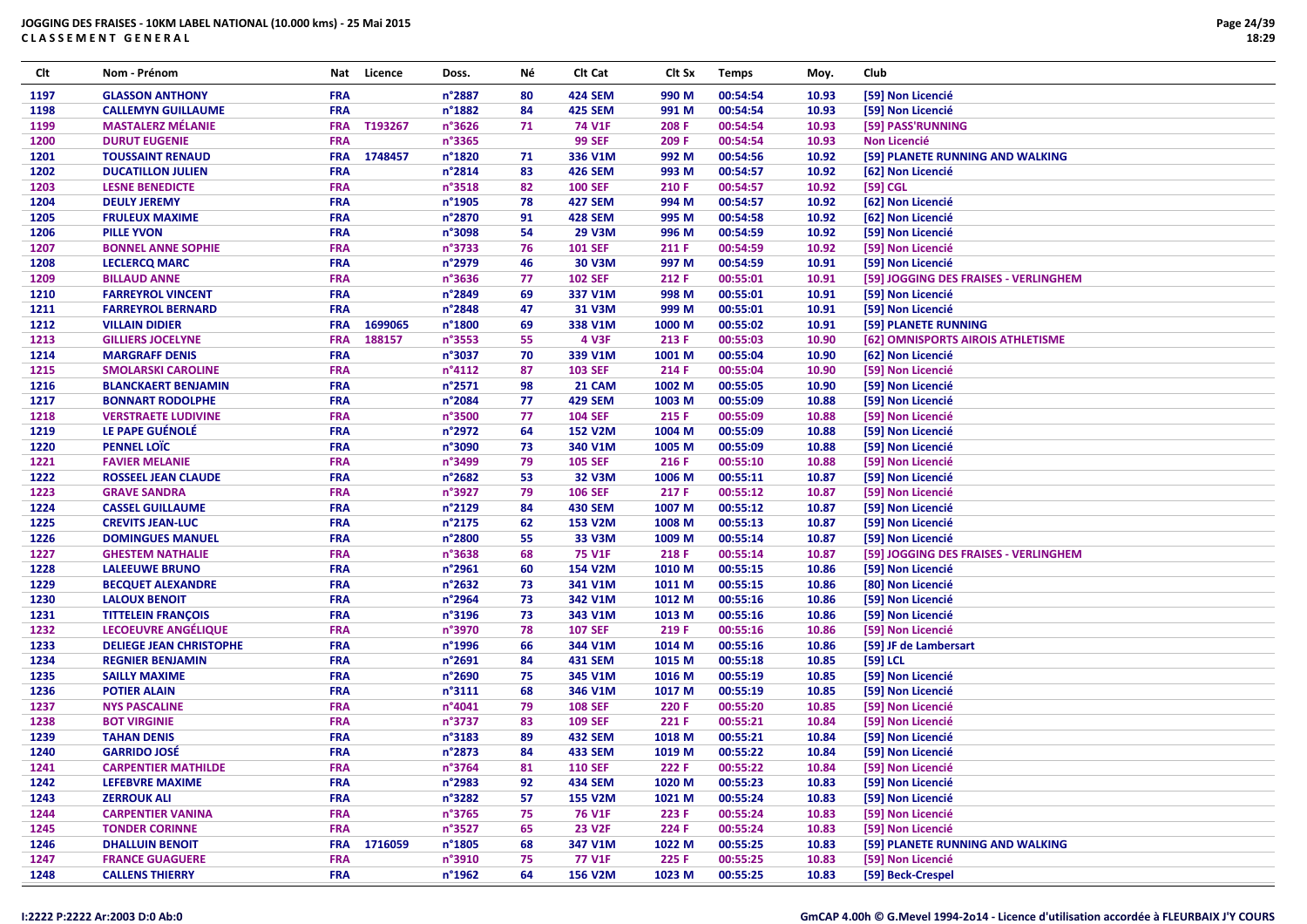**JOGGING DES FRAISES - 10KM LABEL NATIONAL (10.000 kms) - 25 Mai 2015**
**CLASSEMENT GENERAL**

| Clt | Nom - Prénom | Nat | Licence | Doss. | Né | Clt Cat | Clt Sx | Temps | Moy. | Club |
|---|---|---|---|---|---|---|---|---|---|---|
| 1197 | GLASSON ANTHONY | FRA | | n°2887 | 80 | 424 SEM | 990 M | 00:54:54 | 10.93 | [59] Non Licencié |
| 1198 | CALLEMYN GUILLAUME | FRA | | n°1882 | 84 | 425 SEM | 991 M | 00:54:54 | 10.93 | [59] Non Licencié |
| 1199 | MASTALERZ MÉLANIE | FRA | T193267 | n°3626 | 71 | 74 V1F | 208 F | 00:54:54 | 10.93 | [59] PASS'RUNNING |
| 1200 | DURUT EUGENIE | FRA | | n°3365 | | 99 SEF | 209 F | 00:54:54 | 10.93 | Non Licencié |
| 1201 | TOUSSAINT RENAUD | FRA | 1748457 | n°1820 | 71 | 336 V1M | 992 M | 00:54:56 | 10.92 | [59] PLANETE RUNNING AND WALKING |
| 1202 | DUCATILLON JULIEN | FRA | | n°2814 | 83 | 426 SEM | 993 M | 00:54:57 | 10.92 | [62] Non Licencié |
| 1203 | LESNE BENEDICTE | FRA | | n°3518 | 82 | 100 SEF | 210 F | 00:54:57 | 10.92 | [59] CGL |
| 1204 | DEULY JEREMY | FRA | | n°1905 | 78 | 427 SEM | 994 M | 00:54:57 | 10.92 | [62] Non Licencié |
| 1205 | FRULEUX MAXIME | FRA | | n°2870 | 91 | 428 SEM | 995 M | 00:54:58 | 10.92 | [62] Non Licencié |
| 1206 | PILLE YVON | FRA | | n°3098 | 54 | 29 V3M | 996 M | 00:54:59 | 10.92 | [59] Non Licencié |
| 1207 | BONNEL ANNE SOPHIE | FRA | | n°3733 | 76 | 101 SEF | 211 F | 00:54:59 | 10.92 | [59] Non Licencié |
| 1208 | LECLERCQ MARC | FRA | | n°2979 | 46 | 30 V3M | 997 M | 00:54:59 | 10.91 | [59] Non Licencié |
| 1209 | BILLAUD ANNE | FRA | | n°3636 | 77 | 102 SEF | 212 F | 00:55:01 | 10.91 | [59] JOGGING DES FRAISES - VERLINGHEM |
| 1210 | FARREYROL VINCENT | FRA | | n°2849 | 69 | 337 V1M | 998 M | 00:55:01 | 10.91 | [59] Non Licencié |
| 1211 | FARREYROL BERNARD | FRA | | n°2848 | 47 | 31 V3M | 999 M | 00:55:01 | 10.91 | [59] Non Licencié |
| 1212 | VILLAIN DIDIER | FRA | 1699065 | n°1800 | 69 | 338 V1M | 1000 M | 00:55:02 | 10.91 | [59] PLANETE RUNNING |
| 1213 | GILLIERS JOCELYNE | FRA | 188157 | n°3553 | 55 | 4 V3F | 213 F | 00:55:03 | 10.90 | [62] OMNISPORTS AIROIS ATHLETISME |
| 1214 | MARGRAFF DENIS | FRA | | n°3037 | 70 | 339 V1M | 1001 M | 00:55:04 | 10.90 | [62] Non Licencié |
| 1215 | SMOLARSKI CAROLINE | FRA | | n°4112 | 87 | 103 SEF | 214 F | 00:55:04 | 10.90 | [59] Non Licencié |
| 1216 | BLANCKAERT BENJAMIN | FRA | | n°2571 | 98 | 21 CAM | 1002 M | 00:55:05 | 10.90 | [59] Non Licencié |
| 1217 | BONNART RODOLPHE | FRA | | n°2084 | 77 | 429 SEM | 1003 M | 00:55:09 | 10.88 | [59] Non Licencié |
| 1218 | VERSTRAETE LUDIVINE | FRA | | n°3500 | 77 | 104 SEF | 215 F | 00:55:09 | 10.88 | [59] Non Licencié |
| 1219 | LE PAPE GUÉNOLÉ | FRA | | n°2972 | 64 | 152 V2M | 1004 M | 00:55:09 | 10.88 | [59] Non Licencié |
| 1220 | PENNEL LOÏC | FRA | | n°3090 | 73 | 340 V1M | 1005 M | 00:55:09 | 10.88 | [59] Non Licencié |
| 1221 | FAVIER MELANIE | FRA | | n°3499 | 79 | 105 SEF | 216 F | 00:55:10 | 10.88 | [59] Non Licencié |
| 1222 | ROSSEEL JEAN CLAUDE | FRA | | n°2682 | 53 | 32 V3M | 1006 M | 00:55:11 | 10.87 | [59] Non Licencié |
| 1223 | GRAVE SANDRA | FRA | | n°3927 | 79 | 106 SEF | 217 F | 00:55:12 | 10.87 | [59] Non Licencié |
| 1224 | CASSEL GUILLAUME | FRA | | n°2129 | 84 | 430 SEM | 1007 M | 00:55:12 | 10.87 | [59] Non Licencié |
| 1225 | CREVITS JEAN-LUC | FRA | | n°2175 | 62 | 153 V2M | 1008 M | 00:55:13 | 10.87 | [59] Non Licencié |
| 1226 | DOMINGUES MANUEL | FRA | | n°2800 | 55 | 33 V3M | 1009 M | 00:55:14 | 10.87 | [59] Non Licencié |
| 1227 | GHESTEM NATHALIE | FRA | | n°3638 | 68 | 75 V1F | 218 F | 00:55:14 | 10.87 | [59] JOGGING DES FRAISES - VERLINGHEM |
| 1228 | LALEEUWE BRUNO | FRA | | n°2961 | 60 | 154 V2M | 1010 M | 00:55:15 | 10.86 | [59] Non Licencié |
| 1229 | BECQUET ALEXANDRE | FRA | | n°2632 | 73 | 341 V1M | 1011 M | 00:55:15 | 10.86 | [80] Non Licencié |
| 1230 | LALOUX BENOIT | FRA | | n°2964 | 73 | 342 V1M | 1012 M | 00:55:16 | 10.86 | [59] Non Licencié |
| 1231 | TITTELEIN FRANÇOIS | FRA | | n°3196 | 73 | 343 V1M | 1013 M | 00:55:16 | 10.86 | [59] Non Licencié |
| 1232 | LECOEUVRE ANGÉLIQUE | FRA | | n°3970 | 78 | 107 SEF | 219 F | 00:55:16 | 10.86 | [59] Non Licencié |
| 1233 | DELIEGE JEAN CHRISTOPHE | FRA | | n°1996 | 66 | 344 V1M | 1014 M | 00:55:16 | 10.86 | [59] JF de Lambersart |
| 1234 | REGNIER BENJAMIN | FRA | | n°2691 | 84 | 431 SEM | 1015 M | 00:55:18 | 10.85 | [59] LCL |
| 1235 | SAILLY MAXIME | FRA | | n°2690 | 75 | 345 V1M | 1016 M | 00:55:19 | 10.85 | [59] Non Licencié |
| 1236 | POTIER ALAIN | FRA | | n°3111 | 68 | 346 V1M | 1017 M | 00:55:19 | 10.85 | [59] Non Licencié |
| 1237 | NYS PASCALINE | FRA | | n°4041 | 79 | 108 SEF | 220 F | 00:55:20 | 10.85 | [59] Non Licencié |
| 1238 | BOT VIRGINIE | FRA | | n°3737 | 83 | 109 SEF | 221 F | 00:55:21 | 10.84 | [59] Non Licencié |
| 1239 | TAHAN DENIS | FRA | | n°3183 | 89 | 432 SEM | 1018 M | 00:55:21 | 10.84 | [59] Non Licencié |
| 1240 | GARRIDO JOSÉ | FRA | | n°2873 | 84 | 433 SEM | 1019 M | 00:55:22 | 10.84 | [59] Non Licencié |
| 1241 | CARPENTIER MATHILDE | FRA | | n°3764 | 81 | 110 SEF | 222 F | 00:55:22 | 10.84 | [59] Non Licencié |
| 1242 | LEFEBVRE MAXIME | FRA | | n°2983 | 92 | 434 SEM | 1020 M | 00:55:23 | 10.83 | [59] Non Licencié |
| 1243 | ZERROUK ALI | FRA | | n°3282 | 57 | 155 V2M | 1021 M | 00:55:24 | 10.83 | [59] Non Licencié |
| 1244 | CARPENTIER VANINA | FRA | | n°3765 | 75 | 76 V1F | 223 F | 00:55:24 | 10.83 | [59] Non Licencié |
| 1245 | TONDER CORINNE | FRA | | n°3527 | 65 | 23 V2F | 224 F | 00:55:24 | 10.83 | [59] Non Licencié |
| 1246 | DHALLUIN BENOIT | FRA | 1716059 | n°1805 | 68 | 347 V1M | 1022 M | 00:55:25 | 10.83 | [59] PLANETE RUNNING AND WALKING |
| 1247 | FRANCE GUAGUERE | FRA | | n°3910 | 75 | 77 V1F | 225 F | 00:55:25 | 10.83 | [59] Non Licencié |
| 1248 | CALLENS THIERRY | FRA | | n°1962 | 64 | 156 V2M | 1023 M | 00:55:25 | 10.83 | [59] Beck-Crespel |

I:2222 P:2222 Ar:2003 D:0 Ab:0

GmCAP 4.00h © G.Mevel 1994-2o14 - Licence d'utilisation accordée à FLEURBAIX J'Y COURS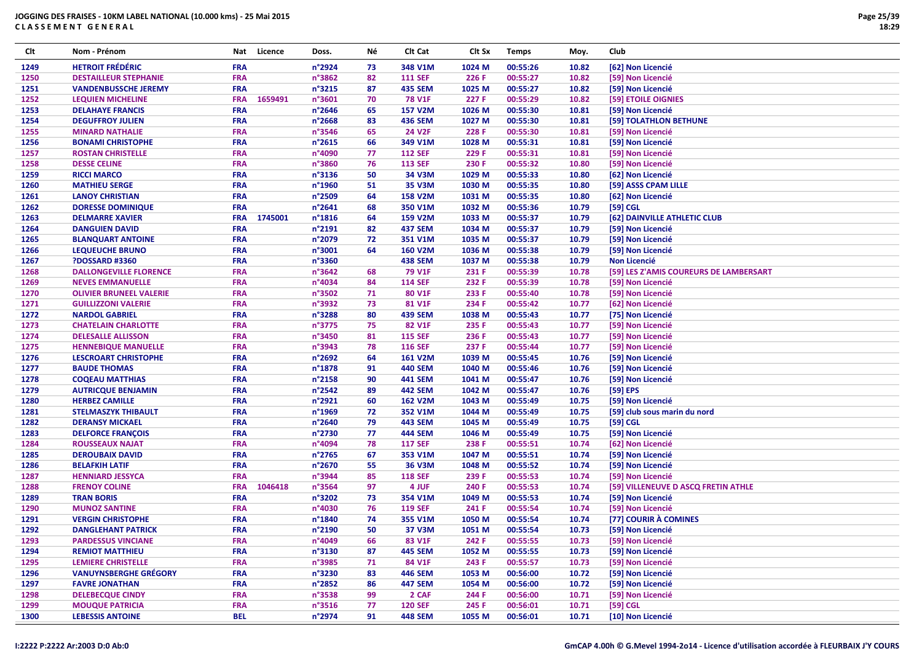**JOGGING DES FRAISES - 10KM LABEL NATIONAL (10.000 kms) - 25 Mai 2015**
**CLASSEMENT GENERAL**

| Clt | Nom - Prénom | Nat | Licence | Doss. | Né | Clt Cat | Clt Sx | Temps | Moy. | Club |
|---|---|---|---|---|---|---|---|---|---|---|
| 1249 | HETROIT FRÉDÉRIC | FRA | | n°2924 | 73 | 348 V1M | 1024 M | 00:55:26 | 10.82 | [62] Non Licencié |
| 1250 | DESTAILLEUR STEPHANIE | FRA | | n°3862 | 82 | 111 SEF | 226 F | 00:55:27 | 10.82 | [59] Non Licencié |
| 1251 | VANDENBUSSCHE JEREMY | FRA | | n°3215 | 87 | 435 SEM | 1025 M | 00:55:27 | 10.82 | [59] Non Licencié |
| 1252 | LEQUIEN MICHELINE | FRA | 1659491 | n°3601 | 70 | 78 V1F | 227 F | 00:55:29 | 10.82 | [59] ETOILE OIGNIES |
| 1253 | DELAHAYE FRANCIS | FRA | | n°2646 | 65 | 157 V2M | 1026 M | 00:55:30 | 10.81 | [59] Non Licencié |
| 1254 | DEGUFFROY JULIEN | FRA | | n°2668 | 83 | 436 SEM | 1027 M | 00:55:30 | 10.81 | [59] TOLATHLON BETHUNE |
| 1255 | MINARD NATHALIE | FRA | | n°3546 | 65 | 24 V2F | 228 F | 00:55:30 | 10.81 | [59] Non Licencié |
| 1256 | BONAMI CHRISTOPHE | FRA | | n°2615 | 66 | 349 V1M | 1028 M | 00:55:31 | 10.81 | [59] Non Licencié |
| 1257 | ROSTAN CHRISTELLE | FRA | | n°4090 | 77 | 112 SEF | 229 F | 00:55:31 | 10.81 | [59] Non Licencié |
| 1258 | DESSE CELINE | FRA | | n°3860 | 76 | 113 SEF | 230 F | 00:55:32 | 10.80 | [59] Non Licencié |
| 1259 | RICCI MARCO | FRA | | n°3136 | 50 | 34 V3M | 1029 M | 00:55:33 | 10.80 | [62] Non Licencié |
| 1260 | MATHIEU SERGE | FRA | | n°1960 | 51 | 35 V3M | 1030 M | 00:55:35 | 10.80 | [59] ASSS CPAM LILLE |
| 1261 | LANOY CHRISTIAN | FRA | | n°2509 | 64 | 158 V2M | 1031 M | 00:55:35 | 10.80 | [62] Non Licencié |
| 1262 | DORESSE DOMINIQUE | FRA | | n°2641 | 68 | 350 V1M | 1032 M | 00:55:36 | 10.79 | [59] CGL |
| 1263 | DELMARRE XAVIER | FRA | 1745001 | n°1816 | 64 | 159 V2M | 1033 M | 00:55:37 | 10.79 | [62] DAINVILLE ATHLETIC CLUB |
| 1264 | DANGUIEN DAVID | FRA | | n°2191 | 82 | 437 SEM | 1034 M | 00:55:37 | 10.79 | [59] Non Licencié |
| 1265 | BLANQUART ANTOINE | FRA | | n°2079 | 72 | 351 V1M | 1035 M | 00:55:37 | 10.79 | [59] Non Licencié |
| 1266 | LEQUEUCHE BRUNO | FRA | | n°3001 | 64 | 160 V2M | 1036 M | 00:55:38 | 10.79 | [59] Non Licencié |
| 1267 | ?DOSSARD #3360 | FRA | | n°3360 | | 438 SEM | 1037 M | 00:55:38 | 10.79 | Non Licencié |
| 1268 | DALLONGEVILLE FLORENCE | FRA | | n°3642 | 68 | 79 V1F | 231 F | 00:55:39 | 10.78 | [59] LES Z'AMIS COUREURS DE LAMBERSART |
| 1269 | NEVES EMMANUELLE | FRA | | n°4034 | 84 | 114 SEF | 232 F | 00:55:39 | 10.78 | [59] Non Licencié |
| 1270 | OLIVIER BRUNEEL VALERIE | FRA | | n°3502 | 71 | 80 V1F | 233 F | 00:55:40 | 10.78 | [59] Non Licencié |
| 1271 | GUILLIZZONI VALERIE | FRA | | n°3932 | 73 | 81 V1F | 234 F | 00:55:42 | 10.77 | [62] Non Licencié |
| 1272 | NARDOL GABRIEL | FRA | | n°3288 | 80 | 439 SEM | 1038 M | 00:55:43 | 10.77 | [75] Non Licencié |
| 1273 | CHATELAIN CHARLOTTE | FRA | | n°3775 | 75 | 82 V1F | 235 F | 00:55:43 | 10.77 | [59] Non Licencié |
| 1274 | DELESALLE ALLISSON | FRA | | n°3450 | 81 | 115 SEF | 236 F | 00:55:43 | 10.77 | [59] Non Licencié |
| 1275 | HENNEBIQUE MANUELLE | FRA | | n°3943 | 78 | 116 SEF | 237 F | 00:55:44 | 10.77 | [59] Non Licencié |
| 1276 | LESCROART CHRISTOPHE | FRA | | n°2692 | 64 | 161 V2M | 1039 M | 00:55:45 | 10.76 | [59] Non Licencié |
| 1277 | BAUDE THOMAS | FRA | | n°1878 | 91 | 440 SEM | 1040 M | 00:55:46 | 10.76 | [59] Non Licencié |
| 1278 | COQEAU MATTHIAS | FRA | | n°2158 | 90 | 441 SEM | 1041 M | 00:55:47 | 10.76 | [59] Non Licencié |
| 1279 | AUTRICQUE BENJAMIN | FRA | | n°2542 | 89 | 442 SEM | 1042 M | 00:55:47 | 10.76 | [59] EPS |
| 1280 | HERBEZ CAMILLE | FRA | | n°2921 | 60 | 162 V2M | 1043 M | 00:55:49 | 10.75 | [59] Non Licencié |
| 1281 | STELMASZYK THIBAULT | FRA | | n°1969 | 72 | 352 V1M | 1044 M | 00:55:49 | 10.75 | [59] club sous marin du nord |
| 1282 | DERANSY MICKAEL | FRA | | n°2640 | 79 | 443 SEM | 1045 M | 00:55:49 | 10.75 | [59] CGL |
| 1283 | DELFORCE FRANÇOIS | FRA | | n°2730 | 77 | 444 SEM | 1046 M | 00:55:49 | 10.75 | [59] Non Licencié |
| 1284 | ROUSSEAUX NAJAT | FRA | | n°4094 | 78 | 117 SEF | 238 F | 00:55:51 | 10.74 | [62] Non Licencié |
| 1285 | DEROUBAIX DAVID | FRA | | n°2765 | 67 | 353 V1M | 1047 M | 00:55:51 | 10.74 | [59] Non Licencié |
| 1286 | BELAFKIH LATIF | FRA | | n°2670 | 55 | 36 V3M | 1048 M | 00:55:52 | 10.74 | [59] Non Licencié |
| 1287 | HENNIARD JESSYCA | FRA | | n°3944 | 85 | 118 SEF | 239 F | 00:55:53 | 10.74 | [59] Non Licencié |
| 1288 | FRENOY COLINE | FRA | 1046418 | n°3564 | 97 | 4 JUF | 240 F | 00:55:53 | 10.74 | [59] VILLENEUVE D ASCQ FRETIN ATHLE |
| 1289 | TRAN BORIS | FRA | | n°3202 | 73 | 354 V1M | 1049 M | 00:55:53 | 10.74 | [59] Non Licencié |
| 1290 | MUNOZ SANTINE | FRA | | n°4030 | 76 | 119 SEF | 241 F | 00:55:54 | 10.74 | [59] Non Licencié |
| 1291 | VERGIN CHRISTOPHE | FRA | | n°1840 | 74 | 355 V1M | 1050 M | 00:55:54 | 10.74 | [77] COURIR À COMINES |
| 1292 | DANGLEHANT PATRICK | FRA | | n°2190 | 50 | 37 V3M | 1051 M | 00:55:54 | 10.73 | [59] Non Licencié |
| 1293 | PARDESSUS VINCIANE | FRA | | n°4049 | 66 | 83 V1F | 242 F | 00:55:55 | 10.73 | [59] Non Licencié |
| 1294 | REMIOT MATTHIEU | FRA | | n°3130 | 87 | 445 SEM | 1052 M | 00:55:55 | 10.73 | [59] Non Licencié |
| 1295 | LEMIERE CHRISTELLE | FRA | | n°3985 | 71 | 84 V1F | 243 F | 00:55:57 | 10.73 | [59] Non Licencié |
| 1296 | VANUYNSBERGHE GRÉGORY | FRA | | n°3230 | 83 | 446 SEM | 1053 M | 00:56:00 | 10.72 | [59] Non Licencié |
| 1297 | FAVRE JONATHAN | FRA | | n°2852 | 86 | 447 SEM | 1054 M | 00:56:00 | 10.72 | [59] Non Licencié |
| 1298 | DELEBECQUE CINDY | FRA | | n°3538 | 99 | 2 CAF | 244 F | 00:56:00 | 10.71 | [59] Non Licencié |
| 1299 | MOUQUE PATRICIA | FRA | | n°3516 | 77 | 120 SEF | 245 F | 00:56:01 | 10.71 | [59] CGL |
| 1300 | LEBESSIS ANTOINE | BEL | | n°2974 | 91 | 448 SEM | 1055 M | 00:56:01 | 10.71 | [10] Non Licencié |

I:2222 P:2222 Ar:2003 D:0 Ab:0

GmCAP 4.00h © G.Mevel 1994-2o14 - Licence d'utilisation accordée à FLEURBAIX J'Y COURS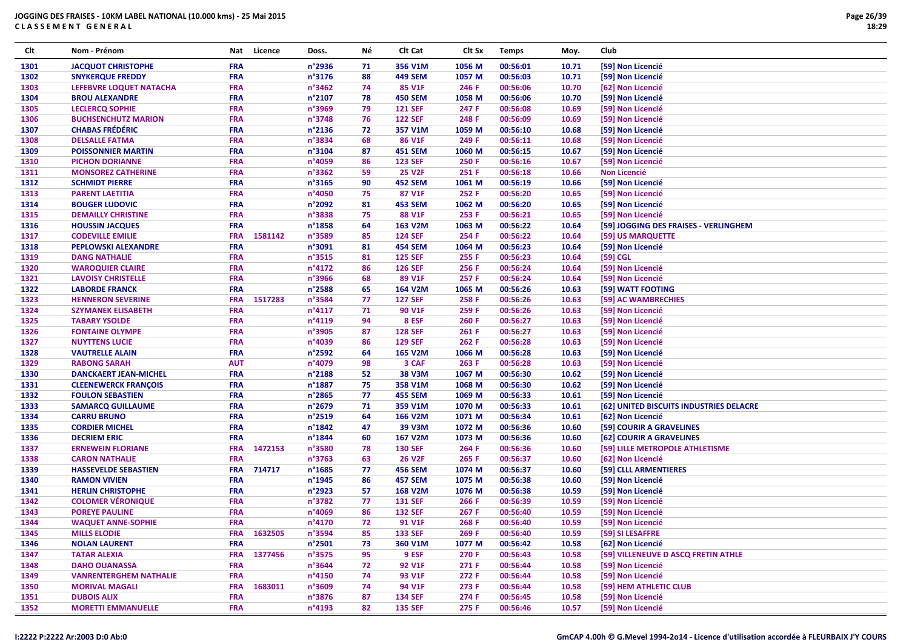**JOGGING DES FRAISES - 10KM LABEL NATIONAL (10.000 kms) - 25 Mai 2015**
**CLASSEMENT GENERAL**

| Clt | Nom - Prénom | Nat | Licence | Doss. | Né | Clt Cat | Clt Sx | Temps | Moy. | Club |
|---|---|---|---|---|---|---|---|---|---|---|
| 1301 | JACQUOT CHRISTOPHE | FRA | | n°2936 | 71 | 356 V1M | 1056 M | 00:56:01 | 10.71 | [59] Non Licencié |
| 1302 | SNYKERQUE FREDDY | FRA | | n°3176 | 88 | 449 SEM | 1057 M | 00:56:03 | 10.71 | [59] Non Licencié |
| 1303 | LEFEBVRE LOQUET NATACHA | FRA | | n°3462 | 74 | 85 V1F | 246 F | 00:56:06 | 10.70 | [62] Non Licencié |
| 1304 | BROU ALEXANDRE | FRA | | n°2107 | 78 | 450 SEM | 1058 M | 00:56:06 | 10.70 | [59] Non Licencié |
| 1305 | LECLERCQ SOPHIE | FRA | | n°3969 | 79 | 121 SEF | 247 F | 00:56:08 | 10.69 | [59] Non Licencié |
| 1306 | BUCHSENCHUTZ MARION | FRA | | n°3748 | 76 | 122 SEF | 248 F | 00:56:09 | 10.69 | [59] Non Licencié |
| 1307 | CHABAS FRÉDÉRIC | FRA | | n°2136 | 72 | 357 V1M | 1059 M | 00:56:10 | 10.68 | [59] Non Licencié |
| 1308 | DELSALLE FATMA | FRA | | n°3834 | 68 | 86 V1F | 249 F | 00:56:11 | 10.68 | [59] Non Licencié |
| 1309 | POISSONNIER MARTIN | FRA | | n°3104 | 87 | 451 SEM | 1060 M | 00:56:15 | 10.67 | [59] Non Licencié |
| 1310 | PICHON DORIANNE | FRA | | n°4059 | 86 | 123 SEF | 250 F | 00:56:16 | 10.67 | [59] Non Licencié |
| 1311 | MONSOREZ CATHERINE | FRA | | n°3362 | 59 | 25 V2F | 251 F | 00:56:18 | 10.66 | Non Licencié |
| 1312 | SCHMIDT PIERRE | FRA | | n°3165 | 90 | 452 SEM | 1061 M | 00:56:19 | 10.66 | [59] Non Licencié |
| 1313 | PARENT LAETITIA | FRA | | n°4050 | 75 | 87 V1F | 252 F | 00:56:20 | 10.65 | [59] Non Licencié |
| 1314 | BOUGER LUDOVIC | FRA | | n°2092 | 81 | 453 SEM | 1062 M | 00:56:20 | 10.65 | [59] Non Licencié |
| 1315 | DEMAILLY CHRISTINE | FRA | | n°3838 | 75 | 88 V1F | 253 F | 00:56:21 | 10.65 | [59] Non Licencié |
| 1316 | HOUSSIN JACQUES | FRA | | n°1858 | 64 | 163 V2M | 1063 M | 00:56:22 | 10.64 | [59] JOGGING DES FRAISES - VERLINGHEM |
| 1317 | CODEVILLE EMILIE | FRA | 1581142 | n°3589 | 85 | 124 SEF | 254 F | 00:56:22 | 10.64 | [59] US MARQUETTE |
| 1318 | PEPLOWSKI ALEXANDRE | FRA | | n°3091 | 81 | 454 SEM | 1064 M | 00:56:23 | 10.64 | [59] Non Licencié |
| 1319 | DANG NATHALIE | FRA | | n°3515 | 81 | 125 SEF | 255 F | 00:56:23 | 10.64 | [59] CGL |
| 1320 | WAROQUIER CLAIRE | FRA | | n°4172 | 86 | 126 SEF | 256 F | 00:56:24 | 10.64 | [59] Non Licencié |
| 1321 | LAVOISY CHRISTELLE | FRA | | n°3966 | 68 | 89 V1F | 257 F | 00:56:24 | 10.64 | [59] Non Licencié |
| 1322 | LABORDE FRANCK | FRA | | n°2588 | 65 | 164 V2M | 1065 M | 00:56:26 | 10.63 | [59] WATT FOOTING |
| 1323 | HENNERON SEVERINE | FRA | 1517283 | n°3584 | 77 | 127 SEF | 258 F | 00:56:26 | 10.63 | [59] AC WAMBRECHIES |
| 1324 | SZYMANEK ELISABETH | FRA | | n°4117 | 71 | 90 V1F | 259 F | 00:56:26 | 10.63 | [59] Non Licencié |
| 1325 | TABARY YSOLDE | FRA | | n°4119 | 94 | 8 ESF | 260 F | 00:56:27 | 10.63 | [59] Non Licencié |
| 1326 | FONTAINE OLYMPE | FRA | | n°3905 | 87 | 128 SEF | 261 F | 00:56:27 | 10.63 | [59] Non Licencié |
| 1327 | NUYTTENS LUCIE | FRA | | n°4039 | 86 | 129 SEF | 262 F | 00:56:28 | 10.63 | [59] Non Licencié |
| 1328 | VAUTRELLE ALAIN | FRA | | n°2592 | 64 | 165 V2M | 1066 M | 00:56:28 | 10.63 | [59] Non Licencié |
| 1329 | RABONG SARAH | AUT | | n°4079 | 98 | 3 CAF | 263 F | 00:56:28 | 10.63 | [59] Non Licencié |
| 1330 | DANCKAERT JEAN-MICHEL | FRA | | n°2188 | 52 | 38 V3M | 1067 M | 00:56:30 | 10.62 | [59] Non Licencié |
| 1331 | CLEENEWERCK FRANÇOIS | FRA | | n°1887 | 75 | 358 V1M | 1068 M | 00:56:30 | 10.62 | [59] Non Licencié |
| 1332 | FOULON SEBASTIEN | FRA | | n°2865 | 77 | 455 SEM | 1069 M | 00:56:33 | 10.61 | [59] Non Licencié |
| 1333 | SAMARCQ GUILLAUME | FRA | | n°2679 | 71 | 359 V1M | 1070 M | 00:56:33 | 10.61 | [62] UNITED BISCUITS INDUSTRIES DELACRE |
| 1334 | CARRU BRUNO | FRA | | n°2519 | 64 | 166 V2M | 1071 M | 00:56:34 | 10.61 | [62] Non Licencié |
| 1335 | CORDIER MICHEL | FRA | | n°1842 | 47 | 39 V3M | 1072 M | 00:56:36 | 10.60 | [59] COURIR A GRAVELINES |
| 1336 | DECRIEM ERIC | FRA | | n°1844 | 60 | 167 V2M | 1073 M | 00:56:36 | 10.60 | [62] COURIR A GRAVELINES |
| 1337 | ERNEWEIN FLORIANE | FRA | 1472153 | n°3580 | 78 | 130 SEF | 264 F | 00:56:36 | 10.60 | [59] LILLE METROPOLE ATHLETISME |
| 1338 | CARON NATHALIE | FRA | | n°3763 | 63 | 26 V2F | 265 F | 00:56:37 | 10.60 | [62] Non Licencié |
| 1339 | HASSEVELDE SEBASTIEN | FRA | 714717 | n°1685 | 77 | 456 SEM | 1074 M | 00:56:37 | 10.60 | [59] CLLL ARMENTIERES |
| 1340 | RAMON VIVIEN | FRA | | n°1945 | 86 | 457 SEM | 1075 M | 00:56:38 | 10.60 | [59] Non Licencié |
| 1341 | HERLIN CHRISTOPHE | FRA | | n°2923 | 57 | 168 V2M | 1076 M | 00:56:38 | 10.59 | [59] Non Licencié |
| 1342 | COLOMER VÉRONIQUE | FRA | | n°3782 | 77 | 131 SEF | 266 F | 00:56:39 | 10.59 | [59] Non Licencié |
| 1343 | POREYE PAULINE | FRA | | n°4069 | 86 | 132 SEF | 267 F | 00:56:40 | 10.59 | [59] Non Licencié |
| 1344 | WAQUET ANNE-SOPHIE | FRA | | n°4170 | 72 | 91 V1F | 268 F | 00:56:40 | 10.59 | [59] Non Licencié |
| 1345 | MILLS ELODIE | FRA | 1632505 | n°3594 | 85 | 133 SEF | 269 F | 00:56:40 | 10.59 | [59] SI LESAFFRE |
| 1346 | NOLAN LAURENT | FRA | | n°2501 | 73 | 360 V1M | 1077 M | 00:56:42 | 10.58 | [62] Non Licencié |
| 1347 | TATAR ALEXIA | FRA | 1377456 | n°3575 | 95 | 9 ESF | 270 F | 00:56:43 | 10.58 | [59] VILLENEUVE D ASCQ FRETIN ATHLE |
| 1348 | DAHO OUANASSA | FRA | | n°3644 | 72 | 92 V1F | 271 F | 00:56:44 | 10.58 | [59] Non Licencié |
| 1349 | VANRENTERGHEM NATHALIE | FRA | | n°4150 | 74 | 93 V1F | 272 F | 00:56:44 | 10.58 | [59] Non Licencié |
| 1350 | MORIVAL MAGALI | FRA | 1683011 | n°3609 | 74 | 94 V1F | 273 F | 00:56:44 | 10.58 | [59] HEM ATHLETIC CLUB |
| 1351 | DUBOIS ALIX | FRA | | n°3876 | 87 | 134 SEF | 274 F | 00:56:45 | 10.58 | [59] Non Licencié |
| 1352 | MORETTI EMMANUELLE | FRA | | n°4193 | 82 | 135 SEF | 275 F | 00:56:46 | 10.57 | [59] Non Licencié |

I:2222 P:2222 Ar:2003 D:0 Ab:0

GmCAP 4.00h © G.Mevel 1994-2o14 - Licence d'utilisation accordée à FLEURBAIX J'Y COURS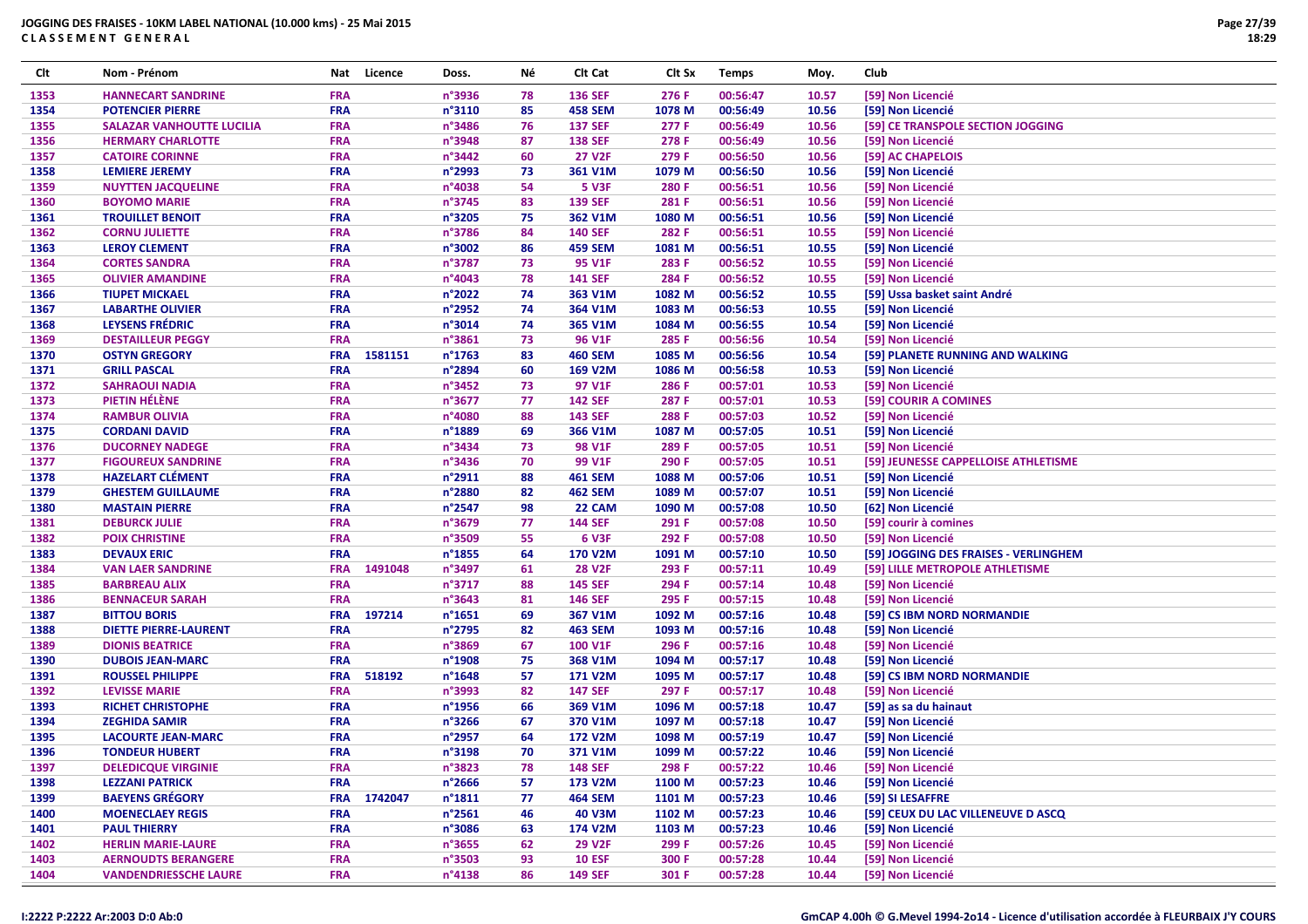# JOGGING DES FRAISES - 10KM LABEL NATIONAL (10.000 kms) - 25 Mai 2015

**CLASSEMENT GENERAL**

| Clt | Nom - Prénom | Nat | Licence | Doss. | Né | Clt Cat | Clt Sx | Temps | Moy. | Club |
|---|---|---|---|---|---|---|---|---|---|---|
| 1353 | HANNECART SANDRINE | FRA | | n°3936 | 78 | 136 SEF | 276 F | 00:56:47 | 10.57 | [59] Non Licencié |
| 1354 | POTENCIER PIERRE | FRA | | n°3110 | 85 | 458 SEM | 1078 M | 00:56:49 | 10.56 | [59] Non Licencié |
| 1355 | SALAZAR VANHOUTTE LUCILIA | FRA | | n°3486 | 76 | 137 SEF | 277 F | 00:56:49 | 10.56 | [59] CE TRANSPOLE SECTION JOGGING |
| 1356 | HERMARY CHARLOTTE | FRA | | n°3948 | 87 | 138 SEF | 278 F | 00:56:49 | 10.56 | [59] Non Licencié |
| 1357 | CATOIRE CORINNE | FRA | | n°3442 | 60 | 27 V2F | 279 F | 00:56:50 | 10.56 | [59] AC CHAPELOIS |
| 1358 | LEMIERE JEREMY | FRA | | n°2993 | 73 | 361 V1M | 1079 M | 00:56:50 | 10.56 | [59] Non Licencié |
| 1359 | NUYTTEN JACQUELINE | FRA | | n°4038 | 54 | 5 V3F | 280 F | 00:56:51 | 10.56 | [59] Non Licencié |
| 1360 | BOYOMO MARIE | FRA | | n°3745 | 83 | 139 SEF | 281 F | 00:56:51 | 10.56 | [59] Non Licencié |
| 1361 | TROUILLET BENOIT | FRA | | n°3205 | 75 | 362 V1M | 1080 M | 00:56:51 | 10.56 | [59] Non Licencié |
| 1362 | CORNU JULIETTE | FRA | | n°3786 | 84 | 140 SEF | 282 F | 00:56:51 | 10.55 | [59] Non Licencié |
| 1363 | LEROY CLEMENT | FRA | | n°3002 | 86 | 459 SEM | 1081 M | 00:56:51 | 10.55 | [59] Non Licencié |
| 1364 | CORTES SANDRA | FRA | | n°3787 | 73 | 95 V1F | 283 F | 00:56:52 | 10.55 | [59] Non Licencié |
| 1365 | OLIVIER AMANDINE | FRA | | n°4043 | 78 | 141 SEF | 284 F | 00:56:52 | 10.55 | [59] Non Licencié |
| 1366 | TIUPET MICKAEL | FRA | | n°2022 | 74 | 363 V1M | 1082 M | 00:56:52 | 10.55 | [59] Ussa basket saint André |
| 1367 | LABARTHE OLIVIER | FRA | | n°2952 | 74 | 364 V1M | 1083 M | 00:56:53 | 10.55 | [59] Non Licencié |
| 1368 | LEYSENS FRÉDRIC | FRA | | n°3014 | 74 | 365 V1M | 1084 M | 00:56:55 | 10.54 | [59] Non Licencié |
| 1369 | DESTAILLEUR PEGGY | FRA | | n°3861 | 73 | 96 V1F | 285 F | 00:56:56 | 10.54 | [59] Non Licencié |
| 1370 | OSTYN GREGORY | FRA | 1581151 | n°1763 | 83 | 460 SEM | 1085 M | 00:56:56 | 10.54 | [59] PLANETE RUNNING AND WALKING |
| 1371 | GRILL PASCAL | FRA | | n°2894 | 60 | 169 V2M | 1086 M | 00:56:58 | 10.53 | [59] Non Licencié |
| 1372 | SAHRAOUI NADIA | FRA | | n°3452 | 73 | 97 V1F | 286 F | 00:57:01 | 10.53 | [59] Non Licencié |
| 1373 | PIETIN HÉLÈNE | FRA | | n°3677 | 77 | 142 SEF | 287 F | 00:57:01 | 10.53 | [59] COURIR A COMINES |
| 1374 | RAMBUR OLIVIA | FRA | | n°4080 | 88 | 143 SEF | 288 F | 00:57:03 | 10.52 | [59] Non Licencié |
| 1375 | CORDANI DAVID | FRA | | n°1889 | 69 | 366 V1M | 1087 M | 00:57:05 | 10.51 | [59] Non Licencié |
| 1376 | DUCORNEY NADEGE | FRA | | n°3434 | 73 | 98 V1F | 289 F | 00:57:05 | 10.51 | [59] Non Licencié |
| 1377 | FIGOUREUX SANDRINE | FRA | | n°3436 | 70 | 99 V1F | 290 F | 00:57:05 | 10.51 | [59] JEUNESSE CAPPELLOISE ATHLETISME |
| 1378 | HAZELART CLÉMENT | FRA | | n°2911 | 88 | 461 SEM | 1088 M | 00:57:06 | 10.51 | [59] Non Licencié |
| 1379 | GHESTEM GUILLAUME | FRA | | n°2880 | 82 | 462 SEM | 1089 M | 00:57:07 | 10.51 | [59] Non Licencié |
| 1380 | MASTAIN PIERRE | FRA | | n°2547 | 98 | 22 CAM | 1090 M | 00:57:08 | 10.50 | [62] Non Licencié |
| 1381 | DEBURCK JULIE | FRA | | n°3679 | 77 | 144 SEF | 291 F | 00:57:08 | 10.50 | [59] courir à comines |
| 1382 | POIX CHRISTINE | FRA | | n°3509 | 55 | 6 V3F | 292 F | 00:57:08 | 10.50 | [59] Non Licencié |
| 1383 | DEVAUX ERIC | FRA | | n°1855 | 64 | 170 V2M | 1091 M | 00:57:10 | 10.50 | [59] JOGGING DES FRAISES - VERLINGHEM |
| 1384 | VAN LAER SANDRINE | FRA | 1491048 | n°3497 | 61 | 28 V2F | 293 F | 00:57:11 | 10.49 | [59] LILLE METROPOLE ATHLETISME |
| 1385 | BARBREAU ALIX | FRA | | n°3717 | 88 | 145 SEF | 294 F | 00:57:14 | 10.48 | [59] Non Licencié |
| 1386 | BENNACEUR SARAH | FRA | | n°3643 | 81 | 146 SEF | 295 F | 00:57:15 | 10.48 | [59] Non Licencié |
| 1387 | BITTOU BORIS | FRA | 197214 | n°1651 | 69 | 367 V1M | 1092 M | 00:57:16 | 10.48 | [59] CS IBM NORD NORMANDIE |
| 1388 | DIETTE PIERRE-LAURENT | FRA | | n°2795 | 82 | 463 SEM | 1093 M | 00:57:16 | 10.48 | [59] Non Licencié |
| 1389 | DIONIS BEATRICE | FRA | | n°3869 | 67 | 100 V1F | 296 F | 00:57:16 | 10.48 | [59] Non Licencié |
| 1390 | DUBOIS JEAN-MARC | FRA | | n°1908 | 75 | 368 V1M | 1094 M | 00:57:17 | 10.48 | [59] Non Licencié |
| 1391 | ROUSSEL PHILIPPE | FRA | 518192 | n°1648 | 57 | 171 V2M | 1095 M | 00:57:17 | 10.48 | [59] CS IBM NORD NORMANDIE |
| 1392 | LEVISSE MARIE | FRA | | n°3993 | 82 | 147 SEF | 297 F | 00:57:17 | 10.48 | [59] Non Licencié |
| 1393 | RICHET CHRISTOPHE | FRA | | n°1956 | 66 | 369 V1M | 1096 M | 00:57:18 | 10.47 | [59] as sa du hainaut |
| 1394 | ZEGHIDA SAMIR | FRA | | n°3266 | 67 | 370 V1M | 1097 M | 00:57:18 | 10.47 | [59] Non Licencié |
| 1395 | LACOURTE JEAN-MARC | FRA | | n°2957 | 64 | 172 V2M | 1098 M | 00:57:19 | 10.47 | [59] Non Licencié |
| 1396 | TONDEUR HUBERT | FRA | | n°3198 | 70 | 371 V1M | 1099 M | 00:57:22 | 10.46 | [59] Non Licencié |
| 1397 | DELEDICQUE VIRGINIE | FRA | | n°3823 | 78 | 148 SEF | 298 F | 00:57:22 | 10.46 | [59] Non Licencié |
| 1398 | LEZZANI PATRICK | FRA | | n°2666 | 57 | 173 V2M | 1100 M | 00:57:23 | 10.46 | [59] Non Licencié |
| 1399 | BAEYENS GRÉGORY | FRA | 1742047 | n°1811 | 77 | 464 SEM | 1101 M | 00:57:23 | 10.46 | [59] SI LESAFFRE |
| 1400 | MOENECLAEY REGIS | FRA | | n°2561 | 46 | 40 V3M | 1102 M | 00:57:23 | 10.46 | [59] CEUX DU LAC VILLENEUVE D ASCQ |
| 1401 | PAUL THIERRY | FRA | | n°3086 | 63 | 174 V2M | 1103 M | 00:57:23 | 10.46 | [59] Non Licencié |
| 1402 | HERLIN MARIE-LAURE | FRA | | n°3655 | 62 | 29 V2F | 299 F | 00:57:26 | 10.45 | [59] Non Licencié |
| 1403 | AERNOUDTS BERANGERE | FRA | | n°3503 | 93 | 10 ESF | 300 F | 00:57:28 | 10.44 | [59] Non Licencié |
| 1404 | VANDENDRIESSCHE LAURE | FRA | | n°4138 | 86 | 149 SEF | 301 F | 00:57:28 | 10.44 | [59] Non Licencié |

I:2222 P:2222 Ar:2003 D:0 Ab:0

GmCAP 4.00h © G.Mevel 1994-2o14 - Licence d'utilisation accordée à FLEURBAIX J'Y COURS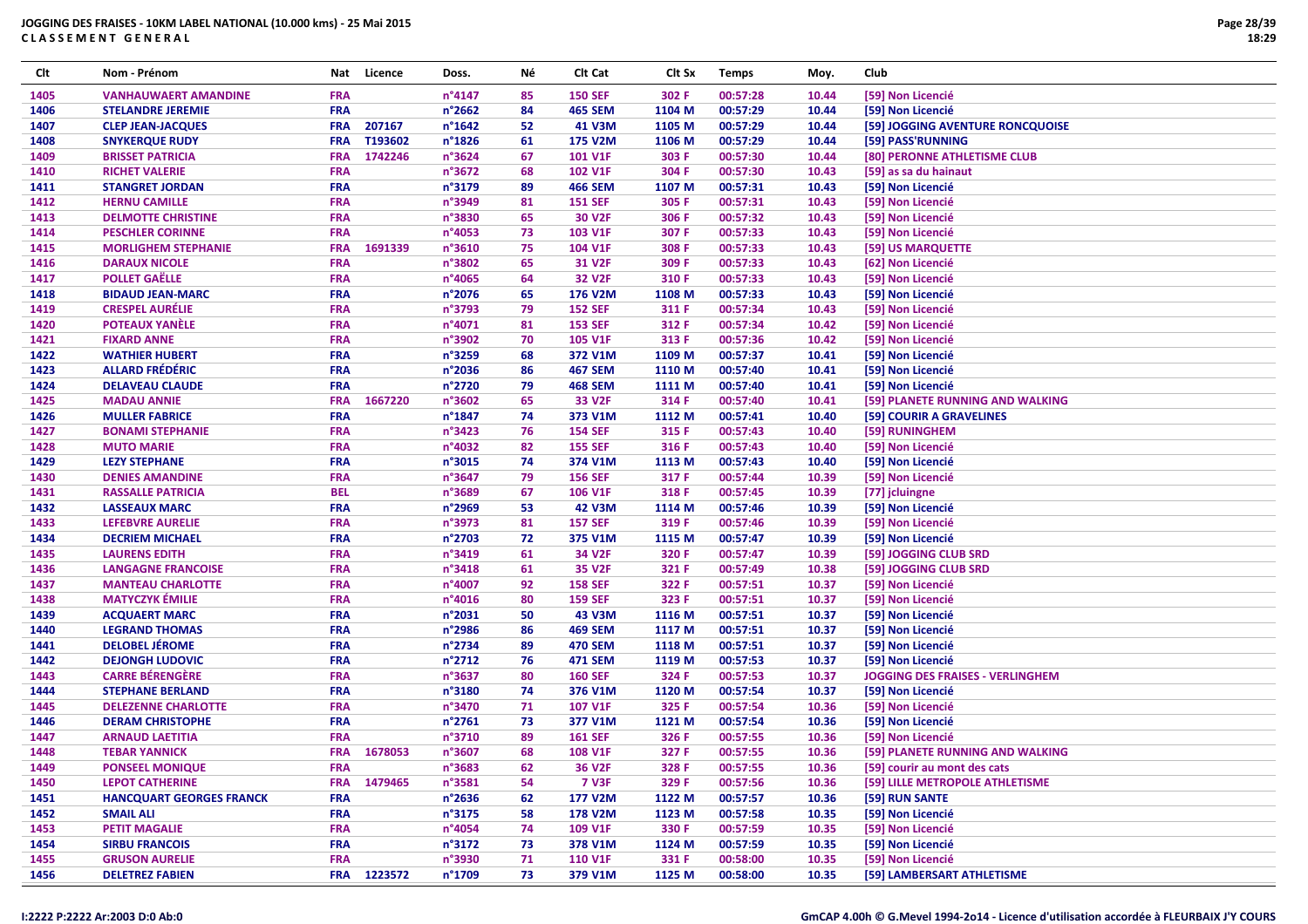**JOGGING DES FRAISES - 10KM LABEL NATIONAL (10.000 kms) - 25 Mai 2015**
**CLASSEMENT GENERAL**

| Clt | Nom - Prénom | Nat | Licence | Doss. | Né | Clt Cat | Clt Sx | Temps | Moy. | Club |
|---|---|---|---|---|---|---|---|---|---|---|
| 1405 | VANHAUWAERT AMANDINE | FRA | | n°4147 | 85 | 150 SEF | 302 F | 00:57:28 | 10.44 | [59] Non Licencié |
| 1406 | STELANDRE JEREMIE | FRA | | n°2662 | 84 | 465 SEM | 1104 M | 00:57:29 | 10.44 | [59] Non Licencié |
| 1407 | CLEP JEAN-JACQUES | FRA | 207167 | n°1642 | 52 | 41 V3M | 1105 M | 00:57:29 | 10.44 | [59] JOGGING AVENTURE RONCQUOISE |
| 1408 | SNYKERQUE RUDY | FRA | T193602 | n°1826 | 61 | 175 V2M | 1106 M | 00:57:29 | 10.44 | [59] PASS'RUNNING |
| 1409 | BRISSET PATRICIA | FRA | 1742246 | n°3624 | 67 | 101 V1F | 303 F | 00:57:30 | 10.44 | [80] PERONNE ATHLETISME CLUB |
| 1410 | RICHET VALERIE | FRA | | n°3672 | 68 | 102 V1F | 304 F | 00:57:30 | 10.43 | [59] as sa du hainaut |
| 1411 | STANGRET JORDAN | FRA | | n°3179 | 89 | 466 SEM | 1107 M | 00:57:31 | 10.43 | [59] Non Licencié |
| 1412 | HERNU CAMILLE | FRA | | n°3949 | 81 | 151 SEF | 305 F | 00:57:31 | 10.43 | [59] Non Licencié |
| 1413 | DELMOTTE CHRISTINE | FRA | | n°3830 | 65 | 30 V2F | 306 F | 00:57:32 | 10.43 | [59] Non Licencié |
| 1414 | PESCHLER CORINNE | FRA | | n°4053 | 73 | 103 V1F | 307 F | 00:57:33 | 10.43 | [59] Non Licencié |
| 1415 | MORLIGHEM STEPHANIE | FRA | 1691339 | n°3610 | 75 | 104 V1F | 308 F | 00:57:33 | 10.43 | [59] US MARQUETTE |
| 1416 | DARAUX NICOLE | FRA | | n°3802 | 65 | 31 V2F | 309 F | 00:57:33 | 10.43 | [62] Non Licencié |
| 1417 | POLLET GAËLLE | FRA | | n°4065 | 64 | 32 V2F | 310 F | 00:57:33 | 10.43 | [59] Non Licencié |
| 1418 | BIDAUD JEAN-MARC | FRA | | n°2076 | 65 | 176 V2M | 1108 M | 00:57:33 | 10.43 | [59] Non Licencié |
| 1419 | CRESPEL AURÉLIE | FRA | | n°3793 | 79 | 152 SEF | 311 F | 00:57:34 | 10.43 | [59] Non Licencié |
| 1420 | POTEAUX YANÈLE | FRA | | n°4071 | 81 | 153 SEF | 312 F | 00:57:34 | 10.42 | [59] Non Licencié |
| 1421 | FIXARD ANNE | FRA | | n°3902 | 70 | 105 V1F | 313 F | 00:57:36 | 10.42 | [59] Non Licencié |
| 1422 | WATHIER HUBERT | FRA | | n°3259 | 68 | 372 V1M | 1109 M | 00:57:37 | 10.41 | [59] Non Licencié |
| 1423 | ALLARD FRÉDÉRIC | FRA | | n°2036 | 86 | 467 SEM | 1110 M | 00:57:40 | 10.41 | [59] Non Licencié |
| 1424 | DELAVEAU CLAUDE | FRA | | n°2720 | 79 | 468 SEM | 1111 M | 00:57:40 | 10.41 | [59] Non Licencié |
| 1425 | MADAU ANNIE | FRA | 1667220 | n°3602 | 65 | 33 V2F | 314 F | 00:57:40 | 10.41 | [59] PLANETE RUNNING AND WALKING |
| 1426 | MULLER FABRICE | FRA | | n°1847 | 74 | 373 V1M | 1112 M | 00:57:41 | 10.40 | [59] COURIR A GRAVELINES |
| 1427 | BONAMI STEPHANIE | FRA | | n°3423 | 76 | 154 SEF | 315 F | 00:57:43 | 10.40 | [59] RUNINGHEM |
| 1428 | MUTO MARIE | FRA | | n°4032 | 82 | 155 SEF | 316 F | 00:57:43 | 10.40 | [59] Non Licencié |
| 1429 | LEZY STEPHANE | FRA | | n°3015 | 74 | 374 V1M | 1113 M | 00:57:43 | 10.40 | [59] Non Licencié |
| 1430 | DENIES AMANDINE | FRA | | n°3647 | 79 | 156 SEF | 317 F | 00:57:44 | 10.39 | [59] Non Licencié |
| 1431 | RASSALLE PATRICIA | BEL | | n°3689 | 67 | 106 V1F | 318 F | 00:57:45 | 10.39 | [77] jcluingne |
| 1432 | LASSEAUX MARC | FRA | | n°2969 | 53 | 42 V3M | 1114 M | 00:57:46 | 10.39 | [59] Non Licencié |
| 1433 | LEFEBVRE AURELIE | FRA | | n°3973 | 81 | 157 SEF | 319 F | 00:57:46 | 10.39 | [59] Non Licencié |
| 1434 | DECRIEM MICHAEL | FRA | | n°2703 | 72 | 375 V1M | 1115 M | 00:57:47 | 10.39 | [59] Non Licencié |
| 1435 | LAURENS EDITH | FRA | | n°3419 | 61 | 34 V2F | 320 F | 00:57:47 | 10.39 | [59] JOGGING CLUB SRD |
| 1436 | LANGAGNE FRANCOISE | FRA | | n°3418 | 61 | 35 V2F | 321 F | 00:57:49 | 10.38 | [59] JOGGING CLUB SRD |
| 1437 | MANTEAU CHARLOTTE | FRA | | n°4007 | 92 | 158 SEF | 322 F | 00:57:51 | 10.37 | [59] Non Licencié |
| 1438 | MATYCZYK ÉMILIE | FRA | | n°4016 | 80 | 159 SEF | 323 F | 00:57:51 | 10.37 | [59] Non Licencié |
| 1439 | ACQUAERT MARC | FRA | | n°2031 | 50 | 43 V3M | 1116 M | 00:57:51 | 10.37 | [59] Non Licencié |
| 1440 | LEGRAND THOMAS | FRA | | n°2986 | 86 | 469 SEM | 1117 M | 00:57:51 | 10.37 | [59] Non Licencié |
| 1441 | DELOBEL JÉROME | FRA | | n°2734 | 89 | 470 SEM | 1118 M | 00:57:51 | 10.37 | [59] Non Licencié |
| 1442 | DEJONGH LUDOVIC | FRA | | n°2712 | 76 | 471 SEM | 1119 M | 00:57:53 | 10.37 | [59] Non Licencié |
| 1443 | CARRE BÉRENGÈRE | FRA | | n°3637 | 80 | 160 SEF | 324 F | 00:57:53 | 10.37 | JOGGING DES FRAISES - VERLINGHEM |
| 1444 | STEPHANE BERLAND | FRA | | n°3180 | 74 | 376 V1M | 1120 M | 00:57:54 | 10.37 | [59] Non Licencié |
| 1445 | DELEZENNE CHARLOTTE | FRA | | n°3470 | 71 | 107 V1F | 325 F | 00:57:54 | 10.36 | [59] Non Licencié |
| 1446 | DERAM CHRISTOPHE | FRA | | n°2761 | 73 | 377 V1M | 1121 M | 00:57:54 | 10.36 | [59] Non Licencié |
| 1447 | ARNAUD LAETITIA | FRA | | n°3710 | 89 | 161 SEF | 326 F | 00:57:55 | 10.36 | [59] Non Licencié |
| 1448 | TEBAR YANNICK | FRA | 1678053 | n°3607 | 68 | 108 V1F | 327 F | 00:57:55 | 10.36 | [59] PLANETE RUNNING AND WALKING |
| 1449 | PONSEEL MONIQUE | FRA | | n°3683 | 62 | 36 V2F | 328 F | 00:57:55 | 10.36 | [59] courir au mont des cats |
| 1450 | LEPOT CATHERINE | FRA | 1479465 | n°3581 | 54 | 7 V3F | 329 F | 00:57:56 | 10.36 | [59] LILLE METROPOLE ATHLETISME |
| 1451 | HANCQUART GEORGES FRANCK | FRA | | n°2636 | 62 | 177 V2M | 1122 M | 00:57:57 | 10.36 | [59] RUN SANTE |
| 1452 | SMAIL ALI | FRA | | n°3175 | 58 | 178 V2M | 1123 M | 00:57:58 | 10.35 | [59] Non Licencié |
| 1453 | PETIT MAGALIE | FRA | | n°4054 | 74 | 109 V1F | 330 F | 00:57:59 | 10.35 | [59] Non Licencié |
| 1454 | SIRBU FRANCOIS | FRA | | n°3172 | 73 | 378 V1M | 1124 M | 00:57:59 | 10.35 | [59] Non Licencié |
| 1455 | GRUSON AURELIE | FRA | | n°3930 | 71 | 110 V1F | 331 F | 00:58:00 | 10.35 | [59] Non Licencié |
| 1456 | DELETREZ FABIEN | FRA | 1223572 | n°1709 | 73 | 379 V1M | 1125 M | 00:58:00 | 10.35 | [59] LAMBERSART ATHLETISME |

I:2222 P:2222 Ar:2003 D:0 Ab:0

GmCAP 4.00h © G.Mevel 1994-2o14 - Licence d'utilisation accordée à FLEURBAIX J'Y COURS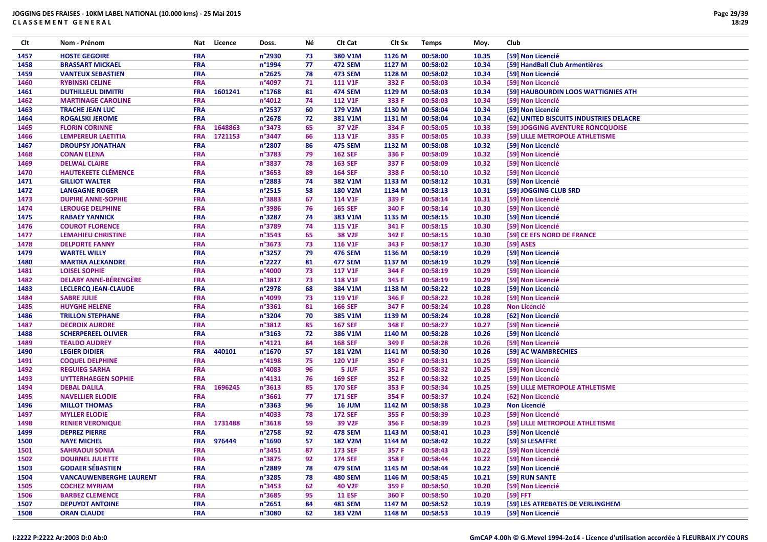**JOGGING DES FRAISES - 10KM LABEL NATIONAL (10.000 kms) - 25 Mai 2015**
**CLASSEMENT GENERAL**

| Clt | Nom - Prénom | Nat | Licence | Doss. | Né | Clt Cat | Clt Sx | Temps | Moy. | Club |
|---|---|---|---|---|---|---|---|---|---|---|
| 1457 | HOSTE GEGOIRE | FRA | | n°2930 | 73 | 380 V1M | 1126 M | 00:58:00 | 10.35 | [59] Non Licencié |
| 1458 | BRASSART MICKAEL | FRA | | n°1994 | 77 | 472 SEM | 1127 M | 00:58:02 | 10.34 | [59] HandBall Club Armentières |
| 1459 | VANTEUX SEBASTIEN | FRA | | n°2625 | 78 | 473 SEM | 1128 M | 00:58:02 | 10.34 | [59] Non Licencié |
| 1460 | RYBINSKI CELINE | FRA | | n°4097 | 71 | 111 V1F | 332 F | 00:58:03 | 10.34 | [59] Non Licencié |
| 1461 | DUTHILLEUL DIMITRI | FRA | 1601241 | n°1768 | 81 | 474 SEM | 1129 M | 00:58:03 | 10.34 | [59] HAUBOURDIN LOOS WATTIGNIES ATH |
| 1462 | MARTINAGE CAROLINE | FRA | | n°4012 | 74 | 112 V1F | 333 F | 00:58:03 | 10.34 | [59] Non Licencié |
| 1463 | TRACHE JEAN LUC | FRA | | n°2537 | 60 | 179 V2M | 1130 M | 00:58:04 | 10.34 | [59] Non Licencié |
| 1464 | ROGALSKI JEROME | FRA | | n°2678 | 72 | 381 V1M | 1131 M | 00:58:04 | 10.34 | [62] UNITED BISCUITS INDUSTRIES DELACRE |
| 1465 | FLORIN CORINNE | FRA | 1648863 | n°3473 | 65 | 37 V2F | 334 F | 00:58:05 | 10.33 | [59] JOGGING AVENTURE RONCQUOISE |
| 1466 | LEMPEREUR LAETITIA | FRA | 1721153 | n°3447 | 66 | 113 V1F | 335 F | 00:58:05 | 10.33 | [59] LILLE METROPOLE ATHLETISME |
| 1467 | DROUPSY JONATHAN | FRA | | n°2807 | 86 | 475 SEM | 1132 M | 00:58:08 | 10.32 | [59] Non Licencié |
| 1468 | CONAN ELENA | FRA | | n°3783 | 79 | 162 SEF | 336 F | 00:58:09 | 10.32 | [59] Non Licencié |
| 1469 | DELWAL CLAIRE | FRA | | n°3837 | 78 | 163 SEF | 337 F | 00:58:09 | 10.32 | [59] Non Licencié |
| 1470 | HAUTEKEETE CLÉMENCE | FRA | | n°3653 | 89 | 164 SEF | 338 F | 00:58:10 | 10.32 | [59] Non Licencié |
| 1471 | GILLIOT WALTER | FRA | | n°2883 | 74 | 382 V1M | 1133 M | 00:58:12 | 10.31 | [59] Non Licencié |
| 1472 | LANGAGNE ROGER | FRA | | n°2515 | 58 | 180 V2M | 1134 M | 00:58:13 | 10.31 | [59] JOGGING CLUB SRD |
| 1473 | DUPIRE ANNE-SOPHIE | FRA | | n°3883 | 67 | 114 V1F | 339 F | 00:58:14 | 10.31 | [59] Non Licencié |
| 1474 | LEROUGE DELPHINE | FRA | | n°3986 | 76 | 165 SEF | 340 F | 00:58:14 | 10.30 | [59] Non Licencié |
| 1475 | RABAEY YANNICK | FRA | | n°3287 | 74 | 383 V1M | 1135 M | 00:58:15 | 10.30 | [59] Non Licencié |
| 1476 | COUROT FLORENCE | FRA | | n°3789 | 74 | 115 V1F | 341 F | 00:58:15 | 10.30 | [59] Non Licencié |
| 1477 | LEMAHIEU CHRISTINE | FRA | | n°3543 | 65 | 38 V2F | 342 F | 00:58:15 | 10.30 | [59] CE EFS NORD DE FRANCE |
| 1478 | DELPORTE FANNY | FRA | | n°3673 | 73 | 116 V1F | 343 F | 00:58:17 | 10.30 | [59] ASES |
| 1479 | WARTEL WILLY | FRA | | n°3257 | 79 | 476 SEM | 1136 M | 00:58:19 | 10.29 | [59] Non Licencié |
| 1480 | MARTRA ALEXANDRE | FRA | | n°2227 | 81 | 477 SEM | 1137 M | 00:58:19 | 10.29 | [59] Non Licencié |
| 1481 | LOISEL SOPHIE | FRA | | n°4000 | 73 | 117 V1F | 344 F | 00:58:19 | 10.29 | [59] Non Licencié |
| 1482 | DELABY ANNE-BÉRENGÈRE | FRA | | n°3817 | 73 | 118 V1F | 345 F | 00:58:19 | 10.29 | [59] Non Licencié |
| 1483 | LECLERCQ JEAN-CLAUDE | FRA | | n°2978 | 68 | 384 V1M | 1138 M | 00:58:22 | 10.28 | [59] Non Licencié |
| 1484 | SABRE JULIE | FRA | | n°4099 | 73 | 119 V1F | 346 F | 00:58:22 | 10.28 | [59] Non Licencié |
| 1485 | HUYGHE HELENE | FRA | | n°3361 | 81 | 166 SEF | 347 F | 00:58:24 | 10.28 | Non Licencié |
| 1486 | TRILLON STEPHANE | FRA | | n°3204 | 70 | 385 V1M | 1139 M | 00:58:24 | 10.28 | [62] Non Licencié |
| 1487 | DECROIX AURORE | FRA | | n°3812 | 85 | 167 SEF | 348 F | 00:58:27 | 10.27 | [59] Non Licencié |
| 1488 | SCHERPEREEL OLIVIER | FRA | | n°3163 | 72 | 386 V1M | 1140 M | 00:58:28 | 10.26 | [59] Non Licencié |
| 1489 | TEALDO AUDREY | FRA | | n°4121 | 84 | 168 SEF | 349 F | 00:58:28 | 10.26 | [59] Non Licencié |
| 1490 | LEGIER DIDIER | FRA | 440101 | n°1670 | 57 | 181 V2M | 1141 M | 00:58:30 | 10.26 | [59] AC WAMBRECHIES |
| 1491 | COQUEL DELPHINE | FRA | | n°4198 | 75 | 120 V1F | 350 F | 00:58:31 | 10.25 | [59] Non Licencié |
| 1492 | REGUIEG SARHA | FRA | | n°4083 | 96 | 5 JUF | 351 F | 00:58:32 | 10.25 | [59] Non Licencié |
| 1493 | UYTTERHAEGEN SOPHIE | FRA | | n°4131 | 76 | 169 SEF | 352 F | 00:58:32 | 10.25 | [59] Non Licencié |
| 1494 | DEBAL DALILA | FRA | 1696245 | n°3613 | 85 | 170 SEF | 353 F | 00:58:34 | 10.25 | [59] LILLE METROPOLE ATHLETISME |
| 1495 | NAVELLIER ELODIE | FRA | | n°3661 | 77 | 171 SEF | 354 F | 00:58:37 | 10.24 | [62] Non Licencié |
| 1496 | MILLOT THOMAS | FRA | | n°3363 | 96 | 16 JUM | 1142 M | 00:58:38 | 10.23 | Non Licencié |
| 1497 | MYLLER ELODIE | FRA | | n°4033 | 78 | 172 SEF | 355 F | 00:58:39 | 10.23 | [59] Non Licencié |
| 1498 | RENIER VERONIQUE | FRA | 1731488 | n°3618 | 59 | 39 V2F | 356 F | 00:58:39 | 10.23 | [59] LILLE METROPOLE ATHLETISME |
| 1499 | DEPREZ PIERRE | FRA | | n°2758 | 92 | 478 SEM | 1143 M | 00:58:41 | 10.23 | [59] Non Licencié |
| 1500 | NAYE MICHEL | FRA | 976444 | n°1690 | 57 | 182 V2M | 1144 M | 00:58:42 | 10.22 | [59] SI LESAFFRE |
| 1501 | SAHRAOUI SONIA | FRA | | n°3451 | 87 | 173 SEF | 357 F | 00:58:43 | 10.22 | [59] Non Licencié |
| 1502 | DOURNEL JULIETTE | FRA | | n°3875 | 92 | 174 SEF | 358 F | 00:58:44 | 10.22 | [59] Non Licencié |
| 1503 | GODAER SÉBASTIEN | FRA | | n°2889 | 78 | 479 SEM | 1145 M | 00:58:44 | 10.22 | [59] Non Licencié |
| 1504 | VANCAUWENBERGHE LAURENT | FRA | | n°3285 | 78 | 480 SEM | 1146 M | 00:58:45 | 10.21 | [59] RUN SANTE |
| 1505 | COCHEZ MYRIAM | FRA | | n°3453 | 62 | 40 V2F | 359 F | 00:58:50 | 10.20 | [59] Non Licencié |
| 1506 | BARBEZ CLEMENCE | FRA | | n°3685 | 95 | 11 ESF | 360 F | 00:58:50 | 10.20 | [59] FFT |
| 1507 | DEPUYDT ANTOINE | FRA | | n°2651 | 84 | 481 SEM | 1147 M | 00:58:52 | 10.19 | [59] LES ATREBATES DE VERLINGHEM |
| 1508 | ORAN CLAUDE | FRA | | n°3080 | 62 | 183 V2M | 1148 M | 00:58:53 | 10.19 | [59] Non Licencié |

I:2222 P:2222 Ar:2003 D:0 Ab:0

GmCAP 4.00h © G.Mevel 1994-2o14 - Licence d'utilisation accordée à FLEURBAIX J'Y COURS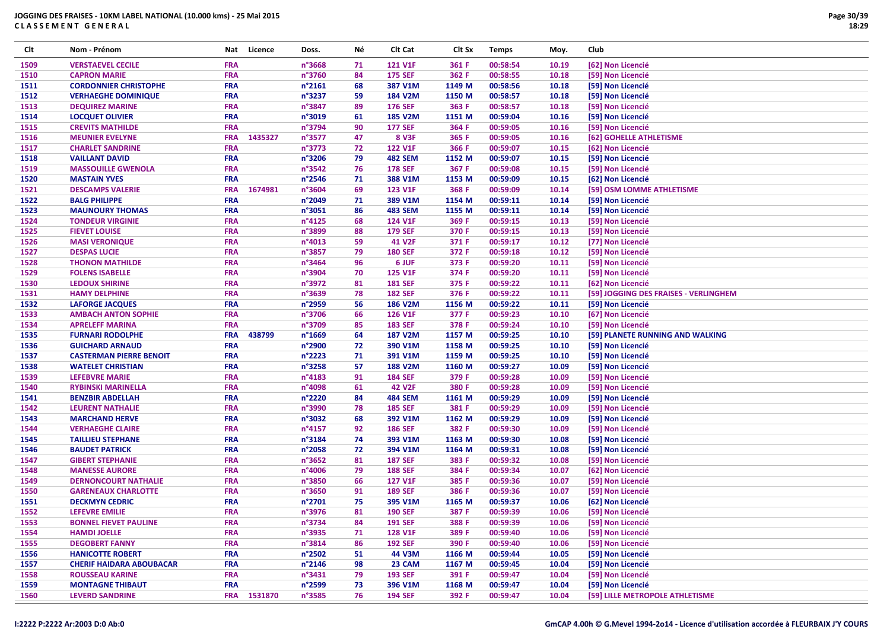**JOGGING DES FRAISES - 10KM LABEL NATIONAL (10.000 kms) - 25 Mai 2015**
**C L A S S E M E N T   G E N E R A L**

| Clt | Nom - Prénom | Nat | Licence | Doss. | Né | Clt Cat | Clt Sx | Temps | Moy. | Club |
|---|---|---|---|---|---|---|---|---|---|---|
| 1509 | VERSTAEVEL CECILE | FRA | | n°3668 | 71 | 121 V1F | 361 F | 00:58:54 | 10.19 | [62] Non Licencié |
| 1510 | CAPRON MARIE | FRA | | n°3760 | 84 | 175 SEF | 362 F | 00:58:55 | 10.18 | [59] Non Licencié |
| 1511 | CORDONNIER CHRISTOPHE | FRA | | n°2161 | 68 | 387 V1M | 1149 M | 00:58:56 | 10.18 | [59] Non Licencié |
| 1512 | VERHAEGHE DOMINIQUE | FRA | | n°3237 | 59 | 184 V2M | 1150 M | 00:58:57 | 10.18 | [59] Non Licencié |
| 1513 | DEQUIREZ MARINE | FRA | | n°3847 | 89 | 176 SEF | 363 F | 00:58:57 | 10.18 | [59] Non Licencié |
| 1514 | LOCQUET OLIVIER | FRA | | n°3019 | 61 | 185 V2M | 1151 M | 00:59:04 | 10.16 | [59] Non Licencié |
| 1515 | CREVITS MATHILDE | FRA | | n°3794 | 90 | 177 SEF | 364 F | 00:59:05 | 10.16 | [59] Non Licencié |
| 1516 | MEUNIER EVELYNE | FRA | 1435327 | n°3577 | 47 | 8 V3F | 365 F | 00:59:05 | 10.16 | [62] GOHELLE ATHLETISME |
| 1517 | CHARLET SANDRINE | FRA | | n°3773 | 72 | 122 V1F | 366 F | 00:59:07 | 10.15 | [62] Non Licencié |
| 1518 | VAILLANT DAVID | FRA | | n°3206 | 79 | 482 SEM | 1152 M | 00:59:07 | 10.15 | [59] Non Licencié |
| 1519 | MASSOUILLE GWENOLA | FRA | | n°3542 | 76 | 178 SEF | 367 F | 00:59:08 | 10.15 | [59] Non Licencié |
| 1520 | MASTAIN YVES | FRA | | n°2546 | 71 | 388 V1M | 1153 M | 00:59:09 | 10.15 | [62] Non Licencié |
| 1521 | DESCAMPS VALERIE | FRA | 1674981 | n°3604 | 69 | 123 V1F | 368 F | 00:59:09 | 10.14 | [59] OSM LOMME ATHLETISME |
| 1522 | BALG PHILIPPE | FRA | | n°2049 | 71 | 389 V1M | 1154 M | 00:59:11 | 10.14 | [59] Non Licencié |
| 1523 | MAUNOURY THOMAS | FRA | | n°3051 | 86 | 483 SEM | 1155 M | 00:59:11 | 10.14 | [59] Non Licencié |
| 1524 | TONDEUR VIRGINIE | FRA | | n°4125 | 68 | 124 V1F | 369 F | 00:59:15 | 10.13 | [59] Non Licencié |
| 1525 | FIEVET LOUISE | FRA | | n°3899 | 88 | 179 SEF | 370 F | 00:59:15 | 10.13 | [59] Non Licencié |
| 1526 | MASI VERONIQUE | FRA | | n°4013 | 59 | 41 V2F | 371 F | 00:59:17 | 10.12 | [77] Non Licencié |
| 1527 | DESPAS LUCIE | FRA | | n°3857 | 79 | 180 SEF | 372 F | 00:59:18 | 10.12 | [59] Non Licencié |
| 1528 | THONON MATHILDE | FRA | | n°3464 | 96 | 6 JUF | 373 F | 00:59:20 | 10.11 | [59] Non Licencié |
| 1529 | FOLENS ISABELLE | FRA | | n°3904 | 70 | 125 V1F | 374 F | 00:59:20 | 10.11 | [59] Non Licencié |
| 1530 | LEDOUX SHIRINE | FRA | | n°3972 | 81 | 181 SEF | 375 F | 00:59:22 | 10.11 | [62] Non Licencié |
| 1531 | HAMY DELPHINE | FRA | | n°3639 | 78 | 182 SEF | 376 F | 00:59:22 | 10.11 | [59] JOGGING DES FRAISES - VERLINGHEM |
| 1532 | LAFORGE JACQUES | FRA | | n°2959 | 56 | 186 V2M | 1156 M | 00:59:22 | 10.11 | [59] Non Licencié |
| 1533 | AMBACH ANTON SOPHIE | FRA | | n°3706 | 66 | 126 V1F | 377 F | 00:59:23 | 10.10 | [67] Non Licencié |
| 1534 | APRELEFF MARINA | FRA | | n°3709 | 85 | 183 SEF | 378 F | 00:59:24 | 10.10 | [59] Non Licencié |
| 1535 | FURNARI RODOLPHE | FRA | 438799 | n°1669 | 64 | 187 V2M | 1157 M | 00:59:25 | 10.10 | [59] PLANETE RUNNING AND WALKING |
| 1536 | GUICHARD ARNAUD | FRA | | n°2900 | 72 | 390 V1M | 1158 M | 00:59:25 | 10.10 | [59] Non Licencié |
| 1537 | CASTERMAN PIERRE BENOIT | FRA | | n°2223 | 71 | 391 V1M | 1159 M | 00:59:25 | 10.10 | [59] Non Licencié |
| 1538 | WATELET CHRISTIAN | FRA | | n°3258 | 57 | 188 V2M | 1160 M | 00:59:27 | 10.09 | [59] Non Licencié |
| 1539 | LEFEBVRE MARIE | FRA | | n°4183 | 91 | 184 SEF | 379 F | 00:59:28 | 10.09 | [59] Non Licencié |
| 1540 | RYBINSKI MARINELLA | FRA | | n°4098 | 61 | 42 V2F | 380 F | 00:59:28 | 10.09 | [59] Non Licencié |
| 1541 | BENZBIR ABDELLAH | FRA | | n°2220 | 84 | 484 SEM | 1161 M | 00:59:29 | 10.09 | [59] Non Licencié |
| 1542 | LEURENT NATHALIE | FRA | | n°3990 | 78 | 185 SEF | 381 F | 00:59:29 | 10.09 | [59] Non Licencié |
| 1543 | MARCHAND HERVE | FRA | | n°3032 | 68 | 392 V1M | 1162 M | 00:59:29 | 10.09 | [59] Non Licencié |
| 1544 | VERHAEGHE CLAIRE | FRA | | n°4157 | 92 | 186 SEF | 382 F | 00:59:30 | 10.09 | [59] Non Licencié |
| 1545 | TAILLIEU STEPHANE | FRA | | n°3184 | 74 | 393 V1M | 1163 M | 00:59:30 | 10.08 | [59] Non Licencié |
| 1546 | BAUDET PATRICK | FRA | | n°2058 | 72 | 394 V1M | 1164 M | 00:59:31 | 10.08 | [59] Non Licencié |
| 1547 | GIBERT STEPHANIE | FRA | | n°3652 | 81 | 187 SEF | 383 F | 00:59:32 | 10.08 | [59] Non Licencié |
| 1548 | MANESSE AURORE | FRA | | n°4006 | 79 | 188 SEF | 384 F | 00:59:34 | 10.07 | [62] Non Licencié |
| 1549 | DERNONCOURT NATHALIE | FRA | | n°3850 | 66 | 127 V1F | 385 F | 00:59:36 | 10.07 | [59] Non Licencié |
| 1550 | GARENEAUX CHARLOTTE | FRA | | n°3650 | 91 | 189 SEF | 386 F | 00:59:36 | 10.07 | [59] Non Licencié |
| 1551 | DECKMYN CEDRIC | FRA | | n°2701 | 75 | 395 V1M | 1165 M | 00:59:37 | 10.06 | [62] Non Licencié |
| 1552 | LEFEVRE EMILIE | FRA | | n°3976 | 81 | 190 SEF | 387 F | 00:59:39 | 10.06 | [59] Non Licencié |
| 1553 | BONNEL FIEVET PAULINE | FRA | | n°3734 | 84 | 191 SEF | 388 F | 00:59:39 | 10.06 | [59] Non Licencié |
| 1554 | HAMDI JOELLE | FRA | | n°3935 | 71 | 128 V1F | 389 F | 00:59:40 | 10.06 | [59] Non Licencié |
| 1555 | DEGOBERT FANNY | FRA | | n°3814 | 86 | 192 SEF | 390 F | 00:59:40 | 10.06 | [59] Non Licencié |
| 1556 | HANICOTTE ROBERT | FRA | | n°2502 | 51 | 44 V3M | 1166 M | 00:59:44 | 10.05 | [59] Non Licencié |
| 1557 | CHERIF HAIDARA ABOUBACAR | FRA | | n°2146 | 98 | 23 CAM | 1167 M | 00:59:45 | 10.04 | [59] Non Licencié |
| 1558 | ROUSSEAU KARINE | FRA | | n°3431 | 79 | 193 SEF | 391 F | 00:59:47 | 10.04 | [59] Non Licencié |
| 1559 | MONTAGNE THIBAUT | FRA | | n°2599 | 73 | 396 V1M | 1168 M | 00:59:47 | 10.04 | [59] Non Licencié |
| 1560 | LEVERD SANDRINE | FRA | 1531870 | n°3585 | 76 | 194 SEF | 392 F | 00:59:47 | 10.04 | [59] LILLE METROPOLE ATHLETISME |

I:2222 P:2222 Ar:2003 D:0 Ab:0

GmCAP 4.00h © G.Mevel 1994-2o14 - Licence d'utilisation accordée à FLEURBAIX J'Y COURS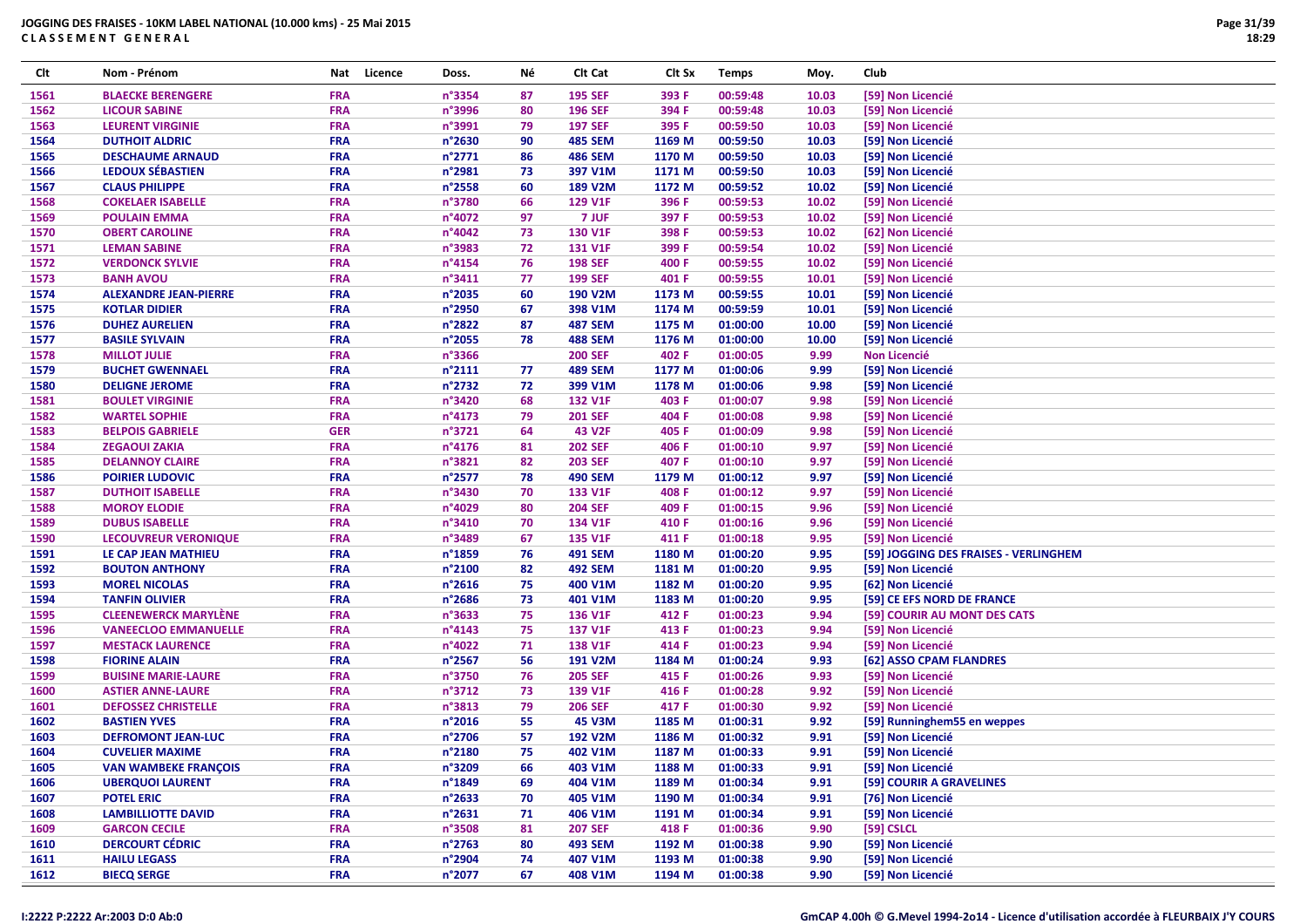**JOGGING DES FRAISES - 10KM LABEL NATIONAL (10.000 kms) - 25 Mai 2015**
**CLASSEMENT GENERAL**

| Clt | Nom - Prénom | Nat | Licence | Doss. | Né | Clt Cat | Clt Sx | Temps | Moy. | Club |
|---|---|---|---|---|---|---|---|---|---|---|
| 1561 | BLAECKE BERENGERE | FRA | | n°3354 | 87 | 195 SEF | 393 F | 00:59:48 | 10.03 | [59] Non Licencié |
| 1562 | LICOUR SABINE | FRA | | n°3996 | 80 | 196 SEF | 394 F | 00:59:48 | 10.03 | [59] Non Licencié |
| 1563 | LEURENT VIRGINIE | FRA | | n°3991 | 79 | 197 SEF | 395 F | 00:59:50 | 10.03 | [59] Non Licencié |
| 1564 | DUTHOIT ALDRIC | FRA | | n°2630 | 90 | 485 SEM | 1169 M | 00:59:50 | 10.03 | [59] Non Licencié |
| 1565 | DESCHAUME ARNAUD | FRA | | n°2771 | 86 | 486 SEM | 1170 M | 00:59:50 | 10.03 | [59] Non Licencié |
| 1566 | LEDOUX SÉBASTIEN | FRA | | n°2981 | 73 | 397 V1M | 1171 M | 00:59:50 | 10.03 | [59] Non Licencié |
| 1567 | CLAUS PHILIPPE | FRA | | n°2558 | 60 | 189 V2M | 1172 M | 00:59:52 | 10.02 | [59] Non Licencié |
| 1568 | COKELAER ISABELLE | FRA | | n°3780 | 66 | 129 V1F | 396 F | 00:59:53 | 10.02 | [59] Non Licencié |
| 1569 | POULAIN EMMA | FRA | | n°4072 | 97 | 7 JUF | 397 F | 00:59:53 | 10.02 | [59] Non Licencié |
| 1570 | OBERT CAROLINE | FRA | | n°4042 | 73 | 130 V1F | 398 F | 00:59:53 | 10.02 | [62] Non Licencié |
| 1571 | LEMAN SABINE | FRA | | n°3983 | 72 | 131 V1F | 399 F | 00:59:54 | 10.02 | [59] Non Licencié |
| 1572 | VERDONCK SYLVIE | FRA | | n°4154 | 76 | 198 SEF | 400 F | 00:59:55 | 10.02 | [59] Non Licencié |
| 1573 | BANH AVOU | FRA | | n°3411 | 77 | 199 SEF | 401 F | 00:59:55 | 10.01 | [59] Non Licencié |
| 1574 | ALEXANDRE JEAN-PIERRE | FRA | | n°2035 | 60 | 190 V2M | 1173 M | 00:59:55 | 10.01 | [59] Non Licencié |
| 1575 | KOTLAR DIDIER | FRA | | n°2950 | 67 | 398 V1M | 1174 M | 00:59:59 | 10.01 | [59] Non Licencié |
| 1576 | DUHEZ AURELIEN | FRA | | n°2822 | 87 | 487 SEM | 1175 M | 01:00:00 | 10.00 | [59] Non Licencié |
| 1577 | BASILE SYLVAIN | FRA | | n°2055 | 78 | 488 SEM | 1176 M | 01:00:00 | 10.00 | [59] Non Licencié |
| 1578 | MILLOT JULIE | FRA | | n°3366 | | 200 SEF | 402 F | 01:00:05 | 9.99 | Non Licencié |
| 1579 | BUCHET GWENNAEL | FRA | | n°2111 | 77 | 489 SEM | 1177 M | 01:00:06 | 9.99 | [59] Non Licencié |
| 1580 | DELIGNE JEROME | FRA | | n°2732 | 72 | 399 V1M | 1178 M | 01:00:06 | 9.98 | [59] Non Licencié |
| 1581 | BOULET VIRGINIE | FRA | | n°3420 | 68 | 132 V1F | 403 F | 01:00:07 | 9.98 | [59] Non Licencié |
| 1582 | WARTEL SOPHIE | FRA | | n°4173 | 79 | 201 SEF | 404 F | 01:00:08 | 9.98 | [59] Non Licencié |
| 1583 | BELPOIS GABRIELE | GER | | n°3721 | 64 | 43 V2F | 405 F | 01:00:09 | 9.98 | [59] Non Licencié |
| 1584 | ZEGAOUI ZAKIA | FRA | | n°4176 | 81 | 202 SEF | 406 F | 01:00:10 | 9.97 | [59] Non Licencié |
| 1585 | DELANNOY CLAIRE | FRA | | n°3821 | 82 | 203 SEF | 407 F | 01:00:10 | 9.97 | [59] Non Licencié |
| 1586 | POIRIER LUDOVIC | FRA | | n°2577 | 78 | 490 SEM | 1179 M | 01:00:12 | 9.97 | [59] Non Licencié |
| 1587 | DUTHOIT ISABELLE | FRA | | n°3430 | 70 | 133 V1F | 408 F | 01:00:12 | 9.97 | [59] Non Licencié |
| 1588 | MOROY ELODIE | FRA | | n°4029 | 80 | 204 SEF | 409 F | 01:00:15 | 9.96 | [59] Non Licencié |
| 1589 | DUBUS ISABELLE | FRA | | n°3410 | 70 | 134 V1F | 410 F | 01:00:16 | 9.96 | [59] Non Licencié |
| 1590 | LECOUVREUR VERONIQUE | FRA | | n°3489 | 67 | 135 V1F | 411 F | 01:00:18 | 9.95 | [59] Non Licencié |
| 1591 | LE CAP JEAN MATHIEU | FRA | | n°1859 | 76 | 491 SEM | 1180 M | 01:00:20 | 9.95 | [59] JOGGING DES FRAISES - VERLINGHEM |
| 1592 | BOUTON ANTHONY | FRA | | n°2100 | 82 | 492 SEM | 1181 M | 01:00:20 | 9.95 | [59] Non Licencié |
| 1593 | MOREL NICOLAS | FRA | | n°2616 | 75 | 400 V1M | 1182 M | 01:00:20 | 9.95 | [62] Non Licencié |
| 1594 | TANFIN OLIVIER | FRA | | n°2686 | 73 | 401 V1M | 1183 M | 01:00:20 | 9.95 | [59] CE EFS NORD DE FRANCE |
| 1595 | CLEENEWERCK MARYLÈNE | FRA | | n°3633 | 75 | 136 V1F | 412 F | 01:00:23 | 9.94 | [59] COURIR AU MONT DES CATS |
| 1596 | VANEECLOO EMMANUELLE | FRA | | n°4143 | 75 | 137 V1F | 413 F | 01:00:23 | 9.94 | [59] Non Licencié |
| 1597 | MESTACK LAURENCE | FRA | | n°4022 | 71 | 138 V1F | 414 F | 01:00:23 | 9.94 | [59] Non Licencié |
| 1598 | FIORINE ALAIN | FRA | | n°2567 | 56 | 191 V2M | 1184 M | 01:00:24 | 9.93 | [62] ASSO CPAM FLANDRES |
| 1599 | BUISINE MARIE-LAURE | FRA | | n°3750 | 76 | 205 SEF | 415 F | 01:00:26 | 9.93 | [59] Non Licencié |
| 1600 | ASTIER ANNE-LAURE | FRA | | n°3712 | 73 | 139 V1F | 416 F | 01:00:28 | 9.92 | [59] Non Licencié |
| 1601 | DEFOSSEZ CHRISTELLE | FRA | | n°3813 | 79 | 206 SEF | 417 F | 01:00:30 | 9.92 | [59] Non Licencié |
| 1602 | BASTIEN YVES | FRA | | n°2016 | 55 | 45 V3M | 1185 M | 01:00:31 | 9.92 | [59] Runninghem55 en weppes |
| 1603 | DEFROMONT JEAN-LUC | FRA | | n°2706 | 57 | 192 V2M | 1186 M | 01:00:32 | 9.91 | [59] Non Licencié |
| 1604 | CUVELIER MAXIME | FRA | | n°2180 | 75 | 402 V1M | 1187 M | 01:00:33 | 9.91 | [59] Non Licencié |
| 1605 | VAN WAMBEKE FRANÇOIS | FRA | | n°3209 | 66 | 403 V1M | 1188 M | 01:00:33 | 9.91 | [59] Non Licencié |
| 1606 | UBERQUOI LAURENT | FRA | | n°1849 | 69 | 404 V1M | 1189 M | 01:00:34 | 9.91 | [59] COURIR A GRAVELINES |
| 1607 | POTEL ERIC | FRA | | n°2633 | 70 | 405 V1M | 1190 M | 01:00:34 | 9.91 | [76] Non Licencié |
| 1608 | LAMBILLIOTTE DAVID | FRA | | n°2631 | 71 | 406 V1M | 1191 M | 01:00:34 | 9.91 | [59] Non Licencié |
| 1609 | GARCON CECILE | FRA | | n°3508 | 81 | 207 SEF | 418 F | 01:00:36 | 9.90 | [59] CSLCL |
| 1610 | DERCOURT CÉDRIC | FRA | | n°2763 | 80 | 493 SEM | 1192 M | 01:00:38 | 9.90 | [59] Non Licencié |
| 1611 | HAILU LEGASS | FRA | | n°2904 | 74 | 407 V1M | 1193 M | 01:00:38 | 9.90 | [59] Non Licencié |
| 1612 | BIECQ SERGE | FRA | | n°2077 | 67 | 408 V1M | 1194 M | 01:00:38 | 9.90 | [59] Non Licencié |

I:2222 P:2222 Ar:2003 D:0 Ab:0

GmCAP 4.00h © G.Mevel 1994-2o14 - Licence d'utilisation accordée à FLEURBAIX J'Y COURS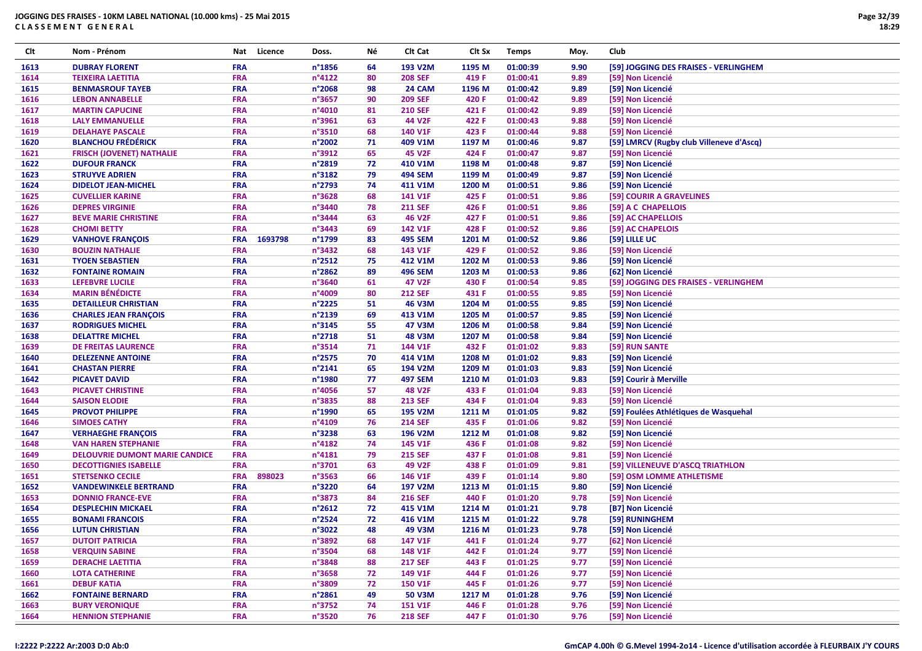# JOGGING DES FRAISES - 10KM LABEL NATIONAL (10.000 kms) - 25 Mai 2015

**C L A S S E M E N T   G E N E R A L**

| Clt | Nom - Prénom | Nat | Licence | Doss. | Né | Clt Cat | Clt Sx | Temps | Moy. | Club |
|---|---|---|---|---|---|---|---|---|---|---|
| 1613 | DUBRAY FLORENT | FRA | | n°1856 | 64 | 193 V2M | 1195 M | 01:00:39 | 9.90 | [59] JOGGING DES FRAISES - VERLINGHEM |
| 1614 | TEIXEIRA LAETITIA | FRA | | n°4122 | 80 | 208 SEF | 419 F | 01:00:41 | 9.89 | [59] Non Licencié |
| 1615 | BENMASROUF TAYEB | FRA | | n°2068 | 98 | 24 CAM | 1196 M | 01:00:42 | 9.89 | [59] Non Licencié |
| 1616 | LEBON ANNABELLE | FRA | | n°3657 | 90 | 209 SEF | 420 F | 01:00:42 | 9.89 | [59] Non Licencié |
| 1617 | MARTIN CAPUCINE | FRA | | n°4010 | 81 | 210 SEF | 421 F | 01:00:42 | 9.89 | [59] Non Licencié |
| 1618 | LALY EMMANUELLE | FRA | | n°3961 | 63 | 44 V2F | 422 F | 01:00:43 | 9.88 | [59] Non Licencié |
| 1619 | DELAHAYE PASCALE | FRA | | n°3510 | 68 | 140 V1F | 423 F | 01:00:44 | 9.88 | [59] Non Licencié |
| 1620 | BLANCHOU FRÉDÉRICK | FRA | | n°2002 | 71 | 409 V1M | 1197 M | 01:00:46 | 9.87 | [59] LMRCV (Rugby club Villeneve d'Ascq) |
| 1621 | FRISCH (JOVENET) NATHALIE | FRA | | n°3912 | 65 | 45 V2F | 424 F | 01:00:47 | 9.87 | [59] Non Licencié |
| 1622 | DUFOUR FRANCK | FRA | | n°2819 | 72 | 410 V1M | 1198 M | 01:00:48 | 9.87 | [59] Non Licencié |
| 1623 | STRUYVE ADRIEN | FRA | | n°3182 | 79 | 494 SEM | 1199 M | 01:00:49 | 9.87 | [59] Non Licencié |
| 1624 | DIDELOT JEAN-MICHEL | FRA | | n°2793 | 74 | 411 V1M | 1200 M | 01:00:51 | 9.86 | [59] Non Licencié |
| 1625 | CUVELLIER KARINE | FRA | | n°3628 | 68 | 141 V1F | 425 F | 01:00:51 | 9.86 | [59] COURIR A GRAVELINES |
| 1626 | DEPRES VIRGINIE | FRA | | n°3440 | 78 | 211 SEF | 426 F | 01:00:51 | 9.86 | [59] A C CHAPELLOIS |
| 1627 | BEVE MARIE CHRISTINE | FRA | | n°3444 | 63 | 46 V2F | 427 F | 01:00:51 | 9.86 | [59] AC CHAPELLOIS |
| 1628 | CHOMI BETTY | FRA | | n°3443 | 69 | 142 V1F | 428 F | 01:00:52 | 9.86 | [59] AC CHAPELOIS |
| 1629 | VANHOVE FRANÇOIS | FRA | 1693798 | n°1799 | 83 | 495 SEM | 1201 M | 01:00:52 | 9.86 | [59] LILLE UC |
| 1630 | BOUZIN NATHALIE | FRA | | n°3432 | 68 | 143 V1F | 429 F | 01:00:52 | 9.86 | [59] Non Licencié |
| 1631 | TYOEN SEBASTIEN | FRA | | n°2512 | 75 | 412 V1M | 1202 M | 01:00:53 | 9.86 | [59] Non Licencié |
| 1632 | FONTAINE ROMAIN | FRA | | n°2862 | 89 | 496 SEM | 1203 M | 01:00:53 | 9.86 | [62] Non Licencié |
| 1633 | LEFEBVRE LUCILE | FRA | | n°3640 | 61 | 47 V2F | 430 F | 01:00:54 | 9.85 | [59] JOGGING DES FRAISES - VERLINGHEM |
| 1634 | MARIN BÉNÉDICTE | FRA | | n°4009 | 80 | 212 SEF | 431 F | 01:00:55 | 9.85 | [59] Non Licencié |
| 1635 | DETAILLEUR CHRISTIAN | FRA | | n°2225 | 51 | 46 V3M | 1204 M | 01:00:55 | 9.85 | [59] Non Licencié |
| 1636 | CHARLES JEAN FRANÇOIS | FRA | | n°2139 | 69 | 413 V1M | 1205 M | 01:00:57 | 9.85 | [59] Non Licencié |
| 1637 | RODRIGUES MICHEL | FRA | | n°3145 | 55 | 47 V3M | 1206 M | 01:00:58 | 9.84 | [59] Non Licencié |
| 1638 | DELATTRE MICHEL | FRA | | n°2718 | 51 | 48 V3M | 1207 M | 01:00:58 | 9.84 | [59] Non Licencié |
| 1639 | DE FREITAS LAURENCE | FRA | | n°3514 | 71 | 144 V1F | 432 F | 01:01:02 | 9.83 | [59] RUN SANTE |
| 1640 | DELEZENNE ANTOINE | FRA | | n°2575 | 70 | 414 V1M | 1208 M | 01:01:02 | 9.83 | [59] Non Licencié |
| 1641 | CHASTAN PIERRE | FRA | | n°2141 | 65 | 194 V2M | 1209 M | 01:01:03 | 9.83 | [59] Non Licencié |
| 1642 | PICAVET DAVID | FRA | | n°1980 | 77 | 497 SEM | 1210 M | 01:01:03 | 9.83 | [59] Courir à Merville |
| 1643 | PICAVET CHRISTINE | FRA | | n°4056 | 57 | 48 V2F | 433 F | 01:01:04 | 9.83 | [59] Non Licencié |
| 1644 | SAISON ELODIE | FRA | | n°3835 | 88 | 213 SEF | 434 F | 01:01:04 | 9.83 | [59] Non Licencié |
| 1645 | PROVOT PHILIPPE | FRA | | n°1990 | 65 | 195 V2M | 1211 M | 01:01:05 | 9.82 | [59] Foulées Athlétiques de Wasquehal |
| 1646 | SIMOES CATHY | FRA | | n°4109 | 76 | 214 SEF | 435 F | 01:01:06 | 9.82 | [59] Non Licencié |
| 1647 | VERHAEGHE FRANÇOIS | FRA | | n°3238 | 63 | 196 V2M | 1212 M | 01:01:08 | 9.82 | [59] Non Licencié |
| 1648 | VAN HAREN STEPHANIE | FRA | | n°4182 | 74 | 145 V1F | 436 F | 01:01:08 | 9.82 | [59] Non Licencié |
| 1649 | DELOUVRIE DUMONT MARIE CANDICE | FRA | | n°4181 | 79 | 215 SEF | 437 F | 01:01:08 | 9.81 | [59] Non Licencié |
| 1650 | DECOTTIGNIES ISABELLE | FRA | | n°3701 | 63 | 49 V2F | 438 F | 01:01:09 | 9.81 | [59] VILLENEUVE D'ASCQ TRIATHLON |
| 1651 | STETSENKO CECILE | FRA | 898023 | n°3563 | 66 | 146 V1F | 439 F | 01:01:14 | 9.80 | [59] OSM LOMME ATHLETISME |
| 1652 | VANDEWINKELE BERTRAND | FRA | | n°3220 | 64 | 197 V2M | 1213 M | 01:01:15 | 9.80 | [59] Non Licencié |
| 1653 | DONNIO FRANCE-EVE | FRA | | n°3873 | 84 | 216 SEF | 440 F | 01:01:20 | 9.78 | [59] Non Licencié |
| 1654 | DESPLECHIN MICKAEL | FRA | | n°2612 | 72 | 415 V1M | 1214 M | 01:01:21 | 9.78 | [B7] Non Licencié |
| 1655 | BONAMI FRANCOIS | FRA | | n°2524 | 72 | 416 V1M | 1215 M | 01:01:22 | 9.78 | [59] RUNINGHEM |
| 1656 | LUTUN CHRISTIAN | FRA | | n°3022 | 48 | 49 V3M | 1216 M | 01:01:23 | 9.78 | [59] Non Licencié |
| 1657 | DUTOIT PATRICIA | FRA | | n°3892 | 68 | 147 V1F | 441 F | 01:01:24 | 9.77 | [62] Non Licencié |
| 1658 | VERQUIN SABINE | FRA | | n°3504 | 68 | 148 V1F | 442 F | 01:01:24 | 9.77 | [59] Non Licencié |
| 1659 | DERACHE LAETITIA | FRA | | n°3848 | 88 | 217 SEF | 443 F | 01:01:25 | 9.77 | [59] Non Licencié |
| 1660 | LOTA CATHERINE | FRA | | n°3658 | 72 | 149 V1F | 444 F | 01:01:26 | 9.77 | [59] Non Licencié |
| 1661 | DEBUF KATIA | FRA | | n°3809 | 72 | 150 V1F | 445 F | 01:01:26 | 9.77 | [59] Non Licencié |
| 1662 | FONTAINE BERNARD | FRA | | n°2861 | 49 | 50 V3M | 1217 M | 01:01:28 | 9.76 | [59] Non Licencié |
| 1663 | BURY VERONIQUE | FRA | | n°3752 | 74 | 151 V1F | 446 F | 01:01:28 | 9.76 | [59] Non Licencié |
| 1664 | HENNION STEPHANIE | FRA | | n°3520 | 76 | 218 SEF | 447 F | 01:01:30 | 9.76 | [59] Non Licencié |

I:2222 P:2222 Ar:2003 D:0 Ab:0

GmCAP 4.00h © G.Mevel 1994-2o14 - Licence d'utilisation accordée à FLEURBAIX J'Y COURS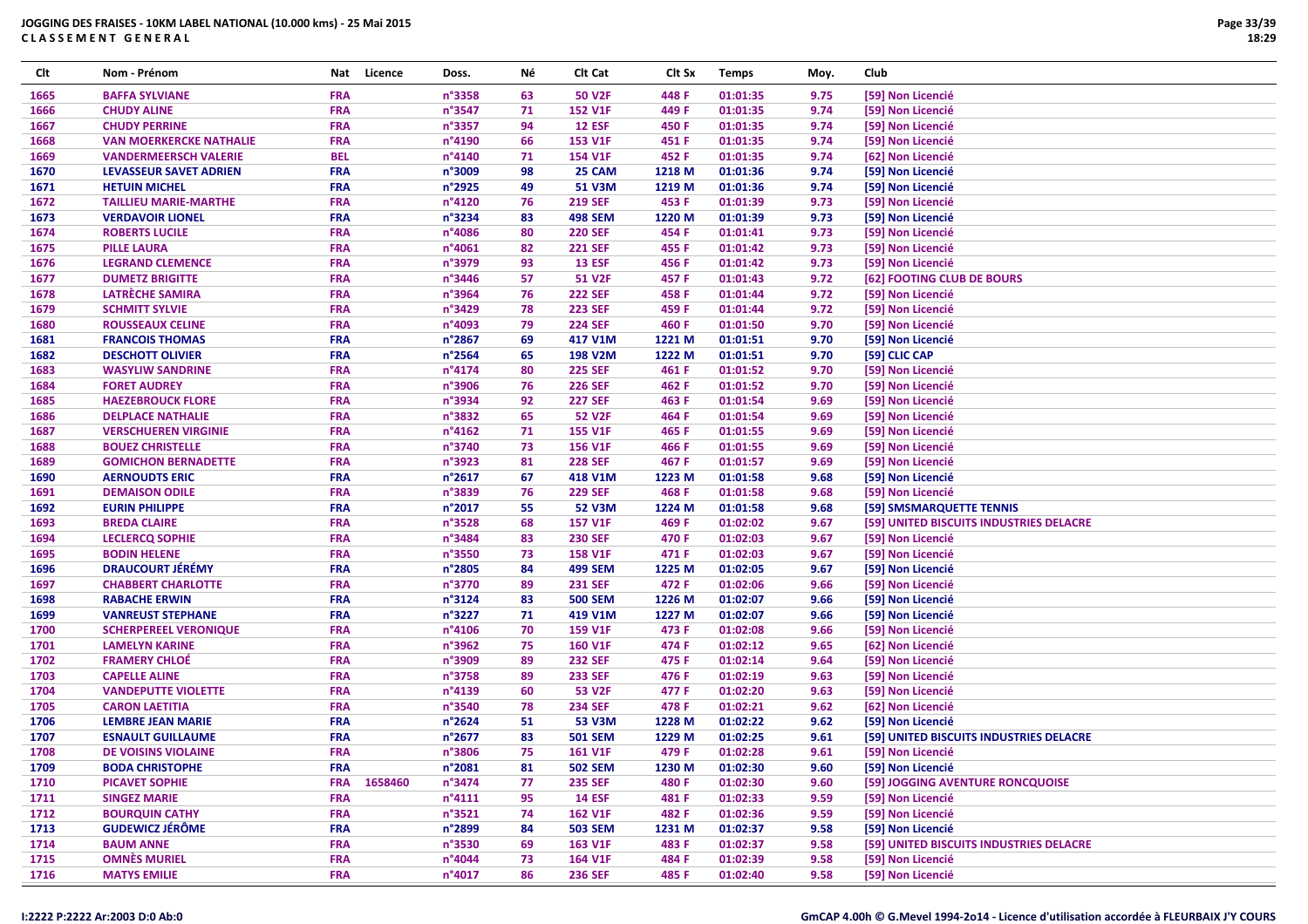**JOGGING DES FRAISES - 10KM LABEL NATIONAL (10.000 kms) - 25 Mai 2015**
**CLASSEMENT GENERAL**

| Clt | Nom - Prénom | Nat | Licence | Doss. | Né | Clt Cat | Clt Sx | Temps | Moy. | Club |
|---|---|---|---|---|---|---|---|---|---|---|
| 1665 | BAFFA SYLVIANE | FRA | | n°3358 | 63 | 50 V2F | 448 F | 01:01:35 | 9.75 | [59] Non Licencié |
| 1666 | CHUDY ALINE | FRA | | n°3547 | 71 | 152 V1F | 449 F | 01:01:35 | 9.74 | [59] Non Licencié |
| 1667 | CHUDY PERRINE | FRA | | n°3357 | 94 | 12 ESF | 450 F | 01:01:35 | 9.74 | [59] Non Licencié |
| 1668 | VAN MOERKERCKE NATHALIE | FRA | | n°4190 | 66 | 153 V1F | 451 F | 01:01:35 | 9.74 | [59] Non Licencié |
| 1669 | VANDERMEERSCH VALERIE | BEL | | n°4140 | 71 | 154 V1F | 452 F | 01:01:35 | 9.74 | [62] Non Licencié |
| 1670 | LEVASSEUR SAVET ADRIEN | FRA | | n°3009 | 98 | 25 CAM | 1218 M | 01:01:36 | 9.74 | [59] Non Licencié |
| 1671 | HETUIN MICHEL | FRA | | n°2925 | 49 | 51 V3M | 1219 M | 01:01:36 | 9.74 | [59] Non Licencié |
| 1672 | TAILLIEU MARIE-MARTHE | FRA | | n°4120 | 76 | 219 SEF | 453 F | 01:01:39 | 9.73 | [59] Non Licencié |
| 1673 | VERDAVOIR LIONEL | FRA | | n°3234 | 83 | 498 SEM | 1220 M | 01:01:39 | 9.73 | [59] Non Licencié |
| 1674 | ROBERTS LUCILE | FRA | | n°4086 | 80 | 220 SEF | 454 F | 01:01:41 | 9.73 | [59] Non Licencié |
| 1675 | PILLE LAURA | FRA | | n°4061 | 82 | 221 SEF | 455 F | 01:01:42 | 9.73 | [59] Non Licencié |
| 1676 | LEGRAND CLEMENCE | FRA | | n°3979 | 93 | 13 ESF | 456 F | 01:01:42 | 9.73 | [59] Non Licencié |
| 1677 | DUMETZ BRIGITTE | FRA | | n°3446 | 57 | 51 V2F | 457 F | 01:01:43 | 9.72 | [62] FOOTING CLUB DE BOURS |
| 1678 | LATRÈCHE SAMIRA | FRA | | n°3964 | 76 | 222 SEF | 458 F | 01:01:44 | 9.72 | [59] Non Licencié |
| 1679 | SCHMITT SYLVIE | FRA | | n°3429 | 78 | 223 SEF | 459 F | 01:01:44 | 9.72 | [59] Non Licencié |
| 1680 | ROUSSEAUX CELINE | FRA | | n°4093 | 79 | 224 SEF | 460 F | 01:01:50 | 9.70 | [59] Non Licencié |
| 1681 | FRANCOIS THOMAS | FRA | | n°2867 | 69 | 417 V1M | 1221 M | 01:01:51 | 9.70 | [59] Non Licencié |
| 1682 | DESCHOTT OLIVIER | FRA | | n°2564 | 65 | 198 V2M | 1222 M | 01:01:51 | 9.70 | [59] CLIC CAP |
| 1683 | WASYLIW SANDRINE | FRA | | n°4174 | 80 | 225 SEF | 461 F | 01:01:52 | 9.70 | [59] Non Licencié |
| 1684 | FORET AUDREY | FRA | | n°3906 | 76 | 226 SEF | 462 F | 01:01:52 | 9.70 | [59] Non Licencié |
| 1685 | HAEZEBROUCK FLORE | FRA | | n°3934 | 92 | 227 SEF | 463 F | 01:01:54 | 9.69 | [59] Non Licencié |
| 1686 | DELPLACE NATHALIE | FRA | | n°3832 | 65 | 52 V2F | 464 F | 01:01:54 | 9.69 | [59] Non Licencié |
| 1687 | VERSCHUEREN VIRGINIE | FRA | | n°4162 | 71 | 155 V1F | 465 F | 01:01:55 | 9.69 | [59] Non Licencié |
| 1688 | BOUEZ CHRISTELLE | FRA | | n°3740 | 73 | 156 V1F | 466 F | 01:01:55 | 9.69 | [59] Non Licencié |
| 1689 | GOMICHON BERNADETTE | FRA | | n°3923 | 81 | 228 SEF | 467 F | 01:01:57 | 9.69 | [59] Non Licencié |
| 1690 | AERNOUDTS ERIC | FRA | | n°2617 | 67 | 418 V1M | 1223 M | 01:01:58 | 9.68 | [59] Non Licencié |
| 1691 | DEMAISON ODILE | FRA | | n°3839 | 76 | 229 SEF | 468 F | 01:01:58 | 9.68 | [59] Non Licencié |
| 1692 | EURIN PHILIPPE | FRA | | n°2017 | 55 | 52 V3M | 1224 M | 01:01:58 | 9.68 | [59] SMSMARQUETTE TENNIS |
| 1693 | BREDA CLAIRE | FRA | | n°3528 | 68 | 157 V1F | 469 F | 01:02:02 | 9.67 | [59] UNITED BISCUITS INDUSTRIES DELACRE |
| 1694 | LECLERCQ SOPHIE | FRA | | n°3484 | 83 | 230 SEF | 470 F | 01:02:03 | 9.67 | [59] Non Licencié |
| 1695 | BODIN HELENE | FRA | | n°3550 | 73 | 158 V1F | 471 F | 01:02:03 | 9.67 | [59] Non Licencié |
| 1696 | DRAUCOURT JÉRÉMY | FRA | | n°2805 | 84 | 499 SEM | 1225 M | 01:02:05 | 9.67 | [59] Non Licencié |
| 1697 | CHABBERT CHARLOTTE | FRA | | n°3770 | 89 | 231 SEF | 472 F | 01:02:06 | 9.66 | [59] Non Licencié |
| 1698 | RABACHE ERWIN | FRA | | n°3124 | 83 | 500 SEM | 1226 M | 01:02:07 | 9.66 | [59] Non Licencié |
| 1699 | VANREUST STEPHANE | FRA | | n°3227 | 71 | 419 V1M | 1227 M | 01:02:07 | 9.66 | [59] Non Licencié |
| 1700 | SCHERPEREEL VERONIQUE | FRA | | n°4106 | 70 | 159 V1F | 473 F | 01:02:08 | 9.66 | [59] Non Licencié |
| 1701 | LAMELYN KARINE | FRA | | n°3962 | 75 | 160 V1F | 474 F | 01:02:12 | 9.65 | [62] Non Licencié |
| 1702 | FRAMERY CHLOÉ | FRA | | n°3909 | 89 | 232 SEF | 475 F | 01:02:14 | 9.64 | [59] Non Licencié |
| 1703 | CAPELLE ALINE | FRA | | n°3758 | 89 | 233 SEF | 476 F | 01:02:19 | 9.63 | [59] Non Licencié |
| 1704 | VANDEPUTTE VIOLETTE | FRA | | n°4139 | 60 | 53 V2F | 477 F | 01:02:20 | 9.63 | [59] Non Licencié |
| 1705 | CARON LAETITIA | FRA | | n°3540 | 78 | 234 SEF | 478 F | 01:02:21 | 9.62 | [62] Non Licencié |
| 1706 | LEMBRE JEAN MARIE | FRA | | n°2624 | 51 | 53 V3M | 1228 M | 01:02:22 | 9.62 | [59] Non Licencié |
| 1707 | ESNAULT GUILLAUME | FRA | | n°2677 | 83 | 501 SEM | 1229 M | 01:02:25 | 9.61 | [59] UNITED BISCUITS INDUSTRIES DELACRE |
| 1708 | DE VOISINS VIOLAINE | FRA | | n°3806 | 75 | 161 V1F | 479 F | 01:02:28 | 9.61 | [59] Non Licencié |
| 1709 | BODA CHRISTOPHE | FRA | | n°2081 | 81 | 502 SEM | 1230 M | 01:02:30 | 9.60 | [59] Non Licencié |
| 1710 | PICAVET SOPHIE | FRA | 1658460 | n°3474 | 77 | 235 SEF | 480 F | 01:02:30 | 9.60 | [59] JOGGING AVENTURE RONCQUOISE |
| 1711 | SINGEZ MARIE | FRA | | n°4111 | 95 | 14 ESF | 481 F | 01:02:33 | 9.59 | [59] Non Licencié |
| 1712 | BOURQUIN CATHY | FRA | | n°3521 | 74 | 162 V1F | 482 F | 01:02:36 | 9.59 | [59] Non Licencié |
| 1713 | GUDEWICZ JÉRÔME | FRA | | n°2899 | 84 | 503 SEM | 1231 M | 01:02:37 | 9.58 | [59] Non Licencié |
| 1714 | BAUM ANNE | FRA | | n°3530 | 69 | 163 V1F | 483 F | 01:02:37 | 9.58 | [59] UNITED BISCUITS INDUSTRIES DELACRE |
| 1715 | OMNÈS MURIEL | FRA | | n°4044 | 73 | 164 V1F | 484 F | 01:02:39 | 9.58 | [59] Non Licencié |
| 1716 | MATYS EMILIE | FRA | | n°4017 | 86 | 236 SEF | 485 F | 01:02:40 | 9.58 | [59] Non Licencié |

I:2222 P:2222 Ar:2003 D:0 Ab:0

GmCAP 4.00h © G.Mevel 1994-2o14 - Licence d'utilisation accordée à FLEURBAIX J'Y COURS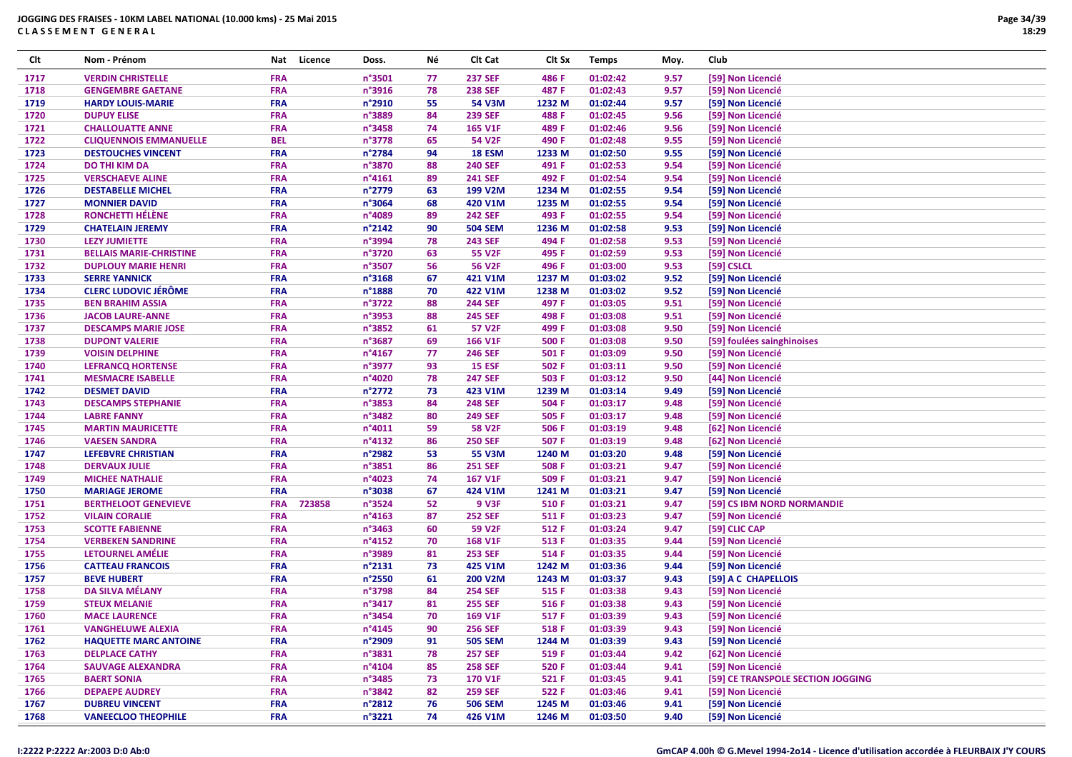**JOGGING DES FRAISES - 10KM LABEL NATIONAL (10.000 kms) - 25 Mai 2015**
**CLASSEMENT GENERAL**

| Clt | Nom - Prénom | Nat | Licence | Doss. | Né | Clt Cat | Clt Sx | Temps | Moy. | Club |
|---|---|---|---|---|---|---|---|---|---|---|
| 1717 | VERDIN CHRISTELLE | FRA | | n°3501 | 77 | 237 SEF | 486 F | 01:02:42 | 9.57 | [59] Non Licencié |
| 1718 | GENGEMBRE GAETANE | FRA | | n°3916 | 78 | 238 SEF | 487 F | 01:02:43 | 9.57 | [59] Non Licencié |
| 1719 | HARDY LOUIS-MARIE | FRA | | n°2910 | 55 | 54 V3M | 1232 M | 01:02:44 | 9.57 | [59] Non Licencié |
| 1720 | DUPUY ELISE | FRA | | n°3889 | 84 | 239 SEF | 488 F | 01:02:45 | 9.56 | [59] Non Licencié |
| 1721 | CHALLOUATTE ANNE | FRA | | n°3458 | 74 | 165 V1F | 489 F | 01:02:46 | 9.56 | [59] Non Licencié |
| 1722 | CLIQUENNOIS EMMANUELLE | BEL | | n°3778 | 65 | 54 V2F | 490 F | 01:02:48 | 9.55 | [59] Non Licencié |
| 1723 | DESTOUCHES VINCENT | FRA | | n°2784 | 94 | 18 ESM | 1233 M | 01:02:50 | 9.55 | [59] Non Licencié |
| 1724 | DO THI KIM DA | FRA | | n°3870 | 88 | 240 SEF | 491 F | 01:02:53 | 9.54 | [59] Non Licencié |
| 1725 | VERSCHAEVE ALINE | FRA | | n°4161 | 89 | 241 SEF | 492 F | 01:02:54 | 9.54 | [59] Non Licencié |
| 1726 | DESTABELLE MICHEL | FRA | | n°2779 | 63 | 199 V2M | 1234 M | 01:02:55 | 9.54 | [59] Non Licencié |
| 1727 | MONNIER DAVID | FRA | | n°3064 | 68 | 420 V1M | 1235 M | 01:02:55 | 9.54 | [59] Non Licencié |
| 1728 | RONCHETTI HÉLÈNE | FRA | | n°4089 | 89 | 242 SEF | 493 F | 01:02:55 | 9.54 | [59] Non Licencié |
| 1729 | CHATELAIN JEREMY | FRA | | n°2142 | 90 | 504 SEM | 1236 M | 01:02:58 | 9.53 | [59] Non Licencié |
| 1730 | LEZY JUMIETTE | FRA | | n°3994 | 78 | 243 SEF | 494 F | 01:02:58 | 9.53 | [59] Non Licencié |
| 1731 | BELLAIS MARIE-CHRISTINE | FRA | | n°3720 | 63 | 55 V2F | 495 F | 01:02:59 | 9.53 | [59] Non Licencié |
| 1732 | DUPLOUY MARIE HENRI | FRA | | n°3507 | 56 | 56 V2F | 496 F | 01:03:00 | 9.53 | [59] CSLCL |
| 1733 | SERRE YANNICK | FRA | | n°3168 | 67 | 421 V1M | 1237 M | 01:03:02 | 9.52 | [59] Non Licencié |
| 1734 | CLERC LUDOVIC JÉRÔME | FRA | | n°1888 | 70 | 422 V1M | 1238 M | 01:03:02 | 9.52 | [59] Non Licencié |
| 1735 | BEN BRAHIM ASSIA | FRA | | n°3722 | 88 | 244 SEF | 497 F | 01:03:05 | 9.51 | [59] Non Licencié |
| 1736 | JACOB LAURE-ANNE | FRA | | n°3953 | 88 | 245 SEF | 498 F | 01:03:08 | 9.51 | [59] Non Licencié |
| 1737 | DESCAMPS MARIE JOSE | FRA | | n°3852 | 61 | 57 V2F | 499 F | 01:03:08 | 9.50 | [59] Non Licencié |
| 1738 | DUPONT VALERIE | FRA | | n°3687 | 69 | 166 V1F | 500 F | 01:03:08 | 9.50 | [59] foulées sainghinoises |
| 1739 | VOISIN DELPHINE | FRA | | n°4167 | 77 | 246 SEF | 501 F | 01:03:09 | 9.50 | [59] Non Licencié |
| 1740 | LEFRANCQ HORTENSE | FRA | | n°3977 | 93 | 15 ESF | 502 F | 01:03:11 | 9.50 | [59] Non Licencié |
| 1741 | MESMACRE ISABELLE | FRA | | n°4020 | 78 | 247 SEF | 503 F | 01:03:12 | 9.50 | [44] Non Licencié |
| 1742 | DESMET DAVID | FRA | | n°2772 | 73 | 423 V1M | 1239 M | 01:03:14 | 9.49 | [59] Non Licencié |
| 1743 | DESCAMPS STEPHANIE | FRA | | n°3853 | 84 | 248 SEF | 504 F | 01:03:17 | 9.48 | [59] Non Licencié |
| 1744 | LABRE FANNY | FRA | | n°3482 | 80 | 249 SEF | 505 F | 01:03:17 | 9.48 | [59] Non Licencié |
| 1745 | MARTIN MAURICETTE | FRA | | n°4011 | 59 | 58 V2F | 506 F | 01:03:19 | 9.48 | [62] Non Licencié |
| 1746 | VAESEN SANDRA | FRA | | n°4132 | 86 | 250 SEF | 507 F | 01:03:19 | 9.48 | [62] Non Licencié |
| 1747 | LEFEBVRE CHRISTIAN | FRA | | n°2982 | 53 | 55 V3M | 1240 M | 01:03:20 | 9.48 | [59] Non Licencié |
| 1748 | DERVAUX JULIE | FRA | | n°3851 | 86 | 251 SEF | 508 F | 01:03:21 | 9.47 | [59] Non Licencié |
| 1749 | MICHEE NATHALIE | FRA | | n°4023 | 74 | 167 V1F | 509 F | 01:03:21 | 9.47 | [59] Non Licencié |
| 1750 | MARIAGE JEROME | FRA | | n°3038 | 67 | 424 V1M | 1241 M | 01:03:21 | 9.47 | [59] Non Licencié |
| 1751 | BERTHELOOT GENEVIEVE | FRA | 723858 | n°3524 | 52 | 9 V3F | 510 F | 01:03:21 | 9.47 | [59] CS IBM NORD NORMANDIE |
| 1752 | VILAIN CORALIE | FRA | | n°4163 | 87 | 252 SEF | 511 F | 01:03:23 | 9.47 | [59] Non Licencié |
| 1753 | SCOTTE FABIENNE | FRA | | n°3463 | 60 | 59 V2F | 512 F | 01:03:24 | 9.47 | [59] CLIC CAP |
| 1754 | VERBEKEN SANDRINE | FRA | | n°4152 | 70 | 168 V1F | 513 F | 01:03:35 | 9.44 | [59] Non Licencié |
| 1755 | LETOURNEL AMÉLIE | FRA | | n°3989 | 81 | 253 SEF | 514 F | 01:03:35 | 9.44 | [59] Non Licencié |
| 1756 | CATTEAU FRANCOIS | FRA | | n°2131 | 73 | 425 V1M | 1242 M | 01:03:36 | 9.44 | [59] Non Licencié |
| 1757 | BEVE HUBERT | FRA | | n°2550 | 61 | 200 V2M | 1243 M | 01:03:37 | 9.43 | [59] A C CHAPELLOIS |
| 1758 | DA SILVA MÉLANY | FRA | | n°3798 | 84 | 254 SEF | 515 F | 01:03:38 | 9.43 | [59] Non Licencié |
| 1759 | STEUX MELANIE | FRA | | n°3417 | 81 | 255 SEF | 516 F | 01:03:38 | 9.43 | [59] Non Licencié |
| 1760 | MACE LAURENCE | FRA | | n°3454 | 70 | 169 V1F | 517 F | 01:03:39 | 9.43 | [59] Non Licencié |
| 1761 | VANGHELUWE ALEXIA | FRA | | n°4145 | 90 | 256 SEF | 518 F | 01:03:39 | 9.43 | [59] Non Licencié |
| 1762 | HAQUETTE MARC ANTOINE | FRA | | n°2909 | 91 | 505 SEM | 1244 M | 01:03:39 | 9.43 | [59] Non Licencié |
| 1763 | DELPLACE CATHY | FRA | | n°3831 | 78 | 257 SEF | 519 F | 01:03:44 | 9.42 | [62] Non Licencié |
| 1764 | SAUVAGE ALEXANDRA | FRA | | n°4104 | 85 | 258 SEF | 520 F | 01:03:44 | 9.41 | [59] Non Licencié |
| 1765 | BAERT SONIA | FRA | | n°3485 | 73 | 170 V1F | 521 F | 01:03:45 | 9.41 | [59] CE TRANSPOLE SECTION JOGGING |
| 1766 | DEPAEPE AUDREY | FRA | | n°3842 | 82 | 259 SEF | 522 F | 01:03:46 | 9.41 | [59] Non Licencié |
| 1767 | DUBREU VINCENT | FRA | | n°2812 | 76 | 506 SEM | 1245 M | 01:03:46 | 9.41 | [59] Non Licencié |
| 1768 | VANEECLOO THEOPHILE | FRA | | n°3221 | 74 | 426 V1M | 1246 M | 01:03:50 | 9.40 | [59] Non Licencié |

I:2222 P:2222 Ar:2003 D:0 Ab:0

GmCAP 4.00h © G.Mevel 1994-2o14 - Licence d'utilisation accordée à FLEURBAIX J'Y COURS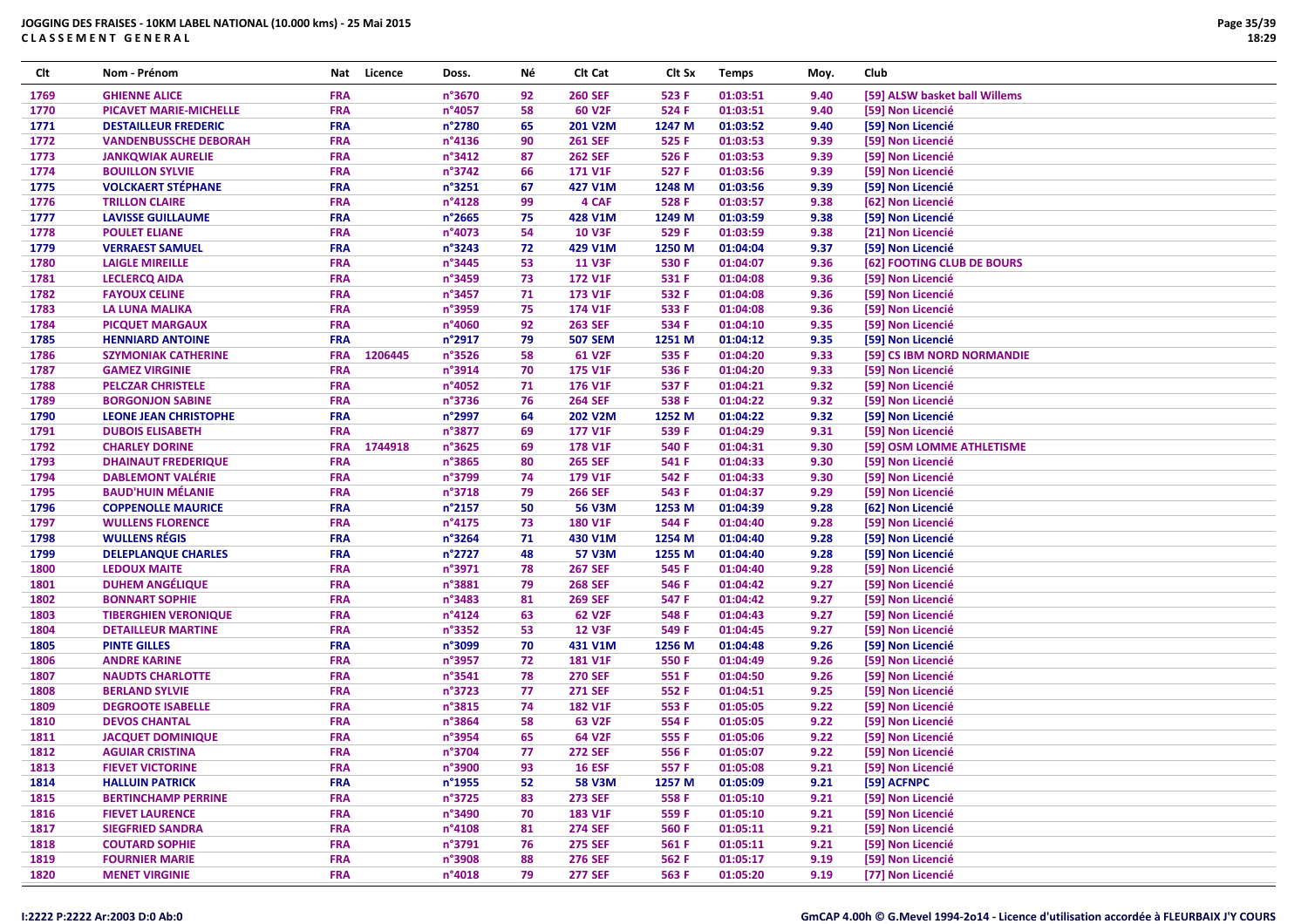**JOGGING DES FRAISES - 10KM LABEL NATIONAL (10.000 kms) - 25 Mai 2015**
**CLASSEMENT GENERAL**

| Clt | Nom - Prénom | Nat | Licence | Doss. | Né | Clt Cat | Clt Sx | Temps | Moy. | Club |
|---|---|---|---|---|---|---|---|---|---|---|
| 1769 | GHIENNE ALICE | FRA | | n°3670 | 92 | 260 SEF | 523 F | 01:03:51 | 9.40 | [59] ALSW basket ball Willems |
| 1770 | PICAVET MARIE-MICHELLE | FRA | | n°4057 | 58 | 60 V2F | 524 F | 01:03:51 | 9.40 | [59] Non Licencié |
| 1771 | DESTAILLEUR FREDERIC | FRA | | n°2780 | 65 | 201 V2M | 1247 M | 01:03:52 | 9.40 | [59] Non Licencié |
| 1772 | VANDENBUSSCHE DEBORAH | FRA | | n°4136 | 90 | 261 SEF | 525 F | 01:03:53 | 9.39 | [59] Non Licencié |
| 1773 | JANKQWIAK AURELIE | FRA | | n°3412 | 87 | 262 SEF | 526 F | 01:03:53 | 9.39 | [59] Non Licencié |
| 1774 | BOUILLON SYLVIE | FRA | | n°3742 | 66 | 171 V1F | 527 F | 01:03:56 | 9.39 | [59] Non Licencié |
| 1775 | VOLCKAERT STÉPHANE | FRA | | n°3251 | 67 | 427 V1M | 1248 M | 01:03:56 | 9.39 | [59] Non Licencié |
| 1776 | TRILLON CLAIRE | FRA | | n°4128 | 99 | 4 CAF | 528 F | 01:03:57 | 9.38 | [62] Non Licencié |
| 1777 | LAVISSE GUILLAUME | FRA | | n°2665 | 75 | 428 V1M | 1249 M | 01:03:59 | 9.38 | [59] Non Licencié |
| 1778 | POULET ELIANE | FRA | | n°4073 | 54 | 10 V3F | 529 F | 01:03:59 | 9.38 | [21] Non Licencié |
| 1779 | VERRAEST SAMUEL | FRA | | n°3243 | 72 | 429 V1M | 1250 M | 01:04:04 | 9.37 | [59] Non Licencié |
| 1780 | LAIGLE MIREILLE | FRA | | n°3445 | 53 | 11 V3F | 530 F | 01:04:07 | 9.36 | [62] FOOTING CLUB DE BOURS |
| 1781 | LECLERCQ AIDA | FRA | | n°3459 | 73 | 172 V1F | 531 F | 01:04:08 | 9.36 | [59] Non Licencié |
| 1782 | FAYOUX CELINE | FRA | | n°3457 | 71 | 173 V1F | 532 F | 01:04:08 | 9.36 | [59] Non Licencié |
| 1783 | LA LUNA MALIKA | FRA | | n°3959 | 75 | 174 V1F | 533 F | 01:04:08 | 9.36 | [59] Non Licencié |
| 1784 | PICQUET MARGAUX | FRA | | n°4060 | 92 | 263 SEF | 534 F | 01:04:10 | 9.35 | [59] Non Licencié |
| 1785 | HENNIARD ANTOINE | FRA | | n°2917 | 79 | 507 SEM | 1251 M | 01:04:12 | 9.35 | [59] Non Licencié |
| 1786 | SZYMONIAK CATHERINE | FRA | 1206445 | n°3526 | 58 | 61 V2F | 535 F | 01:04:20 | 9.33 | [59] CS IBM NORD NORMANDIE |
| 1787 | GAMEZ VIRGINIE | FRA | | n°3914 | 70 | 175 V1F | 536 F | 01:04:20 | 9.33 | [59] Non Licencié |
| 1788 | PELCZAR CHRISTELE | FRA | | n°4052 | 71 | 176 V1F | 537 F | 01:04:21 | 9.32 | [59] Non Licencié |
| 1789 | BORGONJON SABINE | FRA | | n°3736 | 76 | 264 SEF | 538 F | 01:04:22 | 9.32 | [59] Non Licencié |
| 1790 | LEONE JEAN CHRISTOPHE | FRA | | n°2997 | 64 | 202 V2M | 1252 M | 01:04:22 | 9.32 | [59] Non Licencié |
| 1791 | DUBOIS ELISABETH | FRA | | n°3877 | 69 | 177 V1F | 539 F | 01:04:29 | 9.31 | [59] Non Licencié |
| 1792 | CHARLEY DORINE | FRA | 1744918 | n°3625 | 69 | 178 V1F | 540 F | 01:04:31 | 9.30 | [59] OSM LOMME ATHLETISME |
| 1793 | DHAINAUT FREDERIQUE | FRA | | n°3865 | 80 | 265 SEF | 541 F | 01:04:33 | 9.30 | [59] Non Licencié |
| 1794 | DABLEMONT VALÉRIE | FRA | | n°3799 | 74 | 179 V1F | 542 F | 01:04:33 | 9.30 | [59] Non Licencié |
| 1795 | BAUD'HUIN MÉLANIE | FRA | | n°3718 | 79 | 266 SEF | 543 F | 01:04:37 | 9.29 | [59] Non Licencié |
| 1796 | COPPENOLLE MAURICE | FRA | | n°2157 | 50 | 56 V3M | 1253 M | 01:04:39 | 9.28 | [62] Non Licencié |
| 1797 | WULLENS FLORENCE | FRA | | n°4175 | 73 | 180 V1F | 544 F | 01:04:40 | 9.28 | [59] Non Licencié |
| 1798 | WULLENS RÉGIS | FRA | | n°3264 | 71 | 430 V1M | 1254 M | 01:04:40 | 9.28 | [59] Non Licencié |
| 1799 | DELEPLANQUE CHARLES | FRA | | n°2727 | 48 | 57 V3M | 1255 M | 01:04:40 | 9.28 | [59] Non Licencié |
| 1800 | LEDOUX MAITE | FRA | | n°3971 | 78 | 267 SEF | 545 F | 01:04:40 | 9.28 | [59] Non Licencié |
| 1801 | DUHEM ANGÉLIQUE | FRA | | n°3881 | 79 | 268 SEF | 546 F | 01:04:42 | 9.27 | [59] Non Licencié |
| 1802 | BONNART SOPHIE | FRA | | n°3483 | 81 | 269 SEF | 547 F | 01:04:42 | 9.27 | [59] Non Licencié |
| 1803 | TIBERGHIEN VERONIQUE | FRA | | n°4124 | 63 | 62 V2F | 548 F | 01:04:43 | 9.27 | [59] Non Licencié |
| 1804 | DETAILLEUR MARTINE | FRA | | n°3352 | 53 | 12 V3F | 549 F | 01:04:45 | 9.27 | [59] Non Licencié |
| 1805 | PINTE GILLES | FRA | | n°3099 | 70 | 431 V1M | 1256 M | 01:04:48 | 9.26 | [59] Non Licencié |
| 1806 | ANDRE KARINE | FRA | | n°3957 | 72 | 181 V1F | 550 F | 01:04:49 | 9.26 | [59] Non Licencié |
| 1807 | NAUDTS CHARLOTTE | FRA | | n°3541 | 78 | 270 SEF | 551 F | 01:04:50 | 9.26 | [59] Non Licencié |
| 1808 | BERLAND SYLVIE | FRA | | n°3723 | 77 | 271 SEF | 552 F | 01:04:51 | 9.25 | [59] Non Licencié |
| 1809 | DEGROOTE ISABELLE | FRA | | n°3815 | 74 | 182 V1F | 553 F | 01:05:05 | 9.22 | [59] Non Licencié |
| 1810 | DEVOS CHANTAL | FRA | | n°3864 | 58 | 63 V2F | 554 F | 01:05:05 | 9.22 | [59] Non Licencié |
| 1811 | JACQUET DOMINIQUE | FRA | | n°3954 | 65 | 64 V2F | 555 F | 01:05:06 | 9.22 | [59] Non Licencié |
| 1812 | AGUIAR CRISTINA | FRA | | n°3704 | 77 | 272 SEF | 556 F | 01:05:07 | 9.22 | [59] Non Licencié |
| 1813 | FIEVET VICTORINE | FRA | | n°3900 | 93 | 16 ESF | 557 F | 01:05:08 | 9.21 | [59] Non Licencié |
| 1814 | HALLUIN PATRICK | FRA | | n°1955 | 52 | 58 V3M | 1257 M | 01:05:09 | 9.21 | [59] ACFNPC |
| 1815 | BERTINCHAMP PERRINE | FRA | | n°3725 | 83 | 273 SEF | 558 F | 01:05:10 | 9.21 | [59] Non Licencié |
| 1816 | FIEVET LAURENCE | FRA | | n°3490 | 70 | 183 V1F | 559 F | 01:05:10 | 9.21 | [59] Non Licencié |
| 1817 | SIEGFRIED SANDRA | FRA | | n°4108 | 81 | 274 SEF | 560 F | 01:05:11 | 9.21 | [59] Non Licencié |
| 1818 | COUTARD SOPHIE | FRA | | n°3791 | 76 | 275 SEF | 561 F | 01:05:11 | 9.21 | [59] Non Licencié |
| 1819 | FOURNIER MARIE | FRA | | n°3908 | 88 | 276 SEF | 562 F | 01:05:17 | 9.19 | [59] Non Licencié |
| 1820 | MENET VIRGINIE | FRA | | n°4018 | 79 | 277 SEF | 563 F | 01:05:20 | 9.19 | [77] Non Licencié |

I:2222 P:2222 Ar:2003 D:0 Ab:0

GmCAP 4.00h © G.Mevel 1994-2o14 - Licence d'utilisation accordée à FLEURBAIX J'Y COURS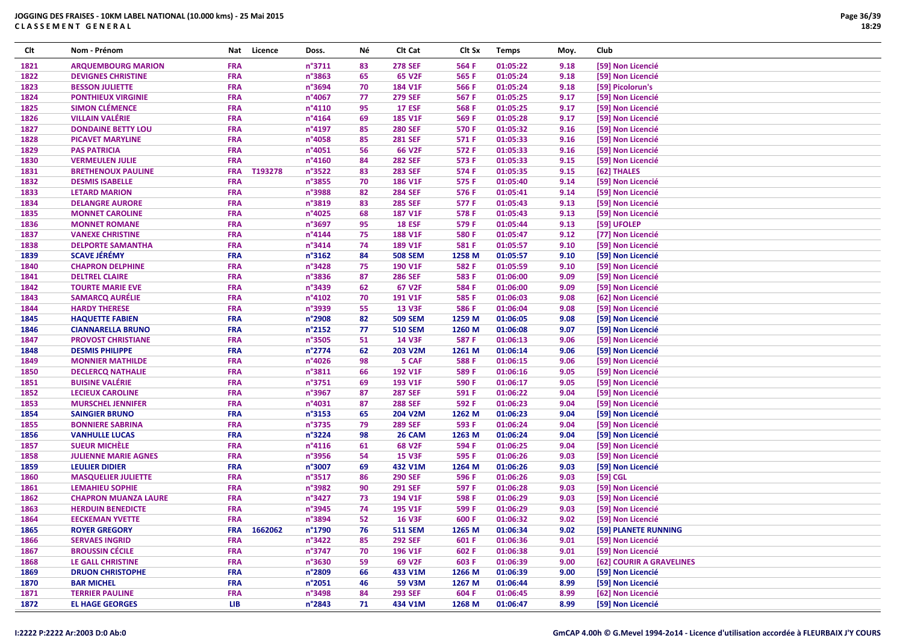**JOGGING DES FRAISES - 10KM LABEL NATIONAL (10.000 kms) - 25 Mai 2015**
**CLASSEMENT GENERAL**

| Clt | Nom - Prénom | Nat | Licence | Doss. | Né | Clt Cat | Clt Sx | Temps | Moy. | Club |
|---|---|---|---|---|---|---|---|---|---|---|
| 1821 | ARQUEMBOURG MARION | FRA | | n°3711 | 83 | 278 SEF | 564 F | 01:05:22 | 9.18 | [59] Non Licencié |
| 1822 | DEVIGNES CHRISTINE | FRA | | n°3863 | 65 | 65 V2F | 565 F | 01:05:24 | 9.18 | [59] Non Licencié |
| 1823 | BESSON JULIETTE | FRA | | n°3694 | 70 | 184 V1F | 566 F | 01:05:24 | 9.18 | [59] Picolorun's |
| 1824 | PONTHIEUX VIRGINIE | FRA | | n°4067 | 77 | 279 SEF | 567 F | 01:05:25 | 9.17 | [59] Non Licencié |
| 1825 | SIMON CLÉMENCE | FRA | | n°4110 | 95 | 17 ESF | 568 F | 01:05:25 | 9.17 | [59] Non Licencié |
| 1826 | VILLAIN VALÉRIE | FRA | | n°4164 | 69 | 185 V1F | 569 F | 01:05:28 | 9.17 | [59] Non Licencié |
| 1827 | DONDAINE BETTY LOU | FRA | | n°4197 | 85 | 280 SEF | 570 F | 01:05:32 | 9.16 | [59] Non Licencié |
| 1828 | PICAVET MARYLINE | FRA | | n°4058 | 85 | 281 SEF | 571 F | 01:05:33 | 9.16 | [59] Non Licencié |
| 1829 | PAS PATRICIA | FRA | | n°4051 | 56 | 66 V2F | 572 F | 01:05:33 | 9.16 | [59] Non Licencié |
| 1830 | VERMEULEN JULIE | FRA | | n°4160 | 84 | 282 SEF | 573 F | 01:05:33 | 9.15 | [59] Non Licencié |
| 1831 | BRETHENOUX PAULINE | FRA | T193278 | n°3522 | 83 | 283 SEF | 574 F | 01:05:35 | 9.15 | [62] THALES |
| 1832 | DESMIS ISABELLE | FRA | | n°3855 | 70 | 186 V1F | 575 F | 01:05:40 | 9.14 | [59] Non Licencié |
| 1833 | LETARD MARION | FRA | | n°3988 | 82 | 284 SEF | 576 F | 01:05:41 | 9.14 | [59] Non Licencié |
| 1834 | DELANGRE AURORE | FRA | | n°3819 | 83 | 285 SEF | 577 F | 01:05:43 | 9.13 | [59] Non Licencié |
| 1835 | MONNET CAROLINE | FRA | | n°4025 | 68 | 187 V1F | 578 F | 01:05:43 | 9.13 | [59] Non Licencié |
| 1836 | MONNET ROMANE | FRA | | n°3697 | 95 | 18 ESF | 579 F | 01:05:44 | 9.13 | [59] UFOLEP |
| 1837 | VANEXE CHRISTINE | FRA | | n°4144 | 75 | 188 V1F | 580 F | 01:05:47 | 9.12 | [77] Non Licencié |
| 1838 | DELPORTE SAMANTHA | FRA | | n°3414 | 74 | 189 V1F | 581 F | 01:05:57 | 9.10 | [59] Non Licencié |
| 1839 | SCAVE JÉRÉMY | FRA | | n°3162 | 84 | 508 SEM | 1258 M | 01:05:57 | 9.10 | [59] Non Licencié |
| 1840 | CHAPRON DELPHINE | FRA | | n°3428 | 75 | 190 V1F | 582 F | 01:05:59 | 9.10 | [59] Non Licencié |
| 1841 | DELTREL CLAIRE | FRA | | n°3836 | 87 | 286 SEF | 583 F | 01:06:00 | 9.09 | [59] Non Licencié |
| 1842 | TOURTE MARIE EVE | FRA | | n°3439 | 62 | 67 V2F | 584 F | 01:06:00 | 9.09 | [59] Non Licencié |
| 1843 | SAMARCQ AURÉLIE | FRA | | n°4102 | 70 | 191 V1F | 585 F | 01:06:03 | 9.08 | [62] Non Licencié |
| 1844 | HARDY THERESE | FRA | | n°3939 | 55 | 13 V3F | 586 F | 01:06:04 | 9.08 | [59] Non Licencié |
| 1845 | HAQUETTE FABIEN | FRA | | n°2908 | 82 | 509 SEM | 1259 M | 01:06:05 | 9.08 | [59] Non Licencié |
| 1846 | CIANNARELLA BRUNO | FRA | | n°2152 | 77 | 510 SEM | 1260 M | 01:06:08 | 9.07 | [59] Non Licencié |
| 1847 | PROVOST CHRISTIANE | FRA | | n°3505 | 51 | 14 V3F | 587 F | 01:06:13 | 9.06 | [59] Non Licencié |
| 1848 | DESMIS PHILIPPE | FRA | | n°2774 | 62 | 203 V2M | 1261 M | 01:06:14 | 9.06 | [59] Non Licencié |
| 1849 | MONNIER MATHILDE | FRA | | n°4026 | 98 | 5 CAF | 588 F | 01:06:15 | 9.06 | [59] Non Licencié |
| 1850 | DECLERCQ NATHALIE | FRA | | n°3811 | 66 | 192 V1F | 589 F | 01:06:16 | 9.05 | [59] Non Licencié |
| 1851 | BUISINE VALÉRIE | FRA | | n°3751 | 69 | 193 V1F | 590 F | 01:06:17 | 9.05 | [59] Non Licencié |
| 1852 | LECIEUX CAROLINE | FRA | | n°3967 | 87 | 287 SEF | 591 F | 01:06:22 | 9.04 | [59] Non Licencié |
| 1853 | MURSCHEL JENNIFER | FRA | | n°4031 | 87 | 288 SEF | 592 F | 01:06:23 | 9.04 | [59] Non Licencié |
| 1854 | SAINGIER BRUNO | FRA | | n°3153 | 65 | 204 V2M | 1262 M | 01:06:23 | 9.04 | [59] Non Licencié |
| 1855 | BONNIERE SABRINA | FRA | | n°3735 | 79 | 289 SEF | 593 F | 01:06:24 | 9.04 | [59] Non Licencié |
| 1856 | VANHULLE LUCAS | FRA | | n°3224 | 98 | 26 CAM | 1263 M | 01:06:24 | 9.04 | [59] Non Licencié |
| 1857 | SUEUR MICHÈLE | FRA | | n°4116 | 61 | 68 V2F | 594 F | 01:06:25 | 9.04 | [59] Non Licencié |
| 1858 | JULIENNE MARIE AGNES | FRA | | n°3956 | 54 | 15 V3F | 595 F | 01:06:26 | 9.03 | [59] Non Licencié |
| 1859 | LEULIER DIDIER | FRA | | n°3007 | 69 | 432 V1M | 1264 M | 01:06:26 | 9.03 | [59] Non Licencié |
| 1860 | MASQUELIER JULIETTE | FRA | | n°3517 | 86 | 290 SEF | 596 F | 01:06:26 | 9.03 | [59] CGL |
| 1861 | LEMAHIEU SOPHIE | FRA | | n°3982 | 90 | 291 SEF | 597 F | 01:06:28 | 9.03 | [59] Non Licencié |
| 1862 | CHAPRON MUANZA LAURE | FRA | | n°3427 | 73 | 194 V1F | 598 F | 01:06:29 | 9.03 | [59] Non Licencié |
| 1863 | HERDUIN BENEDICTE | FRA | | n°3945 | 74 | 195 V1F | 599 F | 01:06:29 | 9.03 | [59] Non Licencié |
| 1864 | EECKEMAN YVETTE | FRA | | n°3894 | 52 | 16 V3F | 600 F | 01:06:32 | 9.02 | [59] Non Licencié |
| 1865 | ROYER GREGORY | FRA | 1662062 | n°1790 | 76 | 511 SEM | 1265 M | 01:06:34 | 9.02 | [59] PLANETE RUNNING |
| 1866 | SERVAES INGRID | FRA | | n°3422 | 85 | 292 SEF | 601 F | 01:06:36 | 9.01 | [59] Non Licencié |
| 1867 | BROUSSIN CÉCILE | FRA | | n°3747 | 70 | 196 V1F | 602 F | 01:06:38 | 9.01 | [59] Non Licencié |
| 1868 | LE GALL CHRISTINE | FRA | | n°3630 | 59 | 69 V2F | 603 F | 01:06:39 | 9.00 | [62] COURIR A GRAVELINES |
| 1869 | DRUON CHRISTOPHE | FRA | | n°2809 | 66 | 433 V1M | 1266 M | 01:06:39 | 9.00 | [59] Non Licencié |
| 1870 | BAR MICHEL | FRA | | n°2051 | 46 | 59 V3M | 1267 M | 01:06:44 | 8.99 | [59] Non Licencié |
| 1871 | TERRIER PAULINE | FRA | | n°3498 | 84 | 293 SEF | 604 F | 01:06:45 | 8.99 | [62] Non Licencié |
| 1872 | EL HAGE GEORGES | LIB | | n°2843 | 71 | 434 V1M | 1268 M | 01:06:47 | 8.99 | [59] Non Licencié |

I:2222 P:2222 Ar:2003 D:0 Ab:0

GmCAP 4.00h © G.Mevel 1994-2o14 - Licence d'utilisation accordée à FLEURBAIX J'Y COURS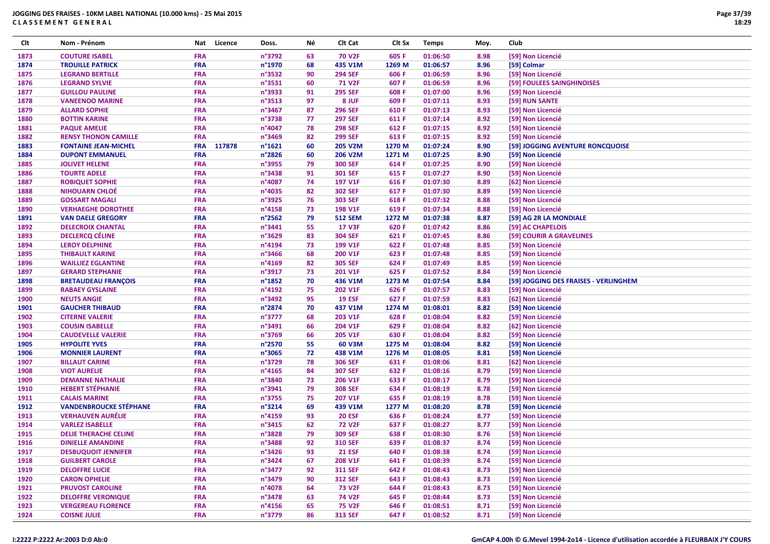**JOGGING DES FRAISES - 10KM LABEL NATIONAL (10.000 kms) - 25 Mai 2015**
**CLASSEMENT GENERAL**

| Clt | Nom - Prénom | Nat | Licence | Doss. | Né | Clt Cat | Clt Sx | Temps | Moy. | Club |
|---|---|---|---|---|---|---|---|---|---|---|
| 1873 | COUTURE ISABEL | FRA | | n°3792 | 63 | 70 V2F | 605 F | 01:06:50 | 8.98 | [59] Non Licencié |
| 1874 | TROUILLE PATRICK | FRA | | n°1970 | 68 | 435 V1M | 1269 M | 01:06:57 | 8.96 | [59] Colmar |
| 1875 | LEGRAND BERTILLE | FRA | | n°3532 | 90 | 294 SEF | 606 F | 01:06:59 | 8.96 | [59] Non Licencié |
| 1876 | LEGRAND SYLVIE | FRA | | n°3531 | 60 | 71 V2F | 607 F | 01:06:59 | 8.96 | [59] FOULEES SAINGHINOISES |
| 1877 | GUILLOU PAULINE | FRA | | n°3933 | 91 | 295 SEF | 608 F | 01:07:00 | 8.96 | [59] Non Licencié |
| 1878 | VANEENOO MARINE | FRA | | n°3513 | 97 | 8 JUF | 609 F | 01:07:11 | 8.93 | [59] RUN SANTE |
| 1879 | ALLARD SOPHIE | FRA | | n°3467 | 87 | 296 SEF | 610 F | 01:07:13 | 8.93 | [59] Non Licencié |
| 1880 | BOTTIN KARINE | FRA | | n°3738 | 77 | 297 SEF | 611 F | 01:07:14 | 8.92 | [59] Non Licencié |
| 1881 | PAQUE AMELIE | FRA | | n°4047 | 78 | 298 SEF | 612 F | 01:07:15 | 8.92 | [59] Non Licencié |
| 1882 | RENSY THONON CAMILLE | FRA | | n°3469 | 82 | 299 SEF | 613 F | 01:07:15 | 8.92 | [59] Non Licencié |
| 1883 | FONTAINE JEAN-MICHEL | FRA | 117878 | n°1621 | 60 | 205 V2M | 1270 M | 01:07:24 | 8.90 | [59] JOGGING AVENTURE RONCQUOISE |
| 1884 | DUPONT EMMANUEL | FRA | | n°2826 | 60 | 206 V2M | 1271 M | 01:07:25 | 8.90 | [59] Non Licencié |
| 1885 | JOLIVET HELENE | FRA | | n°3955 | 79 | 300 SEF | 614 F | 01:07:25 | 8.90 | [59] Non Licencié |
| 1886 | TOURTE ADELE | FRA | | n°3438 | 91 | 301 SEF | 615 F | 01:07:27 | 8.90 | [59] Non Licencié |
| 1887 | ROBIQUET SOPHIE | FRA | | n°4087 | 74 | 197 V1F | 616 F | 01:07:30 | 8.89 | [62] Non Licencié |
| 1888 | NIHOUARN CHLOÉ | FRA | | n°4035 | 82 | 302 SEF | 617 F | 01:07:30 | 8.89 | [59] Non Licencié |
| 1889 | GOSSART MAGALI | FRA | | n°3925 | 76 | 303 SEF | 618 F | 01:07:32 | 8.88 | [59] Non Licencié |
| 1890 | VERHAEGHE DOROTHEE | FRA | | n°4158 | 73 | 198 V1F | 619 F | 01:07:34 | 8.88 | [59] Non Licencié |
| 1891 | VAN DAELE GREGORY | FRA | | n°2562 | 79 | 512 SEM | 1272 M | 01:07:38 | 8.87 | [59] AG 2R LA MONDIALE |
| 1892 | DELECROIX CHANTAL | FRA | | n°3441 | 55 | 17 V3F | 620 F | 01:07:42 | 8.86 | [59] AC CHAPELOIS |
| 1893 | DECLERCQ CÉLINE | FRA | | n°3629 | 83 | 304 SEF | 621 F | 01:07:45 | 8.86 | [59] COURIR A GRAVELINES |
| 1894 | LEROY DELPHINE | FRA | | n°4194 | 73 | 199 V1F | 622 F | 01:07:48 | 8.85 | [59] Non Licencié |
| 1895 | THIBAULT KARINE | FRA | | n°3466 | 68 | 200 V1F | 623 F | 01:07:48 | 8.85 | [59] Non Licencié |
| 1896 | WAILLIEZ EGLANTINE | FRA | | n°4169 | 82 | 305 SEF | 624 F | 01:07:49 | 8.85 | [59] Non Licencié |
| 1897 | GERARD STEPHANIE | FRA | | n°3917 | 73 | 201 V1F | 625 F | 01:07:52 | 8.84 | [59] Non Licencié |
| 1898 | BRETAUDEAU FRANÇOIS | FRA | | n°1852 | 70 | 436 V1M | 1273 M | 01:07:54 | 8.84 | [59] JOGGING DES FRAISES - VERLINGHEM |
| 1899 | RABAEY GYSLAINE | FRA | | n°4192 | 75 | 202 V1F | 626 F | 01:07:57 | 8.83 | [59] Non Licencié |
| 1900 | NEUTS ANGIE | FRA | | n°3492 | 95 | 19 ESF | 627 F | 01:07:59 | 8.83 | [62] Non Licencié |
| 1901 | GAUCHER THIBAUD | FRA | | n°2874 | 70 | 437 V1M | 1274 M | 01:08:01 | 8.82 | [59] Non Licencié |
| 1902 | CITERNE VALERIE | FRA | | n°3777 | 68 | 203 V1F | 628 F | 01:08:04 | 8.82 | [59] Non Licencié |
| 1903 | COUSIN ISABELLE | FRA | | n°3491 | 66 | 204 V1F | 629 F | 01:08:04 | 8.82 | [62] Non Licencié |
| 1904 | CAUDEVELLE VALERIE | FRA | | n°3769 | 66 | 205 V1F | 630 F | 01:08:04 | 8.82 | [59] Non Licencié |
| 1905 | HYPOLITE YVES | FRA | | n°2570 | 55 | 60 V3M | 1275 M | 01:08:04 | 8.82 | [59] Non Licencié |
| 1906 | MONNIER LAURENT | FRA | | n°3065 | 72 | 438 V1M | 1276 M | 01:08:05 | 8.81 | [59] Non Licencié |
| 1907 | BILLAUT CARINE | FRA | | n°3729 | 78 | 306 SEF | 631 F | 01:08:06 | 8.81 | [62] Non Licencié |
| 1908 | VIOT AURELIE | FRA | | n°4165 | 84 | 307 SEF | 632 F | 01:08:16 | 8.79 | [59] Non Licencié |
| 1909 | DEMANNE NATHALIE | FRA | | n°3840 | 73 | 206 V1F | 633 F | 01:08:17 | 8.79 | [59] Non Licencié |
| 1910 | HEBERT STÉPHANIE | FRA | | n°3941 | 79 | 308 SEF | 634 F | 01:08:19 | 8.78 | [59] Non Licencié |
| 1911 | CALAIS MARINE | FRA | | n°3755 | 75 | 207 V1F | 635 F | 01:08:19 | 8.78 | [59] Non Licencié |
| 1912 | VANDENBROUCKE STÉPHANE | FRA | | n°3214 | 69 | 439 V1M | 1277 M | 01:08:20 | 8.78 | [59] Non Licencié |
| 1913 | VERHAUVEN AURÉLIE | FRA | | n°4159 | 93 | 20 ESF | 636 F | 01:08:24 | 8.77 | [59] Non Licencié |
| 1914 | VARLEZ ISABELLE | FRA | | n°3415 | 62 | 72 V2F | 637 F | 01:08:27 | 8.77 | [59] Non Licencié |
| 1915 | DELIE THERACHE CELINE | FRA | | n°3828 | 79 | 309 SEF | 638 F | 01:08:30 | 8.76 | [59] Non Licencié |
| 1916 | DINIELLE AMANDINE | FRA | | n°3488 | 92 | 310 SEF | 639 F | 01:08:37 | 8.74 | [59] Non Licencié |
| 1917 | DESBUQUOIT JENNIFER | FRA | | n°3426 | 93 | 21 ESF | 640 F | 01:08:38 | 8.74 | [59] Non Licencié |
| 1918 | GUILBERT CAROLE | FRA | | n°3424 | 67 | 208 V1F | 641 F | 01:08:39 | 8.74 | [59] Non Licencié |
| 1919 | DELOFFRE LUCIE | FRA | | n°3477 | 92 | 311 SEF | 642 F | 01:08:43 | 8.73 | [59] Non Licencié |
| 1920 | CARON OPHELIE | FRA | | n°3479 | 90 | 312 SEF | 643 F | 01:08:43 | 8.73 | [59] Non Licencié |
| 1921 | PRUVOST CAROLINE | FRA | | n°4078 | 64 | 73 V2F | 644 F | 01:08:43 | 8.73 | [59] Non Licencié |
| 1922 | DELOFFRE VERONIQUE | FRA | | n°3478 | 63 | 74 V2F | 645 F | 01:08:44 | 8.73 | [59] Non Licencié |
| 1923 | VERGEREAU FLORENCE | FRA | | n°4156 | 65 | 75 V2F | 646 F | 01:08:51 | 8.71 | [59] Non Licencié |
| 1924 | COISNE JULIE | FRA | | n°3779 | 86 | 313 SEF | 647 F | 01:08:52 | 8.71 | [59] Non Licencié |

I:2222 P:2222 Ar:2003 D:0 Ab:0

GmCAP 4.00h © G.Mevel 1994-2o14 - Licence d'utilisation accordée à FLEURBAIX J'Y COURS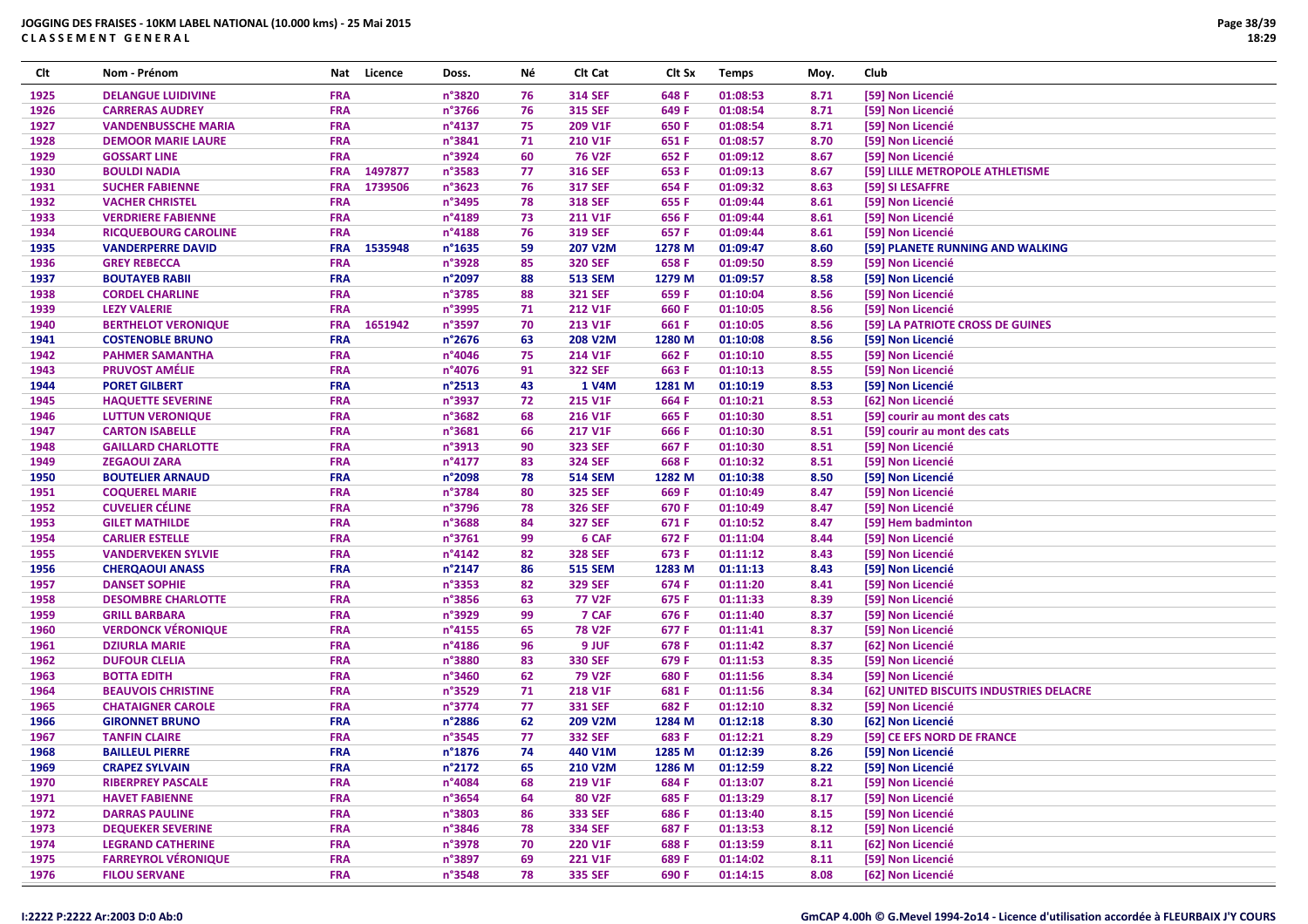**JOGGING DES FRAISES - 10KM LABEL NATIONAL (10.000 kms) - 25 Mai 2015**
**CLASSEMENT GENERAL**

| Clt | Nom - Prénom | Nat | Licence | Doss. | Né | Clt Cat | Clt Sx | Temps | Moy. | Club |
|---|---|---|---|---|---|---|---|---|---|---|
| 1925 | DELANGUE LUIDIVINE | FRA | | n°3820 | 76 | 314 SEF | 648 F | 01:08:53 | 8.71 | [59] Non Licencié |
| 1926 | CARRERAS AUDREY | FRA | | n°3766 | 76 | 315 SEF | 649 F | 01:08:54 | 8.71 | [59] Non Licencié |
| 1927 | VANDENBUSSCHE MARIA | FRA | | n°4137 | 75 | 209 V1F | 650 F | 01:08:54 | 8.71 | [59] Non Licencié |
| 1928 | DEMOOR MARIE LAURE | FRA | | n°3841 | 71 | 210 V1F | 651 F | 01:08:57 | 8.70 | [59] Non Licencié |
| 1929 | GOSSART LINE | FRA | | n°3924 | 60 | 76 V2F | 652 F | 01:09:12 | 8.67 | [59] Non Licencié |
| 1930 | BOULDI NADIA | FRA | 1497877 | n°3583 | 77 | 316 SEF | 653 F | 01:09:13 | 8.67 | [59] LILLE METROPOLE ATHLETISME |
| 1931 | SUCHER FABIENNE | FRA | 1739506 | n°3623 | 76 | 317 SEF | 654 F | 01:09:32 | 8.63 | [59] SI LESAFFRE |
| 1932 | VACHER CHRISTEL | FRA | | n°3495 | 78 | 318 SEF | 655 F | 01:09:44 | 8.61 | [59] Non Licencié |
| 1933 | VERDRIERE FABIENNE | FRA | | n°4189 | 73 | 211 V1F | 656 F | 01:09:44 | 8.61 | [59] Non Licencié |
| 1934 | RICQUEBOURG CAROLINE | FRA | | n°4188 | 76 | 319 SEF | 657 F | 01:09:44 | 8.61 | [59] Non Licencié |
| 1935 | VANDERPERRE DAVID | FRA | 1535948 | n°1635 | 59 | 207 V2M | 1278 M | 01:09:47 | 8.60 | [59] PLANETE RUNNING AND WALKING |
| 1936 | GREY REBECCA | FRA | | n°3928 | 85 | 320 SEF | 658 F | 01:09:50 | 8.59 | [59] Non Licencié |
| 1937 | BOUTAYEB RABII | FRA | | n°2097 | 88 | 513 SEM | 1279 M | 01:09:57 | 8.58 | [59] Non Licencié |
| 1938 | CORDEL CHARLINE | FRA | | n°3785 | 88 | 321 SEF | 659 F | 01:10:04 | 8.56 | [59] Non Licencié |
| 1939 | LEZY VALERIE | FRA | | n°3995 | 71 | 212 V1F | 660 F | 01:10:05 | 8.56 | [59] Non Licencié |
| 1940 | BERTHELOT VERONIQUE | FRA | 1651942 | n°3597 | 70 | 213 V1F | 661 F | 01:10:05 | 8.56 | [59] LA PATRIOTE CROSS DE GUINES |
| 1941 | COSTENOBLE BRUNO | FRA | | n°2676 | 63 | 208 V2M | 1280 M | 01:10:08 | 8.56 | [59] Non Licencié |
| 1942 | PAHMER SAMANTHA | FRA | | n°4046 | 75 | 214 V1F | 662 F | 01:10:10 | 8.55 | [59] Non Licencié |
| 1943 | PRUVOST AMÉLIE | FRA | | n°4076 | 91 | 322 SEF | 663 F | 01:10:13 | 8.55 | [59] Non Licencié |
| 1944 | PORET GILBERT | FRA | | n°2513 | 43 | 1 V4M | 1281 M | 01:10:19 | 8.53 | [59] Non Licencié |
| 1945 | HAQUETTE SEVERINE | FRA | | n°3937 | 72 | 215 V1F | 664 F | 01:10:21 | 8.53 | [62] Non Licencié |
| 1946 | LUTTUN VERONIQUE | FRA | | n°3682 | 68 | 216 V1F | 665 F | 01:10:30 | 8.51 | [59] courir au mont des cats |
| 1947 | CARTON ISABELLE | FRA | | n°3681 | 66 | 217 V1F | 666 F | 01:10:30 | 8.51 | [59] courir au mont des cats |
| 1948 | GAILLARD CHARLOTTE | FRA | | n°3913 | 90 | 323 SEF | 667 F | 01:10:30 | 8.51 | [59] Non Licencié |
| 1949 | ZEGAOUI ZARA | FRA | | n°4177 | 83 | 324 SEF | 668 F | 01:10:32 | 8.51 | [59] Non Licencié |
| 1950 | BOUTELIER ARNAUD | FRA | | n°2098 | 78 | 514 SEM | 1282 M | 01:10:38 | 8.50 | [59] Non Licencié |
| 1951 | COQUEREL MARIE | FRA | | n°3784 | 80 | 325 SEF | 669 F | 01:10:49 | 8.47 | [59] Non Licencié |
| 1952 | CUVELIER CÉLINE | FRA | | n°3796 | 78 | 326 SEF | 670 F | 01:10:49 | 8.47 | [59] Non Licencié |
| 1953 | GILET MATHILDE | FRA | | n°3688 | 84 | 327 SEF | 671 F | 01:10:52 | 8.47 | [59] Hem badminton |
| 1954 | CARLIER ESTELLE | FRA | | n°3761 | 99 | 6 CAF | 672 F | 01:11:04 | 8.44 | [59] Non Licencié |
| 1955 | VANDERVEKEN SYLVIE | FRA | | n°4142 | 82 | 328 SEF | 673 F | 01:11:12 | 8.43 | [59] Non Licencié |
| 1956 | CHERQAOUI ANASS | FRA | | n°2147 | 86 | 515 SEM | 1283 M | 01:11:13 | 8.43 | [59] Non Licencié |
| 1957 | DANSET SOPHIE | FRA | | n°3353 | 82 | 329 SEF | 674 F | 01:11:20 | 8.41 | [59] Non Licencié |
| 1958 | DESOMBRE CHARLOTTE | FRA | | n°3856 | 63 | 77 V2F | 675 F | 01:11:33 | 8.39 | [59] Non Licencié |
| 1959 | GRILL BARBARA | FRA | | n°3929 | 99 | 7 CAF | 676 F | 01:11:40 | 8.37 | [59] Non Licencié |
| 1960 | VERDONCK VÉRONIQUE | FRA | | n°4155 | 65 | 78 V2F | 677 F | 01:11:41 | 8.37 | [59] Non Licencié |
| 1961 | DZIURLA MARIE | FRA | | n°4186 | 96 | 9 JUF | 678 F | 01:11:42 | 8.37 | [62] Non Licencié |
| 1962 | DUFOUR CLELIA | FRA | | n°3880 | 83 | 330 SEF | 679 F | 01:11:53 | 8.35 | [59] Non Licencié |
| 1963 | BOTTA EDITH | FRA | | n°3460 | 62 | 79 V2F | 680 F | 01:11:56 | 8.34 | [59] Non Licencié |
| 1964 | BEAUVOIS CHRISTINE | FRA | | n°3529 | 71 | 218 V1F | 681 F | 01:11:56 | 8.34 | [62] UNITED BISCUITS INDUSTRIES DELACRE |
| 1965 | CHATAIGNER CAROLE | FRA | | n°3774 | 77 | 331 SEF | 682 F | 01:12:10 | 8.32 | [59] Non Licencié |
| 1966 | GIRONNET BRUNO | FRA | | n°2886 | 62 | 209 V2M | 1284 M | 01:12:18 | 8.30 | [62] Non Licencié |
| 1967 | TANFIN CLAIRE | FRA | | n°3545 | 77 | 332 SEF | 683 F | 01:12:21 | 8.29 | [59] CE EFS NORD DE FRANCE |
| 1968 | BAILLEUL PIERRE | FRA | | n°1876 | 74 | 440 V1M | 1285 M | 01:12:39 | 8.26 | [59] Non Licencié |
| 1969 | CRAPEZ SYLVAIN | FRA | | n°2172 | 65 | 210 V2M | 1286 M | 01:12:59 | 8.22 | [59] Non Licencié |
| 1970 | RIBERPREY PASCALE | FRA | | n°4084 | 68 | 219 V1F | 684 F | 01:13:07 | 8.21 | [59] Non Licencié |
| 1971 | HAVET FABIENNE | FRA | | n°3654 | 64 | 80 V2F | 685 F | 01:13:29 | 8.17 | [59] Non Licencié |
| 1972 | DARRAS PAULINE | FRA | | n°3803 | 86 | 333 SEF | 686 F | 01:13:40 | 8.15 | [59] Non Licencié |
| 1973 | DEQUEKER SEVERINE | FRA | | n°3846 | 78 | 334 SEF | 687 F | 01:13:53 | 8.12 | [59] Non Licencié |
| 1974 | LEGRAND CATHERINE | FRA | | n°3978 | 70 | 220 V1F | 688 F | 01:13:59 | 8.11 | [62] Non Licencié |
| 1975 | FARREYROL VÉRONIQUE | FRA | | n°3897 | 69 | 221 V1F | 689 F | 01:14:02 | 8.11 | [59] Non Licencié |
| 1976 | FILOU SERVANE | FRA | | n°3548 | 78 | 335 SEF | 690 F | 01:14:15 | 8.08 | [62] Non Licencié |

I:2222 P:2222 Ar:2003 D:0 Ab:0

GmCAP 4.00h © G.Mevel 1994-2o14 - Licence d'utilisation accordée à FLEURBAIX J'Y COURS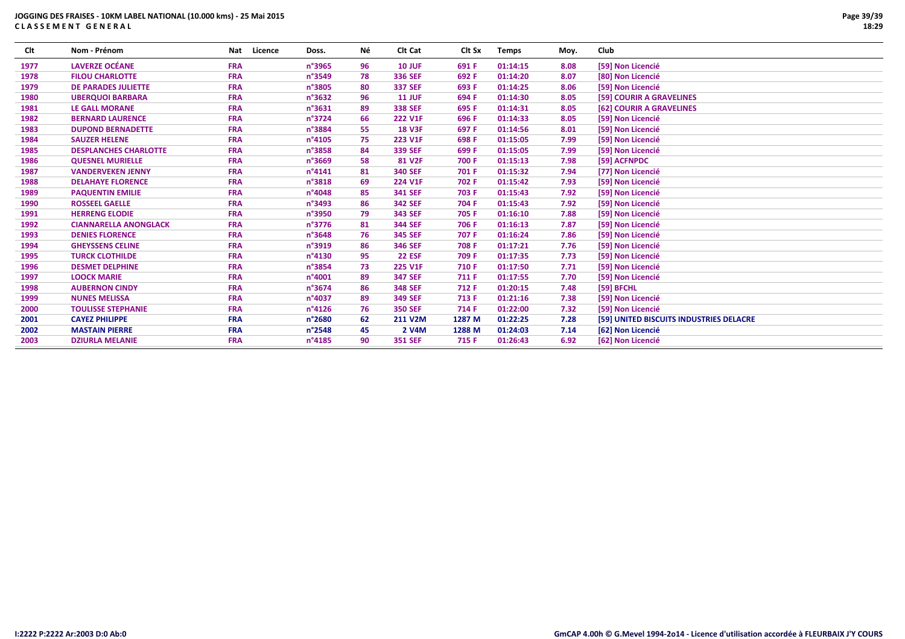**JOGGING DES FRAISES - 10KM LABEL NATIONAL (10.000 kms) - 25 Mai 2015**
**CLASSEMENT GENERAL**

| Clt | Nom - Prénom | Nat | Licence | Doss. | Né | Clt Cat | Clt Sx | Temps | Moy. | Club |
|---|---|---|---|---|---|---|---|---|---|---|
| 1977 | LAVERZE OCÉANE | FRA | | n°3965 | 96 | 10 JUF | 691 F | 01:14:15 | 8.08 | [59] Non Licencié |
| 1978 | FILOU CHARLOTTE | FRA | | n°3549 | 78 | 336 SEF | 692 F | 01:14:20 | 8.07 | [80] Non Licencié |
| 1979 | DE PARADES JULIETTE | FRA | | n°3805 | 80 | 337 SEF | 693 F | 01:14:25 | 8.06 | [59] Non Licencié |
| 1980 | UBERQUOI BARBARA | FRA | | n°3632 | 96 | 11 JUF | 694 F | 01:14:30 | 8.05 | [59] COURIR A GRAVELINES |
| 1981 | LE GALL MORANE | FRA | | n°3631 | 89 | 338 SEF | 695 F | 01:14:31 | 8.05 | [62] COURIR A GRAVELINES |
| 1982 | BERNARD LAURENCE | FRA | | n°3724 | 66 | 222 V1F | 696 F | 01:14:33 | 8.05 | [59] Non Licencié |
| 1983 | DUPOND BERNADETTE | FRA | | n°3884 | 55 | 18 V3F | 697 F | 01:14:56 | 8.01 | [59] Non Licencié |
| 1984 | SAUZER HELENE | FRA | | n°4105 | 75 | 223 V1F | 698 F | 01:15:05 | 7.99 | [59] Non Licencié |
| 1985 | DESPLANCHES CHARLOTTE | FRA | | n°3858 | 84 | 339 SEF | 699 F | 01:15:05 | 7.99 | [59] Non Licencié |
| 1986 | QUESNEL MURIELLE | FRA | | n°3669 | 58 | 81 V2F | 700 F | 01:15:13 | 7.98 | [59] ACFNPDC |
| 1987 | VANDERVEKEN JENNY | FRA | | n°4141 | 81 | 340 SEF | 701 F | 01:15:32 | 7.94 | [77] Non Licencié |
| 1988 | DELAHAYE FLORENCE | FRA | | n°3818 | 69 | 224 V1F | 702 F | 01:15:42 | 7.93 | [59] Non Licencié |
| 1989 | PAQUENTIN EMILIE | FRA | | n°4048 | 85 | 341 SEF | 703 F | 01:15:43 | 7.92 | [59] Non Licencié |
| 1990 | ROSSEEL GAELLE | FRA | | n°3493 | 86 | 342 SEF | 704 F | 01:15:43 | 7.92 | [59] Non Licencié |
| 1991 | HERRENG ELODIE | FRA | | n°3950 | 79 | 343 SEF | 705 F | 01:16:10 | 7.88 | [59] Non Licencié |
| 1992 | CIANNARELLA ANONGLACK | FRA | | n°3776 | 81 | 344 SEF | 706 F | 01:16:13 | 7.87 | [59] Non Licencié |
| 1993 | DENIES FLORENCE | FRA | | n°3648 | 76 | 345 SEF | 707 F | 01:16:24 | 7.86 | [59] Non Licencié |
| 1994 | GHEYSSENS CELINE | FRA | | n°3919 | 86 | 346 SEF | 708 F | 01:17:21 | 7.76 | [59] Non Licencié |
| 1995 | TURCK CLOTHILDE | FRA | | n°4130 | 95 | 22 ESF | 709 F | 01:17:35 | 7.73 | [59] Non Licencié |
| 1996 | DESMET DELPHINE | FRA | | n°3854 | 73 | 225 V1F | 710 F | 01:17:50 | 7.71 | [59] Non Licencié |
| 1997 | LOOCK MARIE | FRA | | n°4001 | 89 | 347 SEF | 711 F | 01:17:55 | 7.70 | [59] Non Licencié |
| 1998 | AUBERNON CINDY | FRA | | n°3674 | 86 | 348 SEF | 712 F | 01:20:15 | 7.48 | [59] BFCHL |
| 1999 | NUNES MELISSA | FRA | | n°4037 | 89 | 349 SEF | 713 F | 01:21:16 | 7.38 | [59] Non Licencié |
| 2000 | TOULISSE STEPHANIE | FRA | | n°4126 | 76 | 350 SEF | 714 F | 01:22:00 | 7.32 | [59] Non Licencié |
| 2001 | CAYEZ PHILIPPE | FRA | | n°2680 | 62 | 211 V2M | 1287 M | 01:22:25 | 7.28 | [59] UNITED BISCUITS INDUSTRIES DELACRE |
| 2002 | MASTAIN PIERRE | FRA | | n°2548 | 45 | 2 V4M | 1288 M | 01:24:03 | 7.14 | [62] Non Licencié |
| 2003 | DZIURLA MELANIE | FRA | | n°4185 | 90 | 351 SEF | 715 F | 01:26:43 | 6.92 | [62] Non Licencié |

I:2222 P:2222 Ar:2003 D:0 Ab:0

GmCAP 4.00h © G.Mevel 1994-2o14 - Licence d'utilisation accordée à FLEURBAIX J'Y COURS